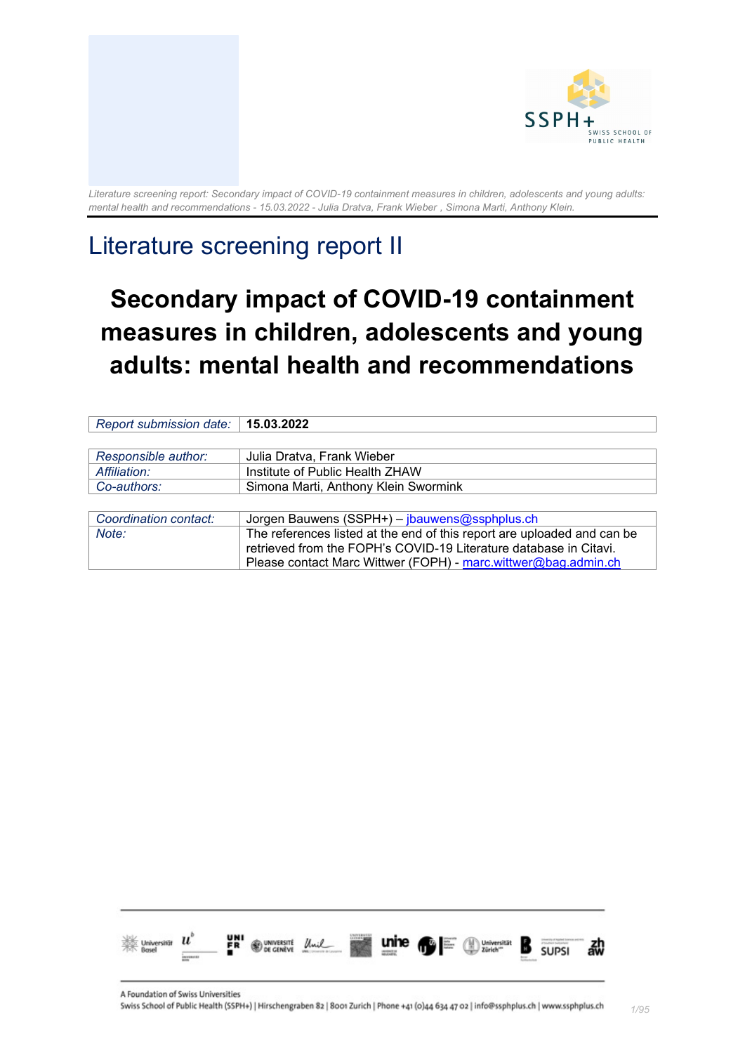*Literature screening report: Secondary impact of COVID-19 containment measures in children, adolescents and young adults: mental health and recommendations - 15.03.2022 - Julia Dratva, Frank Wieber , Simona Marti, Anthony Klein.*

# Literature screening report II

## Secondary impact of COVID-19 containment measures in children, adolescents and young adults: mental health and recommendations

| *Report submission date:* | **15.03.2022** |
|---|---|

| *Responsible author:* | Julia Dratva, Frank Wieber |
|---|---|
| *Affiliation:* | Institute of Public Health ZHAW |
| *Co-authors:* | Simona Marti, Anthony Klein Swormink |

| *Coordination contact:* | Jorgen Bauwens (SSPH+) – jbauwens@ssphplus.ch |
|---|---|
| *Note:* | The references listed at the end of this report are uploaded and can be retrieved from the FOPH's COVID-19 Literature database in Citavi. Please contact Marc Wittwer (FOPH) - marc.wittwer@bag.admin.ch |

A Foundation of Swiss Universities
Swiss School of Public Health (SSPH+) | Hirschengraben 82 | 8001 Zurich | Phone +41 (0)44 634 47 02 | info@ssphplus.ch | www.ssphplus.ch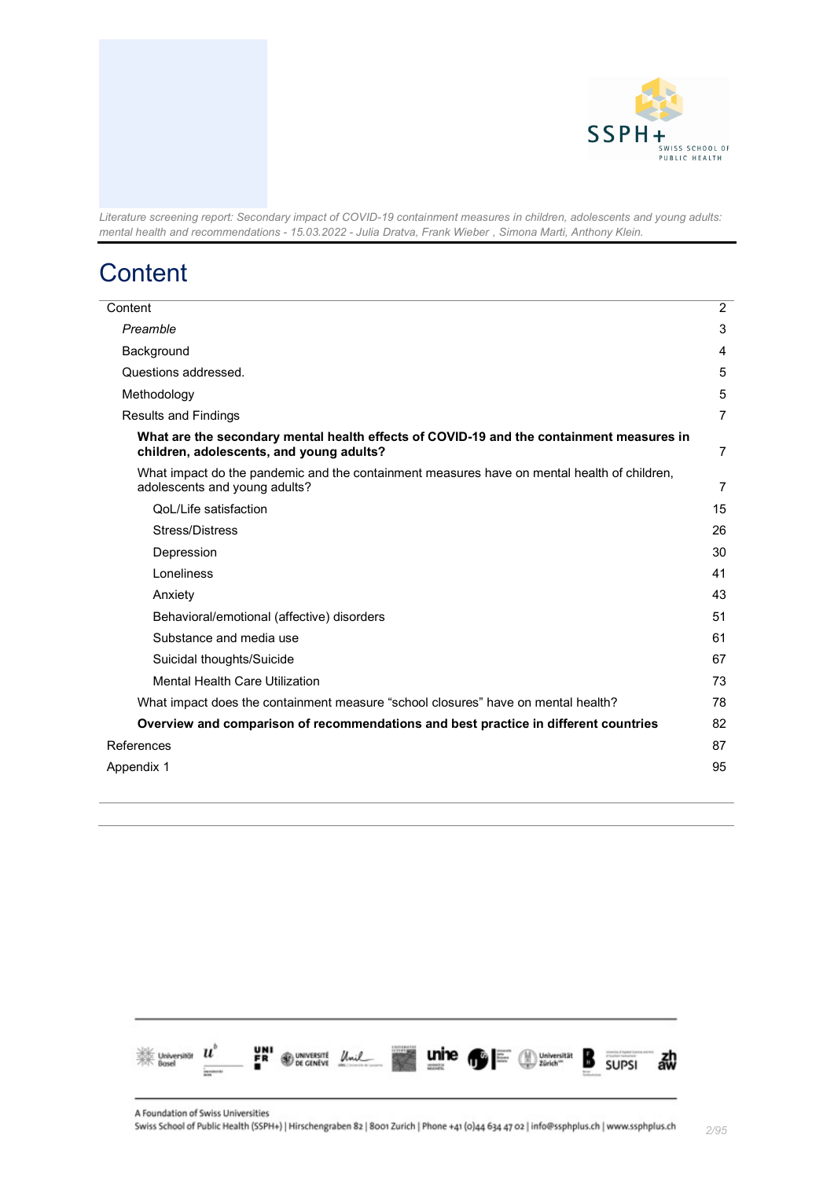*Literature screening report: Secondary impact of COVID-19 containment measures in children, adolescents and young adults: mental health and recommendations - 15.03.2022 - Julia Dratva, Frank Wieber , Simona Marti, Anthony Klein.*

# Content

| | |
|---|---|
| Content | 2 |
| *Preamble* | 3 |
| Background | 4 |
| Questions addressed. | 5 |
| Methodology | 5 |
| Results and Findings | 7 |
| **What are the secondary mental health effects of COVID-19 and the containment measures in children, adolescents, and young adults?** | 7 |
| What impact do the pandemic and the containment measures have on mental health of children, adolescents and young adults? | 7 |
| QoL/Life satisfaction | 15 |
| Stress/Distress | 26 |
| Depression | 30 |
| Loneliness | 41 |
| Anxiety | 43 |
| Behavioral/emotional (affective) disorders | 51 |
| Substance and media use | 61 |
| Suicidal thoughts/Suicide | 67 |
| Mental Health Care Utilization | 73 |
| What impact does the containment measure "school closures" have on mental health? | 78 |
| **Overview and comparison of recommendations and best practice in different countries** | 82 |
| References | 87 |
| Appendix 1 | 95 |

A Foundation of Swiss Universities
Swiss School of Public Health (SSPH+) | Hirschengraben 82 | 8001 Zurich | Phone +41 (0)44 634 47 02 | info@ssphplus.ch | www.ssphplus.ch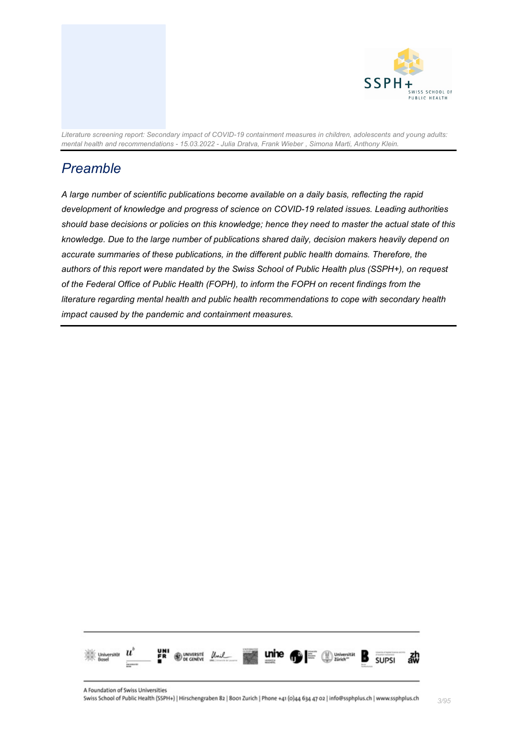# Preamble

*A large number of scientific publications become available on a daily basis, reflecting the rapid development of knowledge and progress of science on COVID-19 related issues. Leading authorities should base decisions or policies on this knowledge; hence they need to master the actual state of this knowledge. Due to the large number of publications shared daily, decision makers heavily depend on accurate summaries of these publications, in the different public health domains. Therefore, the authors of this report were mandated by the Swiss School of Public Health plus (SSPH+), on request of the Federal Office of Public Health (FOPH), to inform the FOPH on recent findings from the literature regarding mental health and public health recommendations to cope with secondary health impact caused by the pandemic and containment measures.*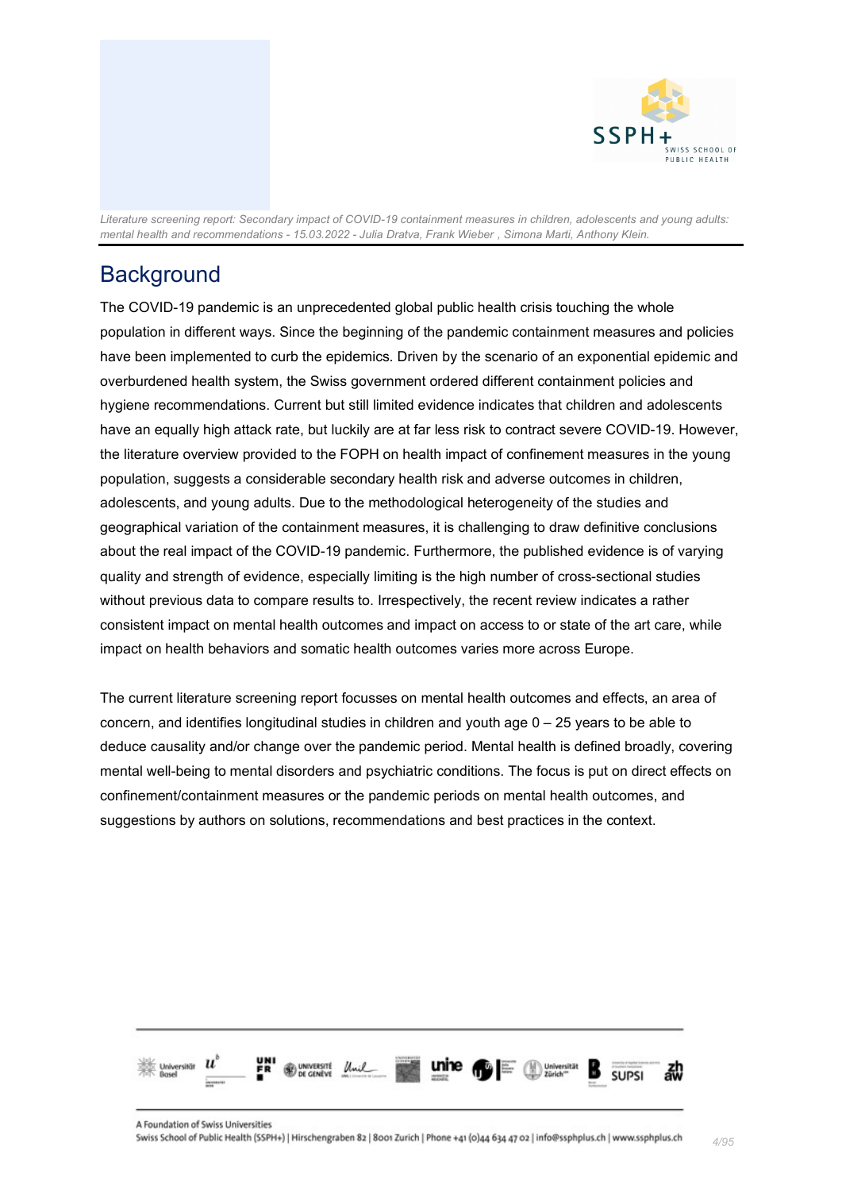# Background

The COVID-19 pandemic is an unprecedented global public health crisis touching the whole population in different ways. Since the beginning of the pandemic containment measures and policies have been implemented to curb the epidemics. Driven by the scenario of an exponential epidemic and overburdened health system, the Swiss government ordered different containment policies and hygiene recommendations. Current but still limited evidence indicates that children and adolescents have an equally high attack rate, but luckily are at far less risk to contract severe COVID-19. However, the literature overview provided to the FOPH on health impact of confinement measures in the young population, suggests a considerable secondary health risk and adverse outcomes in children, adolescents, and young adults. Due to the methodological heterogeneity of the studies and geographical variation of the containment measures, it is challenging to draw definitive conclusions about the real impact of the COVID-19 pandemic. Furthermore, the published evidence is of varying quality and strength of evidence, especially limiting is the high number of cross-sectional studies without previous data to compare results to. Irrespectively, the recent review indicates a rather consistent impact on mental health outcomes and impact on access to or state of the art care, while impact on health behaviors and somatic health outcomes varies more across Europe.

The current literature screening report focusses on mental health outcomes and effects, an area of concern, and identifies longitudinal studies in children and youth age 0 – 25 years to be able to deduce causality and/or change over the pandemic period. Mental health is defined broadly, covering mental well-being to mental disorders and psychiatric conditions. The focus is put on direct effects on confinement/containment measures or the pandemic periods on mental health outcomes, and suggestions by authors on solutions, recommendations and best practices in the context.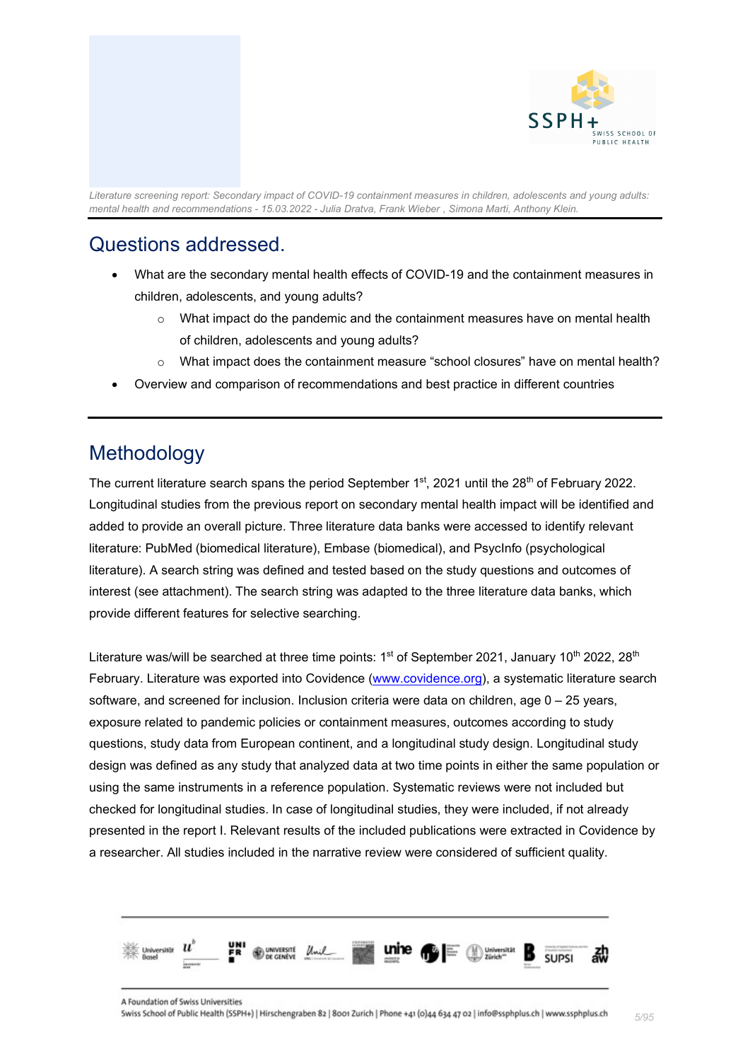## Questions addressed.

- What are the secondary mental health effects of COVID-19 and the containment measures in children, adolescents, and young adults?
    - What impact do the pandemic and the containment measures have on mental health of children, adolescents and young adults?
    - What impact does the containment measure "school closures" have on mental health?
- Overview and comparison of recommendations and best practice in different countries

## Methodology

The current literature search spans the period September 1st, 2021 until the 28th of February 2022. Longitudinal studies from the previous report on secondary mental health impact will be identified and added to provide an overall picture. Three literature data banks were accessed to identify relevant literature: PubMed (biomedical literature), Embase (biomedical), and PsycInfo (psychological literature). A search string was defined and tested based on the study questions and outcomes of interest (see attachment). The search string was adapted to the three literature data banks, which provide different features for selective searching.

Literature was/will be searched at three time points: 1st of September 2021, January 10th 2022, 28th February. Literature was exported into Covidence (www.covidence.org), a systematic literature search software, and screened for inclusion. Inclusion criteria were data on children, age 0 – 25 years, exposure related to pandemic policies or containment measures, outcomes according to study questions, study data from European continent, and a longitudinal study design. Longitudinal study design was defined as any study that analyzed data at two time points in either the same population or using the same instruments in a reference population. Systematic reviews were not included but checked for longitudinal studies. In case of longitudinal studies, they were included, if not already presented in the report I. Relevant results of the included publications were extracted in Covidence by a researcher. All studies included in the narrative review were considered of sufficient quality.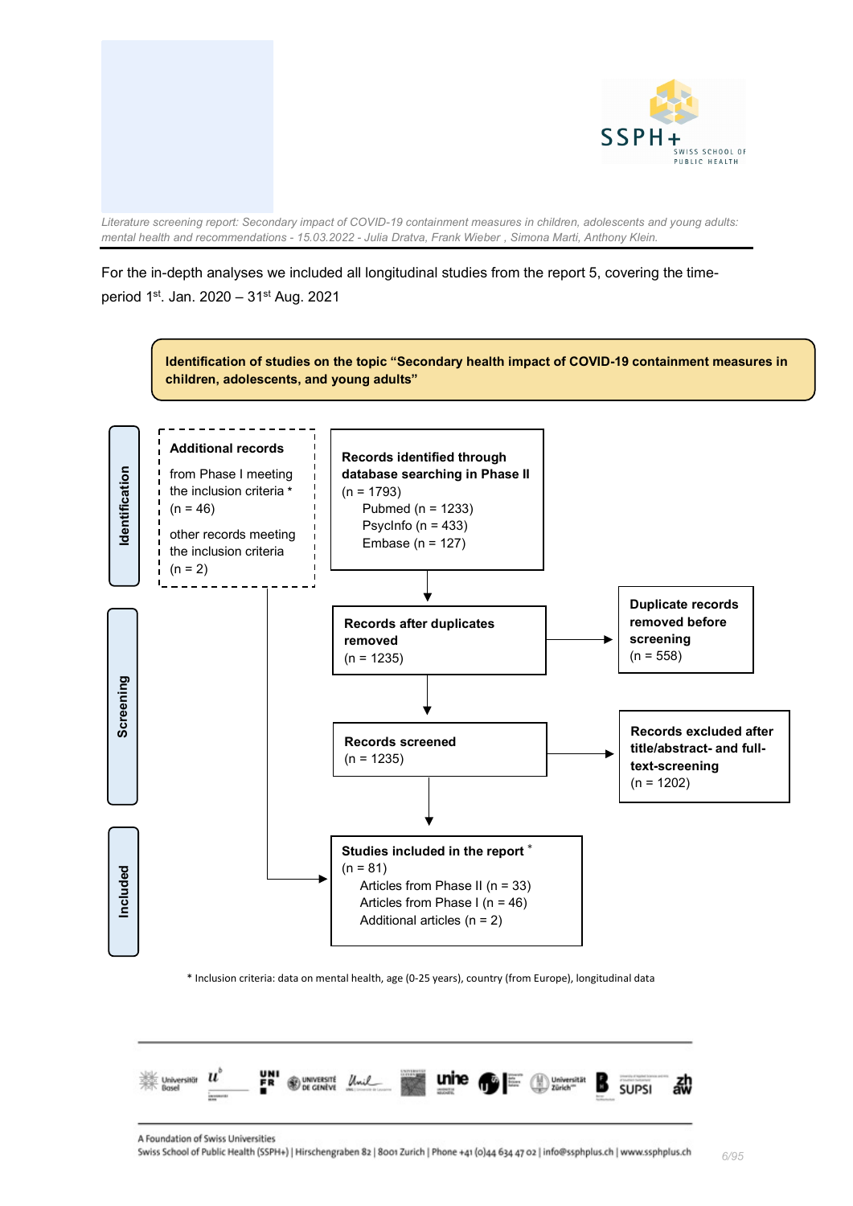For the in-depth analyses we included all longitudinal studies from the report 5, covering the time-period 1st. Jan. 2020 – 31st Aug. 2021

**Identification of studies on the topic "Secondary health impact of COVID-19 containment measures in children, adolescents, and young adults"**

**Identification**

**Additional records**

from Phase I meeting the inclusion criteria *
(n = 46)

other records meeting the inclusion criteria
(n = 2)

**Records identified through database searching in Phase II**
(n = 1793)
Pubmed (n = 1233)
PsycInfo (n = 433)
Embase (n = 127)

**Screening**

**Records after duplicates removed**
(n = 1235)

**Duplicate records removed before screening**
(n = 558)

**Records screened**
(n = 1235)

**Records excluded after title/abstract- and full-text-screening**
(n = 1202)

**Included**

**Studies included in the report** *
(n = 81)
Articles from Phase II (n = 33)
Articles from Phase I (n = 46)
Additional articles (n = 2)

* Inclusion criteria: data on mental health, age (0-25 years), country (from Europe), longitudinal data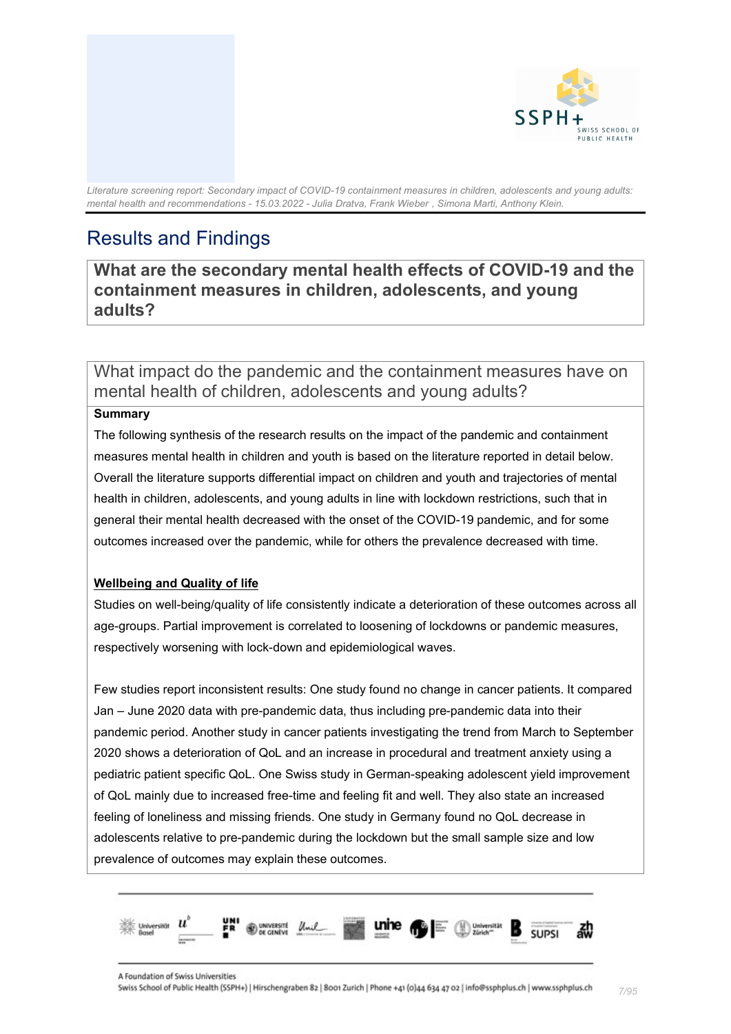# Results and Findings

## What are the secondary mental health effects of COVID-19 and the containment measures in children, adolescents, and young adults?

### What impact do the pandemic and the containment measures have on mental health of children, adolescents and young adults?

**Summary**

The following synthesis of the research results on the impact of the pandemic and containment measures mental health in children and youth is based on the literature reported in detail below. Overall the literature supports differential impact on children and youth and trajectories of mental health in children, adolescents, and young adults in line with lockdown restrictions, such that in general their mental health decreased with the onset of the COVID-19 pandemic, and for some outcomes increased over the pandemic, while for others the prevalence decreased with time.

**Wellbeing and Quality of life**

Studies on well-being/quality of life consistently indicate a deterioration of these outcomes across all age-groups. Partial improvement is correlated to loosening of lockdowns or pandemic measures, respectively worsening with lock-down and epidemiological waves.

Few studies report inconsistent results: One study found no change in cancer patients. It compared Jan – June 2020 data with pre-pandemic data, thus including pre-pandemic data into their pandemic period. Another study in cancer patients investigating the trend from March to September 2020 shows a deterioration of QoL and an increase in procedural and treatment anxiety using a pediatric patient specific QoL. One Swiss study in German-speaking adolescent yield improvement of QoL mainly due to increased free-time and feeling fit and well. They also state an increased feeling of loneliness and missing friends. One study in Germany found no QoL decrease in adolescents relative to pre-pandemic during the lockdown but the small sample size and low prevalence of outcomes may explain these outcomes.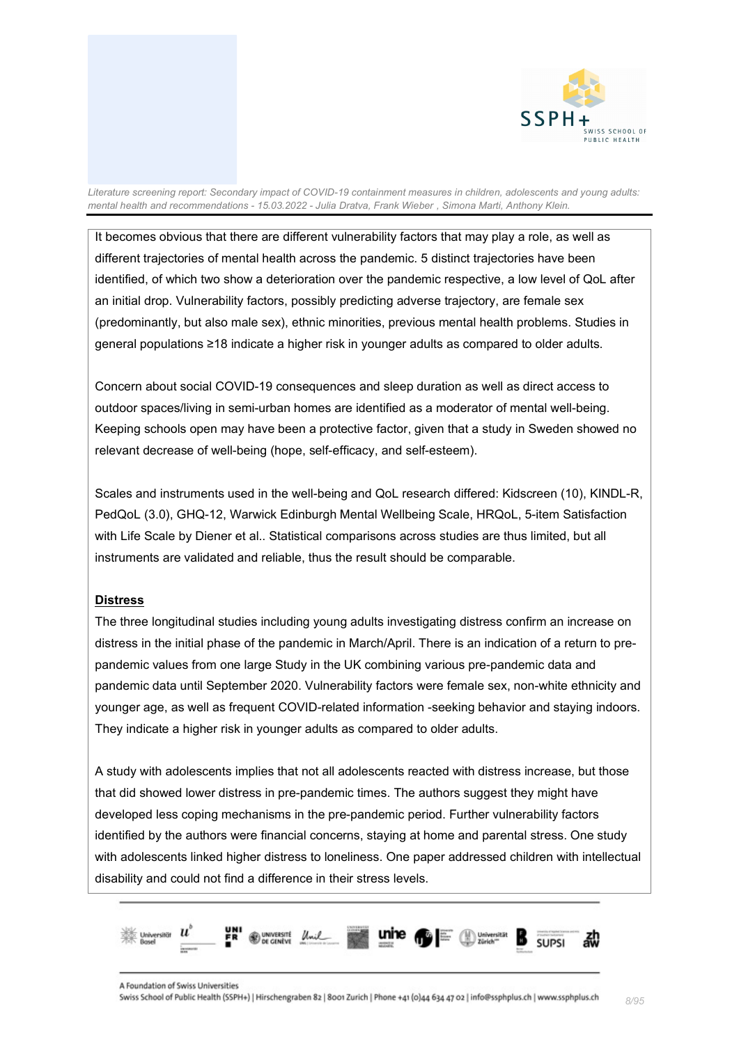It becomes obvious that there are different vulnerability factors that may play a role, as well as different trajectories of mental health across the pandemic. 5 distinct trajectories have been identified, of which two show a deterioration over the pandemic respective, a low level of QoL after an initial drop. Vulnerability factors, possibly predicting adverse trajectory, are female sex (predominantly, but also male sex), ethnic minorities, previous mental health problems. Studies in general populations ≥18 indicate a higher risk in younger adults as compared to older adults.

Concern about social COVID-19 consequences and sleep duration as well as direct access to outdoor spaces/living in semi-urban homes are identified as a moderator of mental well-being. Keeping schools open may have been a protective factor, given that a study in Sweden showed no relevant decrease of well-being (hope, self-efficacy, and self-esteem).

Scales and instruments used in the well-being and QoL research differed: Kidscreen (10), KINDL-R, PedQoL (3.0), GHQ-12, Warwick Edinburgh Mental Wellbeing Scale, HRQoL, 5-item Satisfaction with Life Scale by Diener et al.. Statistical comparisons across studies are thus limited, but all instruments are validated and reliable, thus the result should be comparable.

**Distress**

The three longitudinal studies including young adults investigating distress confirm an increase on distress in the initial phase of the pandemic in March/April. There is an indication of a return to pre-pandemic values from one large Study in the UK combining various pre-pandemic data and pandemic data until September 2020. Vulnerability factors were female sex, non-white ethnicity and younger age, as well as frequent COVID-related information -seeking behavior and staying indoors. They indicate a higher risk in younger adults as compared to older adults.

A study with adolescents implies that not all adolescents reacted with distress increase, but those that did showed lower distress in pre-pandemic times. The authors suggest they might have developed less coping mechanisms in the pre-pandemic period. Further vulnerability factors identified by the authors were financial concerns, staying at home and parental stress. One study with adolescents linked higher distress to loneliness. One paper addressed children with intellectual disability and could not find a difference in their stress levels.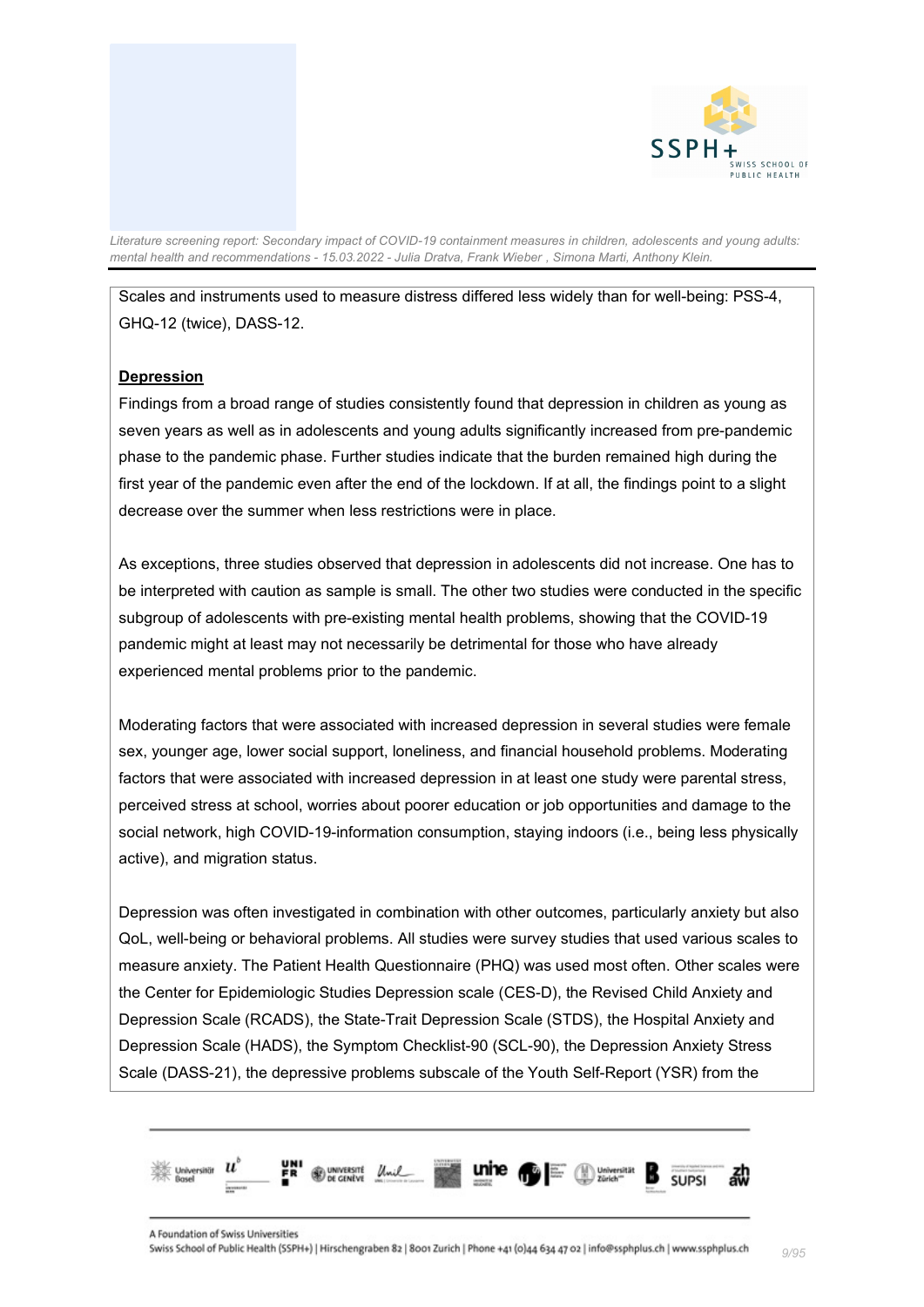Scales and instruments used to measure distress differed less widely than for well-being: PSS-4, GHQ-12 (twice), DASS-12.

**Depression**

Findings from a broad range of studies consistently found that depression in children as young as seven years as well as in adolescents and young adults significantly increased from pre-pandemic phase to the pandemic phase. Further studies indicate that the burden remained high during the first year of the pandemic even after the end of the lockdown. If at all, the findings point to a slight decrease over the summer when less restrictions were in place.

As exceptions, three studies observed that depression in adolescents did not increase. One has to be interpreted with caution as sample is small. The other two studies were conducted in the specific subgroup of adolescents with pre-existing mental health problems, showing that the COVID-19 pandemic might at least may not necessarily be detrimental for those who have already experienced mental problems prior to the pandemic.

Moderating factors that were associated with increased depression in several studies were female sex, younger age, lower social support, loneliness, and financial household problems. Moderating factors that were associated with increased depression in at least one study were parental stress, perceived stress at school, worries about poorer education or job opportunities and damage to the social network, high COVID-19-information consumption, staying indoors (i.e., being less physically active), and migration status.

Depression was often investigated in combination with other outcomes, particularly anxiety but also QoL, well-being or behavioral problems. All studies were survey studies that used various scales to measure anxiety. The Patient Health Questionnaire (PHQ) was used most often. Other scales were the Center for Epidemiologic Studies Depression scale (CES-D), the Revised Child Anxiety and Depression Scale (RCADS), the State-Trait Depression Scale (STDS), the Hospital Anxiety and Depression Scale (HADS), the Symptom Checklist-90 (SCL-90), the Depression Anxiety Stress Scale (DASS-21), the depressive problems subscale of the Youth Self-Report (YSR) from the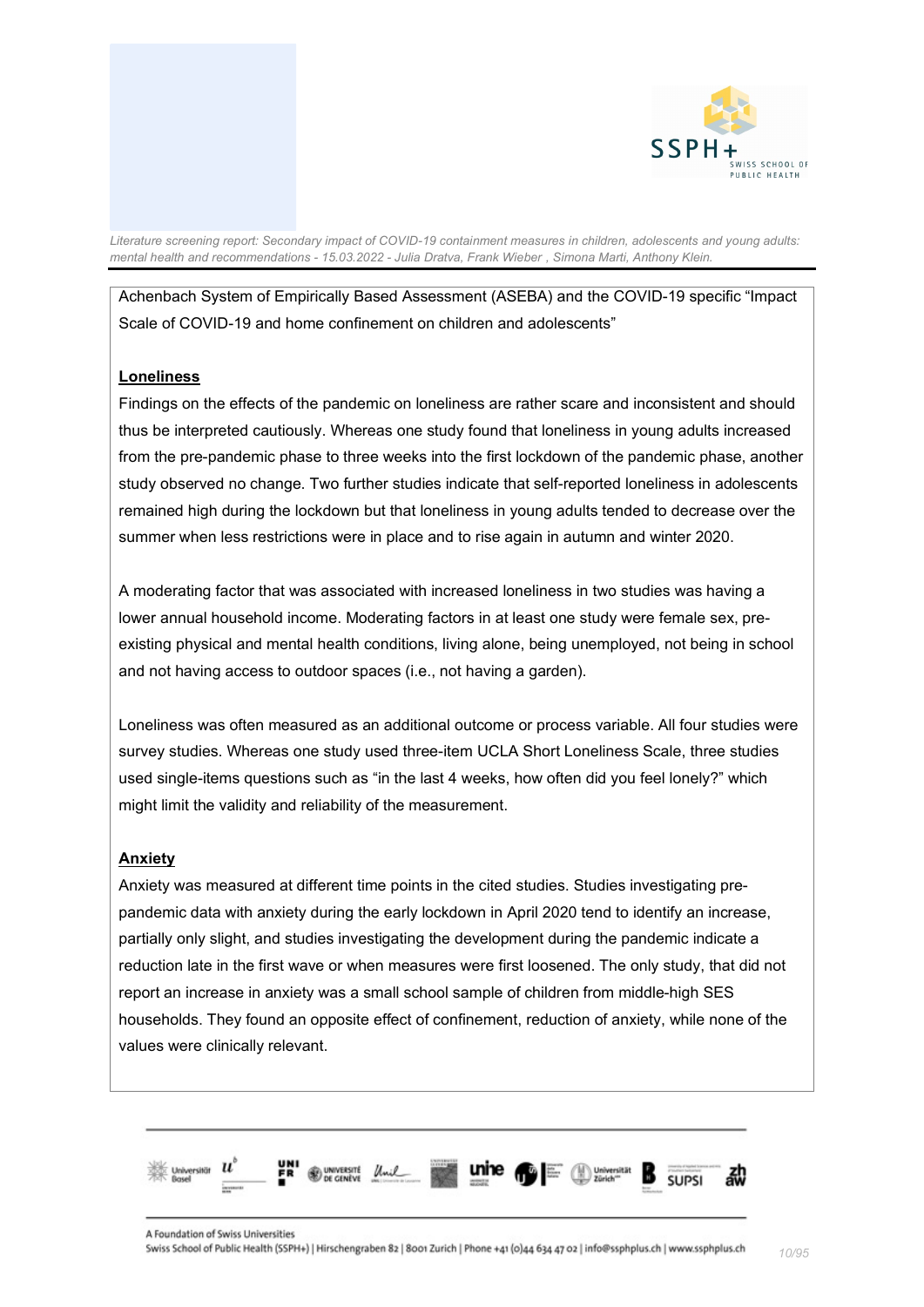Achenbach System of Empirically Based Assessment (ASEBA) and the COVID-19 specific "Impact Scale of COVID-19 and home confinement on children and adolescents"

**Loneliness**

Findings on the effects of the pandemic on loneliness are rather scare and inconsistent and should thus be interpreted cautiously. Whereas one study found that loneliness in young adults increased from the pre-pandemic phase to three weeks into the first lockdown of the pandemic phase, another study observed no change. Two further studies indicate that self-reported loneliness in adolescents remained high during the lockdown but that loneliness in young adults tended to decrease over the summer when less restrictions were in place and to rise again in autumn and winter 2020.

A moderating factor that was associated with increased loneliness in two studies was having a lower annual household income. Moderating factors in at least one study were female sex, pre-existing physical and mental health conditions, living alone, being unemployed, not being in school and not having access to outdoor spaces (i.e., not having a garden).

Loneliness was often measured as an additional outcome or process variable. All four studies were survey studies. Whereas one study used three-item UCLA Short Loneliness Scale, three studies used single-items questions such as "in the last 4 weeks, how often did you feel lonely?" which might limit the validity and reliability of the measurement.

**Anxiety**

Anxiety was measured at different time points in the cited studies. Studies investigating pre-pandemic data with anxiety during the early lockdown in April 2020 tend to identify an increase, partially only slight, and studies investigating the development during the pandemic indicate a reduction late in the first wave or when measures were first loosened. The only study, that did not report an increase in anxiety was a small school sample of children from middle-high SES households. They found an opposite effect of confinement, reduction of anxiety, while none of the values were clinically relevant.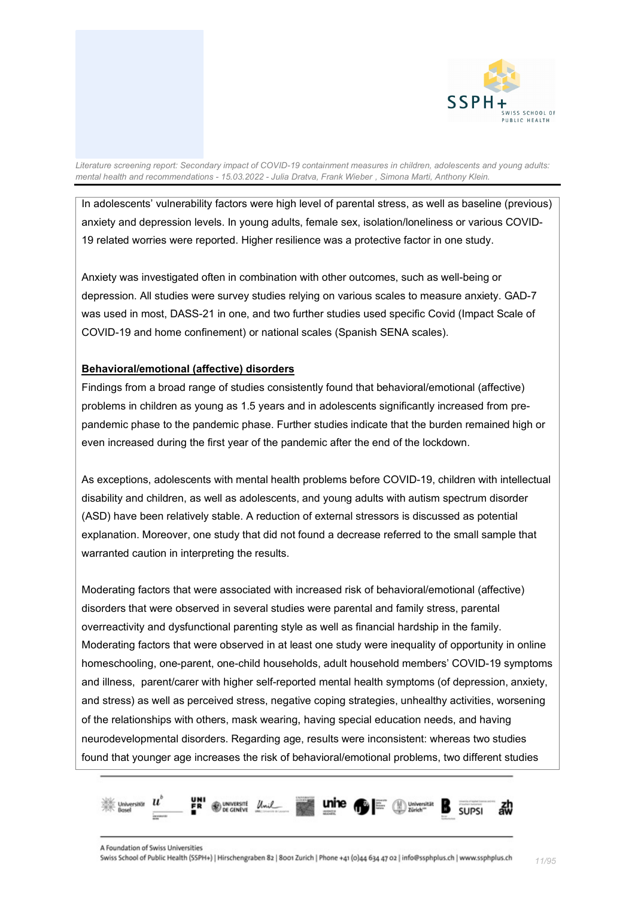In adolescents' vulnerability factors were high level of parental stress, as well as baseline (previous) anxiety and depression levels. In young adults, female sex, isolation/loneliness or various COVID-19 related worries were reported. Higher resilience was a protective factor in one study.

Anxiety was investigated often in combination with other outcomes, such as well-being or depression. All studies were survey studies relying on various scales to measure anxiety. GAD-7 was used in most, DASS-21 in one, and two further studies used specific Covid (Impact Scale of COVID-19 and home confinement) or national scales (Spanish SENA scales).

**Behavioral/emotional (affective) disorders**

Findings from a broad range of studies consistently found that behavioral/emotional (affective) problems in children as young as 1.5 years and in adolescents significantly increased from pre-pandemic phase to the pandemic phase. Further studies indicate that the burden remained high or even increased during the first year of the pandemic after the end of the lockdown.

As exceptions, adolescents with mental health problems before COVID-19, children with intellectual disability and children, as well as adolescents, and young adults with autism spectrum disorder (ASD) have been relatively stable. A reduction of external stressors is discussed as potential explanation. Moreover, one study that did not found a decrease referred to the small sample that warranted caution in interpreting the results.

Moderating factors that were associated with increased risk of behavioral/emotional (affective) disorders that were observed in several studies were parental and family stress, parental overreactivity and dysfunctional parenting style as well as financial hardship in the family. Moderating factors that were observed in at least one study were inequality of opportunity in online homeschooling, one-parent, one-child households, adult household members' COVID-19 symptoms and illness, parent/carer with higher self-reported mental health symptoms (of depression, anxiety, and stress) as well as perceived stress, negative coping strategies, unhealthy activities, worsening of the relationships with others, mask wearing, having special education needs, and having neurodevelopmental disorders. Regarding age, results were inconsistent: whereas two studies found that younger age increases the risk of behavioral/emotional problems, two different studies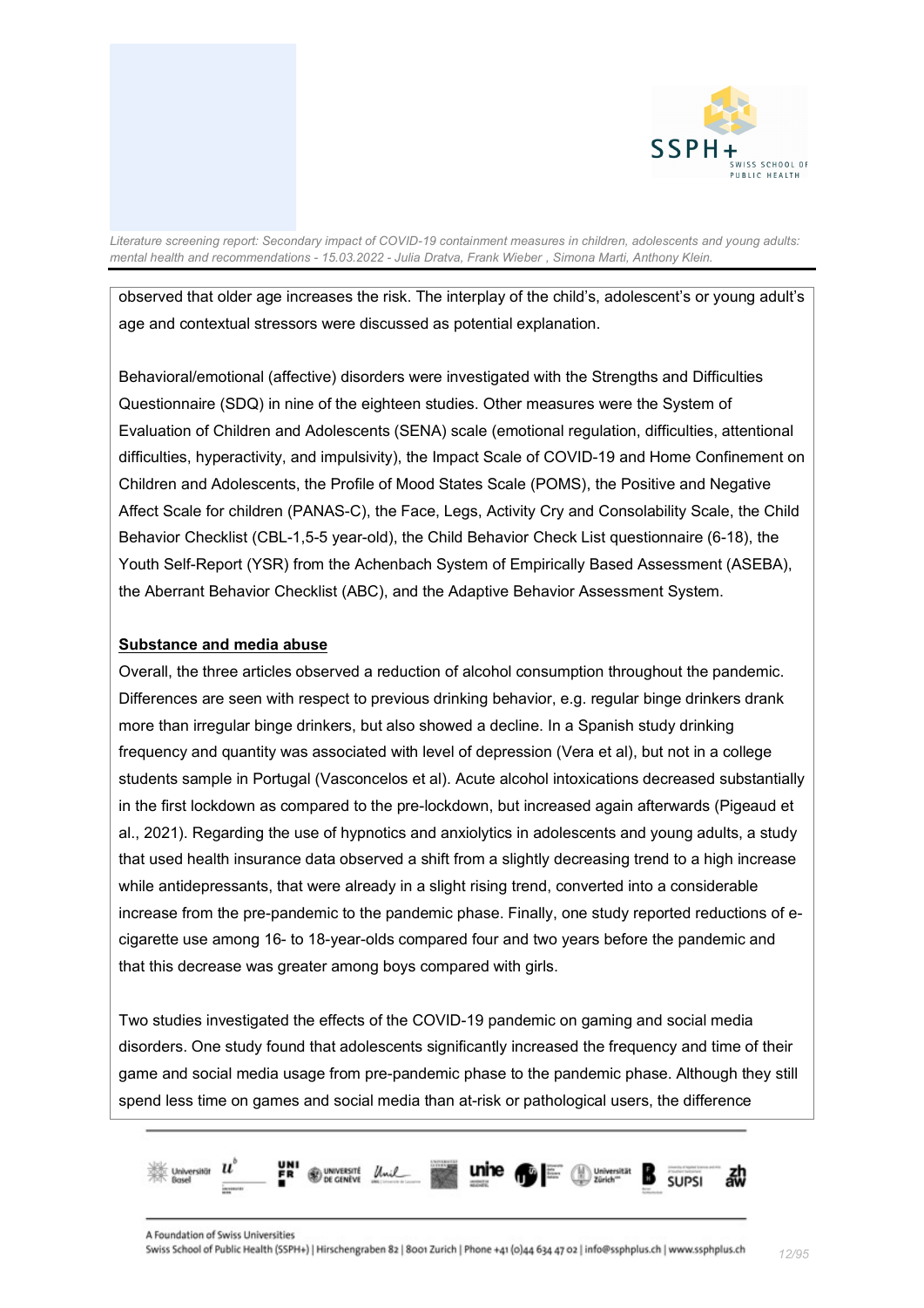observed that older age increases the risk. The interplay of the child's, adolescent's or young adult's age and contextual stressors were discussed as potential explanation.

Behavioral/emotional (affective) disorders were investigated with the Strengths and Difficulties Questionnaire (SDQ) in nine of the eighteen studies. Other measures were the System of Evaluation of Children and Adolescents (SENA) scale (emotional regulation, difficulties, attentional difficulties, hyperactivity, and impulsivity), the Impact Scale of COVID-19 and Home Confinement on Children and Adolescents, the Profile of Mood States Scale (POMS), the Positive and Negative Affect Scale for children (PANAS-C), the Face, Legs, Activity Cry and Consolability Scale, the Child Behavior Checklist (CBL-1,5-5 year-old), the Child Behavior Check List questionnaire (6-18), the Youth Self-Report (YSR) from the Achenbach System of Empirically Based Assessment (ASEBA), the Aberrant Behavior Checklist (ABC), and the Adaptive Behavior Assessment System.

**Substance and media abuse**

Overall, the three articles observed a reduction of alcohol consumption throughout the pandemic. Differences are seen with respect to previous drinking behavior, e.g. regular binge drinkers drank more than irregular binge drinkers, but also showed a decline. In a Spanish study drinking frequency and quantity was associated with level of depression (Vera et al), but not in a college students sample in Portugal (Vasconcelos et al). Acute alcohol intoxications decreased substantially in the first lockdown as compared to the pre-lockdown, but increased again afterwards (Pigeaud et al., 2021). Regarding the use of hypnotics and anxiolytics in adolescents and young adults, a study that used health insurance data observed a shift from a slightly decreasing trend to a high increase while antidepressants, that were already in a slight rising trend, converted into a considerable increase from the pre-pandemic to the pandemic phase. Finally, one study reported reductions of e-cigarette use among 16- to 18-year-olds compared four and two years before the pandemic and that this decrease was greater among boys compared with girls.

Two studies investigated the effects of the COVID-19 pandemic on gaming and social media disorders. One study found that adolescents significantly increased the frequency and time of their game and social media usage from pre-pandemic phase to the pandemic phase. Although they still spend less time on games and social media than at-risk or pathological users, the difference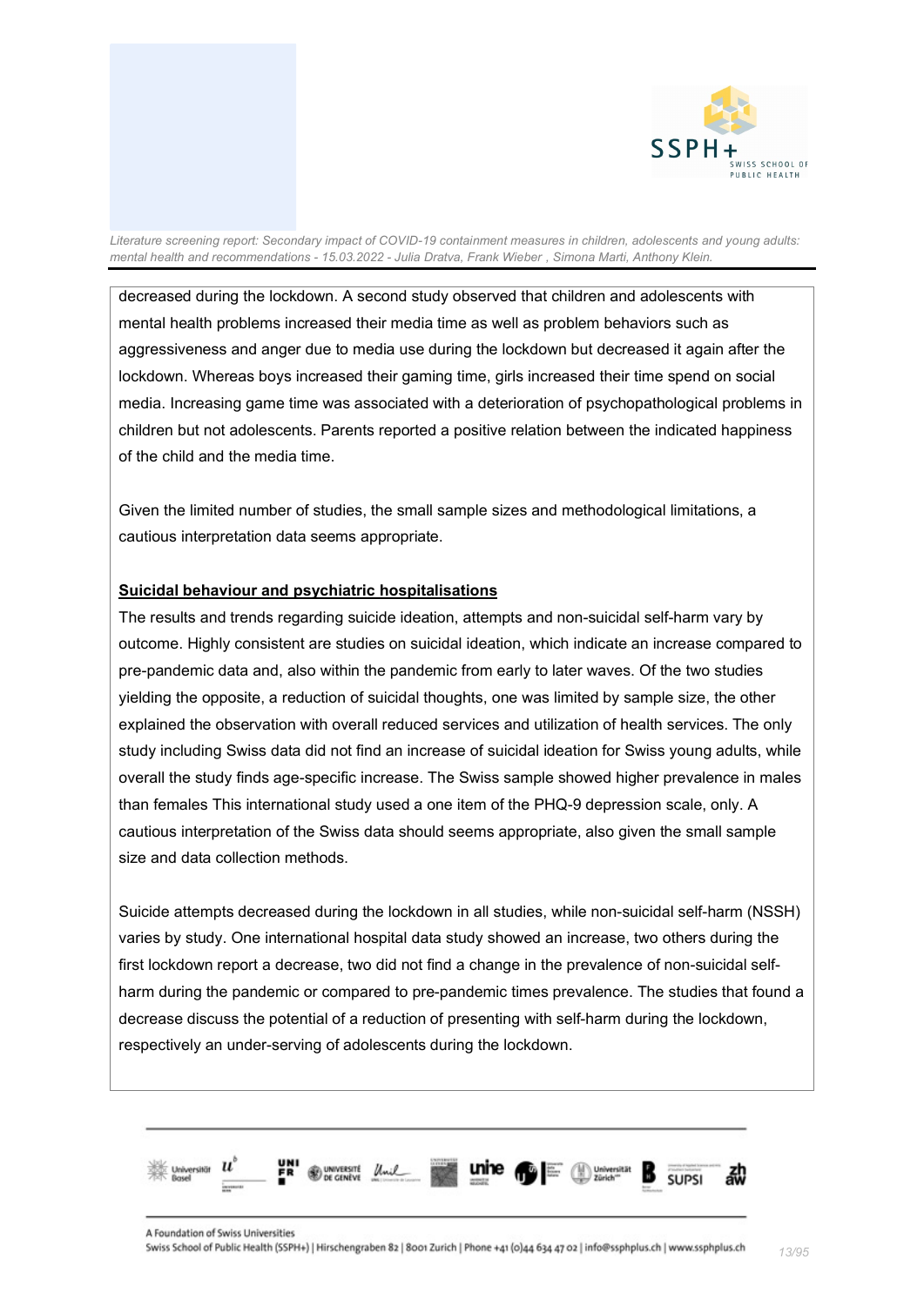decreased during the lockdown. A second study observed that children and adolescents with mental health problems increased their media time as well as problem behaviors such as aggressiveness and anger due to media use during the lockdown but decreased it again after the lockdown. Whereas boys increased their gaming time, girls increased their time spend on social media. Increasing game time was associated with a deterioration of psychopathological problems in children but not adolescents. Parents reported a positive relation between the indicated happiness of the child and the media time.

Given the limited number of studies, the small sample sizes and methodological limitations, a cautious interpretation data seems appropriate.

**Suicidal behaviour and psychiatric hospitalisations**

The results and trends regarding suicide ideation, attempts and non-suicidal self-harm vary by outcome. Highly consistent are studies on suicidal ideation, which indicate an increase compared to pre-pandemic data and, also within the pandemic from early to later waves. Of the two studies yielding the opposite, a reduction of suicidal thoughts, one was limited by sample size, the other explained the observation with overall reduced services and utilization of health services. The only study including Swiss data did not find an increase of suicidal ideation for Swiss young adults, while overall the study finds age-specific increase. The Swiss sample showed higher prevalence in males than females This international study used a one item of the PHQ-9 depression scale, only. A cautious interpretation of the Swiss data should seems appropriate, also given the small sample size and data collection methods.

Suicide attempts decreased during the lockdown in all studies, while non-suicidal self-harm (NSSH) varies by study. One international hospital data study showed an increase, two others during the first lockdown report a decrease, two did not find a change in the prevalence of non-suicidal self-harm during the pandemic or compared to pre-pandemic times prevalence. The studies that found a decrease discuss the potential of a reduction of presenting with self-harm during the lockdown, respectively an under-serving of adolescents during the lockdown.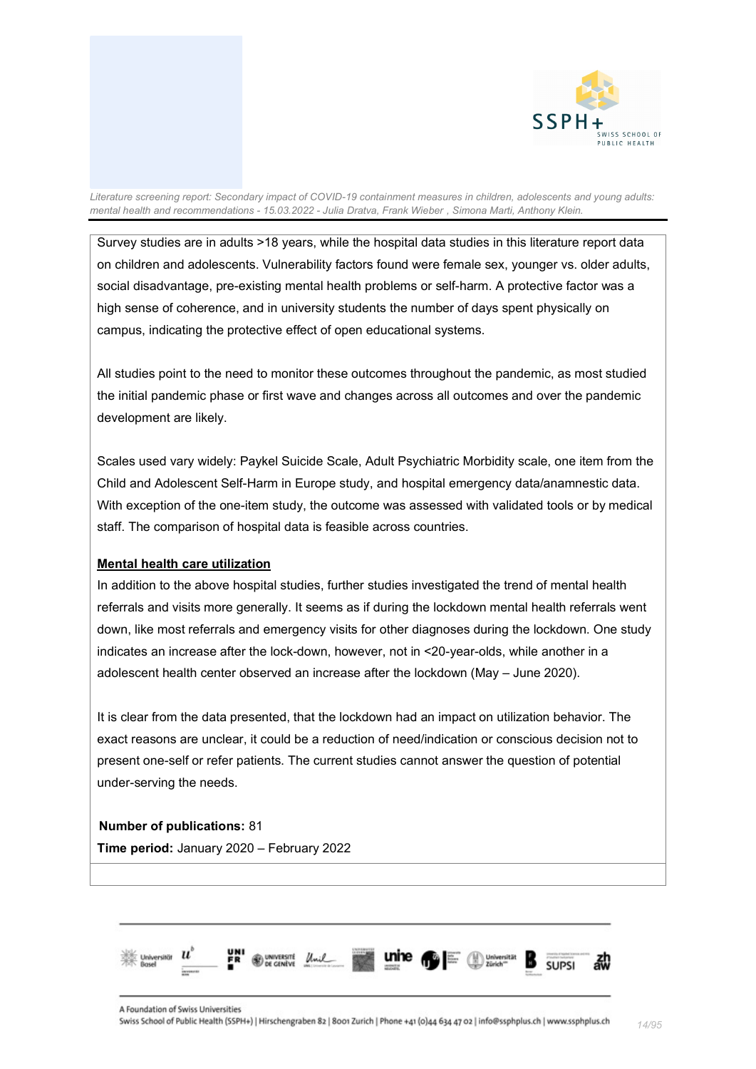Survey studies are in adults >18 years, while the hospital data studies in this literature report data on children and adolescents. Vulnerability factors found were female sex, younger vs. older adults, social disadvantage, pre-existing mental health problems or self-harm. A protective factor was a high sense of coherence, and in university students the number of days spent physically on campus, indicating the protective effect of open educational systems.

All studies point to the need to monitor these outcomes throughout the pandemic, as most studied the initial pandemic phase or first wave and changes across all outcomes and over the pandemic development are likely.

Scales used vary widely: Paykel Suicide Scale, Adult Psychiatric Morbidity scale, one item from the Child and Adolescent Self-Harm in Europe study, and hospital emergency data/anamnestic data. With exception of the one-item study, the outcome was assessed with validated tools or by medical staff. The comparison of hospital data is feasible across countries.

**Mental health care utilization**

In addition to the above hospital studies, further studies investigated the trend of mental health referrals and visits more generally. It seems as if during the lockdown mental health referrals went down, like most referrals and emergency visits for other diagnoses during the lockdown. One study indicates an increase after the lock-down, however, not in <20-year-olds, while another in a adolescent health center observed an increase after the lockdown (May – June 2020).

It is clear from the data presented, that the lockdown had an impact on utilization behavior. The exact reasons are unclear, it could be a reduction of need/indication or conscious decision not to present one-self or refer patients. The current studies cannot answer the question of potential under-serving the needs.

**Number of publications:** 81
**Time period:** January 2020 – February 2022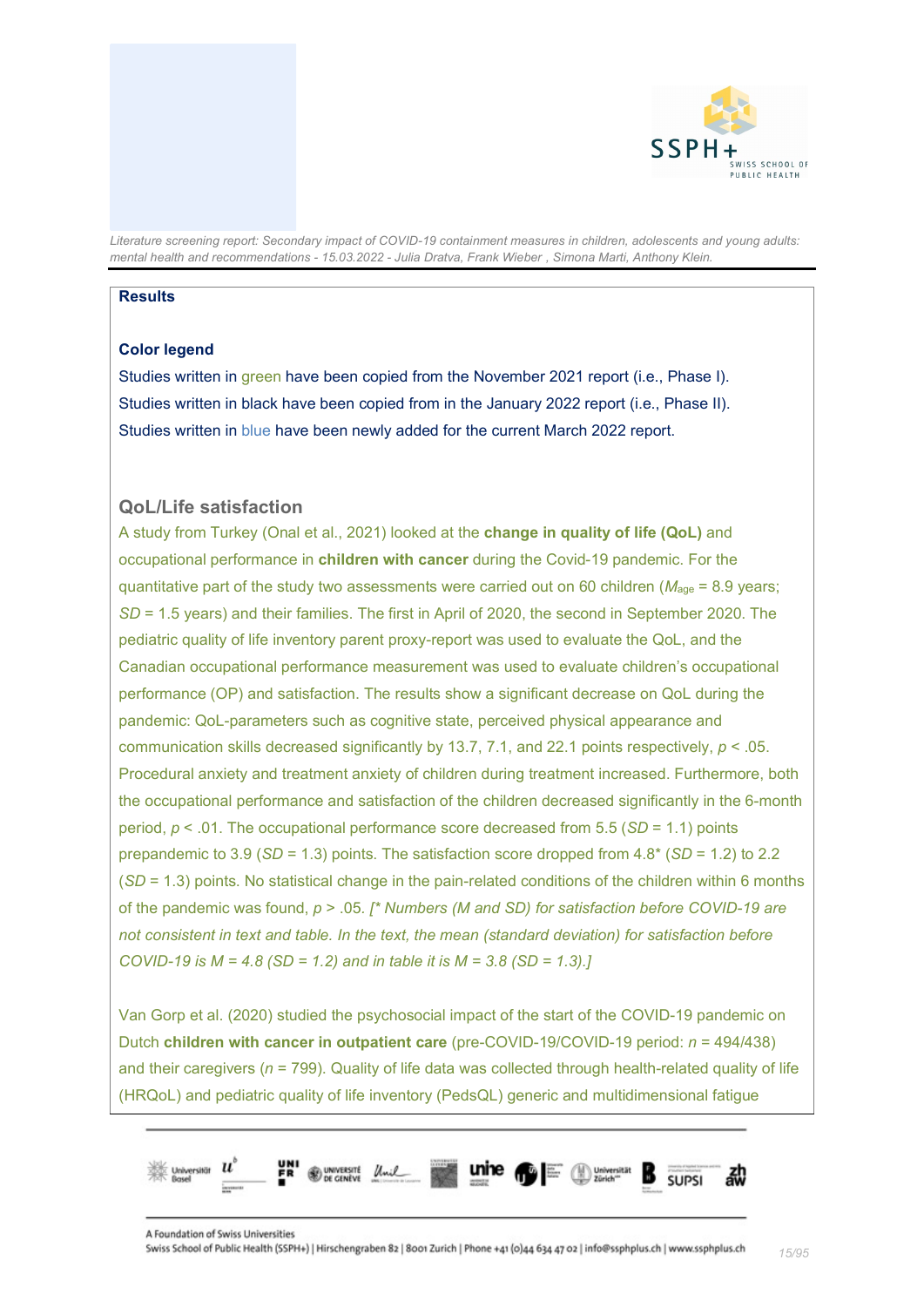**Results**

**Color legend**

Studies written in green have been copied from the November 2021 report (i.e., Phase I).
Studies written in black have been copied from in the January 2022 report (i.e., Phase II).
Studies written in blue have been newly added for the current March 2022 report.

## QoL/Life satisfaction

A study from Turkey (Onal et al., 2021) looked at the **change in quality of life (QoL)** and occupational performance in **children with cancer** during the Covid-19 pandemic. For the quantitative part of the study two assessments were carried out on 60 children ($M_{age}$ = 8.9 years; *SD* = 1.5 years) and their families. The first in April of 2020, the second in September 2020. The pediatric quality of life inventory parent proxy-report was used to evaluate the QoL, and the Canadian occupational performance measurement was used to evaluate children's occupational performance (OP) and satisfaction. The results show a significant decrease on QoL during the pandemic: QoL-parameters such as cognitive state, perceived physical appearance and communication skills decreased significantly by 13.7, 7.1, and 22.1 points respectively, $p < .05$. Procedural anxiety and treatment anxiety of children during treatment increased. Furthermore, both the occupational performance and satisfaction of the children decreased significantly in the 6-month period, $p < .01$. The occupational performance score decreased from 5.5 (*SD* = 1.1) points prepandemic to 3.9 (*SD* = 1.3) points. The satisfaction score dropped from 4.8* (*SD* = 1.2) to 2.2 (*SD* = 1.3) points. No statistical change in the pain-related conditions of the children within 6 months of the pandemic was found, $p > .05$. *[* Numbers (M and SD) for satisfaction before COVID-19 are not consistent in text and table. In the text, the mean (standard deviation) for satisfaction before COVID-19 is M = 4.8 (SD = 1.2) and in table it is M = 3.8 (SD = 1.3).]*

Van Gorp et al. (2020) studied the psychosocial impact of the start of the COVID-19 pandemic on Dutch **children with cancer in outpatient care** (pre-COVID-19/COVID-19 period: *n* = 494/438) and their caregivers (*n* = 799). Quality of life data was collected through health-related quality of life (HRQoL) and pediatric quality of life inventory (PedsQL) generic and multidimensional fatigue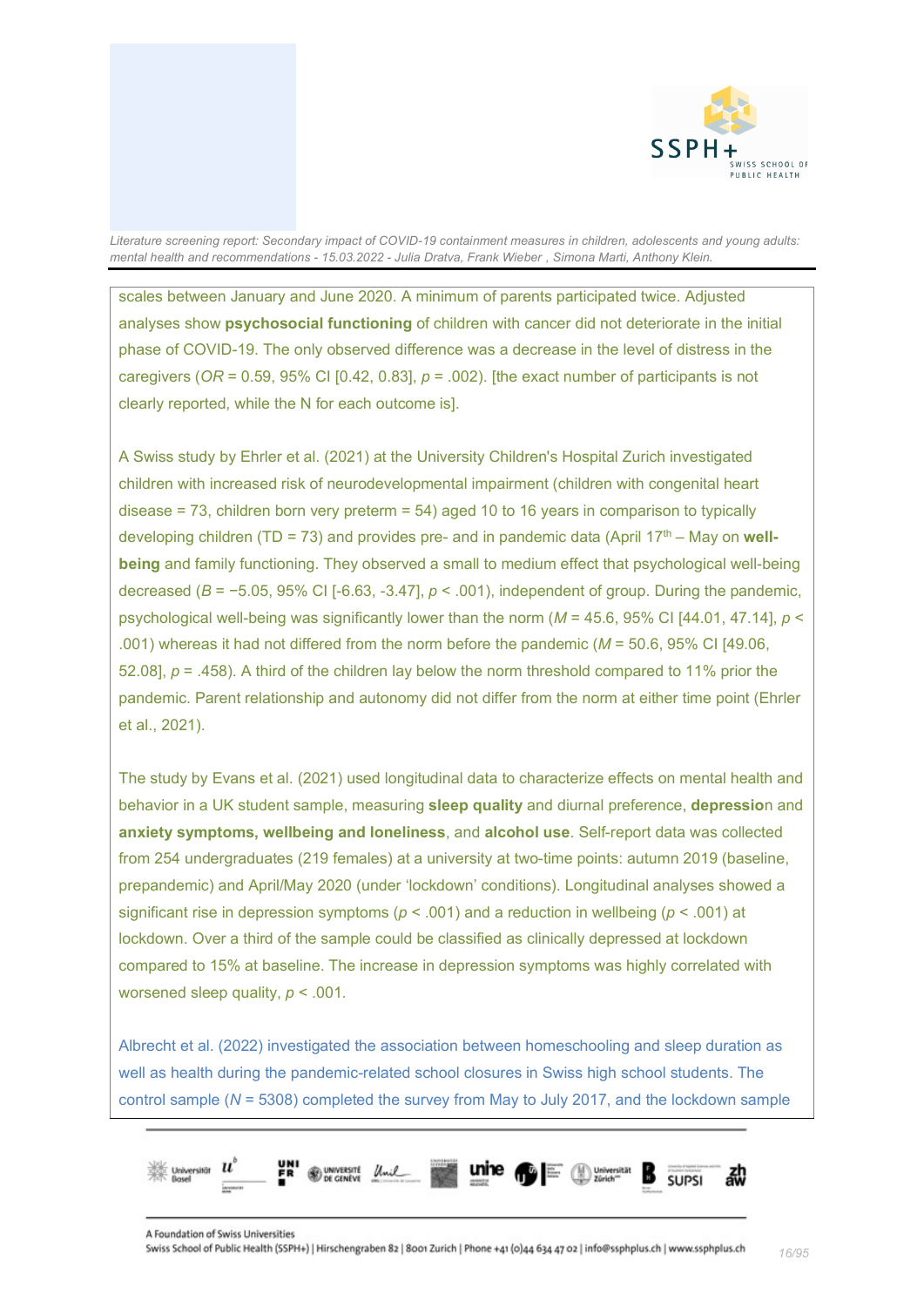scales between January and June 2020. A minimum of parents participated twice. Adjusted analyses show **psychosocial functioning** of children with cancer did not deteriorate in the initial phase of COVID-19. The only observed difference was a decrease in the level of distress in the caregivers (*OR* = 0.59, 95% CI [0.42, 0.83], *p* = .002). [the exact number of participants is not clearly reported, while the N for each outcome is].

A Swiss study by Ehrler et al. (2021) at the University Children's Hospital Zurich investigated children with increased risk of neurodevelopmental impairment (children with congenital heart disease = 73, children born very preterm = 54) aged 10 to 16 years in comparison to typically developing children (TD = 73) and provides pre- and in pandemic data (April 17th – May on **well-being** and family functioning. They observed a small to medium effect that psychological well-being decreased (*B* = −5.05, 95% CI [-6.63, -3.47], *p* < .001), independent of group. During the pandemic, psychological well-being was significantly lower than the norm (*M* = 45.6, 95% CI [44.01, 47.14], *p* < .001) whereas it had not differed from the norm before the pandemic (*M* = 50.6, 95% CI [49.06, 52.08], *p* = .458). A third of the children lay below the norm threshold compared to 11% prior the pandemic. Parent relationship and autonomy did not differ from the norm at either time point (Ehrler et al., 2021).

The study by Evans et al. (2021) used longitudinal data to characterize effects on mental health and behavior in a UK student sample, measuring **sleep quality** and diurnal preference, **depressio**n and **anxiety symptoms, wellbeing and loneliness**, and **alcohol use**. Self-report data was collected from 254 undergraduates (219 females) at a university at two-time points: autumn 2019 (baseline, prepandemic) and April/May 2020 (under 'lockdown' conditions). Longitudinal analyses showed a significant rise in depression symptoms (*p* < .001) and a reduction in wellbeing (*p* < .001) at lockdown. Over a third of the sample could be classified as clinically depressed at lockdown compared to 15% at baseline. The increase in depression symptoms was highly correlated with worsened sleep quality, *p* < .001.

Albrecht et al. (2022) investigated the association between homeschooling and sleep duration as well as health during the pandemic-related school closures in Swiss high school students. The control sample (*N* = 5308) completed the survey from May to July 2017, and the lockdown sample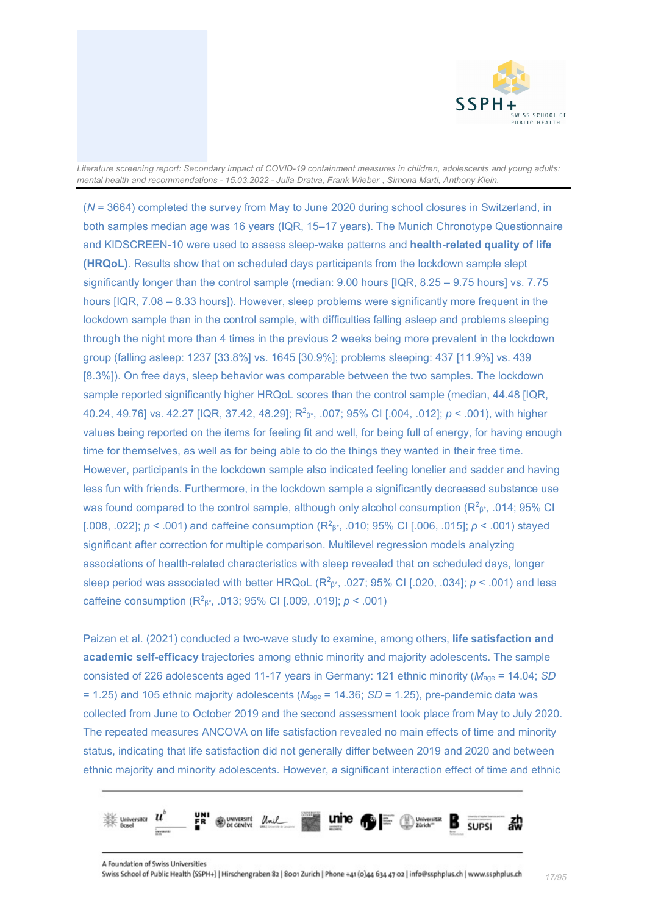(*N* = 3664) completed the survey from May to June 2020 during school closures in Switzerland, in both samples median age was 16 years (IQR, 15–17 years). The Munich Chronotype Questionnaire and KIDSCREEN-10 were used to assess sleep-wake patterns and **health-related quality of life (HRQoL)**. Results show that on scheduled days participants from the lockdown sample slept significantly longer than the control sample (median: 9.00 hours [IQR, 8.25 – 9.75 hours] vs. 7.75 hours [IQR, 7.08 – 8.33 hours]). However, sleep problems were significantly more frequent in the lockdown sample than in the control sample, with difficulties falling asleep and problems sleeping through the night more than 4 times in the previous 2 weeks being more prevalent in the lockdown group (falling asleep: 1237 [33.8%] vs. 1645 [30.9%]; problems sleeping: 437 [11.9%] vs. 439 [8.3%]). On free days, sleep behavior was comparable between the two samples. The lockdown sample reported significantly higher HRQoL scores than the control sample (median, 44.48 [IQR, 40.24, 49.76] vs. 42.27 [IQR, 37.42, 48.29]; $R^2_{\beta^*}$, .007; 95% CI [.004, .012]; $p < .001$), with higher values being reported on the items for feeling fit and well, for being full of energy, for having enough time for themselves, as well as for being able to do the things they wanted in their free time. However, participants in the lockdown sample also indicated feeling lonelier and sadder and having less fun with friends. Furthermore, in the lockdown sample a significantly decreased substance use was found compared to the control sample, although only alcohol consumption ($R^2_{\beta^*}$, .014; 95% CI [.008, .022]; $p < .001$) and caffeine consumption ($R^2_{\beta^*}$, .010; 95% CI [.006, .015]; $p < .001$) stayed significant after correction for multiple comparison. Multilevel regression models analyzing associations of health-related characteristics with sleep revealed that on scheduled days, longer sleep period was associated with better HRQoL ($R^2_{\beta^*}$, .027; 95% CI [.020, .034]; $p < .001$) and less caffeine consumption ($R^2_{\beta^*}$, .013; 95% CI [.009, .019]; $p < .001$)

Paizan et al. (2021) conducted a two-wave study to examine, among others, **life satisfaction and academic self-efficacy** trajectories among ethnic minority and majority adolescents. The sample consisted of 226 adolescents aged 11-17 years in Germany: 121 ethnic minority ($M_{age}$ = 14.04; $SD$ = 1.25) and 105 ethnic majority adolescents ($M_{age}$ = 14.36; $SD$ = 1.25), pre-pandemic data was collected from June to October 2019 and the second assessment took place from May to July 2020. The repeated measures ANCOVA on life satisfaction revealed no main effects of time and minority status, indicating that life satisfaction did not generally differ between 2019 and 2020 and between ethnic majority and minority adolescents. However, a significant interaction effect of time and ethnic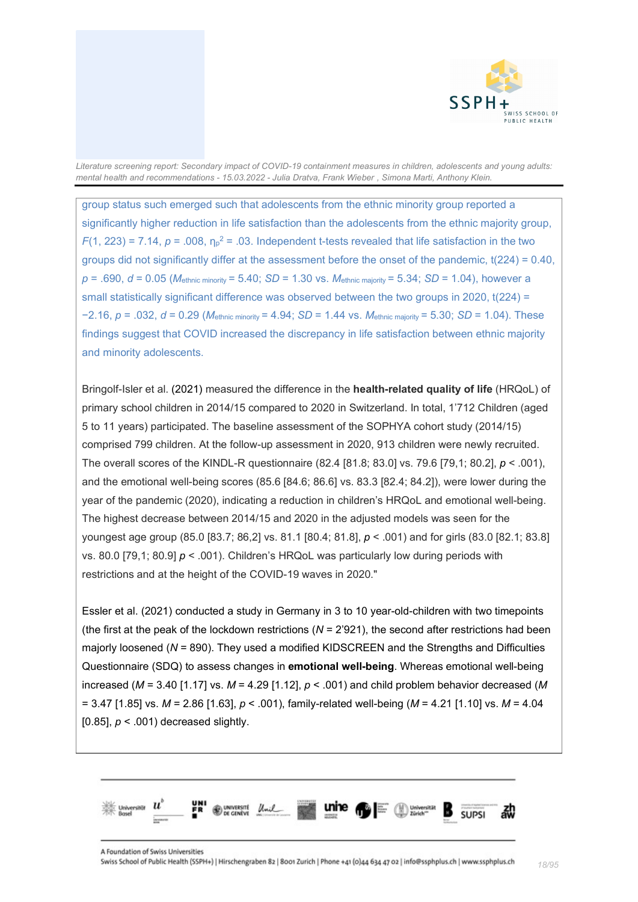group status such emerged such that adolescents from the ethnic minority group reported a significantly higher reduction in life satisfaction than the adolescents from the ethnic majority group, $F(1, 223) = 7.14$, $p = .008$, $\eta_p^2 = .03$. Independent t-tests revealed that life satisfaction in the two groups did not significantly differ at the assessment before the onset of the pandemic, $t(224) = 0.40$, $p = .690$, $d = 0.05$ ($M_{\text{ethnic minority}} = 5.40$; $SD = 1.30$ vs. $M_{\text{ethnic majority}} = 5.34$; $SD = 1.04$), however a small statistically significant difference was observed between the two groups in 2020, $t(224) = -2.16$, $p = .032$, $d = 0.29$ ($M_{\text{ethnic minority}} = 4.94$; $SD = 1.44$ vs. $M_{\text{ethnic majority}} = 5.30$; $SD = 1.04$). These findings suggest that COVID increased the discrepancy in life satisfaction between ethnic majority and minority adolescents.

Bringolf-Isler et al. (2021) measured the difference in the **health-related quality of life** (HRQoL) of primary school children in 2014/15 compared to 2020 in Switzerland. In total, 1'712 Children (aged 5 to 11 years) participated. The baseline assessment of the SOPHYA cohort study (2014/15) comprised 799 children. At the follow-up assessment in 2020, 913 children were newly recruited. The overall scores of the KINDL-R questionnaire (82.4 [81.8; 83.0] vs. 79.6 [79,1; 80.2], $p < .001$), and the emotional well-being scores (85.6 [84.6; 86.6] vs. 83.3 [82.4; 84.2]), were lower during the year of the pandemic (2020), indicating a reduction in children's HRQoL and emotional well-being. The highest decrease between 2014/15 and 2020 in the adjusted models was seen for the youngest age group (85.0 [83.7; 86,2] vs. 81.1 [80.4; 81.8], $p < .001$) and for girls (83.0 [82.1; 83.8] vs. 80.0 [79,1; 80.9] $p < .001$). Children's HRQoL was particularly low during periods with restrictions and at the height of the COVID-19 waves in 2020."

Essler et al. (2021) conducted a study in Germany in 3 to 10 year-old-children with two timepoints (the first at the peak of the lockdown restrictions ($N$ = 2'921), the second after restrictions had been majorly loosened ($N$ = 890). They used a modified KIDSCREEN and the Strengths and Difficulties Questionnaire (SDQ) to assess changes in **emotional well-being**. Whereas emotional well-being increased ($M = 3.40$ [1.17] vs. $M = 4.29$ [1.12], $p < .001$) and child problem behavior decreased ($M = 3.47$ [1.85] vs. $M = 2.86$ [1.63], $p < .001$), family-related well-being ($M = 4.21$ [1.10] vs. $M = 4.04$ [0.85], $p < .001$) decreased slightly.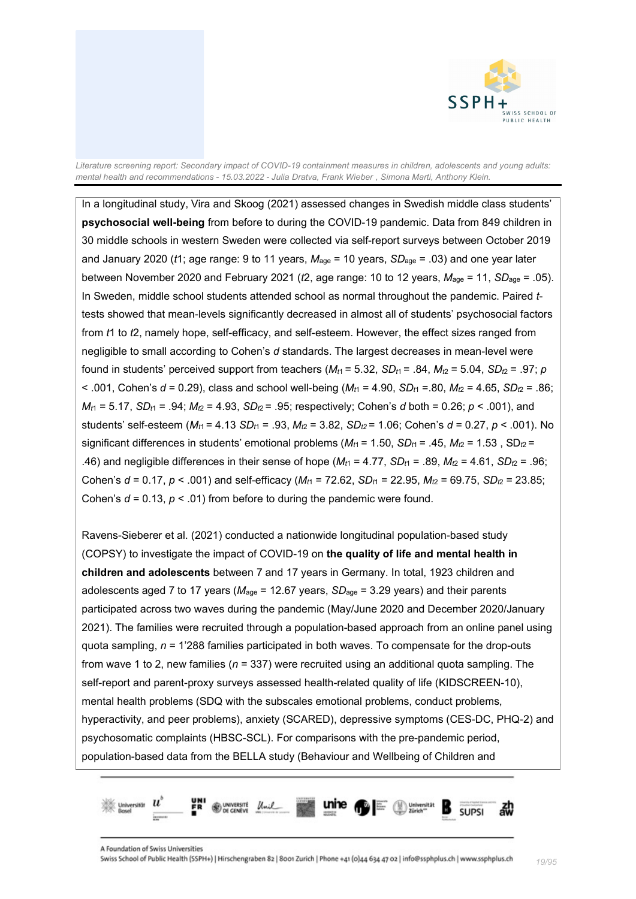In a longitudinal study, Vira and Skoog (2021) assessed changes in Swedish middle class students' **psychosocial well-being** from before to during the COVID-19 pandemic. Data from 849 children in 30 middle schools in western Sweden were collected via self-report surveys between October 2019 and January 2020 (*t*1; age range: 9 to 11 years, $M_{age}$ = 10 years, $SD_{age}$ = .03) and one year later between November 2020 and February 2021 (*t*2, age range: 10 to 12 years, $M_{age}$ = 11, $SD_{age}$ = .05). In Sweden, middle school students attended school as normal throughout the pandemic. Paired *t*-tests showed that mean-levels significantly decreased in almost all of students' psychosocial factors from *t*1 to *t*2, namely hope, self-efficacy, and self-esteem. However, the effect sizes ranged from negligible to small according to Cohen's *d* standards. The largest decreases in mean-level were found in students' perceived support from teachers ($M_{t1}$ = 5.32, $SD_{t1}$ = .84, $M_{t2}$ = 5.04, $SD_{t2}$ = .97; $p$ < .001, Cohen's $d$ = 0.29), class and school well-being ($M_{t1}$ = 4.90, $SD_{t1}$ =.80, $M_{t2}$ = 4.65, $SD_{t2}$ = .86; $M_{t1}$ = 5.17, $SD_{t1}$ = .94; $M_{t2}$ = 4.93, $SD_{t2}$ = .95; respectively; Cohen's $d$ both = 0.26; $p$ < .001), and students' self-esteem ($M_{t1}$ = 4.13 $SD_{t1}$ = .93, $M_{t2}$ = 3.82, $SD_{t2}$ = 1.06; Cohen's $d$ = 0.27, $p$ < .001). No significant differences in students' emotional problems ($M_{t1}$ = 1.50, $SD_{t1}$ = .45, $M_{t2}$ = 1.53 , $SD_{t2}$ = .46) and negligible differences in their sense of hope ($M_{t1}$ = 4.77, $SD_{t1}$ = .89, $M_{t2}$ = 4.61, $SD_{t2}$ = .96; Cohen's $d$ = 0.17, $p$ < .001) and self-efficacy ($M_{t1}$ = 72.62, $SD_{t1}$ = 22.95, $M_{t2}$ = 69.75, $SD_{t2}$ = 23.85; Cohen's $d$ = 0.13, $p$ < .01) from before to during the pandemic were found.

Ravens-Sieberer et al. (2021) conducted a nationwide longitudinal population-based study (COPSY) to investigate the impact of COVID-19 on **the quality of life and mental health in children and adolescents** between 7 and 17 years in Germany. In total, 1923 children and adolescents aged 7 to 17 years ($M_{age}$ = 12.67 years, $SD_{age}$ = 3.29 years) and their parents participated across two waves during the pandemic (May/June 2020 and December 2020/January 2021). The families were recruited through a population-based approach from an online panel using quota sampling, $n$ = 1'288 families participated in both waves. To compensate for the drop-outs from wave 1 to 2, new families ($n$ = 337) were recruited using an additional quota sampling. The self-report and parent-proxy surveys assessed health-related quality of life (KIDSCREEN-10), mental health problems (SDQ with the subscales emotional problems, conduct problems, hyperactivity, and peer problems), anxiety (SCARED), depressive symptoms (CES-DC, PHQ-2) and psychosomatic complaints (HBSC-SCL). For comparisons with the pre-pandemic period, population-based data from the BELLA study (Behaviour and Wellbeing of Children and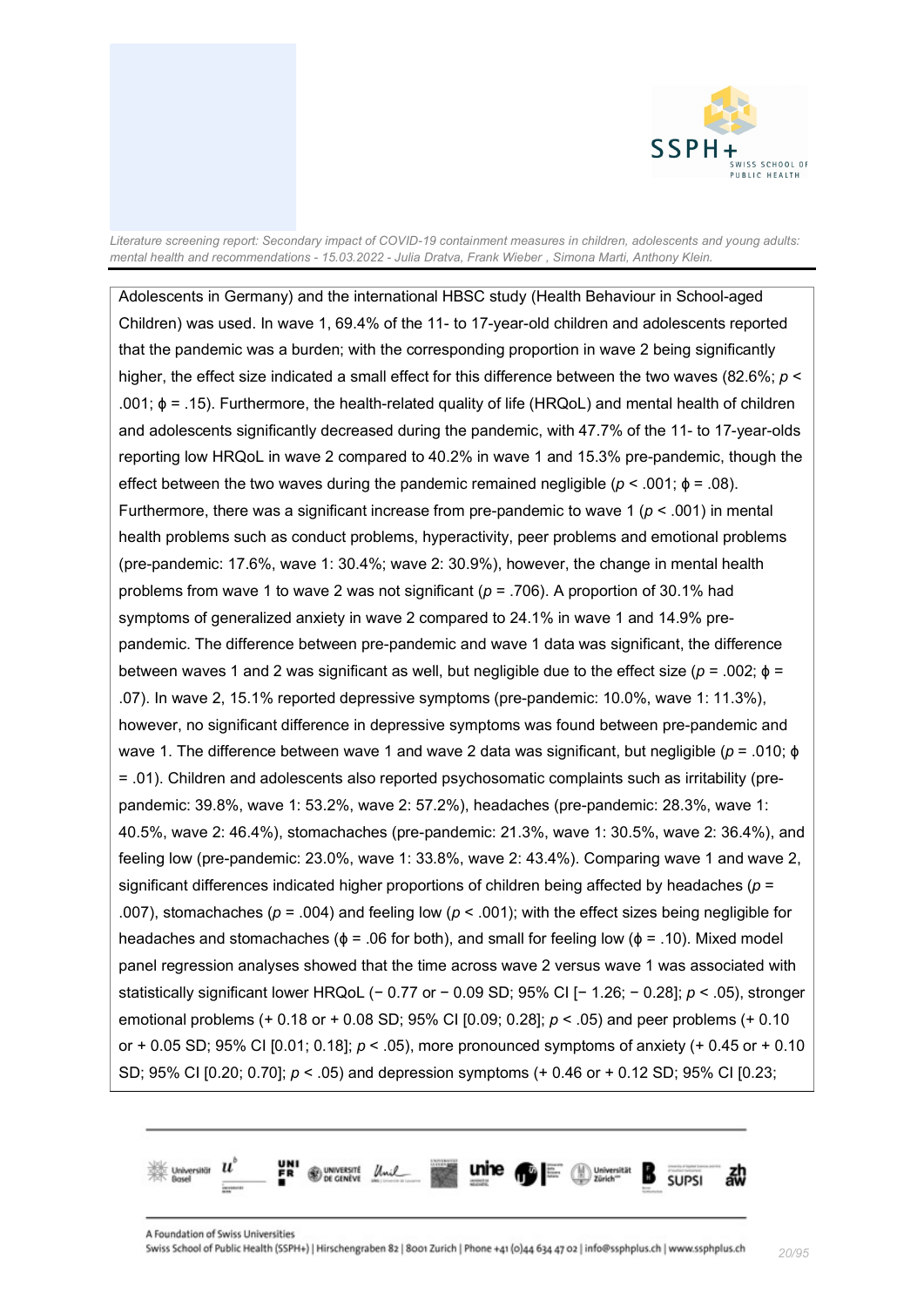Adolescents in Germany) and the international HBSC study (Health Behaviour in School-aged Children) was used. In wave 1, 69.4% of the 11- to 17-year-old children and adolescents reported that the pandemic was a burden; with the corresponding proportion in wave 2 being significantly higher, the effect size indicated a small effect for this difference between the two waves (82.6%; $p < .001$; $\phi = .15$). Furthermore, the health-related quality of life (HRQoL) and mental health of children and adolescents significantly decreased during the pandemic, with 47.7% of the 11- to 17-year-olds reporting low HRQoL in wave 2 compared to 40.2% in wave 1 and 15.3% pre-pandemic, though the effect between the two waves during the pandemic remained negligible ($p < .001$; $\phi = .08$). Furthermore, there was a significant increase from pre-pandemic to wave 1 ($p < .001$) in mental health problems such as conduct problems, hyperactivity, peer problems and emotional problems (pre-pandemic: 17.6%, wave 1: 30.4%; wave 2: 30.9%), however, the change in mental health problems from wave 1 to wave 2 was not significant ($p = .706$). A proportion of 30.1% had symptoms of generalized anxiety in wave 2 compared to 24.1% in wave 1 and 14.9% pre-pandemic. The difference between pre-pandemic and wave 1 data was significant, the difference between waves 1 and 2 was significant as well, but negligible due to the effect size ($p = .002$; $\phi = .07$). In wave 2, 15.1% reported depressive symptoms (pre-pandemic: 10.0%, wave 1: 11.3%), however, no significant difference in depressive symptoms was found between pre-pandemic and wave 1. The difference between wave 1 and wave 2 data was significant, but negligible ($p = .010$; $\phi = .01$). Children and adolescents also reported psychosomatic complaints such as irritability (pre-pandemic: 39.8%, wave 1: 53.2%, wave 2: 57.2%), headaches (pre-pandemic: 28.3%, wave 1: 40.5%, wave 2: 46.4%), stomachaches (pre-pandemic: 21.3%, wave 1: 30.5%, wave 2: 36.4%), and feeling low (pre-pandemic: 23.0%, wave 1: 33.8%, wave 2: 43.4%). Comparing wave 1 and wave 2, significant differences indicated higher proportions of children being affected by headaches ($p = .007$), stomachaches ($p = .004$) and feeling low ($p < .001$); with the effect sizes being negligible for headaches and stomachaches ($\phi = .06$ for both), and small for feeling low ($\phi = .10$). Mixed model panel regression analyses showed that the time across wave 2 versus wave 1 was associated with statistically significant lower HRQoL (− 0.77 or − 0.09 SD; 95% CI [− 1.26; − 0.28]; $p < .05$), stronger emotional problems (+ 0.18 or + 0.08 SD; 95% CI [0.09; 0.28]; $p < .05$) and peer problems (+ 0.10 or + 0.05 SD; 95% CI [0.01; 0.18]; $p < .05$), more pronounced symptoms of anxiety (+ 0.45 or + 0.10 SD; 95% CI [0.20; 0.70]; $p < .05$) and depression symptoms (+ 0.46 or + 0.12 SD; 95% CI [0.23;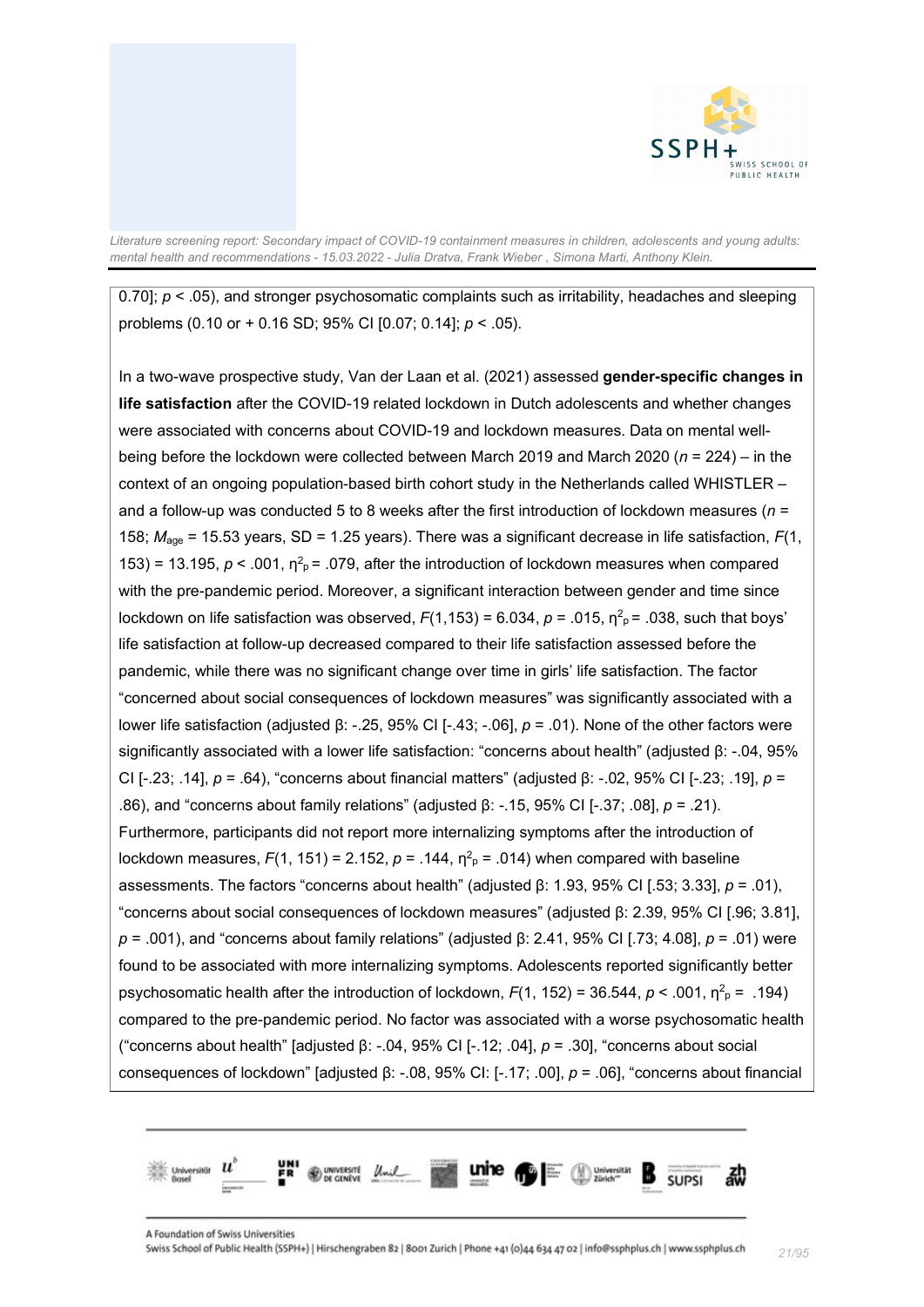0.70]; $p < .05$), and stronger psychosomatic complaints such as irritability, headaches and sleeping problems (0.10 or + 0.16 SD; 95% CI [0.07; 0.14]; $p < .05$).

In a two-wave prospective study, Van der Laan et al. (2021) assessed **gender-specific changes in life satisfaction** after the COVID-19 related lockdown in Dutch adolescents and whether changes were associated with concerns about COVID-19 and lockdown measures. Data on mental well-being before the lockdown were collected between March 2019 and March 2020 ($n = 224$) – in the context of an ongoing population-based birth cohort study in the Netherlands called WHISTLER – and a follow-up was conducted 5 to 8 weeks after the first introduction of lockdown measures ($n = 158$; $M_{age} = 15.53$ years, SD = 1.25 years). There was a significant decrease in life satisfaction, $F(1, 153) = 13.195$, $p < .001$, $\eta^2_p = .079$, after the introduction of lockdown measures when compared with the pre-pandemic period. Moreover, a significant interaction between gender and time since lockdown on life satisfaction was observed, $F(1,153) = 6.034$, $p = .015$, $\eta^2_p = .038$, such that boys' life satisfaction at follow-up decreased compared to their life satisfaction assessed before the pandemic, while there was no significant change over time in girls' life satisfaction. The factor "concerned about social consequences of lockdown measures" was significantly associated with a lower life satisfaction (adjusted β: -.25, 95% CI [-.43; -.06], $p = .01$). None of the other factors were significantly associated with a lower life satisfaction: "concerns about health" (adjusted β: -.04, 95% CI [-.23; .14], $p = .64$), "concerns about financial matters" (adjusted β: -.02, 95% CI [-.23; .19], $p = .86$), and "concerns about family relations" (adjusted β: -.15, 95% CI [-.37; .08], $p = .21$). Furthermore, participants did not report more internalizing symptoms after the introduction of lockdown measures, $F(1, 151) = 2.152$, $p = .144$, $\eta^2_p = .014$) when compared with baseline assessments. The factors "concerns about health" (adjusted β: 1.93, 95% CI [.53; 3.33], $p = .01$), "concerns about social consequences of lockdown measures" (adjusted β: 2.39, 95% CI [.96; 3.81], $p = .001$), and "concerns about family relations" (adjusted β: 2.41, 95% CI [.73; 4.08], $p = .01$) were found to be associated with more internalizing symptoms. Adolescents reported significantly better psychosomatic health after the introduction of lockdown, $F(1, 152) = 36.544$, $p < .001$, $\eta^2_p = .194$) compared to the pre-pandemic period. No factor was associated with a worse psychosomatic health ("concerns about health" [adjusted β: -.04, 95% CI [-.12; .04], $p = .30$], "concerns about social consequences of lockdown" [adjusted β: -.08, 95% CI: [-.17; .00], $p = .06$], "concerns about financial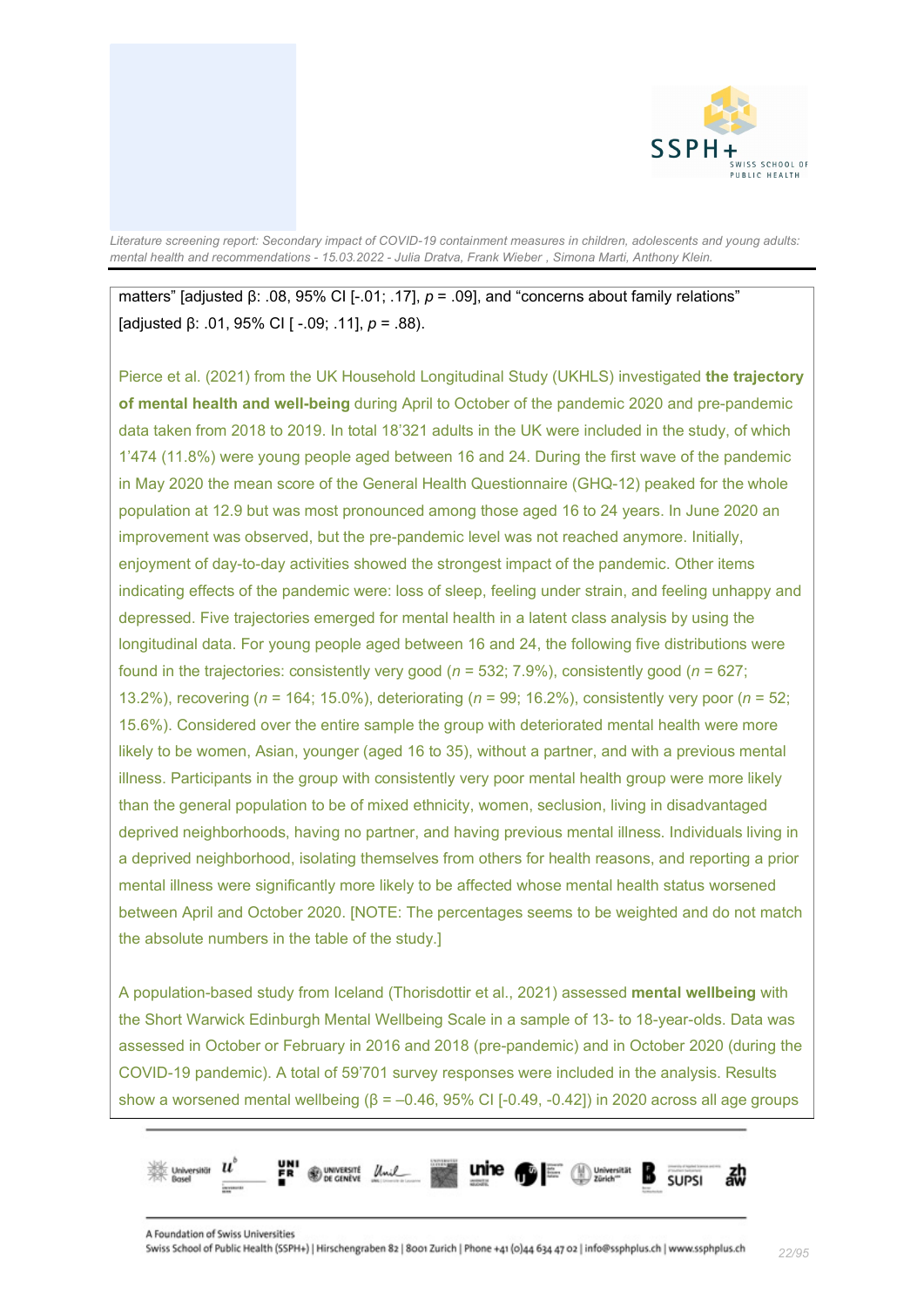matters" [adjusted β: .08, 95% CI [-.01; .17], $p$ = .09], and "concerns about family relations" [adjusted β: .01, 95% CI [ -.09; .11], $p$ = .88).

Pierce et al. (2021) from the UK Household Longitudinal Study (UKHLS) investigated **the trajectory of mental health and well-being** during April to October of the pandemic 2020 and pre-pandemic data taken from 2018 to 2019. In total 18'321 adults in the UK were included in the study, of which 1'474 (11.8%) were young people aged between 16 and 24. During the first wave of the pandemic in May 2020 the mean score of the General Health Questionnaire (GHQ-12) peaked for the whole population at 12.9 but was most pronounced among those aged 16 to 24 years. In June 2020 an improvement was observed, but the pre-pandemic level was not reached anymore. Initially, enjoyment of day-to-day activities showed the strongest impact of the pandemic. Other items indicating effects of the pandemic were: loss of sleep, feeling under strain, and feeling unhappy and depressed. Five trajectories emerged for mental health in a latent class analysis by using the longitudinal data. For young people aged between 16 and 24, the following five distributions were found in the trajectories: consistently very good ($n$ = 532; 7.9%), consistently good ($n$ = 627; 13.2%), recovering ($n$ = 164; 15.0%), deteriorating ($n$ = 99; 16.2%), consistently very poor ($n$ = 52; 15.6%). Considered over the entire sample the group with deteriorated mental health were more likely to be women, Asian, younger (aged 16 to 35), without a partner, and with a previous mental illness. Participants in the group with consistently very poor mental health group were more likely than the general population to be of mixed ethnicity, women, seclusion, living in disadvantaged deprived neighborhoods, having no partner, and having previous mental illness. Individuals living in a deprived neighborhood, isolating themselves from others for health reasons, and reporting a prior mental illness were significantly more likely to be affected whose mental health status worsened between April and October 2020. [NOTE: The percentages seems to be weighted and do not match the absolute numbers in the table of the study.]

A population-based study from Iceland (Thorisdottir et al., 2021) assessed **mental wellbeing** with the Short Warwick Edinburgh Mental Wellbeing Scale in a sample of 13- to 18-year-olds. Data was assessed in October or February in 2016 and 2018 (pre-pandemic) and in October 2020 (during the COVID-19 pandemic). A total of 59'701 survey responses were included in the analysis. Results show a worsened mental wellbeing (β = –0.46, 95% CI [-0.49, -0.42]) in 2020 across all age groups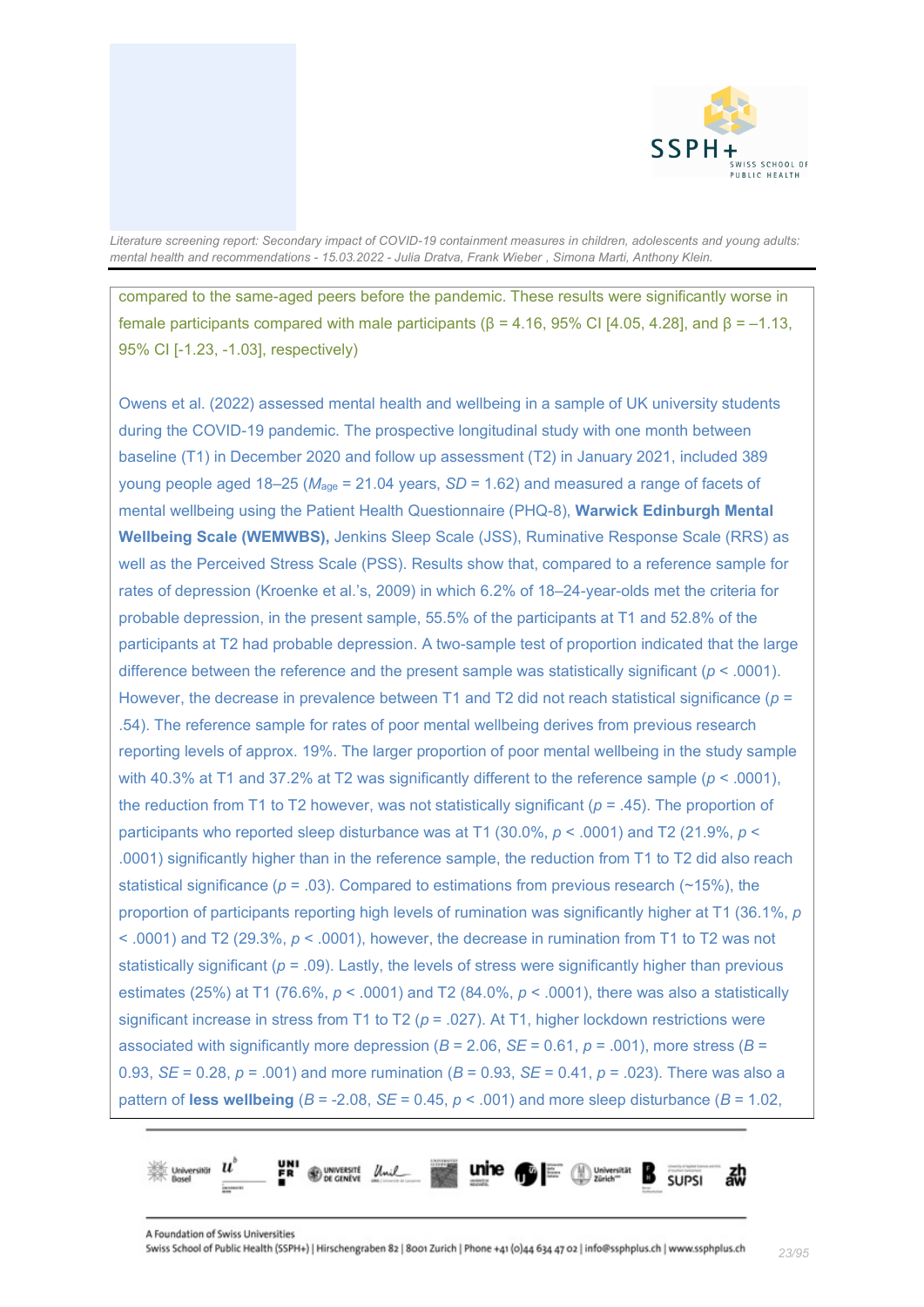compared to the same-aged peers before the pandemic. These results were significantly worse in female participants compared with male participants (β = 4.16, 95% CI [4.05, 4.28], and β = –1.13, 95% CI [-1.23, -1.03], respectively)

Owens et al. (2022) assessed mental health and wellbeing in a sample of UK university students during the COVID-19 pandemic. The prospective longitudinal study with one month between baseline (T1) in December 2020 and follow up assessment (T2) in January 2021, included 389 young people aged 18–25 ($M_{age}$ = 21.04 years, *SD* = 1.62) and measured a range of facets of mental wellbeing using the Patient Health Questionnaire (PHQ-8), **Warwick Edinburgh Mental Wellbeing Scale (WEMWBS),** Jenkins Sleep Scale (JSS), Ruminative Response Scale (RRS) as well as the Perceived Stress Scale (PSS). Results show that, compared to a reference sample for rates of depression (Kroenke et al.'s, 2009) in which 6.2% of 18–24-year-olds met the criteria for probable depression, in the present sample, 55.5% of the participants at T1 and 52.8% of the participants at T2 had probable depression. A two-sample test of proportion indicated that the large difference between the reference and the present sample was statistically significant ($p$ < .0001). However, the decrease in prevalence between T1 and T2 did not reach statistical significance ($p$ = .54). The reference sample for rates of poor mental wellbeing derives from previous research reporting levels of approx. 19%. The larger proportion of poor mental wellbeing in the study sample with 40.3% at T1 and 37.2% at T2 was significantly different to the reference sample ($p$ < .0001), the reduction from T1 to T2 however, was not statistically significant ($p$ = .45). The proportion of participants who reported sleep disturbance was at T1 (30.0%, $p$ < .0001) and T2 (21.9%, $p$ < .0001) significantly higher than in the reference sample, the reduction from T1 to T2 did also reach statistical significance ($p$ = .03). Compared to estimations from previous research (~15%), the proportion of participants reporting high levels of rumination was significantly higher at T1 (36.1%, $p$ < .0001) and T2 (29.3%, $p$ < .0001), however, the decrease in rumination from T1 to T2 was not statistically significant ($p$ = .09). Lastly, the levels of stress were significantly higher than previous estimates (25%) at T1 (76.6%, $p$ < .0001) and T2 (84.0%, $p$ < .0001), there was also a statistically significant increase in stress from T1 to T2 ($p$ = .027). At T1, higher lockdown restrictions were associated with significantly more depression (*B* = 2.06, *SE* = 0.61, $p$ = .001), more stress (*B* = 0.93, *SE* = 0.28, $p$ = .001) and more rumination (*B* = 0.93, *SE* = 0.41, $p$ = .023). There was also a pattern of **less wellbeing** (*B* = -2.08, *SE* = 0.45, $p$ < .001) and more sleep disturbance (*B* = 1.02,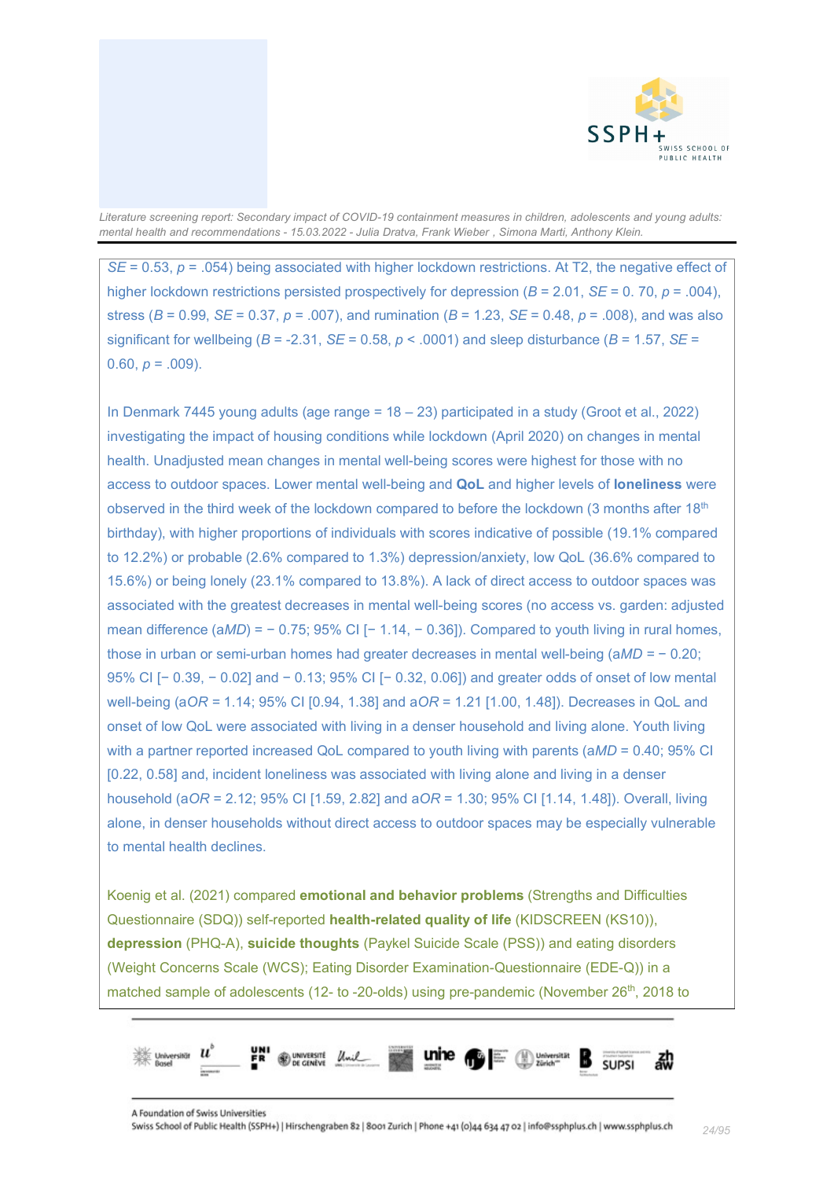*SE* = 0.53, *p* = .054) being associated with higher lockdown restrictions. At T2, the negative effect of higher lockdown restrictions persisted prospectively for depression (*B* = 2.01, *SE* = 0. 70, *p* = .004), stress (*B* = 0.99, *SE* = 0.37, *p* = .007), and rumination (*B* = 1.23, *SE* = 0.48, *p* = .008), and was also significant for wellbeing (*B* = -2.31, *SE* = 0.58, *p* < .0001) and sleep disturbance (*B* = 1.57, *SE* = 0.60, *p* = .009).

In Denmark 7445 young adults (age range = 18 – 23) participated in a study (Groot et al., 2022) investigating the impact of housing conditions while lockdown (April 2020) on changes in mental health. Unadjusted mean changes in mental well-being scores were highest for those with no access to outdoor spaces. Lower mental well-being and **QoL** and higher levels of **loneliness** were observed in the third week of the lockdown compared to before the lockdown (3 months after 18th birthday), with higher proportions of individuals with scores indicative of possible (19.1% compared to 12.2%) or probable (2.6% compared to 1.3%) depression/anxiety, low QoL (36.6% compared to 15.6%) or being lonely (23.1% compared to 13.8%). A lack of direct access to outdoor spaces was associated with the greatest decreases in mental well-being scores (no access vs. garden: adjusted mean difference (a*MD*) = − 0.75; 95% CI [− 1.14, − 0.36]). Compared to youth living in rural homes, those in urban or semi-urban homes had greater decreases in mental well-being (a*MD* = − 0.20; 95% CI [− 0.39, − 0.02] and − 0.13; 95% CI [− 0.32, 0.06]) and greater odds of onset of low mental well-being (a*OR* = 1.14; 95% CI [0.94, 1.38] and a*OR* = 1.21 [1.00, 1.48]). Decreases in QoL and onset of low QoL were associated with living in a denser household and living alone. Youth living with a partner reported increased QoL compared to youth living with parents (a*MD* = 0.40; 95% CI [0.22, 0.58] and, incident loneliness was associated with living alone and living in a denser household (a*OR* = 2.12; 95% CI [1.59, 2.82] and a*OR* = 1.30; 95% CI [1.14, 1.48]). Overall, living alone, in denser households without direct access to outdoor spaces may be especially vulnerable to mental health declines.

Koenig et al. (2021) compared **emotional and behavior problems** (Strengths and Difficulties Questionnaire (SDQ)) self-reported **health-related quality of life** (KIDSCREEN (KS10)), **depression** (PHQ-A), **suicide thoughts** (Paykel Suicide Scale (PSS)) and eating disorders (Weight Concerns Scale (WCS); Eating Disorder Examination-Questionnaire (EDE-Q)) in a matched sample of adolescents (12- to -20-olds) using pre-pandemic (November 26th, 2018 to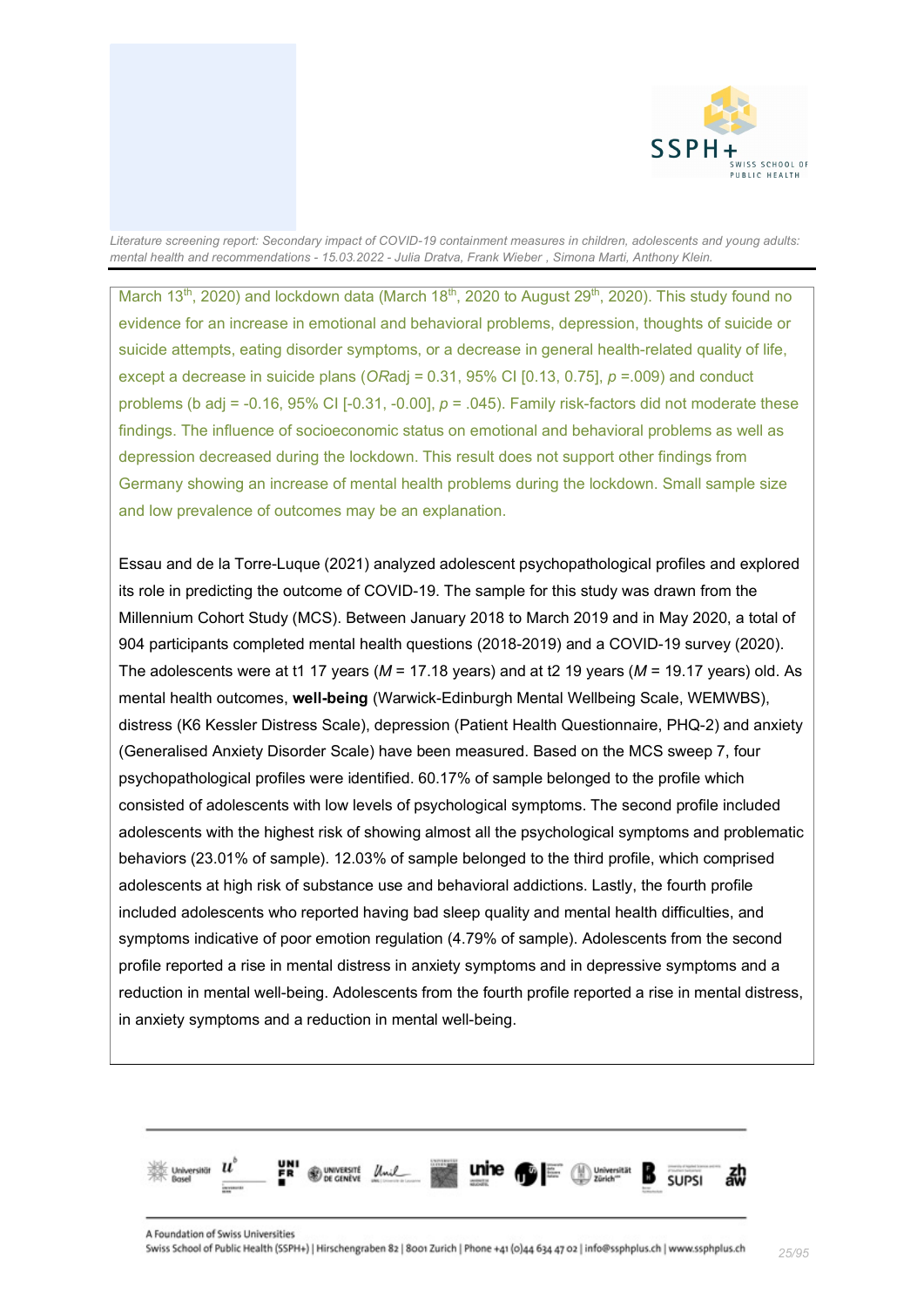March 13th, 2020) and lockdown data (March 18th, 2020 to August 29th, 2020). This study found no evidence for an increase in emotional and behavioral problems, depression, thoughts of suicide or suicide attempts, eating disorder symptoms, or a decrease in general health-related quality of life, except a decrease in suicide plans (*OR*adj = 0.31, 95% CI [0.13, 0.75], *p* =.009) and conduct problems (b adj = -0.16, 95% CI [-0.31, -0.00], *p* = .045). Family risk-factors did not moderate these findings. The influence of socioeconomic status on emotional and behavioral problems as well as depression decreased during the lockdown. This result does not support other findings from Germany showing an increase of mental health problems during the lockdown. Small sample size and low prevalence of outcomes may be an explanation.

Essau and de la Torre-Luque (2021) analyzed adolescent psychopathological profiles and explored its role in predicting the outcome of COVID-19. The sample for this study was drawn from the Millennium Cohort Study (MCS). Between January 2018 to March 2019 and in May 2020, a total of 904 participants completed mental health questions (2018-2019) and a COVID-19 survey (2020). The adolescents were at t1 17 years (*M* = 17.18 years) and at t2 19 years (*M* = 19.17 years) old. As mental health outcomes, **well-being** (Warwick-Edinburgh Mental Wellbeing Scale, WEMWBS), distress (K6 Kessler Distress Scale), depression (Patient Health Questionnaire, PHQ-2) and anxiety (Generalised Anxiety Disorder Scale) have been measured. Based on the MCS sweep 7, four psychopathological profiles were identified. 60.17% of sample belonged to the profile which consisted of adolescents with low levels of psychological symptoms. The second profile included adolescents with the highest risk of showing almost all the psychological symptoms and problematic behaviors (23.01% of sample). 12.03% of sample belonged to the third profile, which comprised adolescents at high risk of substance use and behavioral addictions. Lastly, the fourth profile included adolescents who reported having bad sleep quality and mental health difficulties, and symptoms indicative of poor emotion regulation (4.79% of sample). Adolescents from the second profile reported a rise in mental distress in anxiety symptoms and in depressive symptoms and a reduction in mental well-being. Adolescents from the fourth profile reported a rise in mental distress, in anxiety symptoms and a reduction in mental well-being.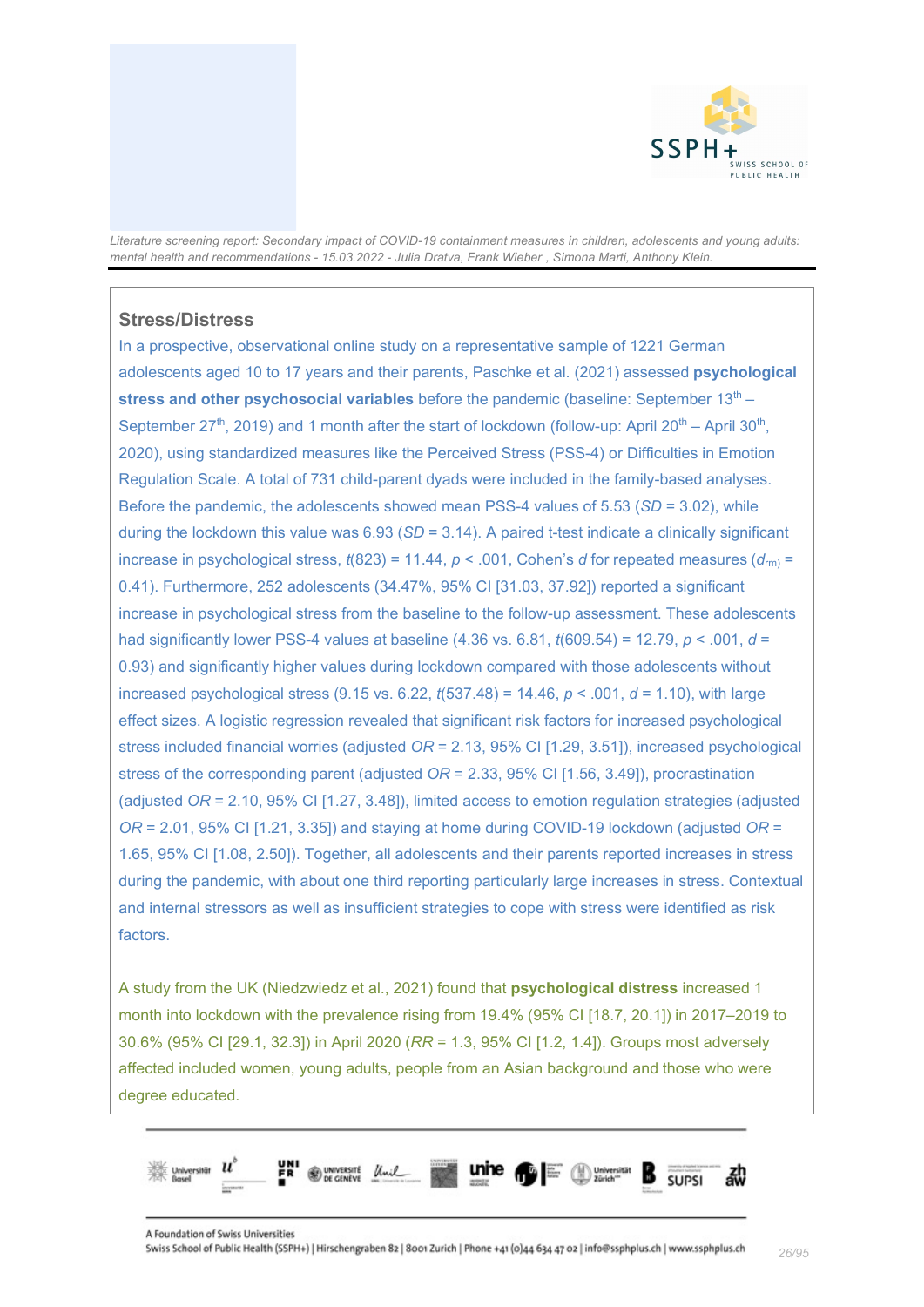## Stress/Distress

In a prospective, observational online study on a representative sample of 1221 German adolescents aged 10 to 17 years and their parents, Paschke et al. (2021) assessed **psychological stress and other psychosocial variables** before the pandemic (baseline: September 13th – September 27th, 2019) and 1 month after the start of lockdown (follow-up: April 20th – April 30th, 2020), using standardized measures like the Perceived Stress (PSS-4) or Difficulties in Emotion Regulation Scale. A total of 731 child-parent dyads were included in the family-based analyses. Before the pandemic, the adolescents showed mean PSS-4 values of 5.53 (*SD* = 3.02), while during the lockdown this value was 6.93 (*SD* = 3.14). A paired t-test indicate a clinically significant increase in psychological stress, $t(823) = 11.44$, $p < .001$, Cohen's *d* for repeated measures ($d_{rm}$) = 0.41). Furthermore, 252 adolescents (34.47%, 95% CI [31.03, 37.92]) reported a significant increase in psychological stress from the baseline to the follow-up assessment. These adolescents had significantly lower PSS-4 values at baseline (4.36 vs. 6.81, $t(609.54) = 12.79$, $p < .001$, $d$ = 0.93) and significantly higher values during lockdown compared with those adolescents without increased psychological stress (9.15 vs. 6.22, $t(537.48) = 14.46$, $p < .001$, $d = 1.10$), with large effect sizes. A logistic regression revealed that significant risk factors for increased psychological stress included financial worries (adjusted *OR* = 2.13, 95% CI [1.29, 3.51]), increased psychological stress of the corresponding parent (adjusted *OR* = 2.33, 95% CI [1.56, 3.49]), procrastination (adjusted *OR* = 2.10, 95% CI [1.27, 3.48]), limited access to emotion regulation strategies (adjusted *OR* = 2.01, 95% CI [1.21, 3.35]) and staying at home during COVID-19 lockdown (adjusted *OR* = 1.65, 95% CI [1.08, 2.50]). Together, all adolescents and their parents reported increases in stress during the pandemic, with about one third reporting particularly large increases in stress. Contextual and internal stressors as well as insufficient strategies to cope with stress were identified as risk factors.

A study from the UK (Niedzwiedz et al., 2021) found that **psychological distress** increased 1 month into lockdown with the prevalence rising from 19.4% (95% CI [18.7, 20.1]) in 2017–2019 to 30.6% (95% CI [29.1, 32.3]) in April 2020 (*RR* = 1.3, 95% CI [1.2, 1.4]). Groups most adversely affected included women, young adults, people from an Asian background and those who were degree educated.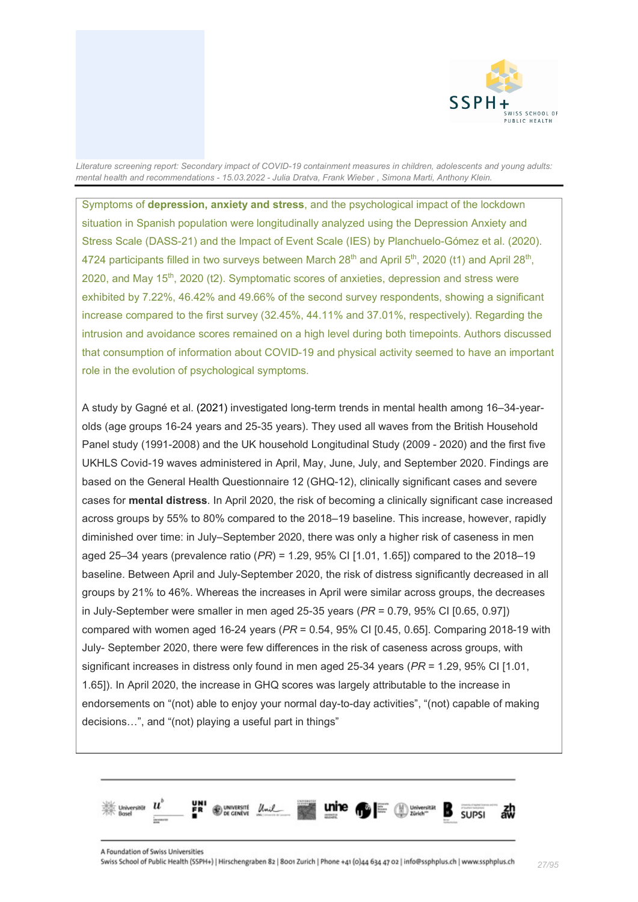Symptoms of **depression, anxiety and stress**, and the psychological impact of the lockdown situation in Spanish population were longitudinally analyzed using the Depression Anxiety and Stress Scale (DASS-21) and the Impact of Event Scale (IES) by Planchuelo-Gómez et al. (2020). 4724 participants filled in two surveys between March 28$^{th}$ and April 5$^{th}$, 2020 (t1) and April 28$^{th}$, 2020, and May 15$^{th}$, 2020 (t2). Symptomatic scores of anxieties, depression and stress were exhibited by 7.22%, 46.42% and 49.66% of the second survey respondents, showing a significant increase compared to the first survey (32.45%, 44.11% and 37.01%, respectively). Regarding the intrusion and avoidance scores remained on a high level during both timepoints. Authors discussed that consumption of information about COVID-19 and physical activity seemed to have an important role in the evolution of psychological symptoms.

A study by Gagné et al. (2021) investigated long-term trends in mental health among 16–34-year-olds (age groups 16-24 years and 25-35 years). They used all waves from the British Household Panel study (1991-2008) and the UK household Longitudinal Study (2009 - 2020) and the first five UKHLS Covid-19 waves administered in April, May, June, July, and September 2020. Findings are based on the General Health Questionnaire 12 (GHQ-12), clinically significant cases and severe cases for **mental distress**. In April 2020, the risk of becoming a clinically significant case increased across groups by 55% to 80% compared to the 2018–19 baseline. This increase, however, rapidly diminished over time: in July–September 2020, there was only a higher risk of caseness in men aged 25–34 years (prevalence ratio (*PR*) = 1.29, 95% CI [1.01, 1.65]) compared to the 2018–19 baseline. Between April and July-September 2020, the risk of distress significantly decreased in all groups by 21% to 46%. Whereas the increases in April were similar across groups, the decreases in July-September were smaller in men aged 25-35 years (*PR* = 0.79, 95% CI [0.65, 0.97]) compared with women aged 16-24 years (*PR* = 0.54, 95% CI [0.45, 0.65]. Comparing 2018-19 with July- September 2020, there were few differences in the risk of caseness across groups, with significant increases in distress only found in men aged 25-34 years (*PR* = 1.29, 95% CI [1.01, 1.65]). In April 2020, the increase in GHQ scores was largely attributable to the increase in endorsements on "(not) able to enjoy your normal day-to-day activities", "(not) capable of making decisions…", and "(not) playing a useful part in things"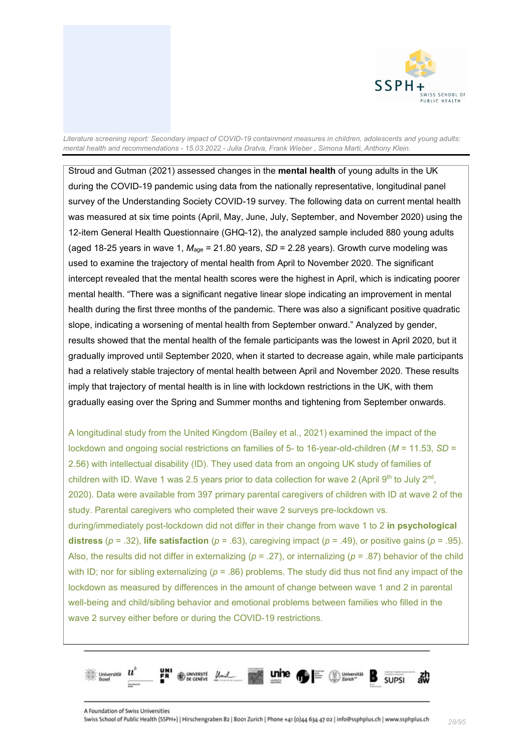Stroud and Gutman (2021) assessed changes in the **mental health** of young adults in the UK during the COVID-19 pandemic using data from the nationally representative, longitudinal panel survey of the Understanding Society COVID-19 survey. The following data on current mental health was measured at six time points (April, May, June, July, September, and November 2020) using the 12-item General Health Questionnaire (GHQ-12), the analyzed sample included 880 young adults (aged 18-25 years in wave 1, $M_{age}$ = 21.80 years, *SD* = 2.28 years). Growth curve modeling was used to examine the trajectory of mental health from April to November 2020. The significant intercept revealed that the mental health scores were the highest in April, which is indicating poorer mental health. "There was a significant negative linear slope indicating an improvement in mental health during the first three months of the pandemic. There was also a significant positive quadratic slope, indicating a worsening of mental health from September onward." Analyzed by gender, results showed that the mental health of the female participants was the lowest in April 2020, but it gradually improved until September 2020, when it started to decrease again, while male participants had a relatively stable trajectory of mental health between April and November 2020. These results imply that trajectory of mental health is in line with lockdown restrictions in the UK, with them gradually easing over the Spring and Summer months and tightening from September onwards.

A longitudinal study from the United Kingdom (Bailey et al., 2021) examined the impact of the lockdown and ongoing social restrictions on families of 5- to 16-year-old-children (*M* = 11.53, *SD* = 2.56) with intellectual disability (ID). They used data from an ongoing UK study of families of children with ID. Wave 1 was 2.5 years prior to data collection for wave 2 (April 9th to July 2nd, 2020). Data were available from 397 primary parental caregivers of children with ID at wave 2 of the study. Parental caregivers who completed their wave 2 surveys pre-lockdown vs. during/immediately post-lockdown did not differ in their change from wave 1 to 2 **in psychological distress** (*p* = .32), **life satisfaction** (*p* = .63), caregiving impact (*p* = .49), or positive gains (*p* = .95). Also, the results did not differ in externalizing (*p* = .27), or internalizing (*p* = .87) behavior of the child with ID; nor for sibling externalizing (*p* = .86) problems. The study did thus not find any impact of the lockdown as measured by differences in the amount of change between wave 1 and 2 in parental well-being and child/sibling behavior and emotional problems between families who filled in the wave 2 survey either before or during the COVID-19 restrictions.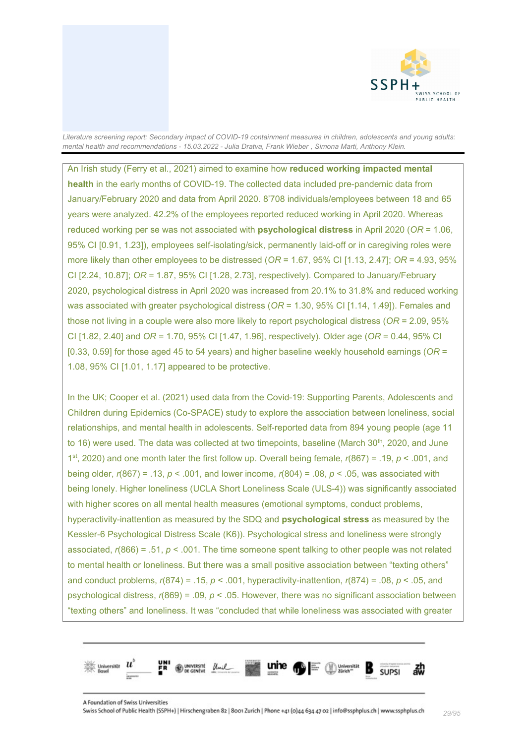An Irish study (Ferry et al., 2021) aimed to examine how **reduced working impacted mental health** in the early months of COVID-19. The collected data included pre-pandemic data from January/February 2020 and data from April 2020. 8'708 individuals/employees between 18 and 65 years were analyzed. 42.2% of the employees reported reduced working in April 2020. Whereas reduced working per se was not associated with **psychological distress** in April 2020 (*OR* = 1.06, 95% CI [0.91, 1.23]), employees self-isolating/sick, permanently laid-off or in caregiving roles were more likely than other employees to be distressed (*OR* = 1.67, 95% CI [1.13, 2.47]; *OR* = 4.93, 95% CI [2.24, 10.87]; *OR* = 1.87, 95% CI [1.28, 2.73], respectively). Compared to January/February 2020, psychological distress in April 2020 was increased from 20.1% to 31.8% and reduced working was associated with greater psychological distress (*OR* = 1.30, 95% CI [1.14, 1.49]). Females and those not living in a couple were also more likely to report psychological distress (*OR* = 2.09, 95% CI [1.82, 2.40] and *OR* = 1.70, 95% CI [1.47, 1.96], respectively). Older age (*OR* = 0.44, 95% CI [0.33, 0.59] for those aged 45 to 54 years) and higher baseline weekly household earnings (*OR* = 1.08, 95% CI [1.01, 1.17] appeared to be protective.

In the UK; Cooper et al. (2021) used data from the Covid-19: Supporting Parents, Adolescents and Children during Epidemics (Co-SPACE) study to explore the association between loneliness, social relationships, and mental health in adolescents. Self-reported data from 894 young people (age 11 to 16) were used. The data was collected at two timepoints, baseline (March 30th, 2020, and June 1st, 2020) and one month later the first follow up. Overall being female, $r(867) = .19$, $p < .001$, and being older, $r(867) = .13$, $p < .001$, and lower income, $r(804) = .08$, $p < .05$, was associated with being lonely. Higher loneliness (UCLA Short Loneliness Scale (ULS-4)) was significantly associated with higher scores on all mental health measures (emotional symptoms, conduct problems, hyperactivity-inattention as measured by the SDQ and **psychological stress** as measured by the Kessler-6 Psychological Distress Scale (K6)). Psychological stress and loneliness were strongly associated, $r(866) = .51$, $p < .001$. The time someone spent talking to other people was not related to mental health or loneliness. But there was a small positive association between "texting others" and conduct problems, $r(874) = .15$, $p < .001$, hyperactivity-inattention, $r(874) = .08$, $p < .05$, and psychological distress, $r(869) = .09$, $p < .05$. However, there was no significant association between "texting others" and loneliness. It was "concluded that while loneliness was associated with greater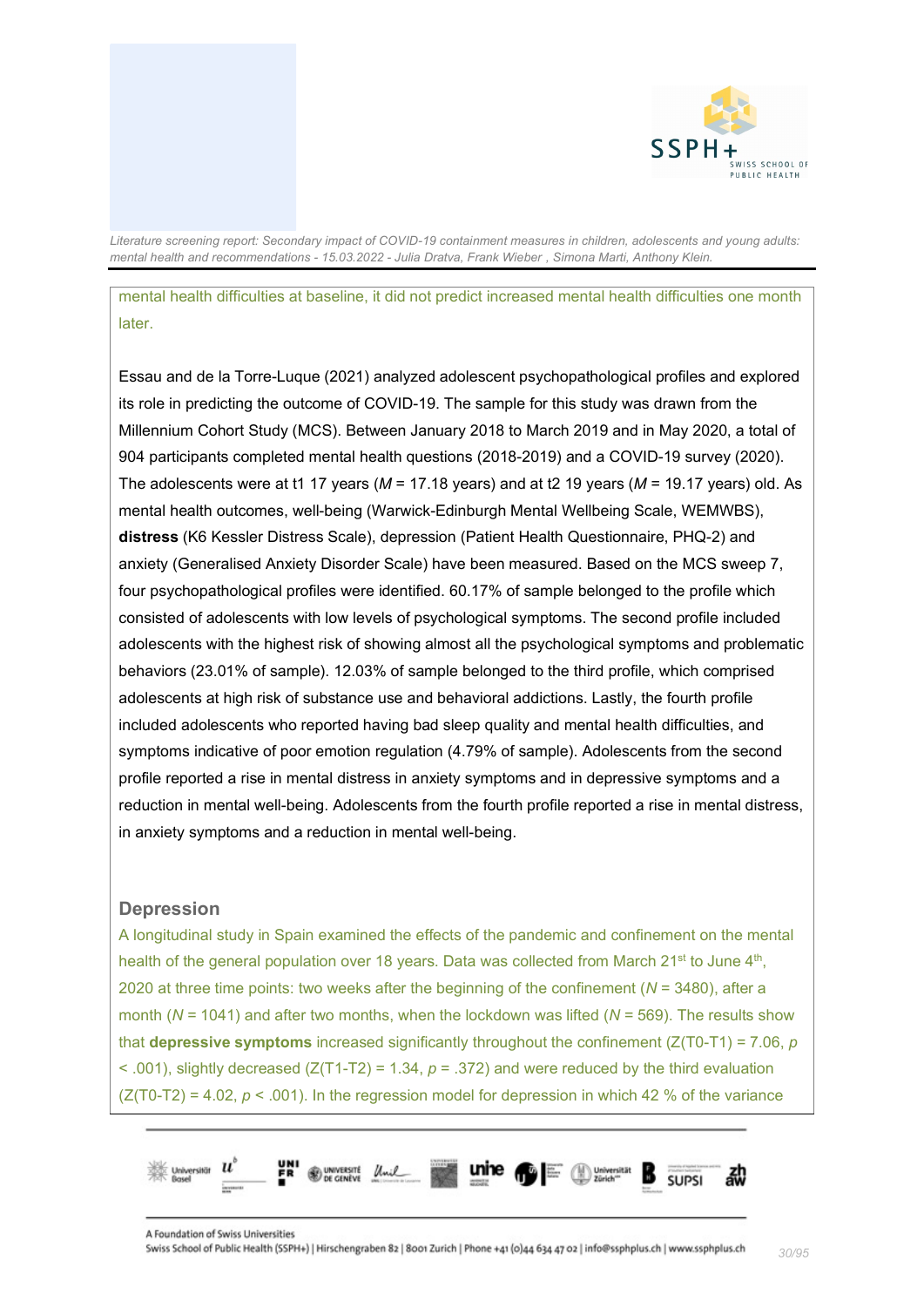mental health difficulties at baseline, it did not predict increased mental health difficulties one month later.

Essau and de la Torre-Luque (2021) analyzed adolescent psychopathological profiles and explored its role in predicting the outcome of COVID-19. The sample for this study was drawn from the Millennium Cohort Study (MCS). Between January 2018 to March 2019 and in May 2020, a total of 904 participants completed mental health questions (2018-2019) and a COVID-19 survey (2020). The adolescents were at t1 17 years ($M$ = 17.18 years) and at t2 19 years ($M$ = 19.17 years) old. As mental health outcomes, well-being (Warwick-Edinburgh Mental Wellbeing Scale, WEMWBS), **distress** (K6 Kessler Distress Scale), depression (Patient Health Questionnaire, PHQ-2) and anxiety (Generalised Anxiety Disorder Scale) have been measured. Based on the MCS sweep 7, four psychopathological profiles were identified. 60.17% of sample belonged to the profile which consisted of adolescents with low levels of psychological symptoms. The second profile included adolescents with the highest risk of showing almost all the psychological symptoms and problematic behaviors (23.01% of sample). 12.03% of sample belonged to the third profile, which comprised adolescents at high risk of substance use and behavioral addictions. Lastly, the fourth profile included adolescents who reported having bad sleep quality and mental health difficulties, and symptoms indicative of poor emotion regulation (4.79% of sample). Adolescents from the second profile reported a rise in mental distress in anxiety symptoms and in depressive symptoms and a reduction in mental well-being. Adolescents from the fourth profile reported a rise in mental distress, in anxiety symptoms and a reduction in mental well-being.

### Depression

A longitudinal study in Spain examined the effects of the pandemic and confinement on the mental health of the general population over 18 years. Data was collected from March 21st to June 4th, 2020 at three time points: two weeks after the beginning of the confinement ($N$ = 3480), after a month ($N$ = 1041) and after two months, when the lockdown was lifted ($N$ = 569). The results show that **depressive symptoms** increased significantly throughout the confinement ($Z(T0\text{-}T1) = 7.06$, $p < .001$), slightly decreased ($Z(T1\text{-}T2) = 1.34$, $p = .372$) and were reduced by the third evaluation ($Z(T0\text{-}T2) = 4.02$, $p < .001$). In the regression model for depression in which 42 % of the variance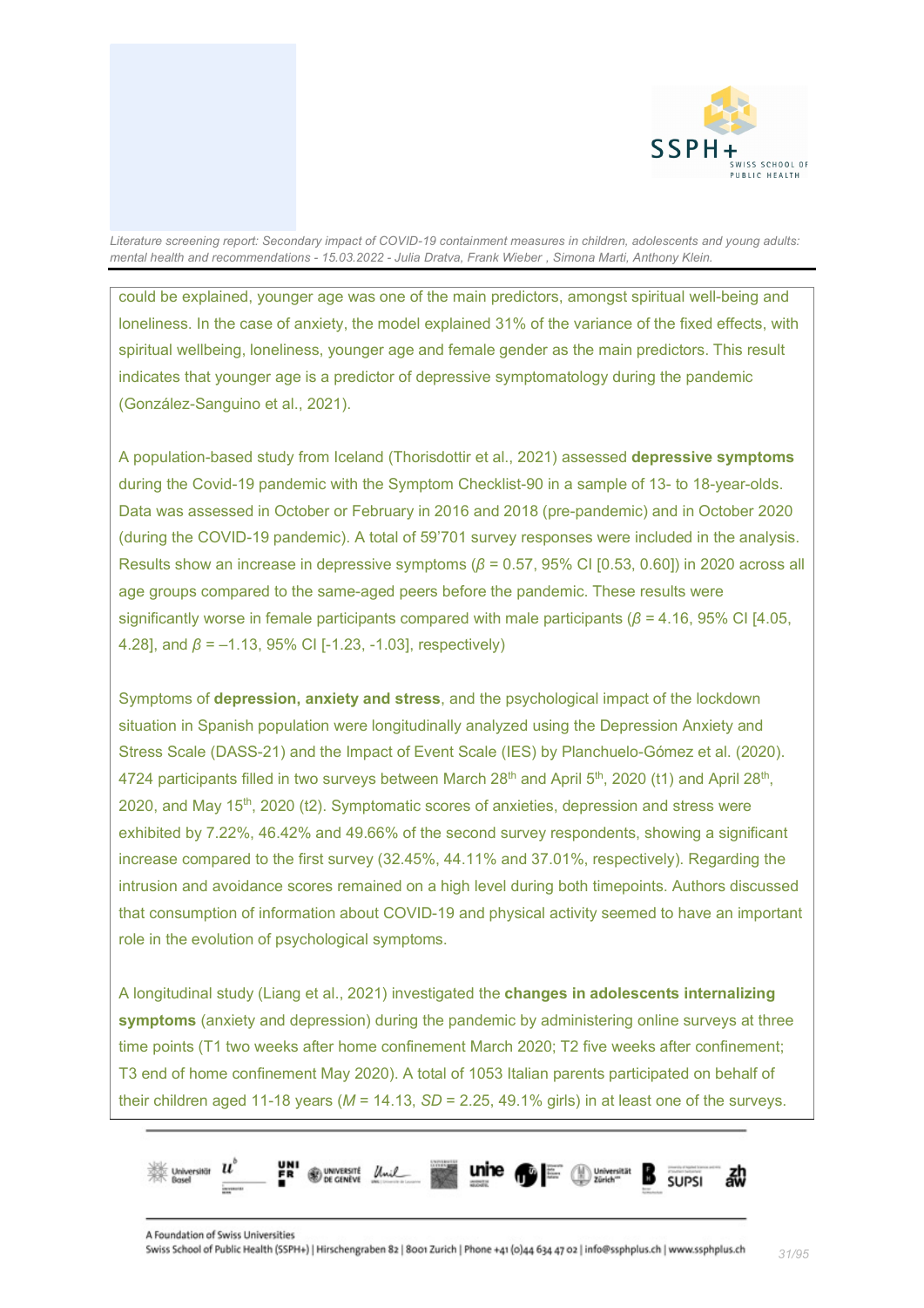could be explained, younger age was one of the main predictors, amongst spiritual well-being and loneliness. In the case of anxiety, the model explained 31% of the variance of the fixed effects, with spiritual wellbeing, loneliness, younger age and female gender as the main predictors. This result indicates that younger age is a predictor of depressive symptomatology during the pandemic (González-Sanguino et al., 2021).

A population-based study from Iceland (Thorisdottir et al., 2021) assessed **depressive symptoms** during the Covid-19 pandemic with the Symptom Checklist-90 in a sample of 13- to 18-year-olds. Data was assessed in October or February in 2016 and 2018 (pre-pandemic) and in October 2020 (during the COVID-19 pandemic). A total of 59'701 survey responses were included in the analysis. Results show an increase in depressive symptoms ($\beta$ = 0.57, 95% CI [0.53, 0.60]) in 2020 across all age groups compared to the same-aged peers before the pandemic. These results were significantly worse in female participants compared with male participants ($\beta$ = 4.16, 95% CI [4.05, 4.28], and $\beta$ = –1.13, 95% CI [-1.23, -1.03], respectively)

Symptoms of **depression, anxiety and stress**, and the psychological impact of the lockdown situation in Spanish population were longitudinally analyzed using the Depression Anxiety and Stress Scale (DASS-21) and the Impact of Event Scale (IES) by Planchuelo-Gómez et al. (2020). 4724 participants filled in two surveys between March 28th and April 5th, 2020 (t1) and April 28th, 2020, and May 15th, 2020 (t2). Symptomatic scores of anxieties, depression and stress were exhibited by 7.22%, 46.42% and 49.66% of the second survey respondents, showing a significant increase compared to the first survey (32.45%, 44.11% and 37.01%, respectively). Regarding the intrusion and avoidance scores remained on a high level during both timepoints. Authors discussed that consumption of information about COVID-19 and physical activity seemed to have an important role in the evolution of psychological symptoms.

A longitudinal study (Liang et al., 2021) investigated the **changes in adolescents internalizing symptoms** (anxiety and depression) during the pandemic by administering online surveys at three time points (T1 two weeks after home confinement March 2020; T2 five weeks after confinement; T3 end of home confinement May 2020). A total of 1053 Italian parents participated on behalf of their children aged 11-18 years (*M* = 14.13, *SD* = 2.25, 49.1% girls) in at least one of the surveys.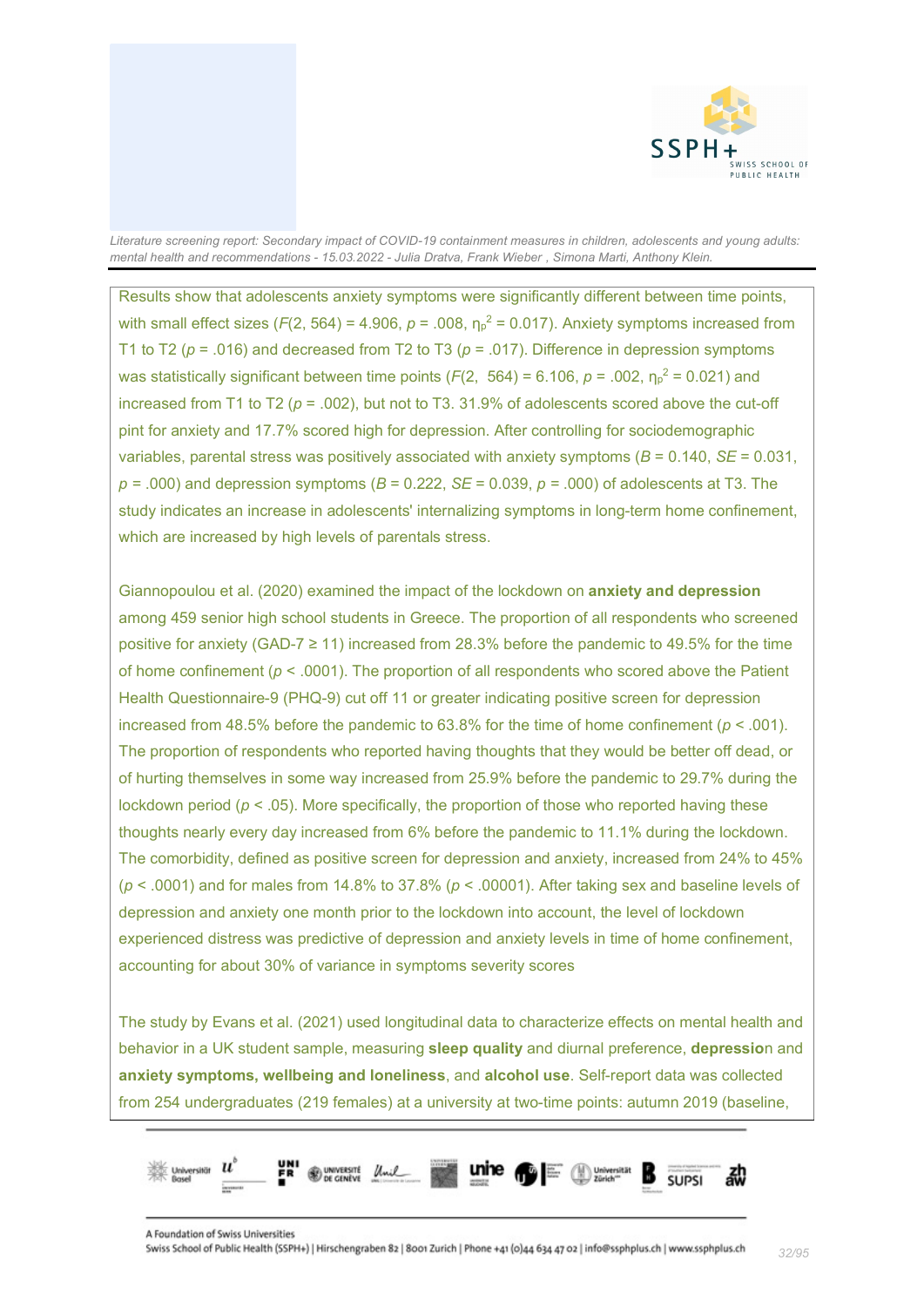Results show that adolescents anxiety symptoms were significantly different between time points, with small effect sizes ($F(2, 564) = 4.906$, $p = .008$, $\eta_p^2 = 0.017$). Anxiety symptoms increased from T1 to T2 ($p = .016$) and decreased from T2 to T3 ($p = .017$). Difference in depression symptoms was statistically significant between time points ($F(2, 564) = 6.106$, $p = .002$, $\eta_p^2 = 0.021$) and increased from T1 to T2 ($p = .002$), but not to T3. 31.9% of adolescents scored above the cut-off pint for anxiety and 17.7% scored high for depression. After controlling for sociodemographic variables, parental stress was positively associated with anxiety symptoms ($B = 0.140$, $SE = 0.031$, $p = .000$) and depression symptoms ($B = 0.222$, $SE = 0.039$, $p = .000$) of adolescents at T3. The study indicates an increase in adolescents' internalizing symptoms in long-term home confinement, which are increased by high levels of parentals stress.

Giannopoulou et al. (2020) examined the impact of the lockdown on **anxiety and depression** among 459 senior high school students in Greece. The proportion of all respondents who screened positive for anxiety (GAD-7 ≥ 11) increased from 28.3% before the pandemic to 49.5% for the time of home confinement ($p < .0001$). The proportion of all respondents who scored above the Patient Health Questionnaire-9 (PHQ-9) cut off 11 or greater indicating positive screen for depression increased from 48.5% before the pandemic to 63.8% for the time of home confinement ($p < .001$). The proportion of respondents who reported having thoughts that they would be better off dead, or of hurting themselves in some way increased from 25.9% before the pandemic to 29.7% during the lockdown period ($p < .05$). More specifically, the proportion of those who reported having these thoughts nearly every day increased from 6% before the pandemic to 11.1% during the lockdown. The comorbidity, defined as positive screen for depression and anxiety, increased from 24% to 45% ($p < .0001$) and for males from 14.8% to 37.8% ($p < .00001$). After taking sex and baseline levels of depression and anxiety one month prior to the lockdown into account, the level of lockdown experienced distress was predictive of depression and anxiety levels in time of home confinement, accounting for about 30% of variance in symptoms severity scores

The study by Evans et al. (2021) used longitudinal data to characterize effects on mental health and behavior in a UK student sample, measuring **sleep quality** and diurnal preference, **depressio**n and **anxiety symptoms, wellbeing and loneliness**, and **alcohol use**. Self-report data was collected from 254 undergraduates (219 females) at a university at two-time points: autumn 2019 (baseline,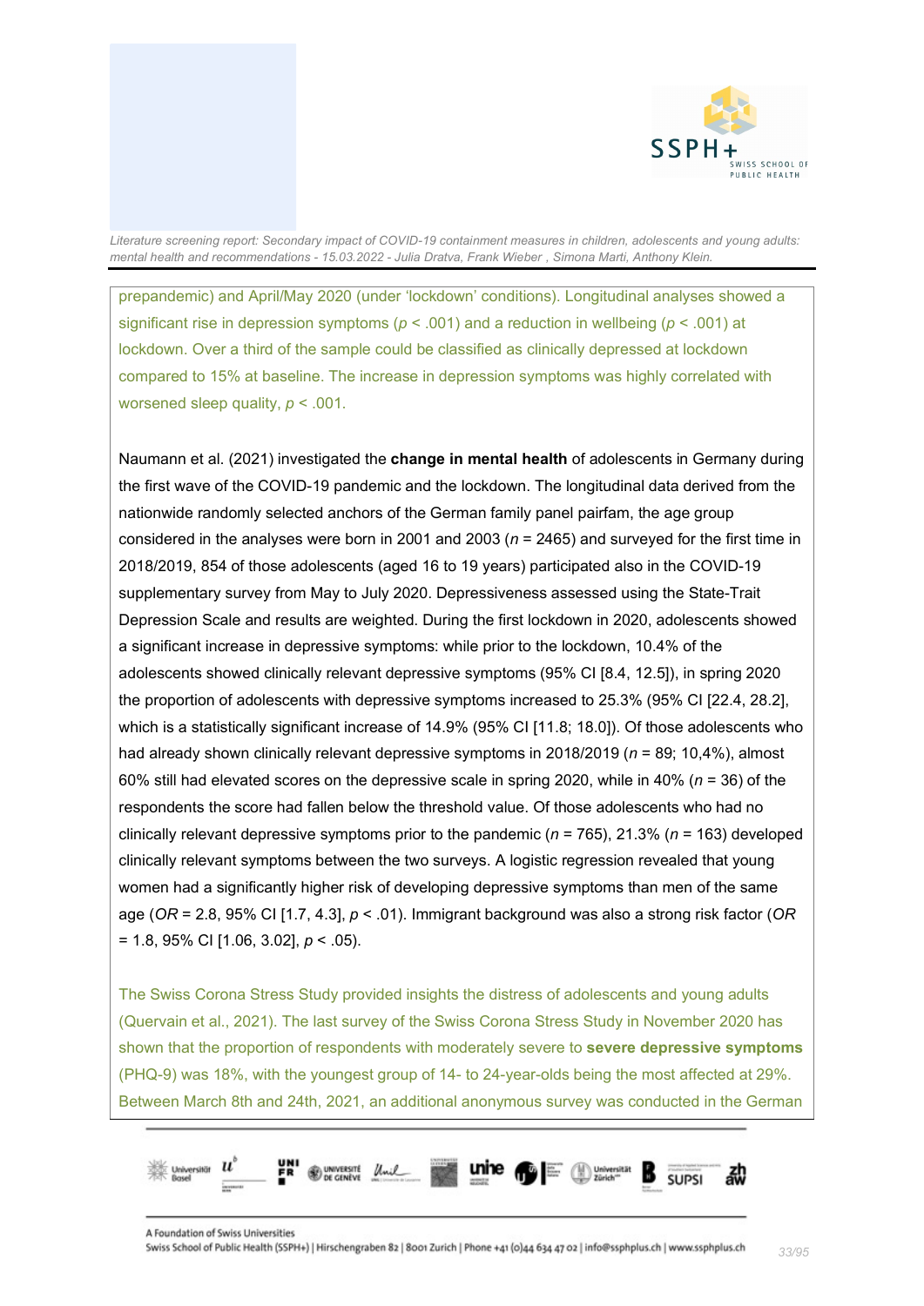prepandemic) and April/May 2020 (under 'lockdown' conditions). Longitudinal analyses showed a significant rise in depression symptoms ($p < .001$) and a reduction in wellbeing ($p < .001$) at lockdown. Over a third of the sample could be classified as clinically depressed at lockdown compared to 15% at baseline. The increase in depression symptoms was highly correlated with worsened sleep quality, $p < .001$.

Naumann et al. (2021) investigated the **change in mental health** of adolescents in Germany during the first wave of the COVID-19 pandemic and the lockdown. The longitudinal data derived from the nationwide randomly selected anchors of the German family panel pairfam, the age group considered in the analyses were born in 2001 and 2003 ($n$ = 2465) and surveyed for the first time in 2018/2019, 854 of those adolescents (aged 16 to 19 years) participated also in the COVID-19 supplementary survey from May to July 2020. Depressiveness assessed using the State-Trait Depression Scale and results are weighted. During the first lockdown in 2020, adolescents showed a significant increase in depressive symptoms: while prior to the lockdown, 10.4% of the adolescents showed clinically relevant depressive symptoms (95% CI [8.4, 12.5]), in spring 2020 the proportion of adolescents with depressive symptoms increased to 25.3% (95% CI [22.4, 28.2], which is a statistically significant increase of 14.9% (95% CI [11.8; 18.0]). Of those adolescents who had already shown clinically relevant depressive symptoms in 2018/2019 ($n$ = 89; 10,4%), almost 60% still had elevated scores on the depressive scale in spring 2020, while in 40% ($n$ = 36) of the respondents the score had fallen below the threshold value. Of those adolescents who had no clinically relevant depressive symptoms prior to the pandemic ($n$ = 765), 21.3% ($n$ = 163) developed clinically relevant symptoms between the two surveys. A logistic regression revealed that young women had a significantly higher risk of developing depressive symptoms than men of the same age ($OR$ = 2.8, 95% CI [1.7, 4.3], $p < .01$). Immigrant background was also a strong risk factor ($OR$ = 1.8, 95% CI [1.06, 3.02], $p < .05$).

The Swiss Corona Stress Study provided insights the distress of adolescents and young adults (Quervain et al., 2021). The last survey of the Swiss Corona Stress Study in November 2020 has shown that the proportion of respondents with moderately severe to **severe depressive symptoms** (PHQ-9) was 18%, with the youngest group of 14- to 24-year-olds being the most affected at 29%. Between March 8th and 24th, 2021, an additional anonymous survey was conducted in the German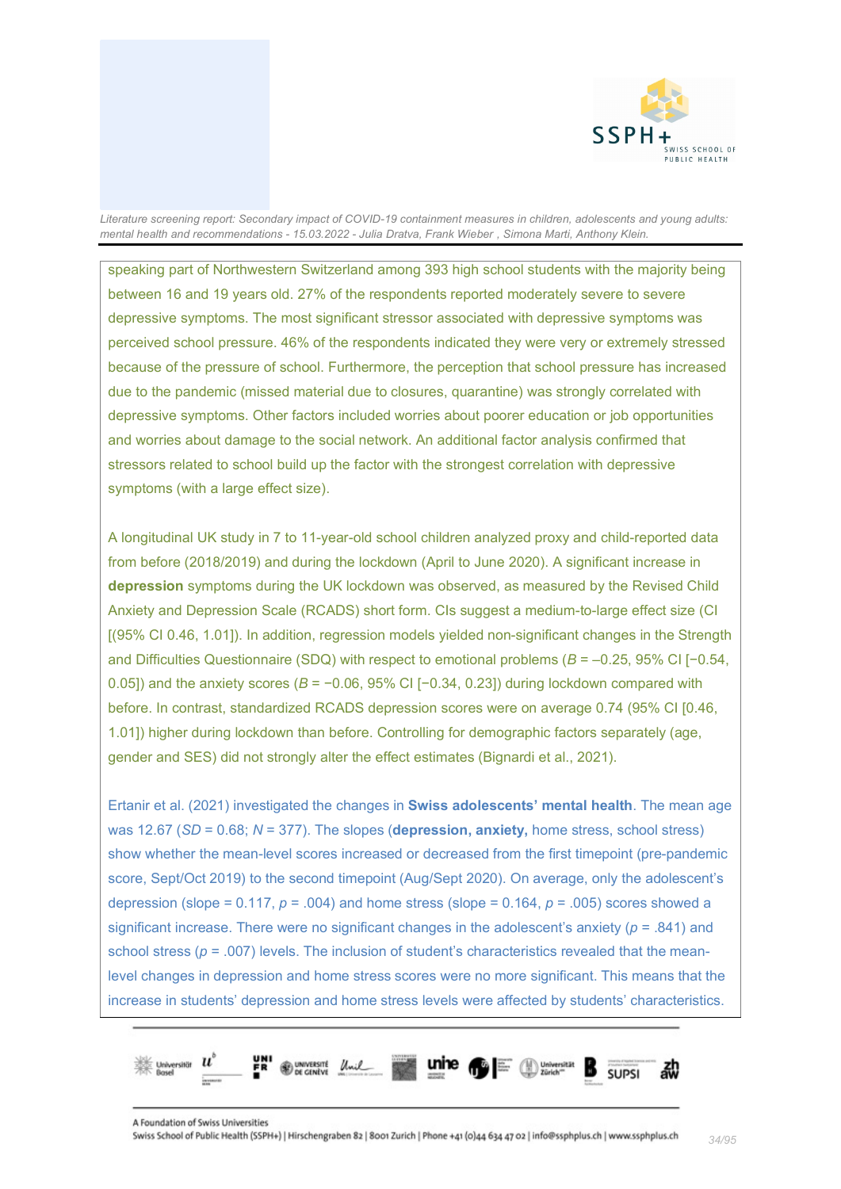speaking part of Northwestern Switzerland among 393 high school students with the majority being between 16 and 19 years old. 27% of the respondents reported moderately severe to severe depressive symptoms. The most significant stressor associated with depressive symptoms was perceived school pressure. 46% of the respondents indicated they were very or extremely stressed because of the pressure of school. Furthermore, the perception that school pressure has increased due to the pandemic (missed material due to closures, quarantine) was strongly correlated with depressive symptoms. Other factors included worries about poorer education or job opportunities and worries about damage to the social network. An additional factor analysis confirmed that stressors related to school build up the factor with the strongest correlation with depressive symptoms (with a large effect size).

A longitudinal UK study in 7 to 11-year-old school children analyzed proxy and child-reported data from before (2018/2019) and during the lockdown (April to June 2020). A significant increase in **depression** symptoms during the UK lockdown was observed, as measured by the Revised Child Anxiety and Depression Scale (RCADS) short form. CIs suggest a medium-to-large effect size (CI [(95% CI 0.46, 1.01]). In addition, regression models yielded non-significant changes in the Strength and Difficulties Questionnaire (SDQ) with respect to emotional problems ($B$ = –0.25, 95% CI [−0.54, 0.05]) and the anxiety scores ($B$ = −0.06, 95% CI [−0.34, 0.23]) during lockdown compared with before. In contrast, standardized RCADS depression scores were on average 0.74 (95% CI [0.46, 1.01]) higher during lockdown than before. Controlling for demographic factors separately (age, gender and SES) did not strongly alter the effect estimates (Bignardi et al., 2021).

Ertanir et al. (2021) investigated the changes in **Swiss adolescents' mental health**. The mean age was 12.67 ($SD$ = 0.68; $N$ = 377). The slopes (**depression, anxiety,** home stress, school stress) show whether the mean-level scores increased or decreased from the first timepoint (pre-pandemic score, Sept/Oct 2019) to the second timepoint (Aug/Sept 2020). On average, only the adolescent's depression (slope = 0.117, $p$ = .004) and home stress (slope = 0.164, $p$ = .005) scores showed a significant increase. There were no significant changes in the adolescent's anxiety ($p$ = .841) and school stress ($p$ = .007) levels. The inclusion of student's characteristics revealed that the mean-level changes in depression and home stress scores were no more significant. This means that the increase in students' depression and home stress levels were affected by students' characteristics.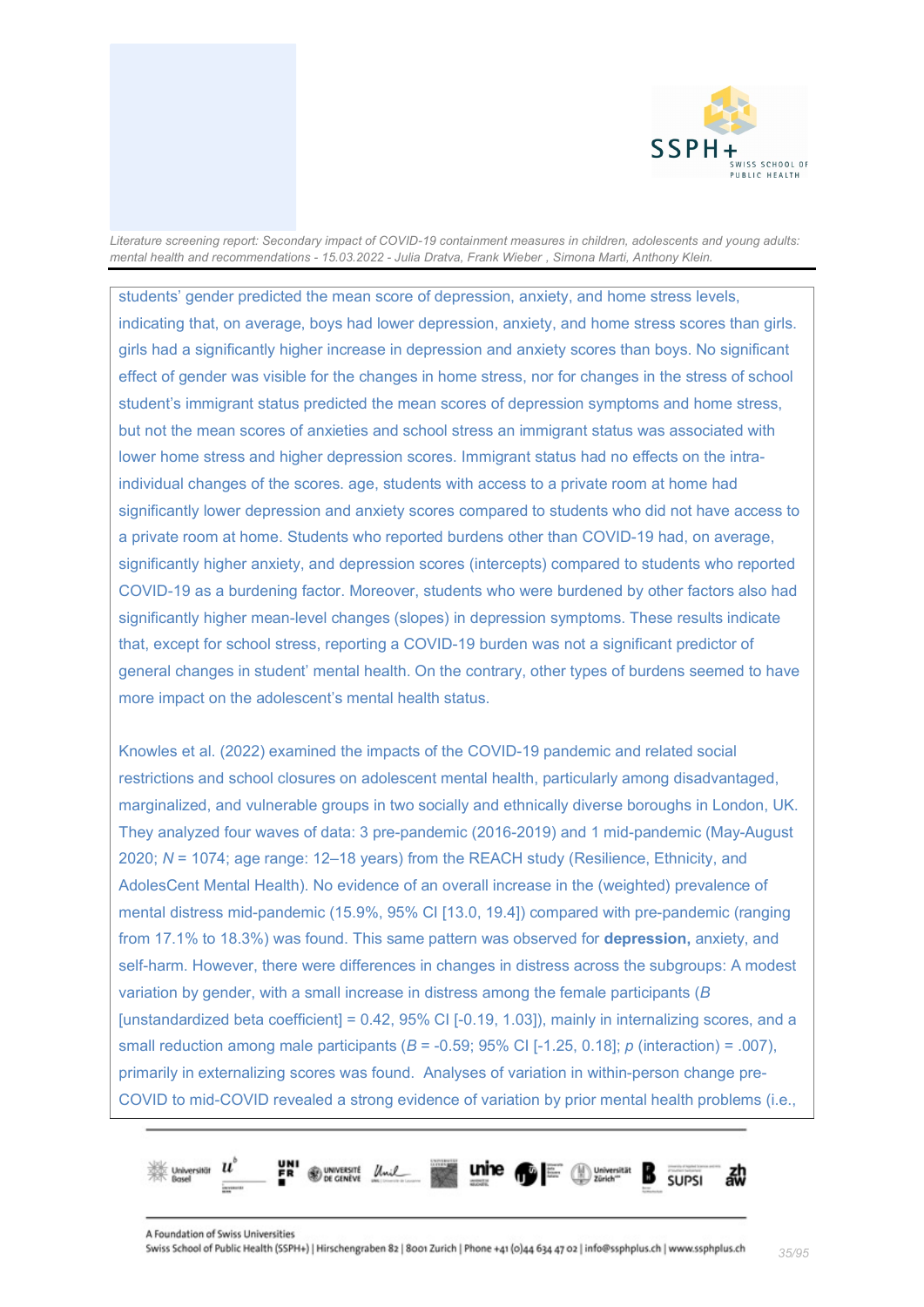students' gender predicted the mean score of depression, anxiety, and home stress levels, indicating that, on average, boys had lower depression, anxiety, and home stress scores than girls. girls had a significantly higher increase in depression and anxiety scores than boys. No significant effect of gender was visible for the changes in home stress, nor for changes in the stress of school student's immigrant status predicted the mean scores of depression symptoms and home stress, but not the mean scores of anxieties and school stress an immigrant status was associated with lower home stress and higher depression scores. Immigrant status had no effects on the intra-individual changes of the scores. age, students with access to a private room at home had significantly lower depression and anxiety scores compared to students who did not have access to a private room at home. Students who reported burdens other than COVID-19 had, on average, significantly higher anxiety, and depression scores (intercepts) compared to students who reported COVID-19 as a burdening factor. Moreover, students who were burdened by other factors also had significantly higher mean-level changes (slopes) in depression symptoms. These results indicate that, except for school stress, reporting a COVID-19 burden was not a significant predictor of general changes in student' mental health. On the contrary, other types of burdens seemed to have more impact on the adolescent's mental health status.

Knowles et al. (2022) examined the impacts of the COVID-19 pandemic and related social restrictions and school closures on adolescent mental health, particularly among disadvantaged, marginalized, and vulnerable groups in two socially and ethnically diverse boroughs in London, UK. They analyzed four waves of data: 3 pre-pandemic (2016-2019) and 1 mid-pandemic (May-August 2020; $N$ = 1074; age range: 12–18 years) from the REACH study (Resilience, Ethnicity, and AdolesCent Mental Health). No evidence of an overall increase in the (weighted) prevalence of mental distress mid-pandemic (15.9%, 95% CI [13.0, 19.4]) compared with pre-pandemic (ranging from 17.1% to 18.3%) was found. This same pattern was observed for **depression,** anxiety, and self-harm. However, there were differences in changes in distress across the subgroups: A modest variation by gender, with a small increase in distress among the female participants ($B$ [unstandardized beta coefficient] = 0.42, 95% CI [-0.19, 1.03]), mainly in internalizing scores, and a small reduction among male participants ($B$ = -0.59; 95% CI [-1.25, 0.18]; $p$ (interaction) = .007), primarily in externalizing scores was found. Analyses of variation in within-person change pre-COVID to mid-COVID revealed a strong evidence of variation by prior mental health problems (i.e.,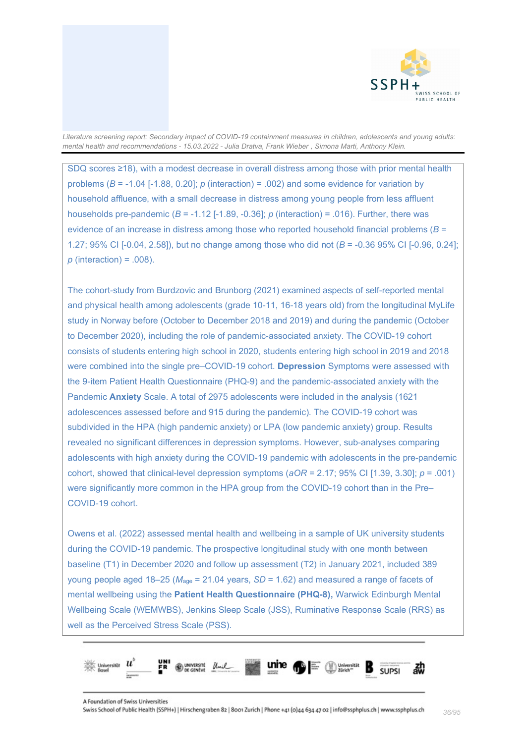SDQ scores ≥18), with a modest decrease in overall distress among those with prior mental health problems (*B* = -1.04 [-1.88, 0.20]; *p* (interaction) = .002) and some evidence for variation by household affluence, with a small decrease in distress among young people from less affluent households pre-pandemic (*B* = -1.12 [-1.89, -0.36]; *p* (interaction) = .016). Further, there was evidence of an increase in distress among those who reported household financial problems (*B* = 1.27; 95% CI [-0.04, 2.58]), but no change among those who did not (*B* = -0.36 95% CI [-0.96, 0.24]; *p* (interaction) = .008).

The cohort-study from Burdzovic and Brunborg (2021) examined aspects of self-reported mental and physical health among adolescents (grade 10-11, 16-18 years old) from the longitudinal MyLife study in Norway before (October to December 2018 and 2019) and during the pandemic (October to December 2020), including the role of pandemic-associated anxiety. The COVID-19 cohort consists of students entering high school in 2020, students entering high school in 2019 and 2018 were combined into the single pre–COVID-19 cohort. **Depression** Symptoms were assessed with the 9-item Patient Health Questionnaire (PHQ-9) and the pandemic-associated anxiety with the Pandemic **Anxiety** Scale. A total of 2975 adolescents were included in the analysis (1621 adolescences assessed before and 915 during the pandemic). The COVID-19 cohort was subdivided in the HPA (high pandemic anxiety) or LPA (low pandemic anxiety) group. Results revealed no significant differences in depression symptoms. However, sub-analyses comparing adolescents with high anxiety during the COVID-19 pandemic with adolescents in the pre-pandemic cohort, showed that clinical-level depression symptoms (*aOR* = 2.17; 95% CI [1.39, 3.30]; *p* = .001) were significantly more common in the HPA group from the COVID-19 cohort than in the Pre–COVID-19 cohort.

Owens et al. (2022) assessed mental health and wellbeing in a sample of UK university students during the COVID-19 pandemic. The prospective longitudinal study with one month between baseline (T1) in December 2020 and follow up assessment (T2) in January 2021, included 389 young people aged 18–25 ($M_{age}$ = 21.04 years, *SD* = 1.62) and measured a range of facets of mental wellbeing using the **Patient Health Questionnaire (PHQ-8),** Warwick Edinburgh Mental Wellbeing Scale (WEMWBS), Jenkins Sleep Scale (JSS), Ruminative Response Scale (RRS) as well as the Perceived Stress Scale (PSS).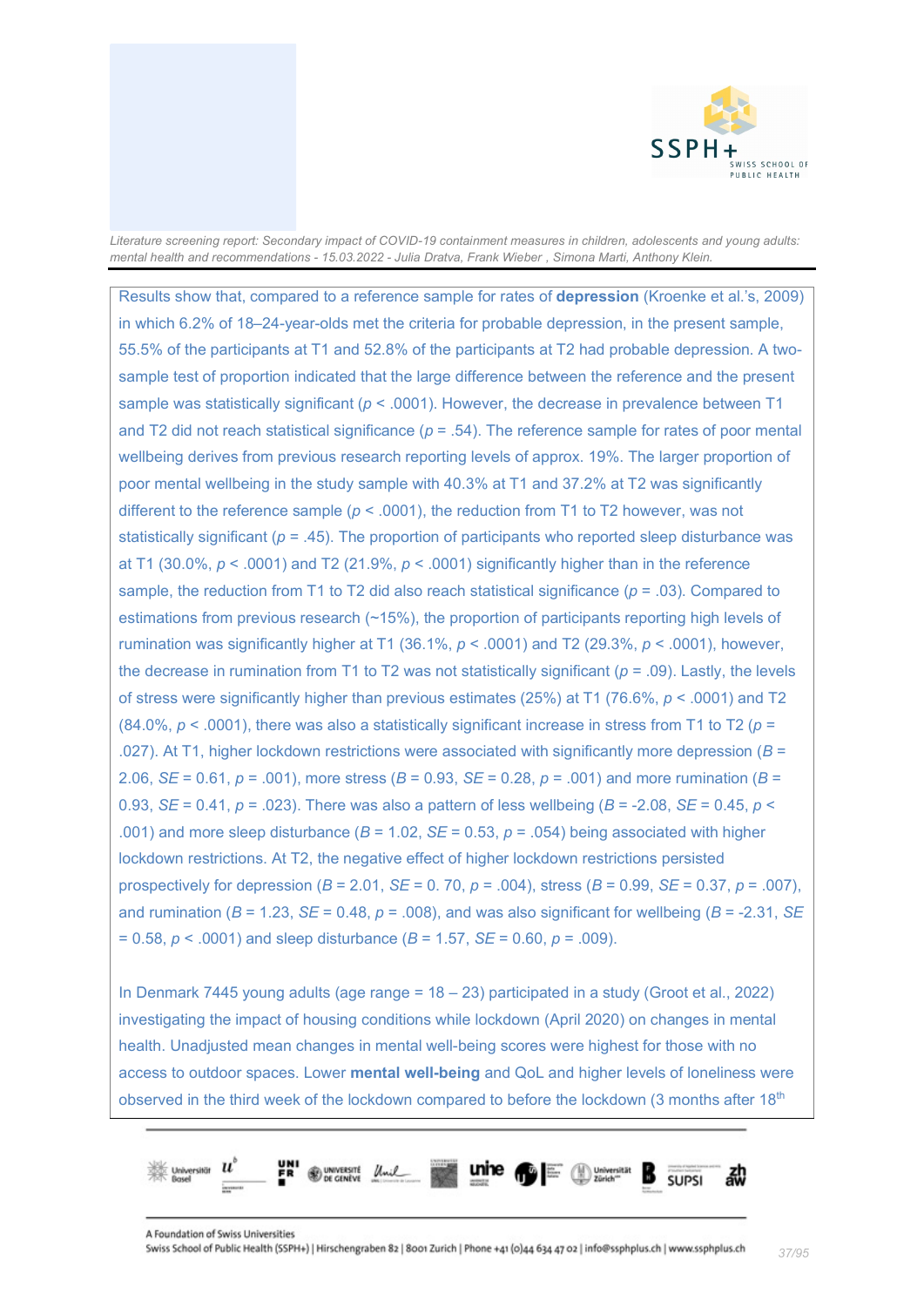Results show that, compared to a reference sample for rates of **depression** (Kroenke et al.'s, 2009) in which 6.2% of 18–24-year-olds met the criteria for probable depression, in the present sample, 55.5% of the participants at T1 and 52.8% of the participants at T2 had probable depression. A two-sample test of proportion indicated that the large difference between the reference and the present sample was statistically significant ($p < .0001$). However, the decrease in prevalence between T1 and T2 did not reach statistical significance ($p = .54$). The reference sample for rates of poor mental wellbeing derives from previous research reporting levels of approx. 19%. The larger proportion of poor mental wellbeing in the study sample with 40.3% at T1 and 37.2% at T2 was significantly different to the reference sample ($p < .0001$), the reduction from T1 to T2 however, was not statistically significant ($p = .45$). The proportion of participants who reported sleep disturbance was at T1 (30.0%, $p < .0001$) and T2 (21.9%, $p < .0001$) significantly higher than in the reference sample, the reduction from T1 to T2 did also reach statistical significance ($p = .03$). Compared to estimations from previous research (~15%), the proportion of participants reporting high levels of rumination was significantly higher at T1 (36.1%, $p < .0001$) and T2 (29.3%, $p < .0001$), however, the decrease in rumination from T1 to T2 was not statistically significant ($p = .09$). Lastly, the levels of stress were significantly higher than previous estimates (25%) at T1 (76.6%, $p < .0001$) and T2 (84.0%, $p < .0001$), there was also a statistically significant increase in stress from T1 to T2 ($p = .027$). At T1, higher lockdown restrictions were associated with significantly more depression ($B = 2.06$, $SE = 0.61$, $p = .001$), more stress ($B = 0.93$, $SE = 0.28$, $p = .001$) and more rumination ($B = 0.93$, $SE = 0.41$, $p = .023$). There was also a pattern of less wellbeing ($B = -2.08$, $SE = 0.45$, $p < .001$) and more sleep disturbance ($B = 1.02$, $SE = 0.53$, $p = .054$) being associated with higher lockdown restrictions. At T2, the negative effect of higher lockdown restrictions persisted prospectively for depression ($B = 2.01$, $SE = 0.70$, $p = .004$), stress ($B = 0.99$, $SE = 0.37$, $p = .007$), and rumination ($B = 1.23$, $SE = 0.48$, $p = .008$), and was also significant for wellbeing ($B = -2.31$, $SE = 0.58$, $p < .0001$) and sleep disturbance ($B = 1.57$, $SE = 0.60$, $p = .009$).

In Denmark 7445 young adults (age range = 18 – 23) participated in a study (Groot et al., 2022) investigating the impact of housing conditions while lockdown (April 2020) on changes in mental health. Unadjusted mean changes in mental well-being scores were highest for those with no access to outdoor spaces. Lower **mental well-being** and QoL and higher levels of loneliness were observed in the third week of the lockdown compared to before the lockdown (3 months after 18th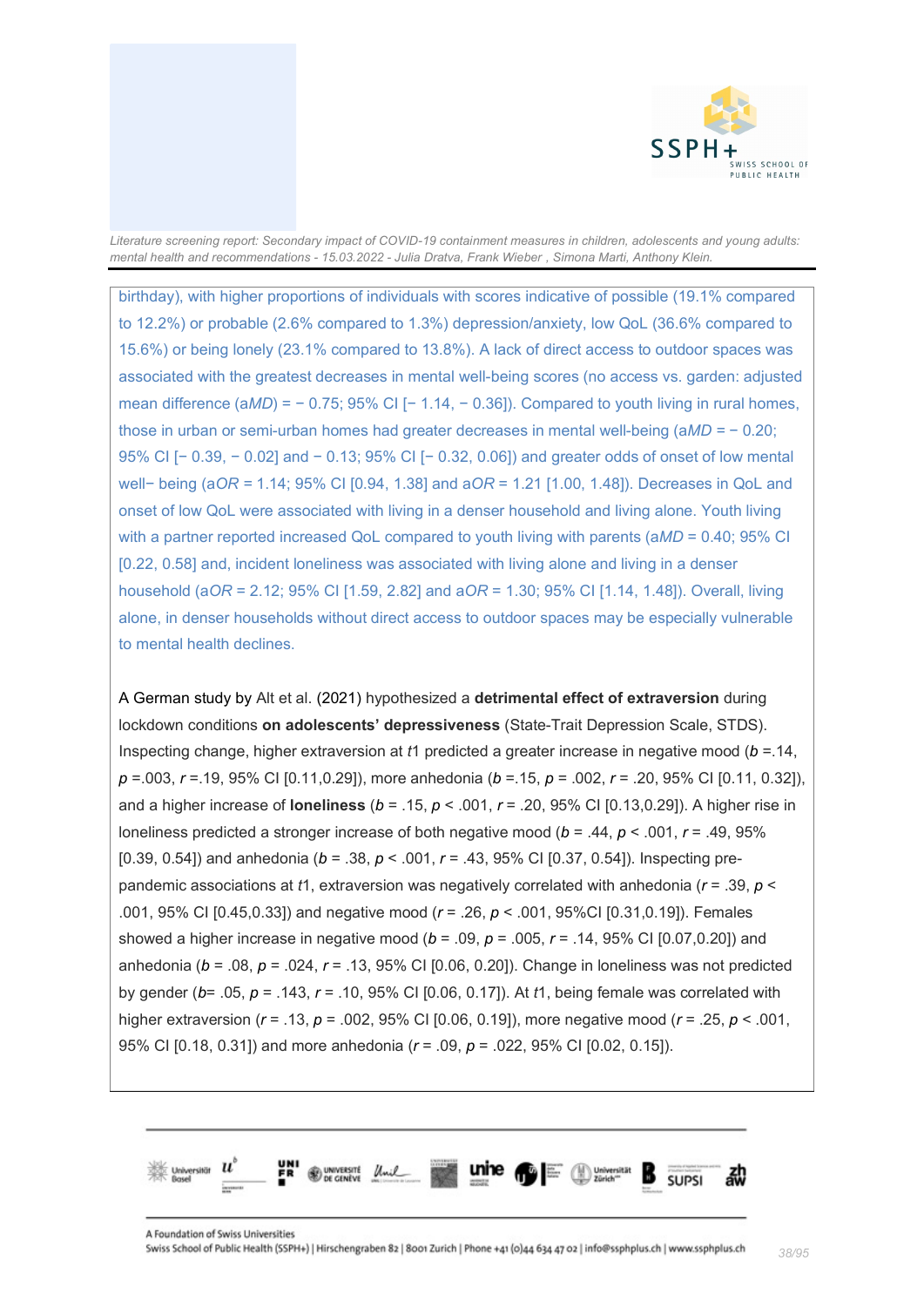birthday), with higher proportions of individuals with scores indicative of possible (19.1% compared to 12.2%) or probable (2.6% compared to 1.3%) depression/anxiety, low QoL (36.6% compared to 15.6%) or being lonely (23.1% compared to 13.8%). A lack of direct access to outdoor spaces was associated with the greatest decreases in mental well-being scores (no access vs. garden: adjusted mean difference (a*MD*) = − 0.75; 95% CI [− 1.14, − 0.36]). Compared to youth living in rural homes, those in urban or semi-urban homes had greater decreases in mental well-being (a*MD* = − 0.20; 95% CI [− 0.39, − 0.02] and − 0.13; 95% CI [− 0.32, 0.06]) and greater odds of onset of low mental well− being (a*OR* = 1.14; 95% CI [0.94, 1.38] and a*OR* = 1.21 [1.00, 1.48]). Decreases in QoL and onset of low QoL were associated with living in a denser household and living alone. Youth living with a partner reported increased QoL compared to youth living with parents (a*MD* = 0.40; 95% CI [0.22, 0.58] and, incident loneliness was associated with living alone and living in a denser household (a*OR* = 2.12; 95% CI [1.59, 2.82] and a*OR* = 1.30; 95% CI [1.14, 1.48]). Overall, living alone, in denser households without direct access to outdoor spaces may be especially vulnerable to mental health declines.

A German study by Alt et al. (2021) hypothesized a **detrimental effect of extraversion** during lockdown conditions **on adolescents' depressiveness** (State-Trait Depression Scale, STDS). Inspecting change, higher extraversion at *t*1 predicted a greater increase in negative mood ($b$ =.14, $p$ =.003, $r$ =.19, 95% CI [0.11,0.29]), more anhedonia ($b$ =.15, $p$ = .002, $r$ = .20, 95% CI [0.11, 0.32]), and a higher increase of **loneliness** ($b$ = .15, $p$ < .001, $r$ = .20, 95% CI [0.13,0.29]). A higher rise in loneliness predicted a stronger increase of both negative mood ($b$ = .44, $p$ < .001, $r$ = .49, 95% [0.39, 0.54]) and anhedonia ($b$ = .38, $p$ < .001, $r$ = .43, 95% CI [0.37, 0.54]). Inspecting pre-pandemic associations at *t*1, extraversion was negatively correlated with anhedonia ($r$ = .39, $p$ < .001, 95% CI [0.45,0.33]) and negative mood ($r$ = .26, $p$ < .001, 95%CI [0.31,0.19]). Females showed a higher increase in negative mood ($b$ = .09, $p$ = .005, $r$ = .14, 95% CI [0.07,0.20]) and anhedonia ($b$ = .08, $p$ = .024, $r$ = .13, 95% CI [0.06, 0.20]). Change in loneliness was not predicted by gender ($b$= .05, $p$ = .143, $r$ = .10, 95% CI [0.06, 0.17]). At *t*1, being female was correlated with higher extraversion ($r$ = .13, $p$ = .002, 95% CI [0.06, 0.19]), more negative mood ($r$ = .25, $p$ < .001, 95% CI [0.18, 0.31]) and more anhedonia ($r$ = .09, $p$ = .022, 95% CI [0.02, 0.15]).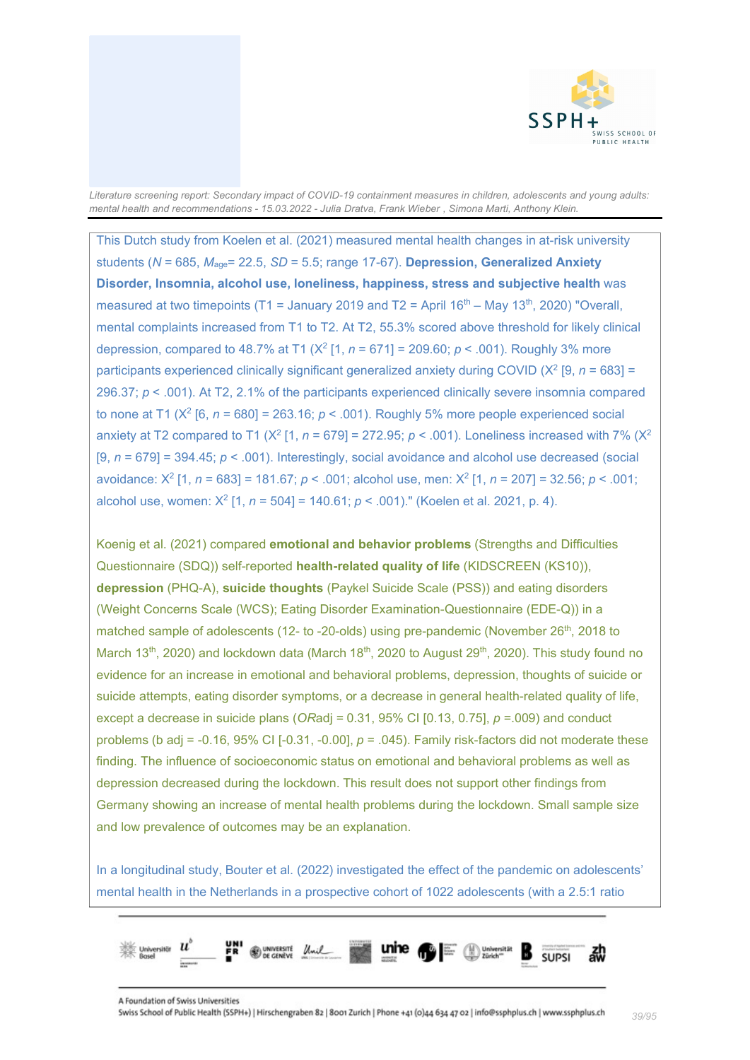This Dutch study from Koelen et al. (2021) measured mental health changes in at-risk university students ($N$ = 685, $M_{age}$= 22.5, $SD$ = 5.5; range 17-67). **Depression, Generalized Anxiety Disorder, Insomnia, alcohol use, loneliness, happiness, stress and subjective health** was measured at two timepoints (T1 = January 2019 and T2 = April 16th – May 13th, 2020) "Overall, mental complaints increased from T1 to T2. At T2, 55.3% scored above threshold for likely clinical depression, compared to 48.7% at T1 ($X^2$ [1, $n$ = 671] = 209.60; $p$ < .001). Roughly 3% more participants experienced clinically significant generalized anxiety during COVID ($X^2$ [9, $n$ = 683] = 296.37; $p$ < .001). At T2, 2.1% of the participants experienced clinically severe insomnia compared to none at T1 ($X^2$ [6, $n$ = 680] = 263.16; $p$ < .001). Roughly 5% more people experienced social anxiety at T2 compared to T1 ($X^2$ [1, $n$ = 679] = 272.95; $p$ < .001). Loneliness increased with 7% ($X^2$ [9, $n$ = 679] = 394.45; $p$ < .001). Interestingly, social avoidance and alcohol use decreased (social avoidance: $X^2$ [1, $n$ = 683] = 181.67; $p$ < .001; alcohol use, men: $X^2$ [1, $n$ = 207] = 32.56; $p$ < .001; alcohol use, women: $X^2$ [1, $n$ = 504] = 140.61; $p$ < .001)." (Koelen et al. 2021, p. 4).

Koenig et al. (2021) compared **emotional and behavior problems** (Strengths and Difficulties Questionnaire (SDQ)) self-reported **health-related quality of life** (KIDSCREEN (KS10)), **depression** (PHQ-A), **suicide thoughts** (Paykel Suicide Scale (PSS)) and eating disorders (Weight Concerns Scale (WCS); Eating Disorder Examination-Questionnaire (EDE-Q)) in a matched sample of adolescents (12- to -20-olds) using pre-pandemic (November 26th, 2018 to March 13th, 2020) and lockdown data (March 18th, 2020 to August 29th, 2020). This study found no evidence for an increase in emotional and behavioral problems, depression, thoughts of suicide or suicide attempts, eating disorder symptoms, or a decrease in general health-related quality of life, except a decrease in suicide plans (*OR*adj = 0.31, 95% CI [0.13, 0.75], $p$ =.009) and conduct problems (b adj = -0.16, 95% CI [-0.31, -0.00], $p$ = .045). Family risk-factors did not moderate these finding. The influence of socioeconomic status on emotional and behavioral problems as well as depression decreased during the lockdown. This result does not support other findings from Germany showing an increase of mental health problems during the lockdown. Small sample size and low prevalence of outcomes may be an explanation.

In a longitudinal study, Bouter et al. (2022) investigated the effect of the pandemic on adolescents' mental health in the Netherlands in a prospective cohort of 1022 adolescents (with a 2.5:1 ratio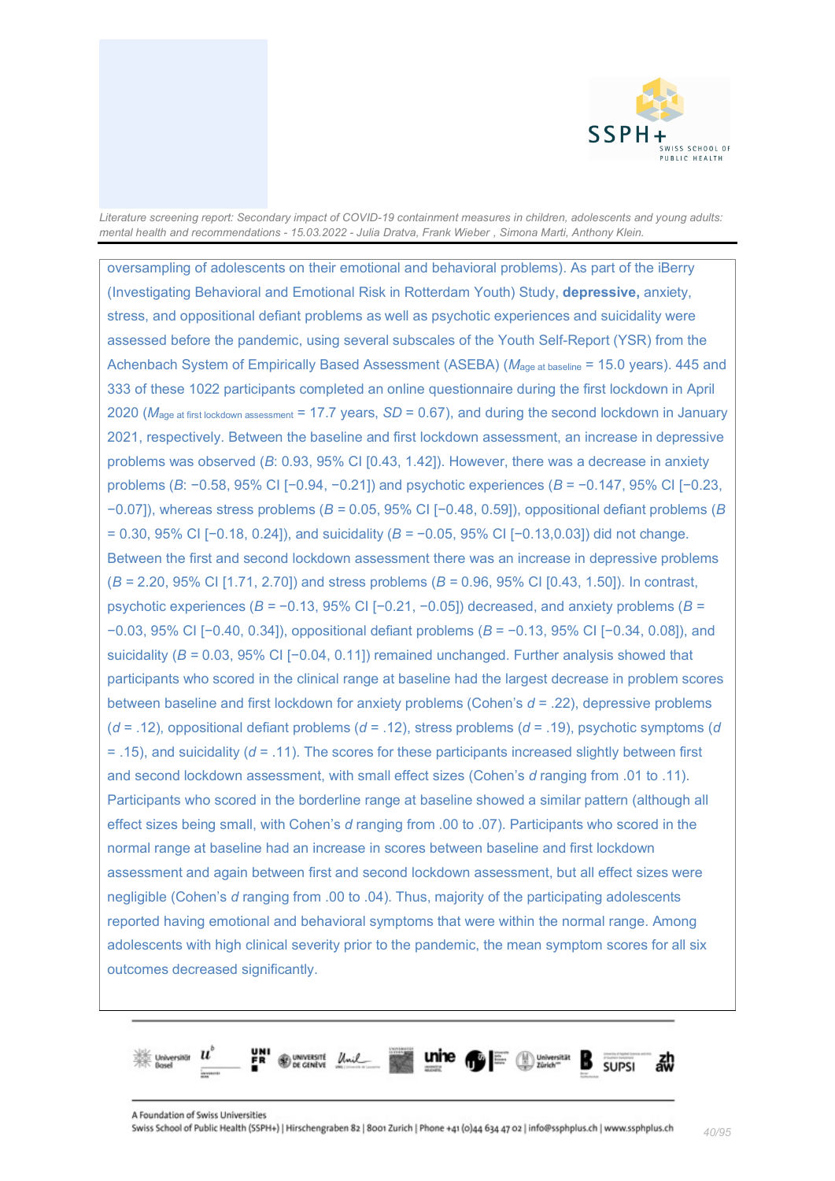oversampling of adolescents on their emotional and behavioral problems). As part of the iBerry (Investigating Behavioral and Emotional Risk in Rotterdam Youth) Study, **depressive,** anxiety, stress, and oppositional defiant problems as well as psychotic experiences and suicidality were assessed before the pandemic, using several subscales of the Youth Self-Report (YSR) from the Achenbach System of Empirically Based Assessment (ASEBA) ($M_{\text{age at baseline}}$ = 15.0 years). 445 and 333 of these 1022 participants completed an online questionnaire during the first lockdown in April 2020 ($M_{\text{age at first lockdown assessment}}$ = 17.7 years, *SD* = 0.67), and during the second lockdown in January 2021, respectively. Between the baseline and first lockdown assessment, an increase in depressive problems was observed (*B*: 0.93, 95% CI [0.43, 1.42]). However, there was a decrease in anxiety problems (*B*: −0.58, 95% CI [−0.94, −0.21]) and psychotic experiences (*B* = −0.147, 95% CI [−0.23, −0.07]), whereas stress problems (*B* = 0.05, 95% CI [−0.48, 0.59]), oppositional defiant problems (*B* = 0.30, 95% CI [−0.18, 0.24]), and suicidality (*B* = −0.05, 95% CI [−0.13,0.03]) did not change. Between the first and second lockdown assessment there was an increase in depressive problems (*B* = 2.20, 95% CI [1.71, 2.70]) and stress problems (*B* = 0.96, 95% CI [0.43, 1.50]). In contrast, psychotic experiences (*B* = −0.13, 95% CI [−0.21, −0.05]) decreased, and anxiety problems (*B* = −0.03, 95% CI [−0.40, 0.34]), oppositional defiant problems (*B* = −0.13, 95% CI [−0.34, 0.08]), and suicidality (*B* = 0.03, 95% CI [−0.04, 0.11]) remained unchanged. Further analysis showed that participants who scored in the clinical range at baseline had the largest decrease in problem scores between baseline and first lockdown for anxiety problems (Cohen's *d* = .22), depressive problems (*d* = .12), oppositional defiant problems (*d* = .12), stress problems (*d* = .19), psychotic symptoms (*d* = .15), and suicidality (*d* = .11). The scores for these participants increased slightly between first and second lockdown assessment, with small effect sizes (Cohen's *d* ranging from .01 to .11). Participants who scored in the borderline range at baseline showed a similar pattern (although all effect sizes being small, with Cohen's *d* ranging from .00 to .07). Participants who scored in the normal range at baseline had an increase in scores between baseline and first lockdown assessment and again between first and second lockdown assessment, but all effect sizes were negligible (Cohen's *d* ranging from .00 to .04). Thus, majority of the participating adolescents reported having emotional and behavioral symptoms that were within the normal range. Among adolescents with high clinical severity prior to the pandemic, the mean symptom scores for all six outcomes decreased significantly.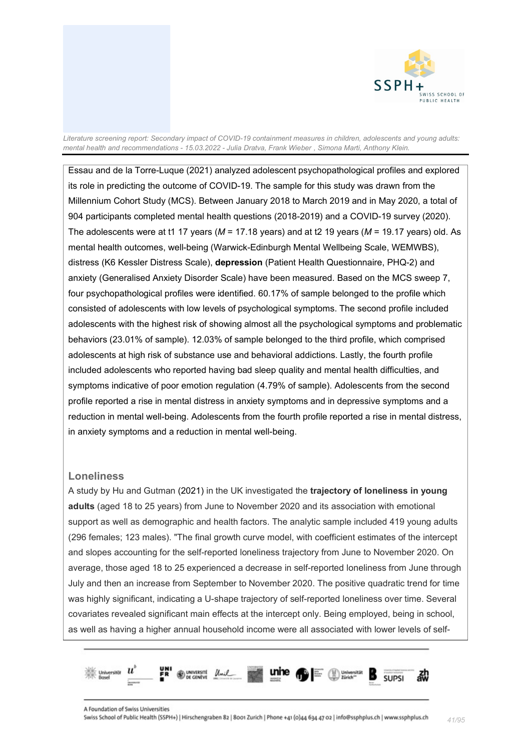Essau and de la Torre-Luque (2021) analyzed adolescent psychopathological profiles and explored its role in predicting the outcome of COVID-19. The sample for this study was drawn from the Millennium Cohort Study (MCS). Between January 2018 to March 2019 and in May 2020, a total of 904 participants completed mental health questions (2018-2019) and a COVID-19 survey (2020). The adolescents were at t1 17 years (*M* = 17.18 years) and at t2 19 years (*M* = 19.17 years) old. As mental health outcomes, well-being (Warwick-Edinburgh Mental Wellbeing Scale, WEMWBS), distress (K6 Kessler Distress Scale), **depression** (Patient Health Questionnaire, PHQ-2) and anxiety (Generalised Anxiety Disorder Scale) have been measured. Based on the MCS sweep 7, four psychopathological profiles were identified. 60.17% of sample belonged to the profile which consisted of adolescents with low levels of psychological symptoms. The second profile included adolescents with the highest risk of showing almost all the psychological symptoms and problematic behaviors (23.01% of sample). 12.03% of sample belonged to the third profile, which comprised adolescents at high risk of substance use and behavioral addictions. Lastly, the fourth profile included adolescents who reported having bad sleep quality and mental health difficulties, and symptoms indicative of poor emotion regulation (4.79% of sample). Adolescents from the second profile reported a rise in mental distress in anxiety symptoms and in depressive symptoms and a reduction in mental well-being. Adolescents from the fourth profile reported a rise in mental distress, in anxiety symptoms and a reduction in mental well-being.

### Loneliness

A study by Hu and Gutman (2021) in the UK investigated the **trajectory of loneliness in young adults** (aged 18 to 25 years) from June to November 2020 and its association with emotional support as well as demographic and health factors. The analytic sample included 419 young adults (296 females; 123 males). "The final growth curve model, with coefficient estimates of the intercept and slopes accounting for the self-reported loneliness trajectory from June to November 2020. On average, those aged 18 to 25 experienced a decrease in self-reported loneliness from June through July and then an increase from September to November 2020. The positive quadratic trend for time was highly significant, indicating a U-shape trajectory of self-reported loneliness over time. Several covariates revealed significant main effects at the intercept only. Being employed, being in school, as well as having a higher annual household income were all associated with lower levels of self-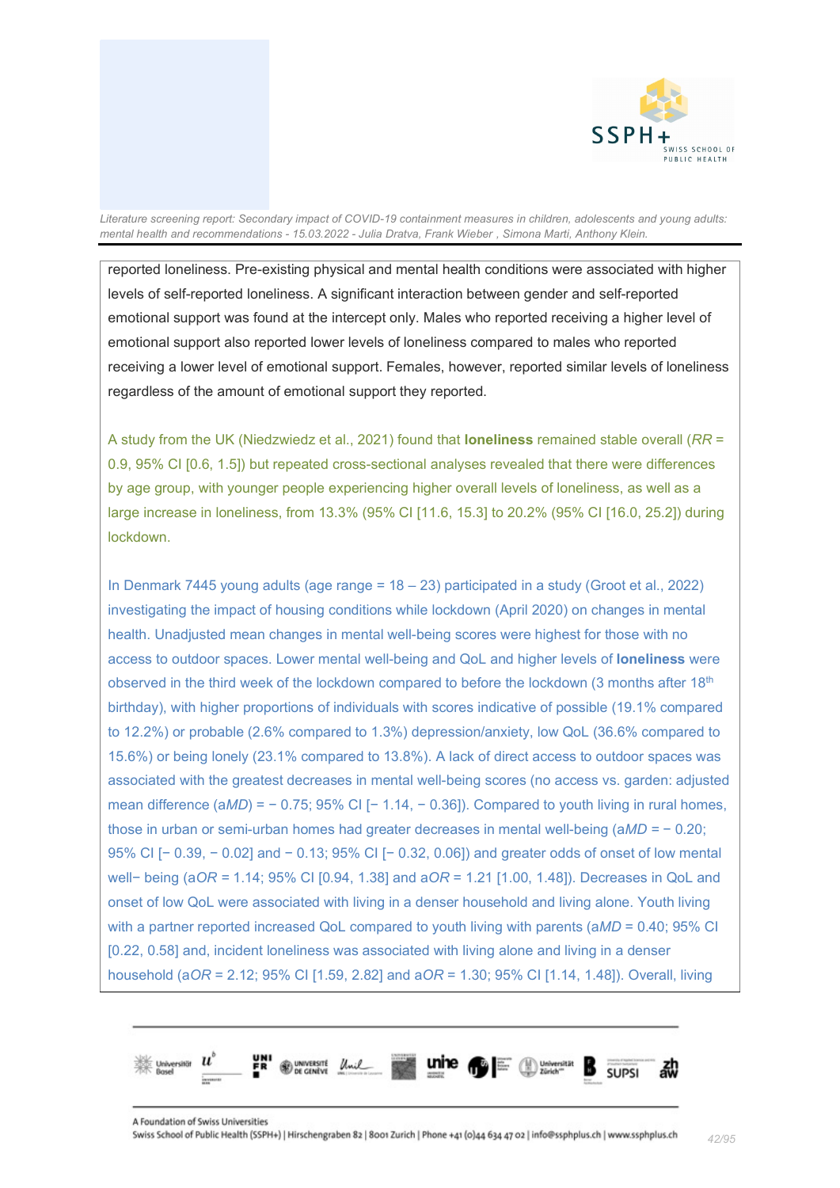reported loneliness. Pre-existing physical and mental health conditions were associated with higher levels of self-reported loneliness. A significant interaction between gender and self-reported emotional support was found at the intercept only. Males who reported receiving a higher level of emotional support also reported lower levels of loneliness compared to males who reported receiving a lower level of emotional support. Females, however, reported similar levels of loneliness regardless of the amount of emotional support they reported.

A study from the UK (Niedzwiedz et al., 2021) found that **loneliness** remained stable overall (*RR* = 0.9, 95% CI [0.6, 1.5]) but repeated cross-sectional analyses revealed that there were differences by age group, with younger people experiencing higher overall levels of loneliness, as well as a large increase in loneliness, from 13.3% (95% CI [11.6, 15.3] to 20.2% (95% CI [16.0, 25.2]) during lockdown.

In Denmark 7445 young adults (age range = 18 – 23) participated in a study (Groot et al., 2022) investigating the impact of housing conditions while lockdown (April 2020) on changes in mental health. Unadjusted mean changes in mental well-being scores were highest for those with no access to outdoor spaces. Lower mental well-being and QoL and higher levels of **loneliness** were observed in the third week of the lockdown compared to before the lockdown (3 months after 18th birthday), with higher proportions of individuals with scores indicative of possible (19.1% compared to 12.2%) or probable (2.6% compared to 1.3%) depression/anxiety, low QoL (36.6% compared to 15.6%) or being lonely (23.1% compared to 13.8%). A lack of direct access to outdoor spaces was associated with the greatest decreases in mental well-being scores (no access vs. garden: adjusted mean difference (a*MD*) = − 0.75; 95% CI [− 1.14, − 0.36]). Compared to youth living in rural homes, those in urban or semi-urban homes had greater decreases in mental well-being (a*MD* = − 0.20; 95% CI [− 0.39, − 0.02] and − 0.13; 95% CI [− 0.32, 0.06]) and greater odds of onset of low mental well− being (a*OR* = 1.14; 95% CI [0.94, 1.38] and a*OR* = 1.21 [1.00, 1.48]). Decreases in QoL and onset of low QoL were associated with living in a denser household and living alone. Youth living with a partner reported increased QoL compared to youth living with parents (a*MD* = 0.40; 95% CI [0.22, 0.58] and, incident loneliness was associated with living alone and living in a denser household (a*OR* = 2.12; 95% CI [1.59, 2.82] and a*OR* = 1.30; 95% CI [1.14, 1.48]). Overall, living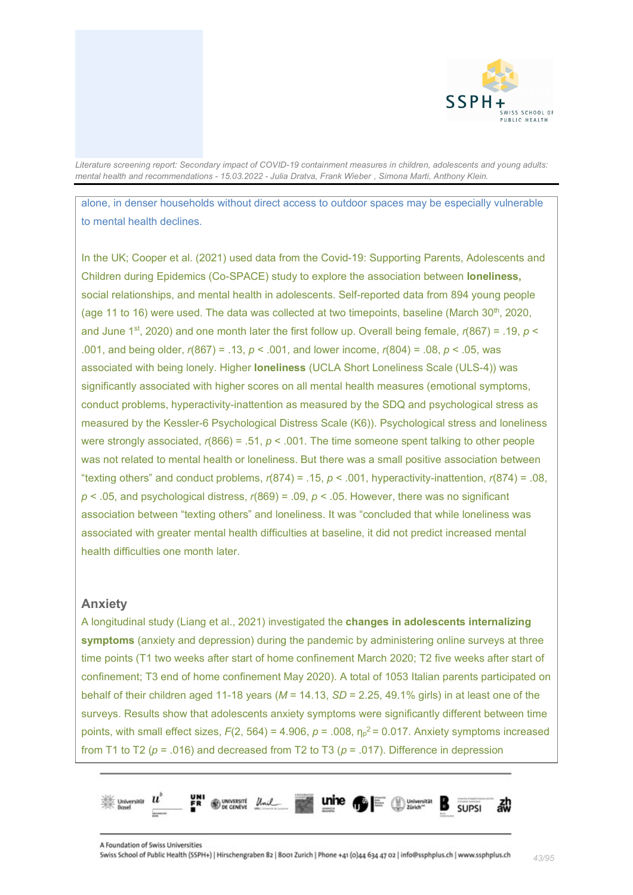alone, in denser households without direct access to outdoor spaces may be especially vulnerable to mental health declines.

In the UK; Cooper et al. (2021) used data from the Covid-19: Supporting Parents, Adolescents and Children during Epidemics (Co-SPACE) study to explore the association between **loneliness,** social relationships, and mental health in adolescents. Self-reported data from 894 young people (age 11 to 16) were used. The data was collected at two timepoints, baseline (March 30th, 2020, and June 1st, 2020) and one month later the first follow up. Overall being female, $r(867) = .19$, $p < .001$, and being older, $r(867) = .13$, $p < .001$, and lower income, $r(804) = .08$, $p < .05$, was associated with being lonely. Higher **loneliness** (UCLA Short Loneliness Scale (ULS-4)) was significantly associated with higher scores on all mental health measures (emotional symptoms, conduct problems, hyperactivity-inattention as measured by the SDQ and psychological stress as measured by the Kessler-6 Psychological Distress Scale (K6)). Psychological stress and loneliness were strongly associated, $r(866) = .51$, $p < .001$. The time someone spent talking to other people was not related to mental health or loneliness. But there was a small positive association between "texting others" and conduct problems, $r(874) = .15$, $p < .001$, hyperactivity-inattention, $r(874) = .08$, $p < .05$, and psychological distress, $r(869) = .09$, $p < .05$. However, there was no significant association between "texting others" and loneliness. It was "concluded that while loneliness was associated with greater mental health difficulties at baseline, it did not predict increased mental health difficulties one month later.

## Anxiety

A longitudinal study (Liang et al., 2021) investigated the **changes in adolescents internalizing symptoms** (anxiety and depression) during the pandemic by administering online surveys at three time points (T1 two weeks after start of home confinement March 2020; T2 five weeks after start of confinement; T3 end of home confinement May 2020). A total of 1053 Italian parents participated on behalf of their children aged 11-18 years ($M = 14.13$, $SD = 2.25$, 49.1% girls) in at least one of the surveys. Results show that adolescents anxiety symptoms were significantly different between time points, with small effect sizes, $F(2, 564) = 4.906$, $p = .008$, $\eta_p^2 = 0.017$. Anxiety symptoms increased from T1 to T2 ($p = .016$) and decreased from T2 to T3 ($p = .017$). Difference in depression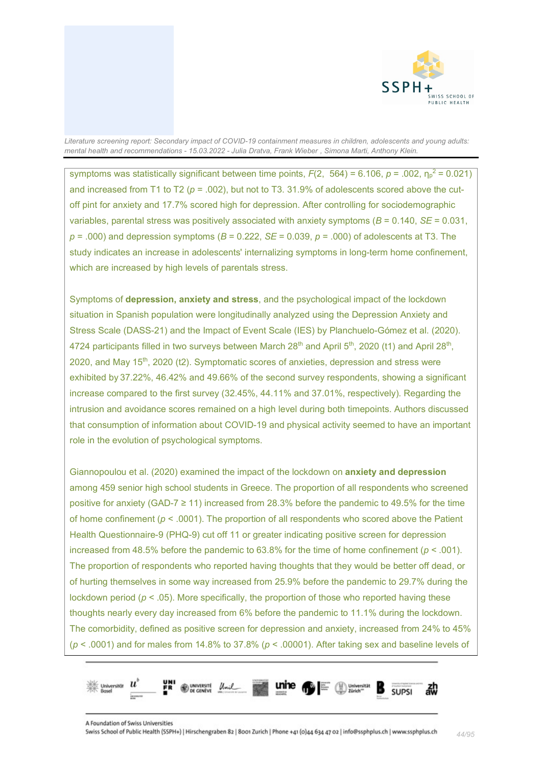symptoms was statistically significant between time points, $F(2, 564) = 6.106$, $p = .002$, $\eta_p^2 = 0.021$) and increased from T1 to T2 ($p = .002$), but not to T3. 31.9% of adolescents scored above the cut-off pint for anxiety and 17.7% scored high for depression. After controlling for sociodemographic variables, parental stress was positively associated with anxiety symptoms ($B = 0.140$, $SE = 0.031$, $p = .000$) and depression symptoms ($B = 0.222$, $SE = 0.039$, $p = .000$) of adolescents at T3. The study indicates an increase in adolescents' internalizing symptoms in long-term home confinement, which are increased by high levels of parentals stress.

Symptoms of **depression, anxiety and stress**, and the psychological impact of the lockdown situation in Spanish population were longitudinally analyzed using the Depression Anxiety and Stress Scale (DASS-21) and the Impact of Event Scale (IES) by Planchuelo-Gómez et al. (2020). 4724 participants filled in two surveys between March 28th and April 5th, 2020 (t1) and April 28th, 2020, and May 15th, 2020 (t2). Symptomatic scores of anxieties, depression and stress were exhibited by 37.22%, 46.42% and 49.66% of the second survey respondents, showing a significant increase compared to the first survey (32.45%, 44.11% and 37.01%, respectively). Regarding the intrusion and avoidance scores remained on a high level during both timepoints. Authors discussed that consumption of information about COVID-19 and physical activity seemed to have an important role in the evolution of psychological symptoms.

Giannopoulou et al. (2020) examined the impact of the lockdown on **anxiety and depression** among 459 senior high school students in Greece. The proportion of all respondents who screened positive for anxiety (GAD-7 ≥ 11) increased from 28.3% before the pandemic to 49.5% for the time of home confinement ($p < .0001$). The proportion of all respondents who scored above the Patient Health Questionnaire-9 (PHQ-9) cut off 11 or greater indicating positive screen for depression increased from 48.5% before the pandemic to 63.8% for the time of home confinement ($p < .001$). The proportion of respondents who reported having thoughts that they would be better off dead, or of hurting themselves in some way increased from 25.9% before the pandemic to 29.7% during the lockdown period ($p < .05$). More specifically, the proportion of those who reported having these thoughts nearly every day increased from 6% before the pandemic to 11.1% during the lockdown. The comorbidity, defined as positive screen for depression and anxiety, increased from 24% to 45% ($p < .0001$) and for males from 14.8% to 37.8% ($p < .00001$). After taking sex and baseline levels of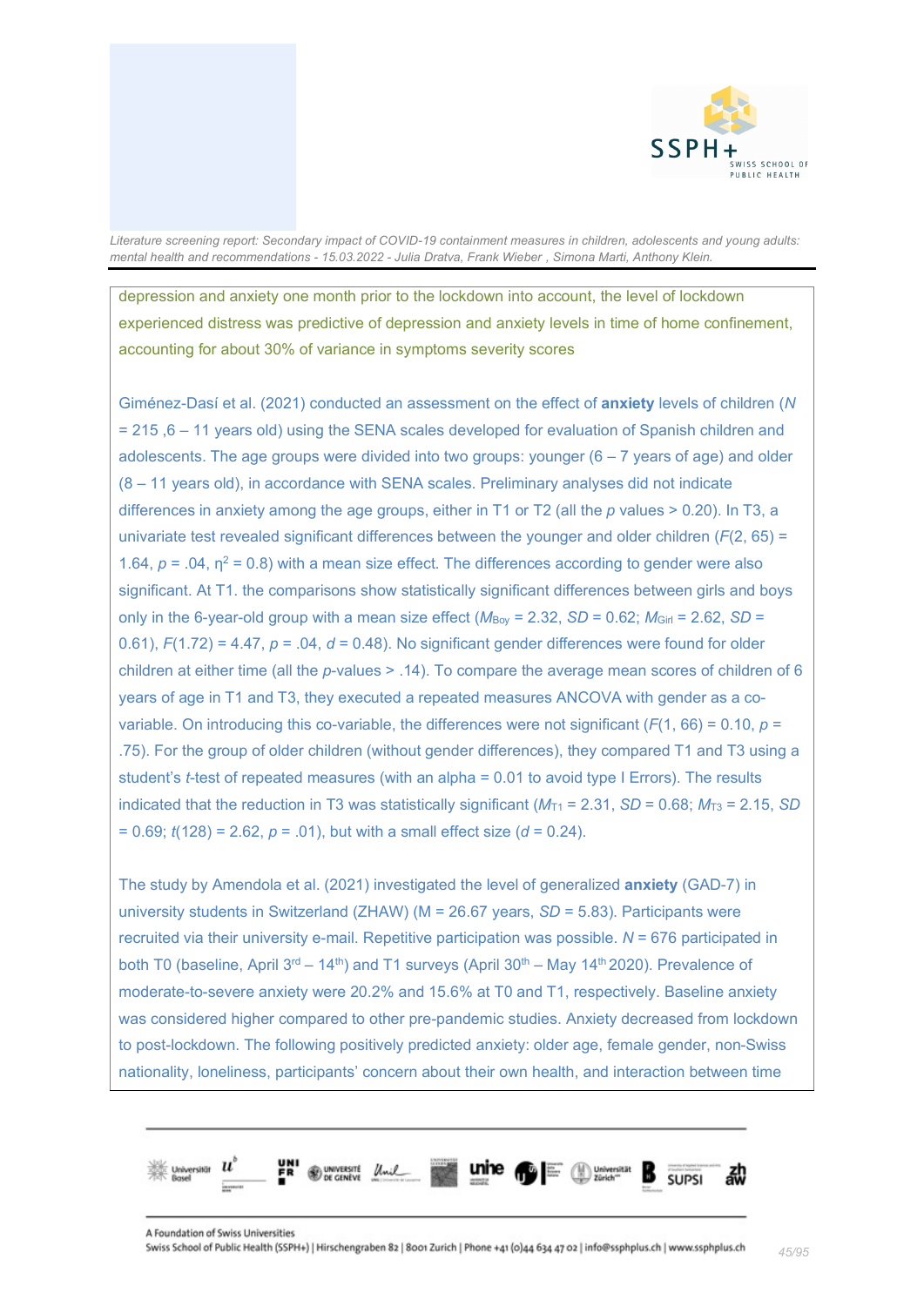depression and anxiety one month prior to the lockdown into account, the level of lockdown experienced distress was predictive of depression and anxiety levels in time of home confinement, accounting for about 30% of variance in symptoms severity scores

Giménez-Dasí et al. (2021) conducted an assessment on the effect of **anxiety** levels of children (*N* = 215 ,6 – 11 years old) using the SENA scales developed for evaluation of Spanish children and adolescents. The age groups were divided into two groups: younger (6 – 7 years of age) and older (8 – 11 years old), in accordance with SENA scales. Preliminary analyses did not indicate differences in anxiety among the age groups, either in T1 or T2 (all the *p* values > 0.20). In T3, a univariate test revealed significant differences between the younger and older children ($F(2, 65) = 1.64$, $p = .04$, $\eta^2 = 0.8$) with a mean size effect. The differences according to gender were also significant. At T1. the comparisons show statistically significant differences between girls and boys only in the 6-year-old group with a mean size effect ($M_{Boy} = 2.32$, $SD = 0.62$; $M_{Girl} = 2.62$, $SD = 0.61$), $F(1.72) = 4.47$, $p = .04$, $d = 0.48$). No significant gender differences were found for older children at either time (all the *p*-values > .14). To compare the average mean scores of children of 6 years of age in T1 and T3, they executed a repeated measures ANCOVA with gender as a co-variable. On introducing this co-variable, the differences were not significant ($F(1, 66) = 0.10$, $p = .75$). For the group of older children (without gender differences), they compared T1 and T3 using a student's *t*-test of repeated measures (with an alpha = 0.01 to avoid type I Errors). The results indicated that the reduction in T3 was statistically significant ($M_{T1} = 2.31$, $SD = 0.68$; $M_{T3} = 2.15$, $SD = 0.69$; $t(128) = 2.62$, $p = .01$), but with a small effect size ($d = 0.24$).

The study by Amendola et al. (2021) investigated the level of generalized **anxiety** (GAD-7) in university students in Switzerland (ZHAW) (M = 26.67 years, *SD* = 5.83). Participants were recruited via their university e-mail. Repetitive participation was possible. *N* = 676 participated in both T0 (baseline, April 3rd – 14th) and T1 surveys (April 30th – May 14th 2020). Prevalence of moderate-to-severe anxiety were 20.2% and 15.6% at T0 and T1, respectively. Baseline anxiety was considered higher compared to other pre-pandemic studies. Anxiety decreased from lockdown to post-lockdown. The following positively predicted anxiety: older age, female gender, non-Swiss nationality, loneliness, participants' concern about their own health, and interaction between time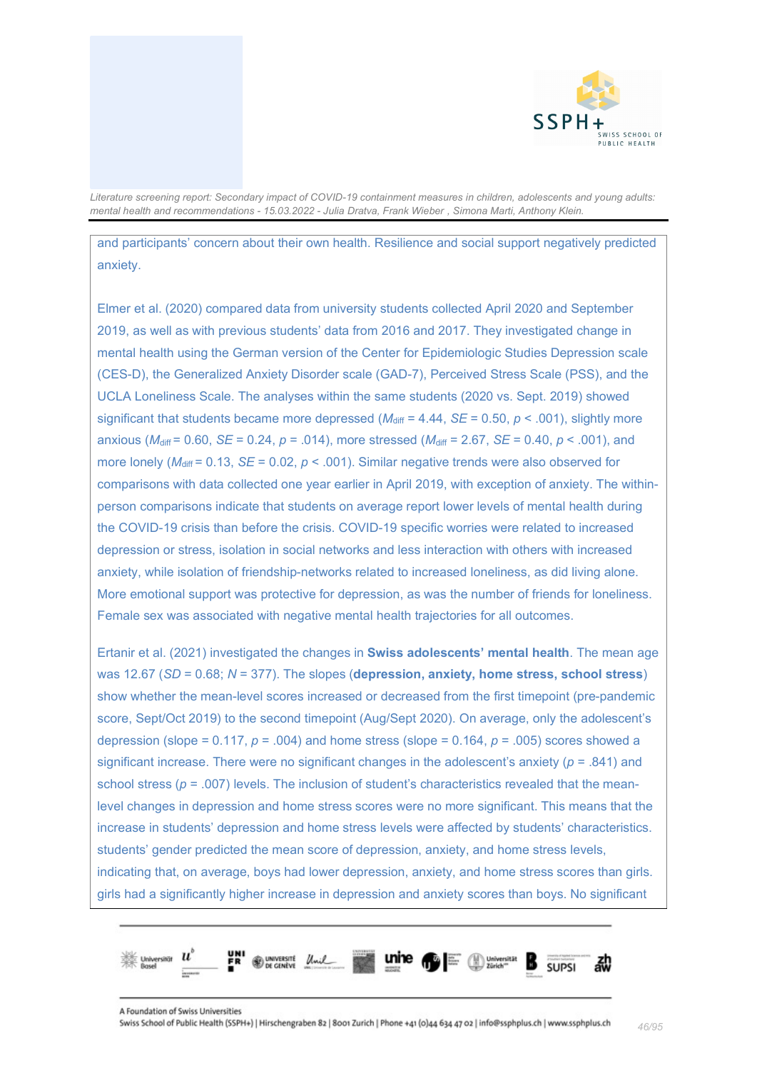and participants' concern about their own health. Resilience and social support negatively predicted anxiety.

Elmer et al. (2020) compared data from university students collected April 2020 and September 2019, as well as with previous students' data from 2016 and 2017. They investigated change in mental health using the German version of the Center for Epidemiologic Studies Depression scale (CES-D), the Generalized Anxiety Disorder scale (GAD-7), Perceived Stress Scale (PSS), and the UCLA Loneliness Scale. The analyses within the same students (2020 vs. Sept. 2019) showed significant that students became more depressed ($M_{diff}$ = 4.44, $SE$ = 0.50, $p$ < .001), slightly more anxious ($M_{diff}$ = 0.60, $SE$ = 0.24, $p$ = .014), more stressed ($M_{diff}$ = 2.67, $SE$ = 0.40, $p$ < .001), and more lonely ($M_{diff}$ = 0.13, $SE$ = 0.02, $p$ < .001). Similar negative trends were also observed for comparisons with data collected one year earlier in April 2019, with exception of anxiety. The within-person comparisons indicate that students on average report lower levels of mental health during the COVID-19 crisis than before the crisis. COVID-19 specific worries were related to increased depression or stress, isolation in social networks and less interaction with others with increased anxiety, while isolation of friendship-networks related to increased loneliness, as did living alone. More emotional support was protective for depression, as was the number of friends for loneliness. Female sex was associated with negative mental health trajectories for all outcomes.

Ertanir et al. (2021) investigated the changes in **Swiss adolescents' mental health**. The mean age was 12.67 ($SD$ = 0.68; $N$ = 377). The slopes (**depression, anxiety, home stress, school stress**) show whether the mean-level scores increased or decreased from the first timepoint (pre-pandemic score, Sept/Oct 2019) to the second timepoint (Aug/Sept 2020). On average, only the adolescent's depression (slope = 0.117, $p$ = .004) and home stress (slope = 0.164, $p$ = .005) scores showed a significant increase. There were no significant changes in the adolescent's anxiety ($p$ = .841) and school stress ($p$ = .007) levels. The inclusion of student's characteristics revealed that the mean-level changes in depression and home stress scores were no more significant. This means that the increase in students' depression and home stress levels were affected by students' characteristics. students' gender predicted the mean score of depression, anxiety, and home stress levels, indicating that, on average, boys had lower depression, anxiety, and home stress scores than girls. girls had a significantly higher increase in depression and anxiety scores than boys. No significant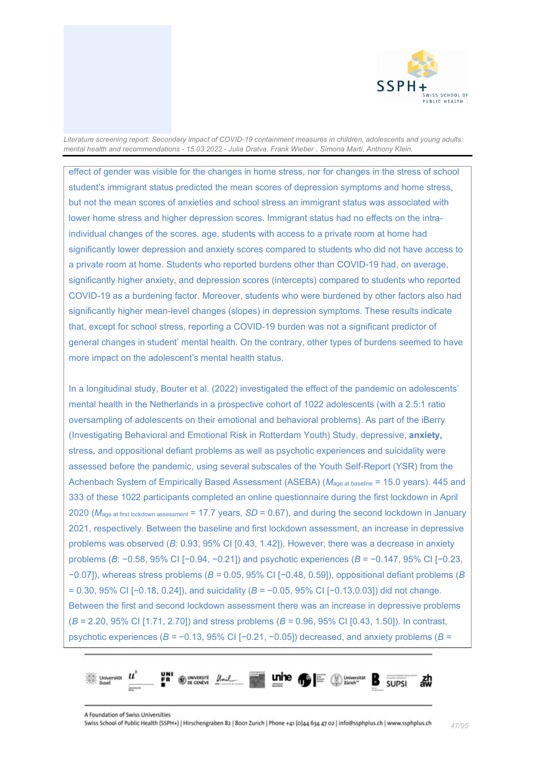effect of gender was visible for the changes in home stress, nor for changes in the stress of school student's immigrant status predicted the mean scores of depression symptoms and home stress, but not the mean scores of anxieties and school stress an immigrant status was associated with lower home stress and higher depression scores. Immigrant status had no effects on the intra-individual changes of the scores. age, students with access to a private room at home had significantly lower depression and anxiety scores compared to students who did not have access to a private room at home. Students who reported burdens other than COVID-19 had, on average, significantly higher anxiety, and depression scores (intercepts) compared to students who reported COVID-19 as a burdening factor. Moreover, students who were burdened by other factors also had significantly higher mean-level changes (slopes) in depression symptoms. These results indicate that, except for school stress, reporting a COVID-19 burden was not a significant predictor of general changes in student' mental health. On the contrary, other types of burdens seemed to have more impact on the adolescent's mental health status.

In a longitudinal study, Bouter et al. (2022) investigated the effect of the pandemic on adolescents' mental health in the Netherlands in a prospective cohort of 1022 adolescents (with a 2.5:1 ratio oversampling of adolescents on their emotional and behavioral problems). As part of the iBerry (Investigating Behavioral and Emotional Risk in Rotterdam Youth) Study, depressive, **anxiety,** stress, and oppositional defiant problems as well as psychotic experiences and suicidality were assessed before the pandemic, using several subscales of the Youth Self-Report (YSR) from the Achenbach System of Empirically Based Assessment (ASEBA) ($M_{\text{age at baseline}}$ = 15.0 years). 445 and 333 of these 1022 participants completed an online questionnaire during the first lockdown in April 2020 ($M_{\text{age at first lockdown assessment}}$ = 17.7 years, $SD$ = 0.67), and during the second lockdown in January 2021, respectively. Between the baseline and first lockdown assessment, an increase in depressive problems was observed ($B$: 0.93, 95% CI [0.43, 1.42]). However, there was a decrease in anxiety problems ($B$: −0.58, 95% CI [−0.94, −0.21]) and psychotic experiences ($B$ = −0.147, 95% CI [−0.23, −0.07]), whereas stress problems ($B$ = 0.05, 95% CI [−0.48, 0.59]), oppositional defiant problems ($B$ = 0.30, 95% CI [−0.18, 0.24]), and suicidality ($B$ = −0.05, 95% CI [−0.13,0.03]) did not change. Between the first and second lockdown assessment there was an increase in depressive problems ($B$ = 2.20, 95% CI [1.71, 2.70]) and stress problems ($B$ = 0.96, 95% CI [0.43, 1.50]). In contrast, psychotic experiences ($B$ = −0.13, 95% CI [−0.21, −0.05]) decreased, and anxiety problems ($B$ =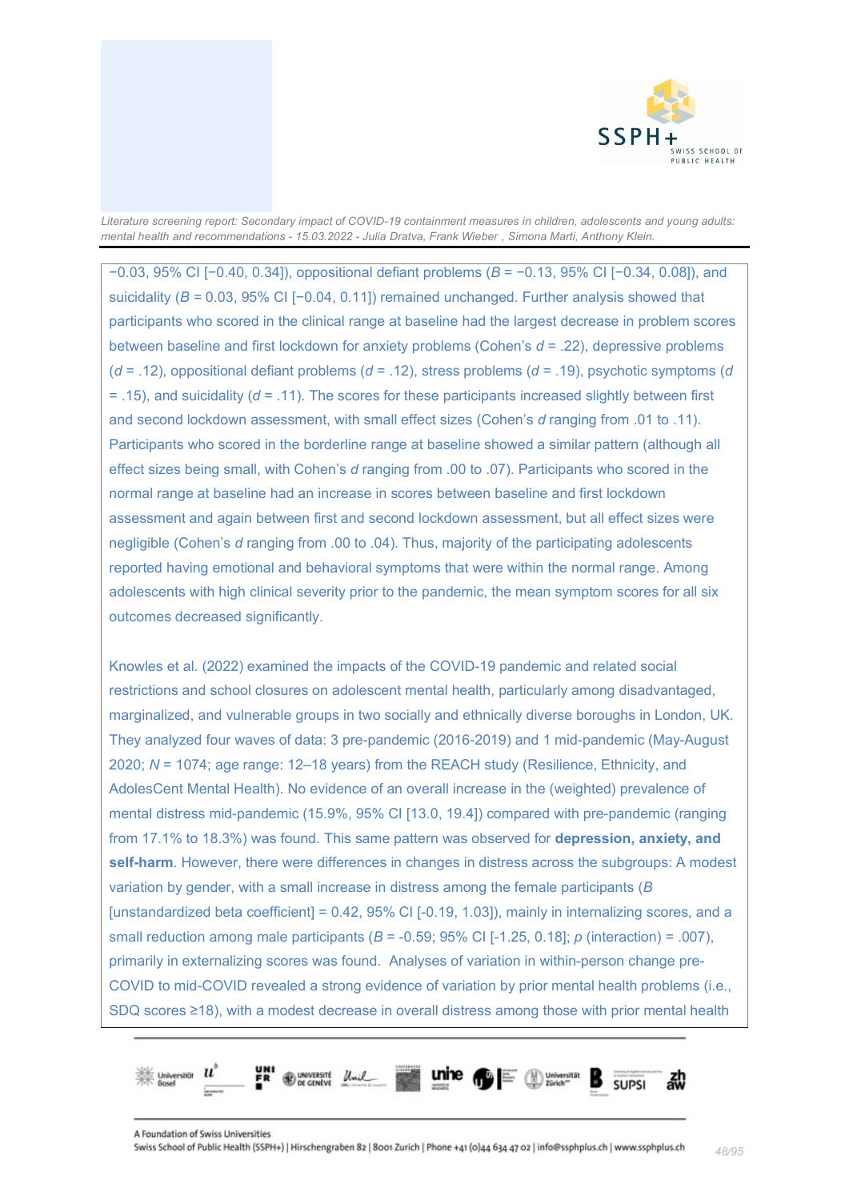−0.03, 95% CI [−0.40, 0.34]), oppositional defiant problems (*B* = −0.13, 95% CI [−0.34, 0.08]), and suicidality (*B* = 0.03, 95% CI [−0.04, 0.11]) remained unchanged. Further analysis showed that participants who scored in the clinical range at baseline had the largest decrease in problem scores between baseline and first lockdown for anxiety problems (Cohen's *d* = .22), depressive problems (*d* = .12), oppositional defiant problems (*d* = .12), stress problems (*d* = .19), psychotic symptoms (*d* = .15), and suicidality (*d* = .11). The scores for these participants increased slightly between first and second lockdown assessment, with small effect sizes (Cohen's *d* ranging from .01 to .11). Participants who scored in the borderline range at baseline showed a similar pattern (although all effect sizes being small, with Cohen's *d* ranging from .00 to .07). Participants who scored in the normal range at baseline had an increase in scores between baseline and first lockdown assessment and again between first and second lockdown assessment, but all effect sizes were negligible (Cohen's *d* ranging from .00 to .04). Thus, majority of the participating adolescents reported having emotional and behavioral symptoms that were within the normal range. Among adolescents with high clinical severity prior to the pandemic, the mean symptom scores for all six outcomes decreased significantly.

Knowles et al. (2022) examined the impacts of the COVID-19 pandemic and related social restrictions and school closures on adolescent mental health, particularly among disadvantaged, marginalized, and vulnerable groups in two socially and ethnically diverse boroughs in London, UK. They analyzed four waves of data: 3 pre-pandemic (2016-2019) and 1 mid-pandemic (May-August 2020; *N* = 1074; age range: 12–18 years) from the REACH study (Resilience, Ethnicity, and AdolesCent Mental Health). No evidence of an overall increase in the (weighted) prevalence of mental distress mid-pandemic (15.9%, 95% CI [13.0, 19.4]) compared with pre-pandemic (ranging from 17.1% to 18.3%) was found. This same pattern was observed for **depression, anxiety, and self-harm**. However, there were differences in changes in distress across the subgroups: A modest variation by gender, with a small increase in distress among the female participants (*B* [unstandardized beta coefficient] = 0.42, 95% CI [-0.19, 1.03]), mainly in internalizing scores, and a small reduction among male participants (*B* = -0.59; 95% CI [-1.25, 0.18]; *p* (interaction) = .007), primarily in externalizing scores was found. Analyses of variation in within-person change pre-COVID to mid-COVID revealed a strong evidence of variation by prior mental health problems (i.e., SDQ scores ≥18), with a modest decrease in overall distress among those with prior mental health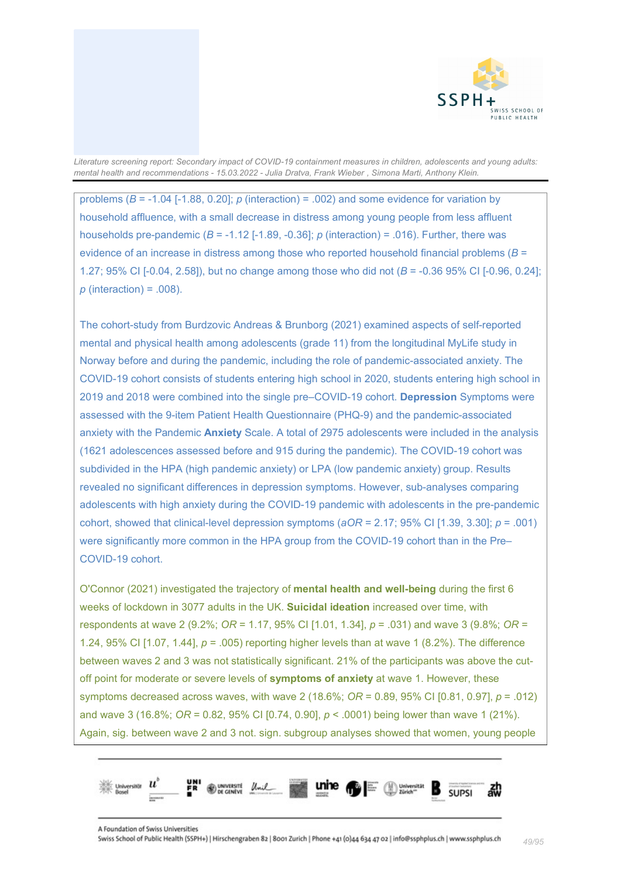problems ($B$ = -1.04 [-1.88, 0.20]; $p$ (interaction) = .002) and some evidence for variation by household affluence, with a small decrease in distress among young people from less affluent households pre-pandemic ($B$ = -1.12 [-1.89, -0.36]; $p$ (interaction) = .016). Further, there was evidence of an increase in distress among those who reported household financial problems ($B$ = 1.27; 95% CI [-0.04, 2.58]), but no change among those who did not ($B$ = -0.36 95% CI [-0.96, 0.24]; $p$ (interaction) = .008).

The cohort-study from Burdzovic Andreas & Brunborg (2021) examined aspects of self-reported mental and physical health among adolescents (grade 11) from the longitudinal MyLife study in Norway before and during the pandemic, including the role of pandemic-associated anxiety. The COVID-19 cohort consists of students entering high school in 2020, students entering high school in 2019 and 2018 were combined into the single pre–COVID-19 cohort. **Depression** Symptoms were assessed with the 9-item Patient Health Questionnaire (PHQ-9) and the pandemic-associated anxiety with the Pandemic **Anxiety** Scale. A total of 2975 adolescents were included in the analysis (1621 adolescences assessed before and 915 during the pandemic). The COVID-19 cohort was subdivided in the HPA (high pandemic anxiety) or LPA (low pandemic anxiety) group. Results revealed no significant differences in depression symptoms. However, sub-analyses comparing adolescents with high anxiety during the COVID-19 pandemic with adolescents in the pre-pandemic cohort, showed that clinical-level depression symptoms ($aOR$ = 2.17; 95% CI [1.39, 3.30]; $p$ = .001) were significantly more common in the HPA group from the COVID-19 cohort than in the Pre–COVID-19 cohort.

O'Connor (2021) investigated the trajectory of **mental health and well-being** during the first 6 weeks of lockdown in 3077 adults in the UK. **Suicidal ideation** increased over time, with respondents at wave 2 (9.2%; $OR$ = 1.17, 95% CI [1.01, 1.34], $p$ = .031) and wave 3 (9.8%; $OR$ = 1.24, 95% CI [1.07, 1.44], $p$ = .005) reporting higher levels than at wave 1 (8.2%). The difference between waves 2 and 3 was not statistically significant. 21% of the participants was above the cut-off point for moderate or severe levels of **symptoms of anxiety** at wave 1. However, these symptoms decreased across waves, with wave 2 (18.6%; $OR$ = 0.89, 95% CI [0.81, 0.97], $p$ = .012) and wave 3 (16.8%; $OR$ = 0.82, 95% CI [0.74, 0.90], $p$ < .0001) being lower than wave 1 (21%). Again, sig. between wave 2 and 3 not. sign. subgroup analyses showed that women, young people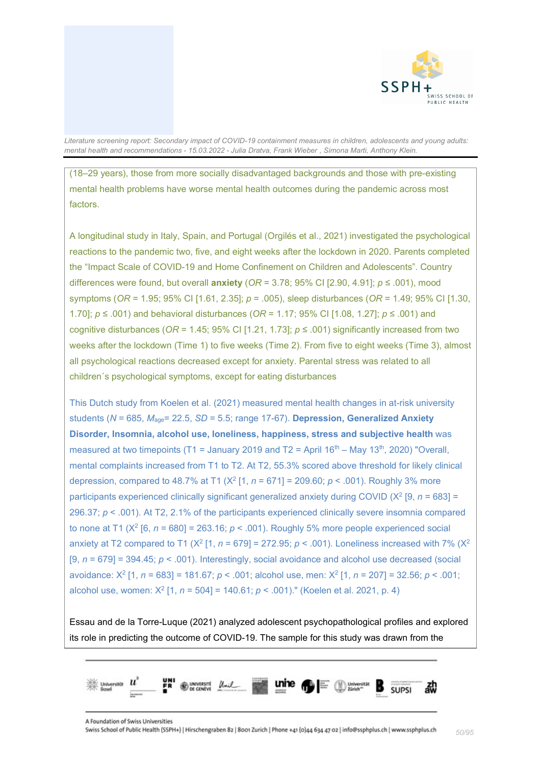(18–29 years), those from more socially disadvantaged backgrounds and those with pre-existing mental health problems have worse mental health outcomes during the pandemic across most factors.

A longitudinal study in Italy, Spain, and Portugal (Orgilés et al., 2021) investigated the psychological reactions to the pandemic two, five, and eight weeks after the lockdown in 2020. Parents completed the "Impact Scale of COVID-19 and Home Confinement on Children and Adolescents". Country differences were found, but overall **anxiety** (*OR* = 3.78; 95% CI [2.90, 4.91]; $p \leq .001$), mood symptoms (*OR* = 1.95; 95% CI [1.61, 2.35]; $p = .005$), sleep disturbances (*OR* = 1.49; 95% CI [1.30, 1.70]; $p \leq .001$) and behavioral disturbances (*OR* = 1.17; 95% CI [1.08, 1.27]; $p \leq .001$) and cognitive disturbances (*OR* = 1.45; 95% CI [1.21, 1.73]; $p \leq .001$) significantly increased from two weeks after the lockdown (Time 1) to five weeks (Time 2). From five to eight weeks (Time 3), almost all psychological reactions decreased except for anxiety. Parental stress was related to all children´s psychological symptoms, except for eating disturbances

This Dutch study from Koelen et al. (2021) measured mental health changes in at-risk university students ($N = 685$, $M_{age} = 22.5$, $SD = 5.5$; range 17-67). **Depression, Generalized Anxiety Disorder, Insomnia, alcohol use, loneliness, happiness, stress and subjective health** was measured at two timepoints (T1 = January 2019 and T2 = April 16[th] – May 13[th], 2020) "Overall, mental complaints increased from T1 to T2. At T2, 55.3% scored above threshold for likely clinical depression, compared to 48.7% at T1 ($X^2$ [1, $n = 671$] = 209.60; $p < .001$). Roughly 3% more participants experienced clinically significant generalized anxiety during COVID ($X^2$ [9, $n = 683$] = 296.37; $p < .001$). At T2, 2.1% of the participants experienced clinically severe insomnia compared to none at T1 ($X^2$ [6, $n = 680$] = 263.16; $p < .001$). Roughly 5% more people experienced social anxiety at T2 compared to T1 ($X^2$ [1, $n = 679$] = 272.95; $p < .001$). Loneliness increased with 7% ($X^2$ [9, $n = 679$] = 394.45; $p < .001$). Interestingly, social avoidance and alcohol use decreased (social avoidance: $X^2$ [1, $n = 683$] = 181.67; $p < .001$; alcohol use, men: $X^2$ [1, $n = 207$] = 32.56; $p < .001$; alcohol use, women: $X^2$ [1, $n = 504$] = 140.61; $p < .001$)." (Koelen et al. 2021, p. 4)

Essau and de la Torre-Luque (2021) analyzed adolescent psychopathological profiles and explored its role in predicting the outcome of COVID-19. The sample for this study was drawn from the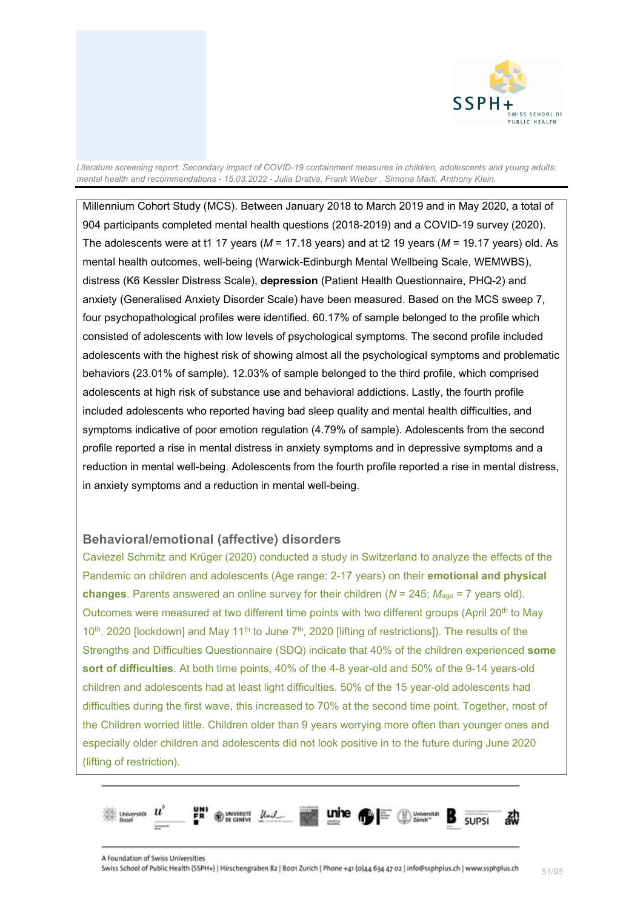Millennium Cohort Study (MCS). Between January 2018 to March 2019 and in May 2020, a total of 904 participants completed mental health questions (2018-2019) and a COVID-19 survey (2020). The adolescents were at t1 17 years (*M* = 17.18 years) and at t2 19 years (*M* = 19.17 years) old. As mental health outcomes, well-being (Warwick-Edinburgh Mental Wellbeing Scale, WEMWBS), distress (K6 Kessler Distress Scale), **depression** (Patient Health Questionnaire, PHQ-2) and anxiety (Generalised Anxiety Disorder Scale) have been measured. Based on the MCS sweep 7, four psychopathological profiles were identified. 60.17% of sample belonged to the profile which consisted of adolescents with low levels of psychological symptoms. The second profile included adolescents with the highest risk of showing almost all the psychological symptoms and problematic behaviors (23.01% of sample). 12.03% of sample belonged to the third profile, which comprised adolescents at high risk of substance use and behavioral addictions. Lastly, the fourth profile included adolescents who reported having bad sleep quality and mental health difficulties, and symptoms indicative of poor emotion regulation (4.79% of sample). Adolescents from the second profile reported a rise in mental distress in anxiety symptoms and in depressive symptoms and a reduction in mental well-being. Adolescents from the fourth profile reported a rise in mental distress, in anxiety symptoms and a reduction in mental well-being.

### Behavioral/emotional (affective) disorders

Caviezel Schmitz and Krüger (2020) conducted a study in Switzerland to analyze the effects of the Pandemic on children and adolescents (Age range: 2-17 years) on their **emotional and physical changes**. Parents answered an online survey for their children (*N* = 245; $M_{age}$ = 7 years old). Outcomes were measured at two different time points with two different groups (April 20th to May 10th, 2020 [lockdown] and May 11th to June 7th, 2020 [lifting of restrictions]). The results of the Strengths and Difficulties Questionnaire (SDQ) indicate that 40% of the children experienced **some sort of difficulties**. At both time points, 40% of the 4-8 year-old and 50% of the 9-14 years-old children and adolescents had at least light difficulties. 50% of the 15 year-old adolescents had difficulties during the first wave, this increased to 70% at the second time point. Together, most of the Children worried little. Children older than 9 years worrying more often than younger ones and especially older children and adolescents did not look positive in to the future during June 2020 (lifting of restriction).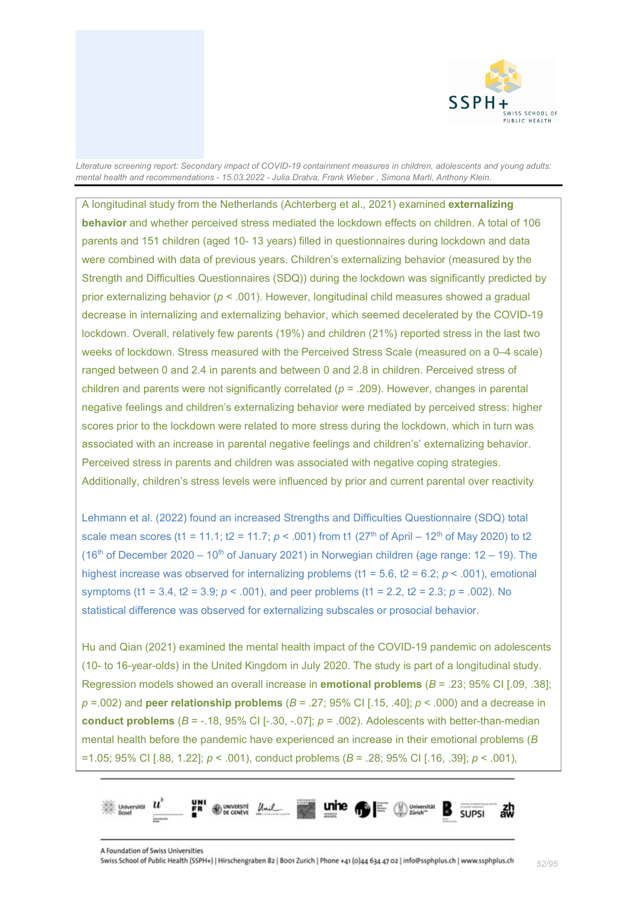A longitudinal study from the Netherlands (Achterberg et al., 2021) examined **externalizing behavior** and whether perceived stress mediated the lockdown effects on children. A total of 106 parents and 151 children (aged 10- 13 years) filled in questionnaires during lockdown and data were combined with data of previous years. Children's externalizing behavior (measured by the Strength and Difficulties Questionnaires (SDQ)) during the lockdown was significantly predicted by prior externalizing behavior ($p < .001$). However, longitudinal child measures showed a gradual decrease in internalizing and externalizing behavior, which seemed decelerated by the COVID-19 lockdown. Overall, relatively few parents (19%) and children (21%) reported stress in the last two weeks of lockdown. Stress measured with the Perceived Stress Scale (measured on a 0–4 scale) ranged between 0 and 2.4 in parents and between 0 and 2.8 in children. Perceived stress of children and parents were not significantly correlated ($p = .209$). However, changes in parental negative feelings and children's externalizing behavior were mediated by perceived stress: higher scores prior to the lockdown were related to more stress during the lockdown, which in turn was associated with an increase in parental negative feelings and children's' externalizing behavior. Perceived stress in parents and children was associated with negative coping strategies. Additionally, children's stress levels were influenced by prior and current parental over reactivity

Lehmann et al. (2022) found an increased Strengths and Difficulties Questionnaire (SDQ) total scale mean scores (t1 = 11.1; t2 = 11.7; $p < .001$) from t1 (27th of April – 12th of May 2020) to t2 (16th of December 2020 – 10th of January 2021) in Norwegian children (age range: 12 – 19). The highest increase was observed for internalizing problems (t1 = 5.6, t2 = 6.2; $p < .001$), emotional symptoms (t1 = 3.4, t2 = 3.9; $p < .001$), and peer problems (t1 = 2.2, t2 = 2.3; $p = .002$). No statistical difference was observed for externalizing subscales or prosocial behavior.

Hu and Qian (2021) examined the mental health impact of the COVID-19 pandemic on adolescents (10- to 16-year-olds) in the United Kingdom in July 2020. The study is part of a longitudinal study. Regression models showed an overall increase in **emotional problems** ($B = .23$; 95% CI [.09, .38]; $p = .002$) and **peer relationship problems** ($B = .27$; 95% CI [.15, .40]; $p < .000$) and a decrease in **conduct problems** ($B = -.18$, 95% CI [-.30, -.07]; $p = .002$). Adolescents with better-than-median mental health before the pandemic have experienced an increase in their emotional problems ($B = 1.05$; 95% CI [.88, 1.22]; $p < .001$), conduct problems ($B = .28$; 95% CI [.16, .39]; $p < .001$),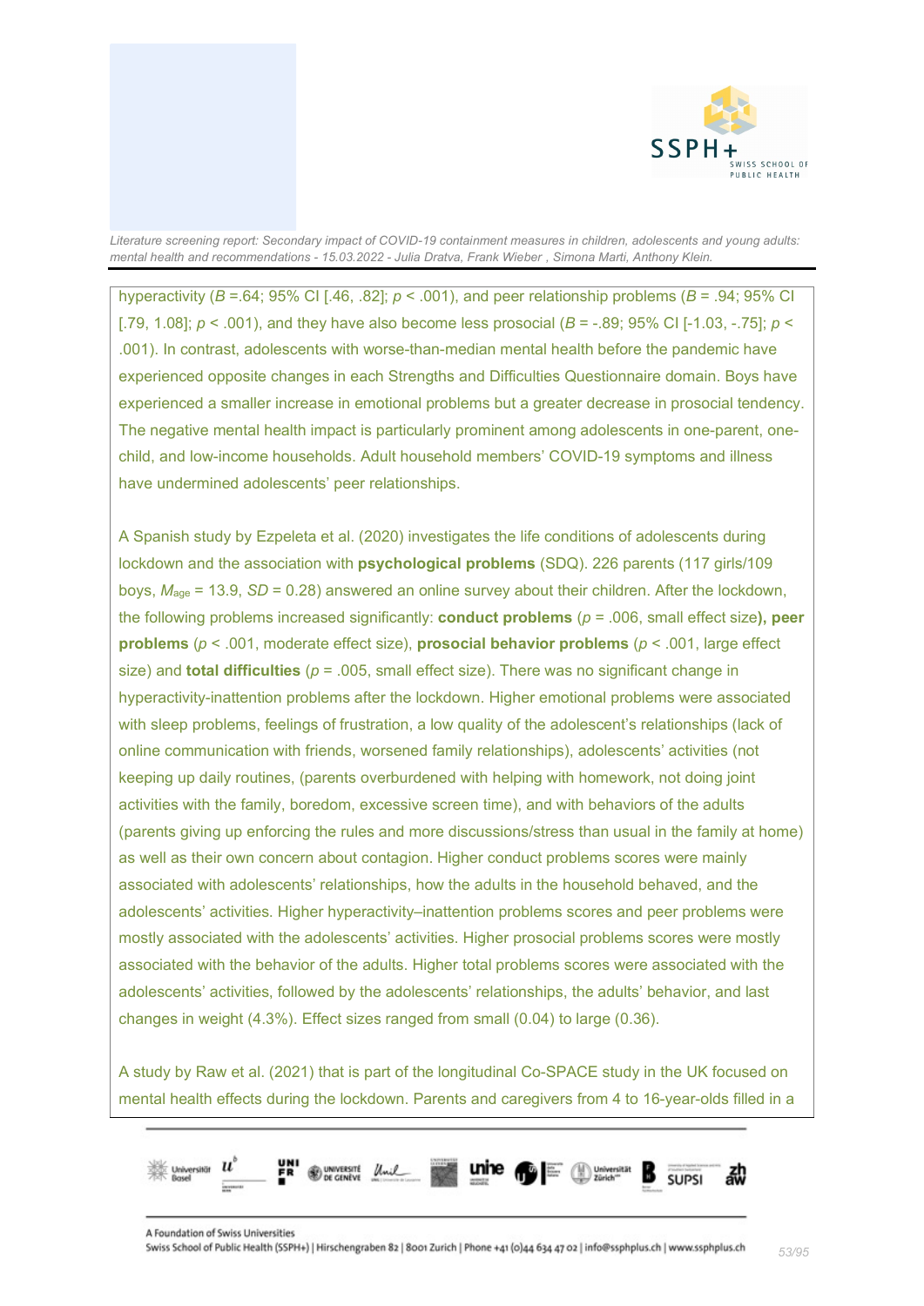hyperactivity (*B* =.64; 95% CI [.46, .82]; $p < .001$), and peer relationship problems (*B* = .94; 95% CI [.79, 1.08]; $p < .001$), and they have also become less prosocial (*B* = -.89; 95% CI [-1.03, -.75]; $p < .001$). In contrast, adolescents with worse-than-median mental health before the pandemic have experienced opposite changes in each Strengths and Difficulties Questionnaire domain. Boys have experienced a smaller increase in emotional problems but a greater decrease in prosocial tendency. The negative mental health impact is particularly prominent among adolescents in one-parent, one-child, and low-income households. Adult household members' COVID-19 symptoms and illness have undermined adolescents' peer relationships.

A Spanish study by Ezpeleta et al. (2020) investigates the life conditions of adolescents during lockdown and the association with **psychological problems** (SDQ). 226 parents (117 girls/109 boys, $M_{age}$ = 13.9, *SD* = 0.28) answered an online survey about their children. After the lockdown, the following problems increased significantly: **conduct problems** ($p$ = .006, small effect size**), peer problems** ($p < .001$, moderate effect size), **prosocial behavior problems** ($p < .001$, large effect size) and **total difficulties** ($p$ = .005, small effect size). There was no significant change in hyperactivity-inattention problems after the lockdown. Higher emotional problems were associated with sleep problems, feelings of frustration, a low quality of the adolescent's relationships (lack of online communication with friends, worsened family relationships), adolescents' activities (not keeping up daily routines, (parents overburdened with helping with homework, not doing joint activities with the family, boredom, excessive screen time), and with behaviors of the adults (parents giving up enforcing the rules and more discussions/stress than usual in the family at home) as well as their own concern about contagion. Higher conduct problems scores were mainly associated with adolescents' relationships, how the adults in the household behaved, and the adolescents' activities. Higher hyperactivity–inattention problems scores and peer problems were mostly associated with the adolescents' activities. Higher prosocial problems scores were mostly associated with the behavior of the adults. Higher total problems scores were associated with the adolescents' activities, followed by the adolescents' relationships, the adults' behavior, and last changes in weight (4.3%). Effect sizes ranged from small (0.04) to large (0.36).

A study by Raw et al. (2021) that is part of the longitudinal Co-SPACE study in the UK focused on mental health effects during the lockdown. Parents and caregivers from 4 to 16-year-olds filled in a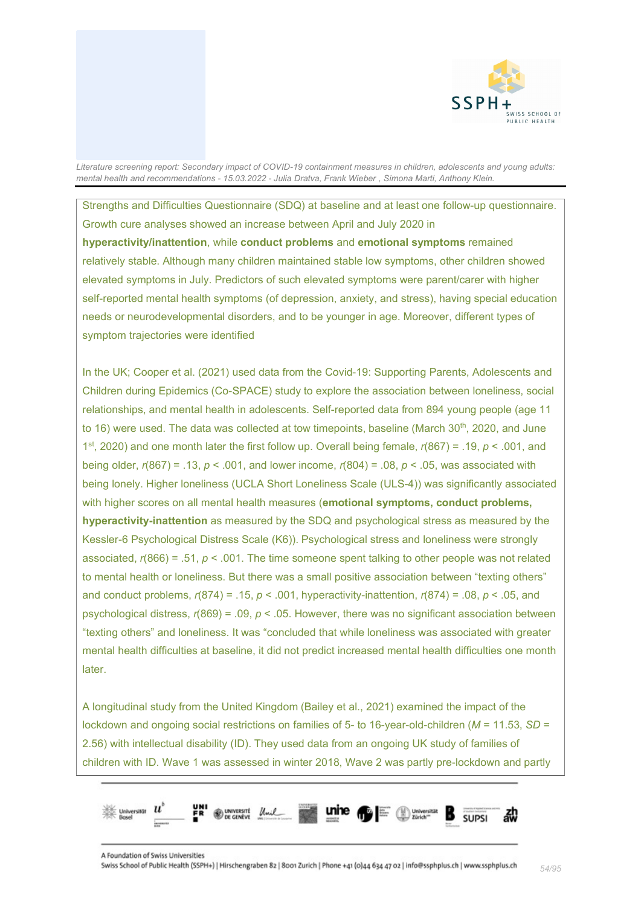Strengths and Difficulties Questionnaire (SDQ) at baseline and at least one follow-up questionnaire. Growth cure analyses showed an increase between April and July 2020 in **hyperactivity/inattention**, while **conduct problems** and **emotional symptoms** remained relatively stable. Although many children maintained stable low symptoms, other children showed elevated symptoms in July. Predictors of such elevated symptoms were parent/carer with higher self-reported mental health symptoms (of depression, anxiety, and stress), having special education needs or neurodevelopmental disorders, and to be younger in age. Moreover, different types of symptom trajectories were identified

In the UK; Cooper et al. (2021) used data from the Covid-19: Supporting Parents, Adolescents and Children during Epidemics (Co-SPACE) study to explore the association between loneliness, social relationships, and mental health in adolescents. Self-reported data from 894 young people (age 11 to 16) were used. The data was collected at tow timepoints, baseline (March 30th, 2020, and June 1st, 2020) and one month later the first follow up. Overall being female, $r(867) = .19$, $p < .001$, and being older, $r(867) = .13$, $p < .001$, and lower income, $r(804) = .08$, $p < .05$, was associated with being lonely. Higher loneliness (UCLA Short Loneliness Scale (ULS-4)) was significantly associated with higher scores on all mental health measures (**emotional symptoms, conduct problems, hyperactivity-inattention** as measured by the SDQ and psychological stress as measured by the Kessler-6 Psychological Distress Scale (K6)). Psychological stress and loneliness were strongly associated, $r(866) = .51$, $p < .001$. The time someone spent talking to other people was not related to mental health or loneliness. But there was a small positive association between "texting others" and conduct problems, $r(874) = .15$, $p < .001$, hyperactivity-inattention, $r(874) = .08$, $p < .05$, and psychological distress, $r(869) = .09$, $p < .05$. However, there was no significant association between "texting others" and loneliness. It was "concluded that while loneliness was associated with greater mental health difficulties at baseline, it did not predict increased mental health difficulties one month later.

A longitudinal study from the United Kingdom (Bailey et al., 2021) examined the impact of the lockdown and ongoing social restrictions on families of 5- to 16-year-old-children ($M = 11.53$, $SD = 2.56$) with intellectual disability (ID). They used data from an ongoing UK study of families of children with ID. Wave 1 was assessed in winter 2018, Wave 2 was partly pre-lockdown and partly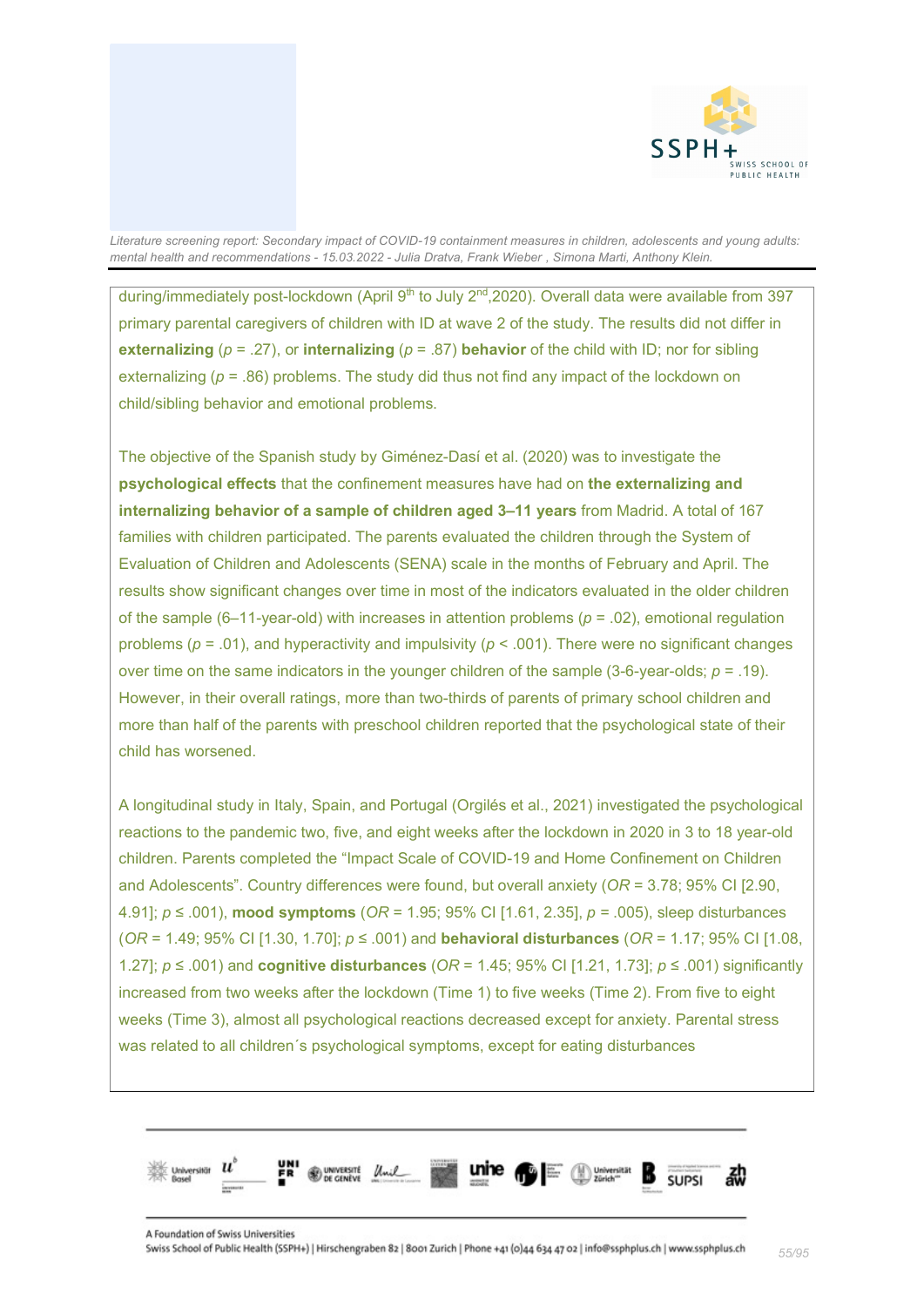during/immediately post-lockdown (April 9th to July 2nd,2020). Overall data were available from 397 primary parental caregivers of children with ID at wave 2 of the study. The results did not differ in **externalizing** ($p$ = .27), or **internalizing** ($p$ = .87) **behavior** of the child with ID; nor for sibling externalizing ($p$ = .86) problems. The study did thus not find any impact of the lockdown on child/sibling behavior and emotional problems.

The objective of the Spanish study by Giménez-Dasí et al. (2020) was to investigate the **psychological effects** that the confinement measures have had on **the externalizing and internalizing behavior of a sample of children aged 3–11 years** from Madrid. A total of 167 families with children participated. The parents evaluated the children through the System of Evaluation of Children and Adolescents (SENA) scale in the months of February and April. The results show significant changes over time in most of the indicators evaluated in the older children of the sample (6–11-year-old) with increases in attention problems ($p$ = .02), emotional regulation problems ($p$ = .01), and hyperactivity and impulsivity ($p$ < .001). There were no significant changes over time on the same indicators in the younger children of the sample (3-6-year-olds; $p$ = .19). However, in their overall ratings, more than two-thirds of parents of primary school children and more than half of the parents with preschool children reported that the psychological state of their child has worsened.

A longitudinal study in Italy, Spain, and Portugal (Orgilés et al., 2021) investigated the psychological reactions to the pandemic two, five, and eight weeks after the lockdown in 2020 in 3 to 18 year-old children. Parents completed the "Impact Scale of COVID-19 and Home Confinement on Children and Adolescents". Country differences were found, but overall anxiety ($OR$ = 3.78; 95% CI [2.90, 4.91]; $p$ ≤ .001), **mood symptoms** ($OR$ = 1.95; 95% CI [1.61, 2.35], $p$ = .005), sleep disturbances ($OR$ = 1.49; 95% CI [1.30, 1.70]; $p$ ≤ .001) and **behavioral disturbances** ($OR$ = 1.17; 95% CI [1.08, 1.27]; $p$ ≤ .001) and **cognitive disturbances** ($OR$ = 1.45; 95% CI [1.21, 1.73]; $p$ ≤ .001) significantly increased from two weeks after the lockdown (Time 1) to five weeks (Time 2). From five to eight weeks (Time 3), almost all psychological reactions decreased except for anxiety. Parental stress was related to all children´s psychological symptoms, except for eating disturbances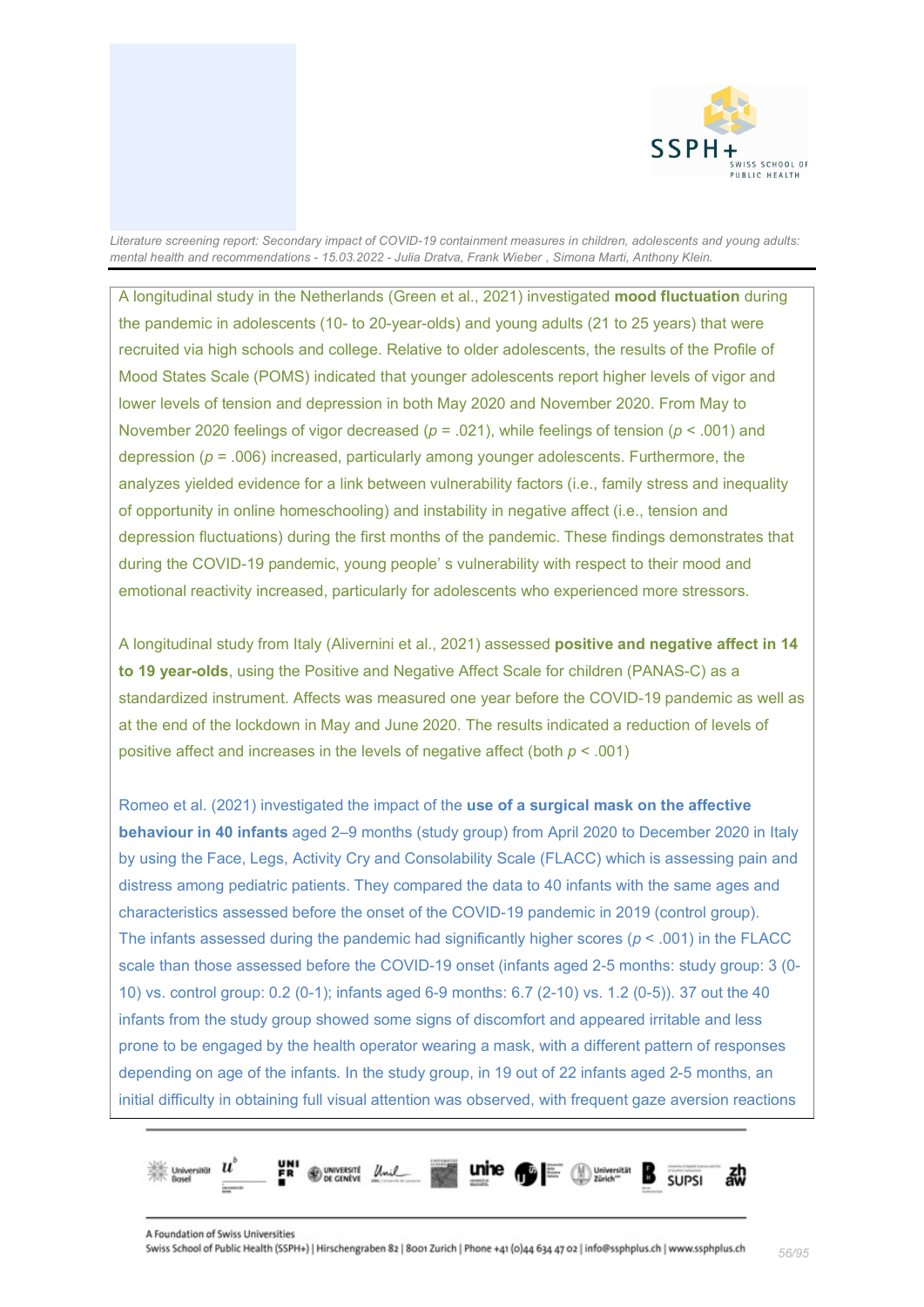A longitudinal study in the Netherlands (Green et al., 2021) investigated **mood fluctuation** during the pandemic in adolescents (10- to 20-year-olds) and young adults (21 to 25 years) that were recruited via high schools and college. Relative to older adolescents, the results of the Profile of Mood States Scale (POMS) indicated that younger adolescents report higher levels of vigor and lower levels of tension and depression in both May 2020 and November 2020. From May to November 2020 feelings of vigor decreased ($p$ = .021), while feelings of tension ($p$ < .001) and depression ($p$ = .006) increased, particularly among younger adolescents. Furthermore, the analyzes yielded evidence for a link between vulnerability factors (i.e., family stress and inequality of opportunity in online homeschooling) and instability in negative affect (i.e., tension and depression fluctuations) during the first months of the pandemic. These findings demonstrates that during the COVID-19 pandemic, young people' s vulnerability with respect to their mood and emotional reactivity increased, particularly for adolescents who experienced more stressors.

A longitudinal study from Italy (Alivernini et al., 2021) assessed **positive and negative affect in 14 to 19 year-olds**, using the Positive and Negative Affect Scale for children (PANAS-C) as a standardized instrument. Affects was measured one year before the COVID-19 pandemic as well as at the end of the lockdown in May and June 2020. The results indicated a reduction of levels of positive affect and increases in the levels of negative affect (both $p$ < .001)

Romeo et al. (2021) investigated the impact of the **use of a surgical mask on the affective behaviour in 40 infants** aged 2–9 months (study group) from April 2020 to December 2020 in Italy by using the Face, Legs, Activity Cry and Consolability Scale (FLACC) which is assessing pain and distress among pediatric patients. They compared the data to 40 infants with the same ages and characteristics assessed before the onset of the COVID-19 pandemic in 2019 (control group). The infants assessed during the pandemic had significantly higher scores ($p$ < .001) in the FLACC scale than those assessed before the COVID-19 onset (infants aged 2-5 months: study group: 3 (0-10) vs. control group: 0.2 (0-1); infants aged 6-9 months: 6.7 (2-10) vs. 1.2 (0-5)). 37 out the 40 infants from the study group showed some signs of discomfort and appeared irritable and less prone to be engaged by the health operator wearing a mask, with a different pattern of responses depending on age of the infants. In the study group, in 19 out of 22 infants aged 2-5 months, an initial difficulty in obtaining full visual attention was observed, with frequent gaze aversion reactions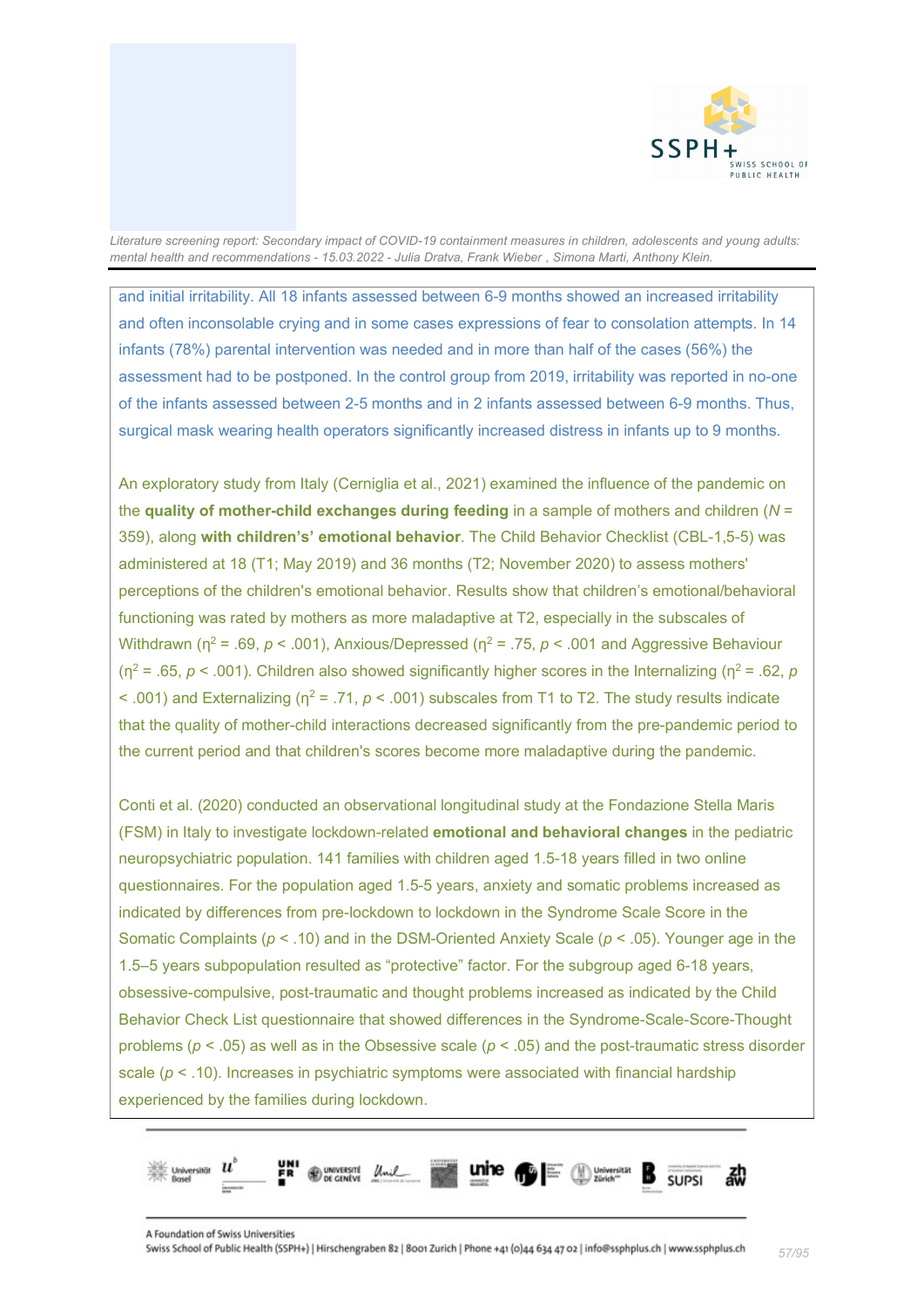and initial irritability. All 18 infants assessed between 6-9 months showed an increased irritability and often inconsolable crying and in some cases expressions of fear to consolation attempts. In 14 infants (78%) parental intervention was needed and in more than half of the cases (56%) the assessment had to be postponed. In the control group from 2019, irritability was reported in no-one of the infants assessed between 2-5 months and in 2 infants assessed between 6-9 months. Thus, surgical mask wearing health operators significantly increased distress in infants up to 9 months.

An exploratory study from Italy (Cerniglia et al., 2021) examined the influence of the pandemic on the **quality of mother-child exchanges during feeding** in a sample of mothers and children ($N$ = 359), along **with children's' emotional behavior**. The Child Behavior Checklist (CBL-1,5-5) was administered at 18 (T1; May 2019) and 36 months (T2; November 2020) to assess mothers' perceptions of the children's emotional behavior. Results show that children's emotional/behavioral functioning was rated by mothers as more maladaptive at T2, especially in the subscales of Withdrawn ($\eta^2$ = .69, $p$ < .001), Anxious/Depressed ($\eta^2$ = .75, $p$ < .001 and Aggressive Behaviour ($\eta^2$ = .65, $p$ < .001). Children also showed significantly higher scores in the Internalizing ($\eta^2$ = .62, $p$ < .001) and Externalizing ($\eta^2$ = .71, $p$ < .001) subscales from T1 to T2. The study results indicate that the quality of mother-child interactions decreased significantly from the pre-pandemic period to the current period and that children's scores become more maladaptive during the pandemic.

Conti et al. (2020) conducted an observational longitudinal study at the Fondazione Stella Maris (FSM) in Italy to investigate lockdown-related **emotional and behavioral changes** in the pediatric neuropsychiatric population. 141 families with children aged 1.5-18 years filled in two online questionnaires. For the population aged 1.5-5 years, anxiety and somatic problems increased as indicated by differences from pre-lockdown to lockdown in the Syndrome Scale Score in the Somatic Complaints ($p$ < .10) and in the DSM-Oriented Anxiety Scale ($p$ < .05). Younger age in the 1.5–5 years subpopulation resulted as "protective" factor. For the subgroup aged 6-18 years, obsessive-compulsive, post-traumatic and thought problems increased as indicated by the Child Behavior Check List questionnaire that showed differences in the Syndrome-Scale-Score-Thought problems ($p$ < .05) as well as in the Obsessive scale ($p$ < .05) and the post-traumatic stress disorder scale ($p$ < .10). Increases in psychiatric symptoms were associated with financial hardship experienced by the families during lockdown.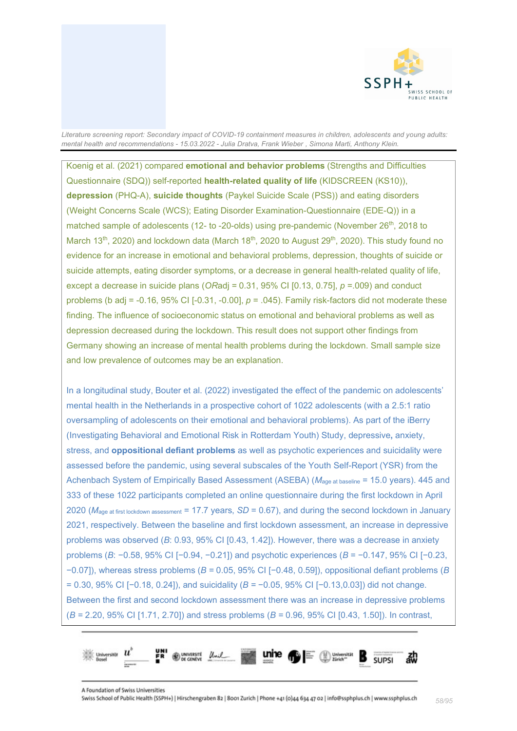Koenig et al. (2021) compared **emotional and behavior problems** (Strengths and Difficulties Questionnaire (SDQ)) self-reported **health-related quality of life** (KIDSCREEN (KS10)), **depression** (PHQ-A), **suicide thoughts** (Paykel Suicide Scale (PSS)) and eating disorders (Weight Concerns Scale (WCS); Eating Disorder Examination-Questionnaire (EDE-Q)) in a matched sample of adolescents (12- to -20-olds) using pre-pandemic (November 26th, 2018 to March 13th, 2020) and lockdown data (March 18th, 2020 to August 29th, 2020). This study found no evidence for an increase in emotional and behavioral problems, depression, thoughts of suicide or suicide attempts, eating disorder symptoms, or a decrease in general health-related quality of life, except a decrease in suicide plans ($OR_{adj}$ = 0.31, 95% CI [0.13, 0.75], $p$ =.009) and conduct problems (b adj = -0.16, 95% CI [-0.31, -0.00], $p$ = .045). Family risk-factors did not moderate these finding. The influence of socioeconomic status on emotional and behavioral problems as well as depression decreased during the lockdown. This result does not support other findings from Germany showing an increase of mental health problems during the lockdown. Small sample size and low prevalence of outcomes may be an explanation.

In a longitudinal study, Bouter et al. (2022) investigated the effect of the pandemic on adolescents' mental health in the Netherlands in a prospective cohort of 1022 adolescents (with a 2.5:1 ratio oversampling of adolescents on their emotional and behavioral problems). As part of the iBerry (Investigating Behavioral and Emotional Risk in Rotterdam Youth) Study, depressive, anxiety, stress, and **oppositional defiant problems** as well as psychotic experiences and suicidality were assessed before the pandemic, using several subscales of the Youth Self-Report (YSR) from the Achenbach System of Empirically Based Assessment (ASEBA) ($M_{\text{age at baseline}}$ = 15.0 years). 445 and 333 of these 1022 participants completed an online questionnaire during the first lockdown in April 2020 ($M_{\text{age at first lockdown assessment}}$ = 17.7 years, $SD$ = 0.67), and during the second lockdown in January 2021, respectively. Between the baseline and first lockdown assessment, an increase in depressive problems was observed ($B$: 0.93, 95% CI [0.43, 1.42]). However, there was a decrease in anxiety problems ($B$: −0.58, 95% CI [−0.94, −0.21]) and psychotic experiences ($B$ = −0.147, 95% CI [−0.23, −0.07]), whereas stress problems ($B$ = 0.05, 95% CI [−0.48, 0.59]), oppositional defiant problems ($B$ = 0.30, 95% CI [−0.18, 0.24]), and suicidality ($B$ = −0.05, 95% CI [−0.13,0.03]) did not change. Between the first and second lockdown assessment there was an increase in depressive problems ($B$ = 2.20, 95% CI [1.71, 2.70]) and stress problems ($B$ = 0.96, 95% CI [0.43, 1.50]). In contrast,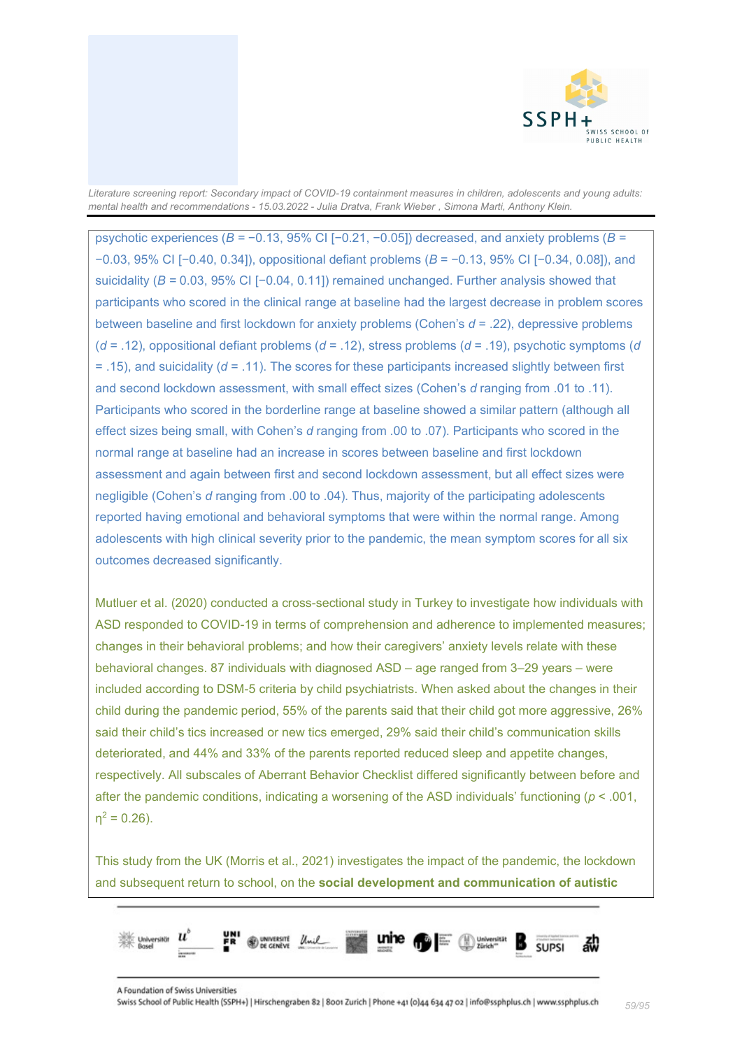psychotic experiences (*B* = −0.13, 95% CI [−0.21, −0.05]) decreased, and anxiety problems (*B* = −0.03, 95% CI [−0.40, 0.34]), oppositional defiant problems (*B* = −0.13, 95% CI [−0.34, 0.08]), and suicidality (*B* = 0.03, 95% CI [−0.04, 0.11]) remained unchanged. Further analysis showed that participants who scored in the clinical range at baseline had the largest decrease in problem scores between baseline and first lockdown for anxiety problems (Cohen's *d* = .22), depressive problems (*d* = .12), oppositional defiant problems (*d* = .12), stress problems (*d* = .19), psychotic symptoms (*d* = .15), and suicidality (*d* = .11). The scores for these participants increased slightly between first and second lockdown assessment, with small effect sizes (Cohen's *d* ranging from .01 to .11). Participants who scored in the borderline range at baseline showed a similar pattern (although all effect sizes being small, with Cohen's *d* ranging from .00 to .07). Participants who scored in the normal range at baseline had an increase in scores between baseline and first lockdown assessment and again between first and second lockdown assessment, but all effect sizes were negligible (Cohen's *d* ranging from .00 to .04). Thus, majority of the participating adolescents reported having emotional and behavioral symptoms that were within the normal range. Among adolescents with high clinical severity prior to the pandemic, the mean symptom scores for all six outcomes decreased significantly.

Mutluer et al. (2020) conducted a cross-sectional study in Turkey to investigate how individuals with ASD responded to COVID-19 in terms of comprehension and adherence to implemented measures; changes in their behavioral problems; and how their caregivers' anxiety levels relate with these behavioral changes. 87 individuals with diagnosed ASD – age ranged from 3–29 years – were included according to DSM-5 criteria by child psychiatrists. When asked about the changes in their child during the pandemic period, 55% of the parents said that their child got more aggressive, 26% said their child's tics increased or new tics emerged, 29% said their child's communication skills deteriorated, and 44% and 33% of the parents reported reduced sleep and appetite changes, respectively. All subscales of Aberrant Behavior Checklist differed significantly between before and after the pandemic conditions, indicating a worsening of the ASD individuals' functioning ($p < .001$, $\eta^2 = 0.26$).

This study from the UK (Morris et al., 2021) investigates the impact of the pandemic, the lockdown and subsequent return to school, on the **social development and communication of autistic**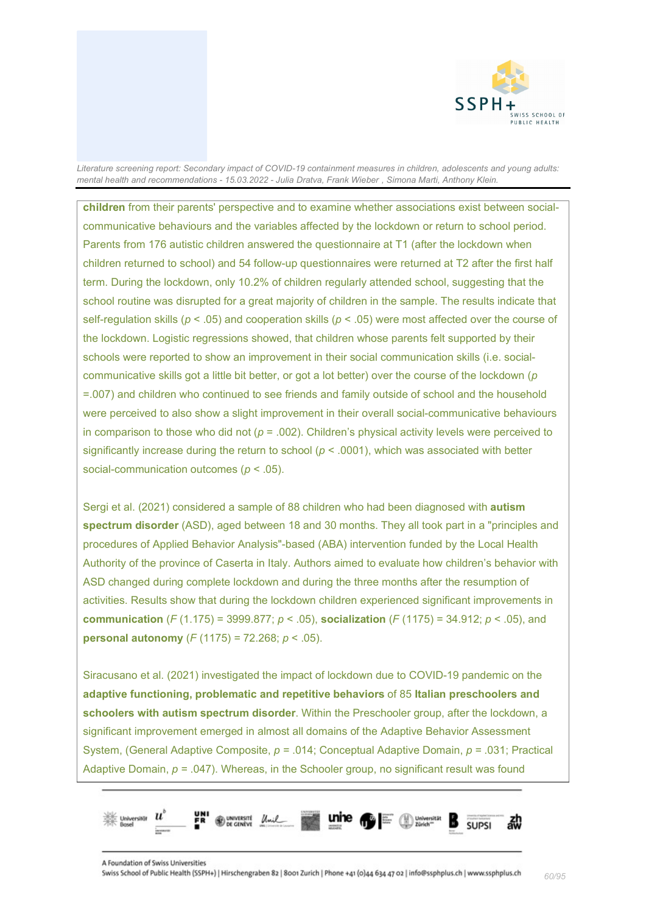**children** from their parents' perspective and to examine whether associations exist between social-communicative behaviours and the variables affected by the lockdown or return to school period. Parents from 176 autistic children answered the questionnaire at T1 (after the lockdown when children returned to school) and 54 follow-up questionnaires were returned at T2 after the first half term. During the lockdown, only 10.2% of children regularly attended school, suggesting that the school routine was disrupted for a great majority of children in the sample. The results indicate that self-regulation skills ($p < .05$) and cooperation skills ($p < .05$) were most affected over the course of the lockdown. Logistic regressions showed, that children whose parents felt supported by their schools were reported to show an improvement in their social communication skills (i.e. social-communicative skills got a little bit better, or got a lot better) over the course of the lockdown ($p = .007$) and children who continued to see friends and family outside of school and the household were perceived to also show a slight improvement in their overall social-communicative behaviours in comparison to those who did not ($p = .002$). Children's physical activity levels were perceived to significantly increase during the return to school ($p < .0001$), which was associated with better social-communication outcomes ($p < .05$).

Sergi et al. (2021) considered a sample of 88 children who had been diagnosed with **autism spectrum disorder** (ASD), aged between 18 and 30 months. They all took part in a "principles and procedures of Applied Behavior Analysis"-based (ABA) intervention funded by the Local Health Authority of the province of Caserta in Italy. Authors aimed to evaluate how children's behavior with ASD changed during complete lockdown and during the three months after the resumption of activities. Results show that during the lockdown children experienced significant improvements in **communication** ($F$ (1.175) = 3999.877; $p < .05$), **socialization** ($F$ (1175) = 34.912; $p < .05$), and **personal autonomy** ($F$ (1175) = 72.268; $p < .05$).

Siracusano et al. (2021) investigated the impact of lockdown due to COVID-19 pandemic on the **adaptive functioning, problematic and repetitive behaviors** of 85 **Italian preschoolers and schoolers with autism spectrum disorder**. Within the Preschooler group, after the lockdown, a significant improvement emerged in almost all domains of the Adaptive Behavior Assessment System, (General Adaptive Composite, $p = .014$; Conceptual Adaptive Domain, $p = .031$; Practical Adaptive Domain, $p = .047$). Whereas, in the Schooler group, no significant result was found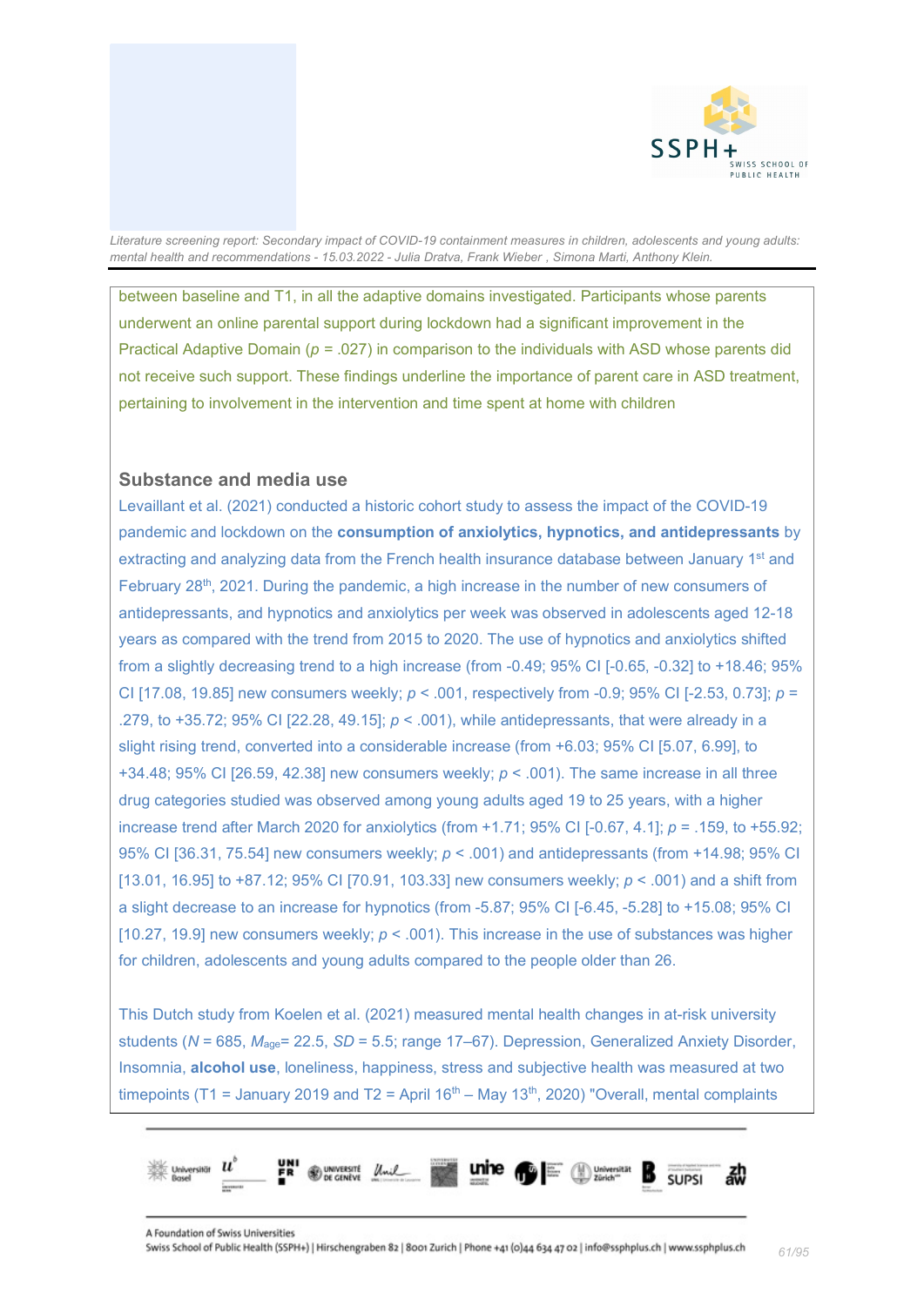between baseline and T1, in all the adaptive domains investigated. Participants whose parents underwent an online parental support during lockdown had a significant improvement in the Practical Adaptive Domain ($p$ = .027) in comparison to the individuals with ASD whose parents did not receive such support. These findings underline the importance of parent care in ASD treatment, pertaining to involvement in the intervention and time spent at home with children

### Substance and media use

Levaillant et al. (2021) conducted a historic cohort study to assess the impact of the COVID-19 pandemic and lockdown on the **consumption of anxiolytics, hypnotics, and antidepressants** by extracting and analyzing data from the French health insurance database between January 1st and February 28th, 2021. During the pandemic, a high increase in the number of new consumers of antidepressants, and hypnotics and anxiolytics per week was observed in adolescents aged 12-18 years as compared with the trend from 2015 to 2020. The use of hypnotics and anxiolytics shifted from a slightly decreasing trend to a high increase (from -0.49; 95% CI [-0.65, -0.32] to +18.46; 95% CI [17.08, 19.85] new consumers weekly; $p$ < .001, respectively from -0.9; 95% CI [-2.53, 0.73]; $p$ = .279, to +35.72; 95% CI [22.28, 49.15]; $p$ < .001), while antidepressants, that were already in a slight rising trend, converted into a considerable increase (from +6.03; 95% CI [5.07, 6.99], to +34.48; 95% CI [26.59, 42.38] new consumers weekly; $p$ < .001). The same increase in all three drug categories studied was observed among young adults aged 19 to 25 years, with a higher increase trend after March 2020 for anxiolytics (from +1.71; 95% CI [-0.67, 4.1]; $p$ = .159, to +55.92; 95% CI [36.31, 75.54] new consumers weekly; $p$ < .001) and antidepressants (from +14.98; 95% CI [13.01, 16.95] to +87.12; 95% CI [70.91, 103.33] new consumers weekly; $p$ < .001) and a shift from a slight decrease to an increase for hypnotics (from -5.87; 95% CI [-6.45, -5.28] to +15.08; 95% CI [10.27, 19.9] new consumers weekly; $p$ < .001). This increase in the use of substances was higher for children, adolescents and young adults compared to the people older than 26.

This Dutch study from Koelen et al. (2021) measured mental health changes in at-risk university students ($N$ = 685, $M_{age}$= 22.5, $SD$ = 5.5; range 17–67). Depression, Generalized Anxiety Disorder, Insomnia, **alcohol use**, loneliness, happiness, stress and subjective health was measured at two timepoints (T1 = January 2019 and T2 = April 16th – May 13th, 2020) "Overall, mental complaints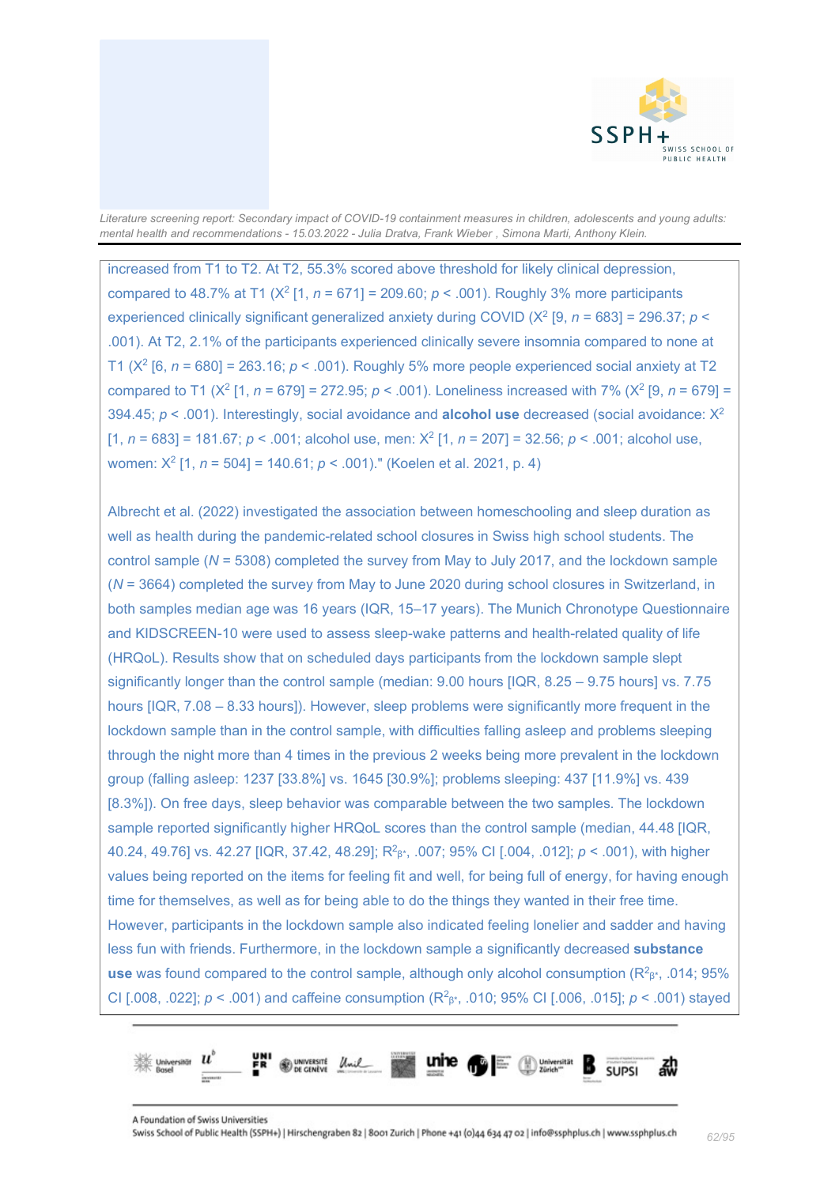increased from T1 to T2. At T2, 55.3% scored above threshold for likely clinical depression, compared to 48.7% at T1 ($X^2$ [1, *n* = 671] = 209.60; $p < .001$). Roughly 3% more participants experienced clinically significant generalized anxiety during COVID ($X^2$ [9, *n* = 683] = 296.37; $p < .001$). At T2, 2.1% of the participants experienced clinically severe insomnia compared to none at T1 ($X^2$ [6, *n* = 680] = 263.16; $p < .001$). Roughly 5% more people experienced social anxiety at T2 compared to T1 ($X^2$ [1, *n* = 679] = 272.95; $p < .001$). Loneliness increased with 7% ($X^2$ [9, *n* = 679] = 394.45; $p < .001$). Interestingly, social avoidance and **alcohol use** decreased (social avoidance: $X^2$ [1, *n* = 683] = 181.67; $p < .001$; alcohol use, men: $X^2$ [1, *n* = 207] = 32.56; $p < .001$; alcohol use, women: $X^2$ [1, *n* = 504] = 140.61; $p < .001$)." (Koelen et al. 2021, p. 4)

Albrecht et al. (2022) investigated the association between homeschooling and sleep duration as well as health during the pandemic-related school closures in Swiss high school students. The control sample (*N* = 5308) completed the survey from May to July 2017, and the lockdown sample (*N* = 3664) completed the survey from May to June 2020 during school closures in Switzerland, in both samples median age was 16 years (IQR, 15–17 years). The Munich Chronotype Questionnaire and KIDSCREEN-10 were used to assess sleep-wake patterns and health-related quality of life (HRQoL). Results show that on scheduled days participants from the lockdown sample slept significantly longer than the control sample (median: 9.00 hours [IQR, 8.25 – 9.75 hours] vs. 7.75 hours [IQR, 7.08 – 8.33 hours]). However, sleep problems were significantly more frequent in the lockdown sample than in the control sample, with difficulties falling asleep and problems sleeping through the night more than 4 times in the previous 2 weeks being more prevalent in the lockdown group (falling asleep: 1237 [33.8%] vs. 1645 [30.9%]; problems sleeping: 437 [11.9%] vs. 439 [8.3%]). On free days, sleep behavior was comparable between the two samples. The lockdown sample reported significantly higher HRQoL scores than the control sample (median, 44.48 [IQR, 40.24, 49.76] vs. 42.27 [IQR, 37.42, 48.29]; $R^2_{\beta^*}$, .007; 95% CI [.004, .012]; $p < .001$), with higher values being reported on the items for feeling fit and well, for being full of energy, for having enough time for themselves, as well as for being able to do the things they wanted in their free time. However, participants in the lockdown sample also indicated feeling lonelier and sadder and having less fun with friends. Furthermore, in the lockdown sample a significantly decreased **substance use** was found compared to the control sample, although only alcohol consumption ($R^2_{\beta^*}$, .014; 95% CI [.008, .022]; $p < .001$) and caffeine consumption ($R^2_{\beta^*}$, .010; 95% CI [.006, .015]; $p < .001$) stayed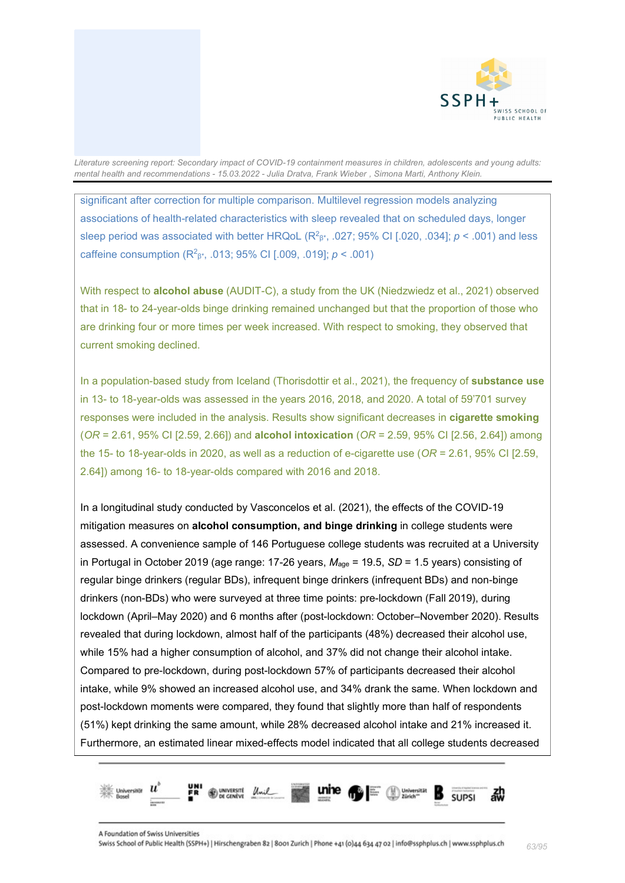significant after correction for multiple comparison. Multilevel regression models analyzing associations of health-related characteristics with sleep revealed that on scheduled days, longer sleep period was associated with better HRQoL ($R^2_{\beta*}$, .027; 95% CI [.020, .034]; *p* < .001) and less caffeine consumption ($R^2_{\beta*}$, .013; 95% CI [.009, .019]; *p* < .001)

With respect to **alcohol abuse** (AUDIT-C), a study from the UK (Niedzwiedz et al., 2021) observed that in 18- to 24-year-olds binge drinking remained unchanged but that the proportion of those who are drinking four or more times per week increased. With respect to smoking, they observed that current smoking declined.

In a population-based study from Iceland (Thorisdottir et al., 2021), the frequency of **substance use** in 13- to 18-year-olds was assessed in the years 2016, 2018, and 2020. A total of 59'701 survey responses were included in the analysis. Results show significant decreases in **cigarette smoking** (*OR* = 2.61, 95% CI [2.59, 2.66]) and **alcohol intoxication** (*OR* = 2.59, 95% CI [2.56, 2.64]) among the 15- to 18-year-olds in 2020, as well as a reduction of e-cigarette use (*OR* = 2.61, 95% CI [2.59, 2.64]) among 16- to 18-year-olds compared with 2016 and 2018.

In a longitudinal study conducted by Vasconcelos et al. (2021), the effects of the COVID-19 mitigation measures on **alcohol consumption, and binge drinking** in college students were assessed. A convenience sample of 146 Portuguese college students was recruited at a University in Portugal in October 2019 (age range: 17-26 years, $M_{age}$ = 19.5, *SD* = 1.5 years) consisting of regular binge drinkers (regular BDs), infrequent binge drinkers (infrequent BDs) and non-binge drinkers (non-BDs) who were surveyed at three time points: pre-lockdown (Fall 2019), during lockdown (April–May 2020) and 6 months after (post-lockdown: October–November 2020). Results revealed that during lockdown, almost half of the participants (48%) decreased their alcohol use, while 15% had a higher consumption of alcohol, and 37% did not change their alcohol intake. Compared to pre-lockdown, during post-lockdown 57% of participants decreased their alcohol intake, while 9% showed an increased alcohol use, and 34% drank the same. When lockdown and post-lockdown moments were compared, they found that slightly more than half of respondents (51%) kept drinking the same amount, while 28% decreased alcohol intake and 21% increased it. Furthermore, an estimated linear mixed-effects model indicated that all college students decreased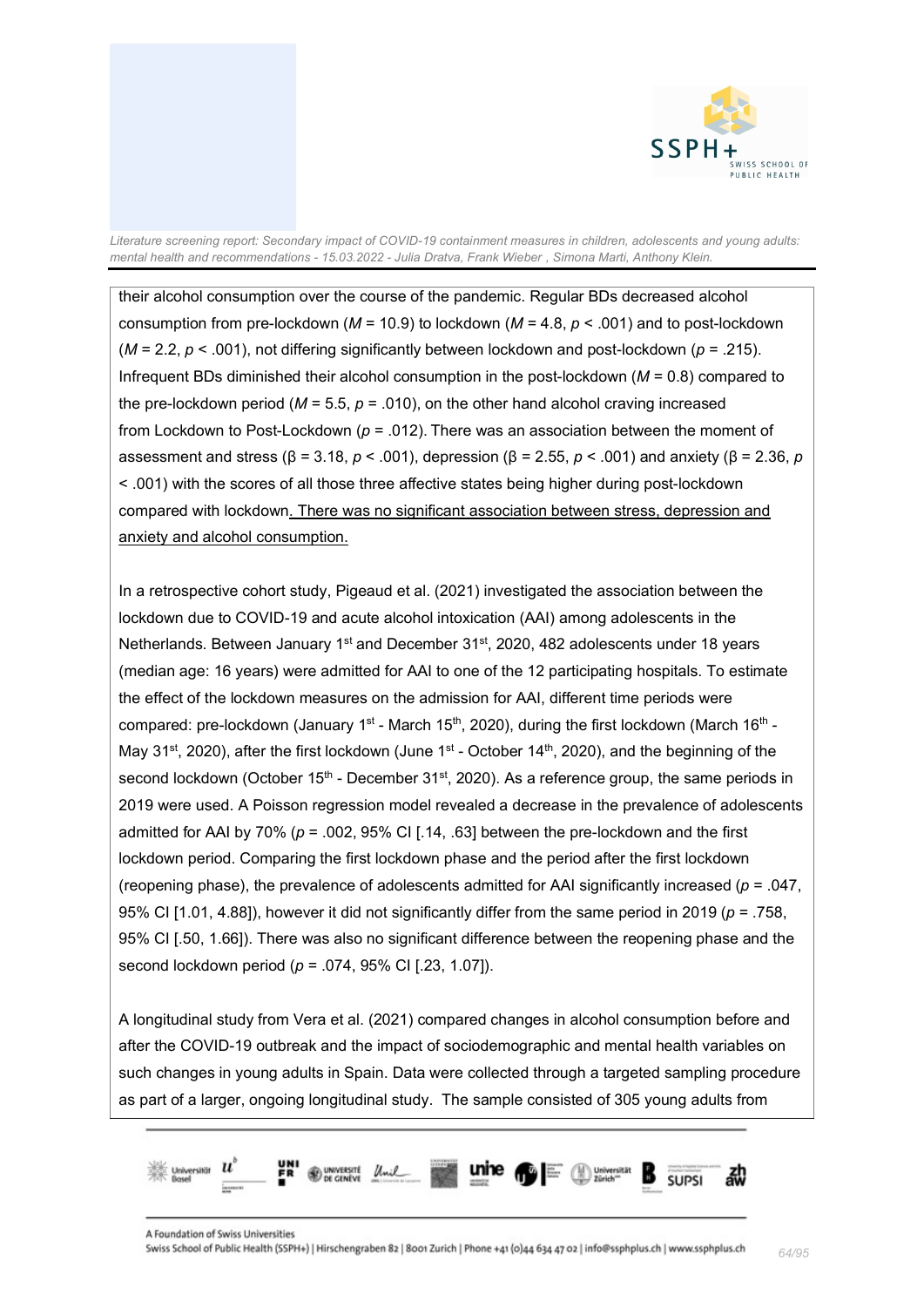their alcohol consumption over the course of the pandemic. Regular BDs decreased alcohol consumption from pre-lockdown ($M$ = 10.9) to lockdown ($M$ = 4.8, $p$ < .001) and to post-lockdown ($M$ = 2.2, $p$ < .001), not differing significantly between lockdown and post-lockdown ($p$ = .215). Infrequent BDs diminished their alcohol consumption in the post-lockdown ($M$ = 0.8) compared to the pre-lockdown period ($M$ = 5.5, $p$ = .010), on the other hand alcohol craving increased from Lockdown to Post-Lockdown ($p$ = .012). There was an association between the moment of assessment and stress (β = 3.18, $p$ < .001), depression (β = 2.55, $p$ < .001) and anxiety (β = 2.36, $p$ < .001) with the scores of all those three affective states being higher during post-lockdown compared with lockdown. There was no significant association between stress, depression and anxiety and alcohol consumption.

In a retrospective cohort study, Pigeaud et al. (2021) investigated the association between the lockdown due to COVID-19 and acute alcohol intoxication (AAI) among adolescents in the Netherlands. Between January 1st and December 31st, 2020, 482 adolescents under 18 years (median age: 16 years) were admitted for AAI to one of the 12 participating hospitals. To estimate the effect of the lockdown measures on the admission for AAI, different time periods were compared: pre-lockdown (January 1st - March 15th, 2020), during the first lockdown (March 16th - May 31st, 2020), after the first lockdown (June 1st - October 14th, 2020), and the beginning of the second lockdown (October 15th - December 31st, 2020). As a reference group, the same periods in 2019 were used. A Poisson regression model revealed a decrease in the prevalence of adolescents admitted for AAI by 70% ($p$ = .002, 95% CI [.14, .63] between the pre-lockdown and the first lockdown period. Comparing the first lockdown phase and the period after the first lockdown (reopening phase), the prevalence of adolescents admitted for AAI significantly increased ($p$ = .047, 95% CI [1.01, 4.88]), however it did not significantly differ from the same period in 2019 ($p$ = .758, 95% CI [.50, 1.66]). There was also no significant difference between the reopening phase and the second lockdown period ($p$ = .074, 95% CI [.23, 1.07]).

A longitudinal study from Vera et al. (2021) compared changes in alcohol consumption before and after the COVID-19 outbreak and the impact of sociodemographic and mental health variables on such changes in young adults in Spain. Data were collected through a targeted sampling procedure as part of a larger, ongoing longitudinal study. The sample consisted of 305 young adults from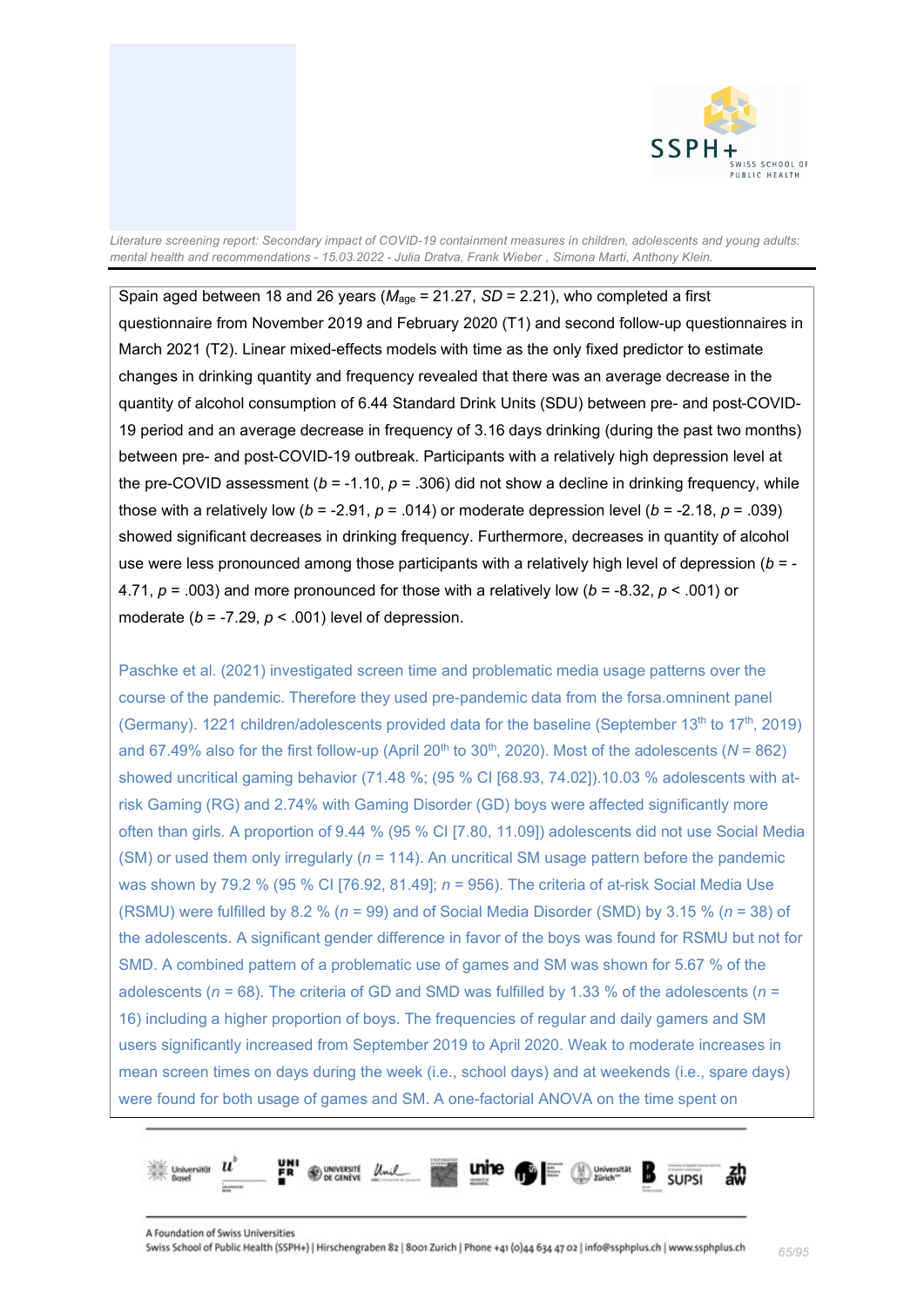Spain aged between 18 and 26 years ($M_{age}$ = 21.27, *SD* = 2.21), who completed a first questionnaire from November 2019 and February 2020 (T1) and second follow-up questionnaires in March 2021 (T2). Linear mixed-effects models with time as the only fixed predictor to estimate changes in drinking quantity and frequency revealed that there was an average decrease in the quantity of alcohol consumption of 6.44 Standard Drink Units (SDU) between pre- and post-COVID-19 period and an average decrease in frequency of 3.16 days drinking (during the past two months) between pre- and post-COVID-19 outbreak. Participants with a relatively high depression level at the pre-COVID assessment ($b$ = -1.10, $p$ = .306) did not show a decline in drinking frequency, while those with a relatively low ($b$ = -2.91, $p$ = .014) or moderate depression level ($b$ = -2.18, $p$ = .039) showed significant decreases in drinking frequency. Furthermore, decreases in quantity of alcohol use were less pronounced among those participants with a relatively high level of depression ($b$ = -4.71, $p$ = .003) and more pronounced for those with a relatively low ($b$ = -8.32, $p$ < .001) or moderate ($b$ = -7.29, $p$ < .001) level of depression.

Paschke et al. (2021) investigated screen time and problematic media usage patterns over the course of the pandemic. Therefore they used pre-pandemic data from the forsa.omninent panel (Germany). 1221 children/adolescents provided data for the baseline (September 13th to 17th, 2019) and 67.49% also for the first follow-up (April 20th to 30th, 2020). Most of the adolescents ($N$ = 862) showed uncritical gaming behavior (71.48 %; (95 % CI [68.93, 74.02]).10.03 % adolescents with at-risk Gaming (RG) and 2.74% with Gaming Disorder (GD) boys were affected significantly more often than girls. A proportion of 9.44 % (95 % CI [7.80, 11.09]) adolescents did not use Social Media (SM) or used them only irregularly ($n$ = 114). An uncritical SM usage pattern before the pandemic was shown by 79.2 % (95 % CI [76.92, 81.49]; $n$ = 956). The criteria of at-risk Social Media Use (RSMU) were fulfilled by 8.2 % ($n$ = 99) and of Social Media Disorder (SMD) by 3.15 % ($n$ = 38) of the adolescents. A significant gender difference in favor of the boys was found for RSMU but not for SMD. A combined pattern of a problematic use of games and SM was shown for 5.67 % of the adolescents ($n$ = 68). The criteria of GD and SMD was fulfilled by 1.33 % of the adolescents ($n$ = 16) including a higher proportion of boys. The frequencies of regular and daily gamers and SM users significantly increased from September 2019 to April 2020. Weak to moderate increases in mean screen times on days during the week (i.e., school days) and at weekends (i.e., spare days) were found for both usage of games and SM. A one-factorial ANOVA on the time spent on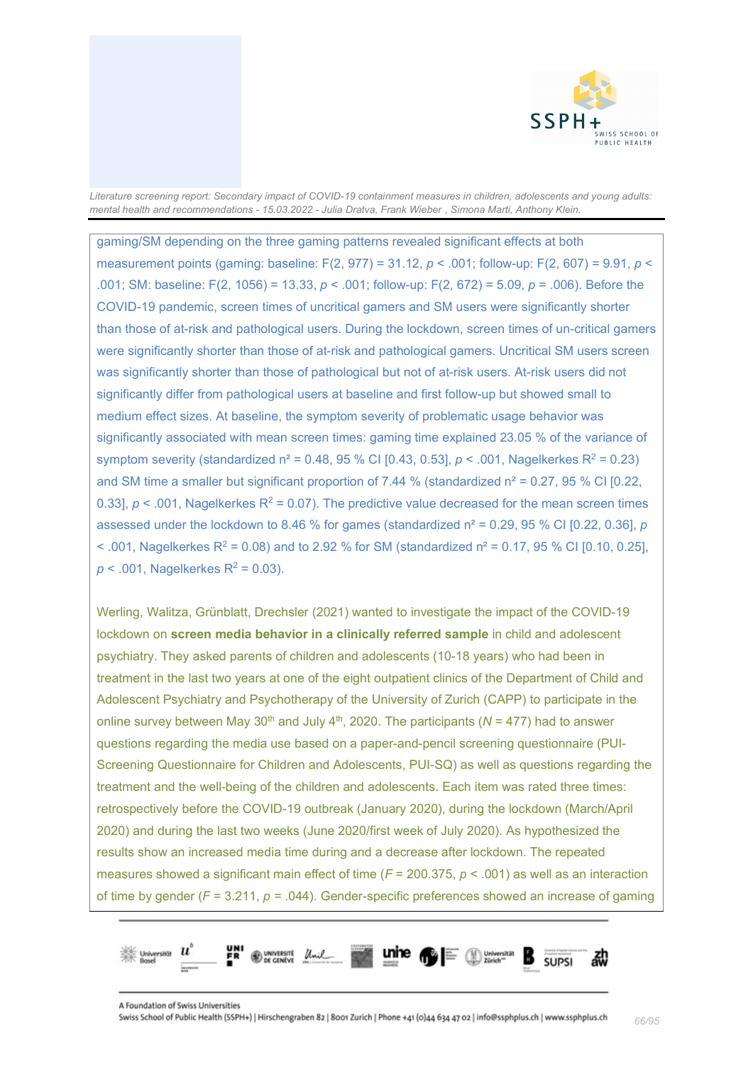gaming/SM depending on the three gaming patterns revealed significant effects at both measurement points (gaming: baseline: $F(2, 977) = 31.12$, $p < .001$; follow-up: $F(2, 607) = 9.91$, $p < .001$; SM: baseline: $F(2, 1056) = 13.33$, $p < .001$; follow-up: $F(2, 672) = 5.09$, $p = .006$). Before the COVID-19 pandemic, screen times of uncritical gamers and SM users were significantly shorter than those of at-risk and pathological users. During the lockdown, screen times of un-critical gamers were significantly shorter than those of at-risk and pathological gamers. Uncritical SM users screen was significantly shorter than those of pathological but not of at-risk users. At-risk users did not significantly differ from pathological users at baseline and first follow-up but showed small to medium effect sizes. At baseline, the symptom severity of problematic usage behavior was significantly associated with mean screen times: gaming time explained 23.05 % of the variance of symptom severity (standardized $n^2 = 0.48$, 95 % CI [0.43, 0.53], $p < .001$, Nagelkerkes $R^2 = 0.23$) and SM time a smaller but significant proportion of 7.44 % (standardized $n^2 = 0.27$, 95 % CI [0.22, 0.33], $p < .001$, Nagelkerkes $R^2 = 0.07$). The predictive value decreased for the mean screen times assessed under the lockdown to 8.46 % for games (standardized $n^2 = 0.29$, 95 % CI [0.22, 0.36], $p < .001$, Nagelkerkes $R^2 = 0.08$) and to 2.92 % for SM (standardized $n^2 = 0.17$, 95 % CI [0.10, 0.25], $p < .001$, Nagelkerkes $R^2 = 0.03$).

Werling, Walitza, Grünblatt, Drechsler (2021) wanted to investigate the impact of the COVID-19 lockdown on **screen media behavior in a clinically referred sample** in child and adolescent psychiatry. They asked parents of children and adolescents (10-18 years) who had been in treatment in the last two years at one of the eight outpatient clinics of the Department of Child and Adolescent Psychiatry and Psychotherapy of the University of Zurich (CAPP) to participate in the online survey between May 30th and July 4th, 2020. The participants (*N* = 477) had to answer questions regarding the media use based on a paper-and-pencil screening questionnaire (PUI-Screening Questionnaire for Children and Adolescents, PUI-SQ) as well as questions regarding the treatment and the well-being of the children and adolescents. Each item was rated three times: retrospectively before the COVID-19 outbreak (January 2020), during the lockdown (March/April 2020) and during the last two weeks (June 2020/first week of July 2020). As hypothesized the results show an increased media time during and a decrease after lockdown. The repeated measures showed a significant main effect of time ($F = 200.375$, $p < .001$) as well as an interaction of time by gender ($F = 3.211$, $p = .044$). Gender-specific preferences showed an increase of gaming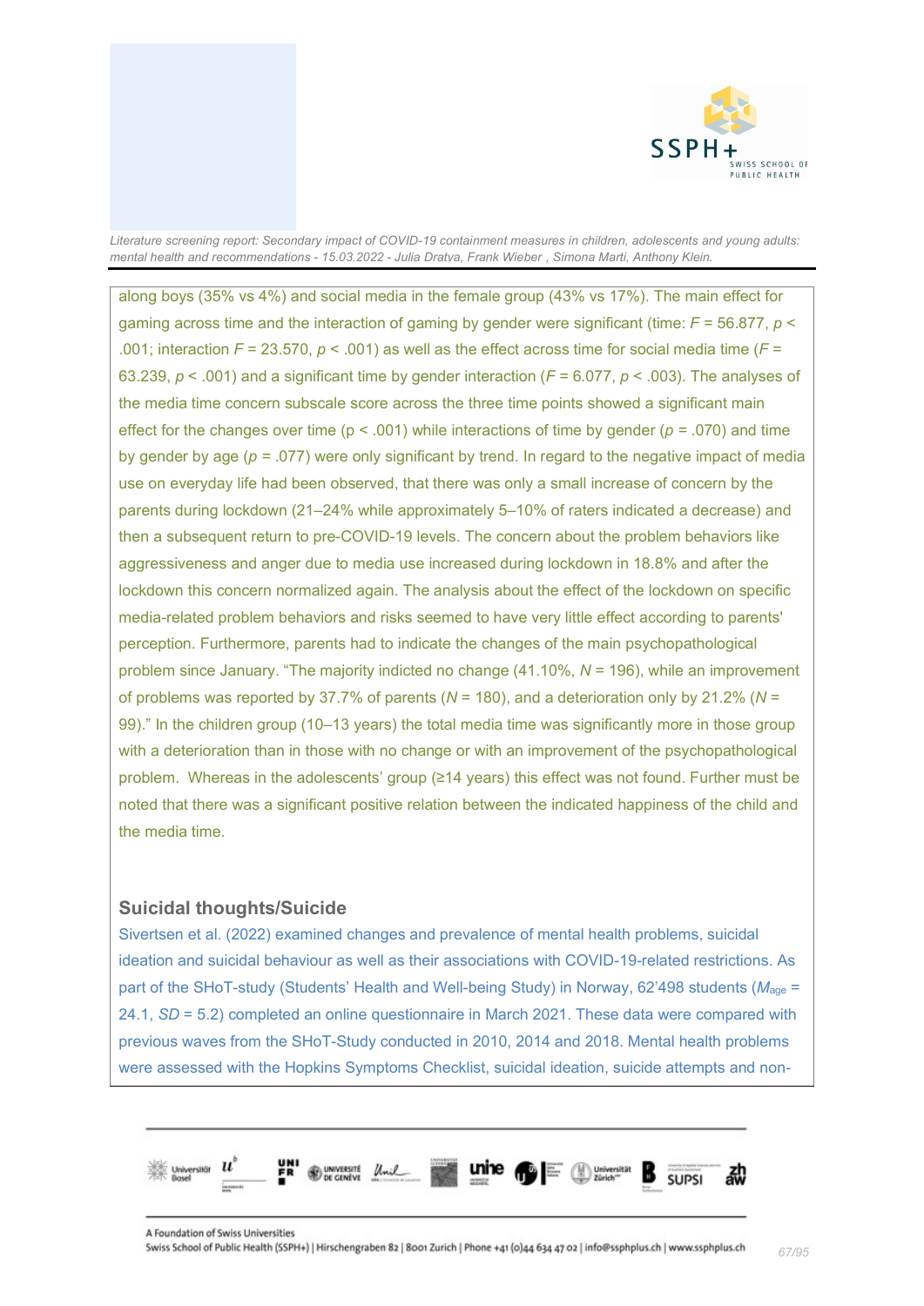along boys (35% vs 4%) and social media in the female group (43% vs 17%). The main effect for gaming across time and the interaction of gaming by gender were significant (time: $F$ = 56.877, $p$ < .001; interaction $F$ = 23.570, $p$ < .001) as well as the effect across time for social media time ($F$ = 63.239, $p$ < .001) and a significant time by gender interaction ($F$ = 6.077, $p$ < .003). The analyses of the media time concern subscale score across the three time points showed a significant main effect for the changes over time (p < .001) while interactions of time by gender ($p$ = .070) and time by gender by age ($p$ = .077) were only significant by trend. In regard to the negative impact of media use on everyday life had been observed, that there was only a small increase of concern by the parents during lockdown (21–24% while approximately 5–10% of raters indicated a decrease) and then a subsequent return to pre-COVID-19 levels. The concern about the problem behaviors like aggressiveness and anger due to media use increased during lockdown in 18.8% and after the lockdown this concern normalized again. The analysis about the effect of the lockdown on specific media-related problem behaviors and risks seemed to have very little effect according to parents' perception. Furthermore, parents had to indicate the changes of the main psychopathological problem since January. "The majority indicted no change (41.10%, $N$ = 196), while an improvement of problems was reported by 37.7% of parents ($N$ = 180), and a deterioration only by 21.2% ($N$ = 99)." In the children group (10–13 years) the total media time was significantly more in those group with a deterioration than in those with no change or with an improvement of the psychopathological problem. Whereas in the adolescents' group (≥14 years) this effect was not found. Further must be noted that there was a significant positive relation between the indicated happiness of the child and the media time.

### Suicidal thoughts/Suicide

Sivertsen et al. (2022) examined changes and prevalence of mental health problems, suicidal ideation and suicidal behaviour as well as their associations with COVID-19-related restrictions. As part of the SHoT-study (Students' Health and Well-being Study) in Norway, 62'498 students ($M_{age}$ = 24.1, $SD$ = 5.2) completed an online questionnaire in March 2021. These data were compared with previous waves from the SHoT-Study conducted in 2010, 2014 and 2018. Mental health problems were assessed with the Hopkins Symptoms Checklist, suicidal ideation, suicide attempts and non-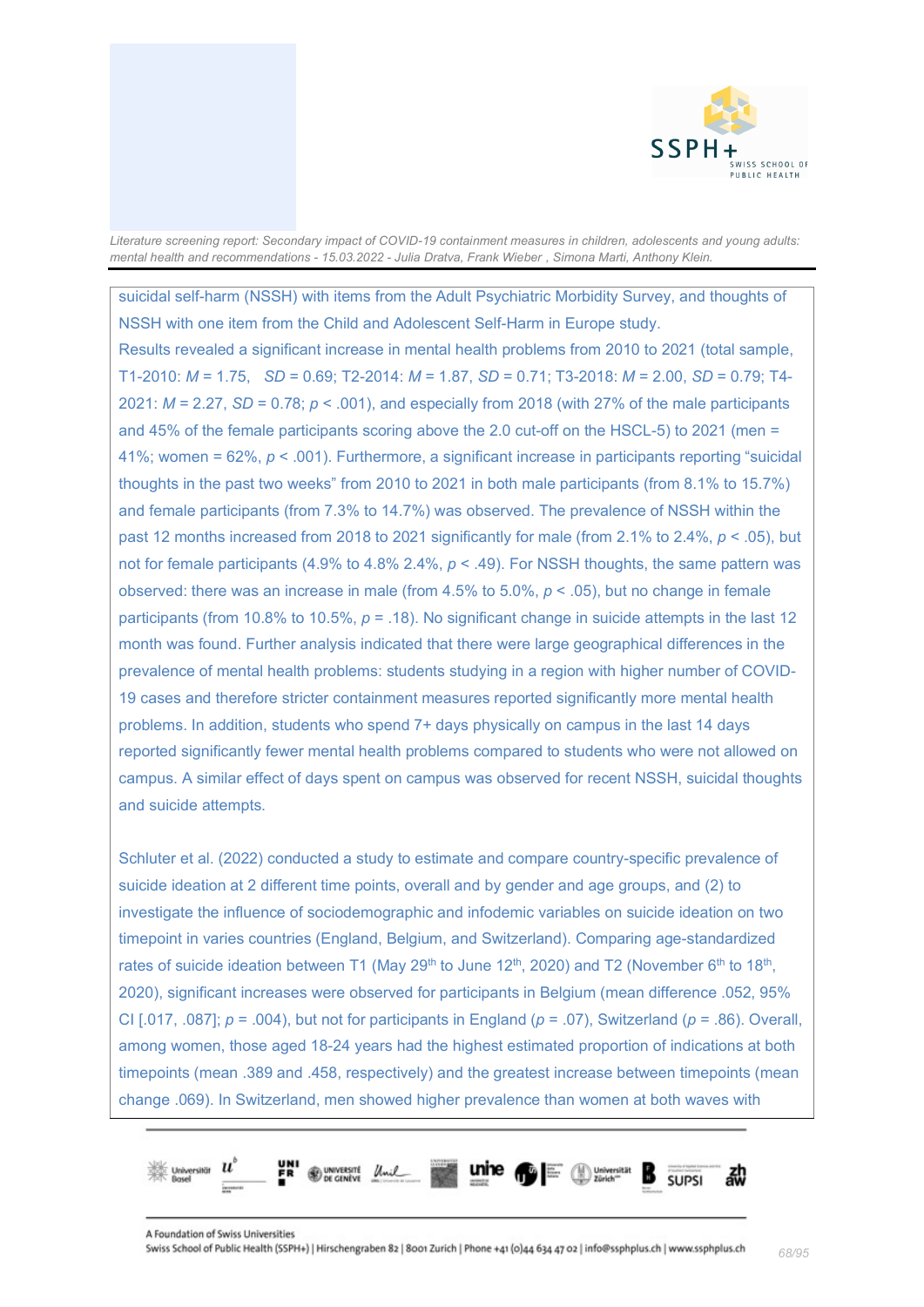suicidal self-harm (NSSH) with items from the Adult Psychiatric Morbidity Survey, and thoughts of NSSH with one item from the Child and Adolescent Self-Harm in Europe study.

Results revealed a significant increase in mental health problems from 2010 to 2021 (total sample, T1-2010: $M = 1.75$, $SD = 0.69$; T2-2014: $M = 1.87$, $SD = 0.71$; T3-2018: $M = 2.00$, $SD = 0.79$; T4-2021: $M = 2.27$, $SD = 0.78$; $p < .001$), and especially from 2018 (with 27% of the male participants and 45% of the female participants scoring above the 2.0 cut-off on the HSCL-5) to 2021 (men = 41%; women = 62%, $p < .001$). Furthermore, a significant increase in participants reporting "suicidal thoughts in the past two weeks" from 2010 to 2021 in both male participants (from 8.1% to 15.7%) and female participants (from 7.3% to 14.7%) was observed. The prevalence of NSSH within the past 12 months increased from 2018 to 2021 significantly for male (from 2.1% to 2.4%, $p < .05$), but not for female participants (4.9% to 4.8% 2.4%, $p < .49$). For NSSH thoughts, the same pattern was observed: there was an increase in male (from 4.5% to 5.0%, $p < .05$), but no change in female participants (from 10.8% to 10.5%, $p = .18$). No significant change in suicide attempts in the last 12 month was found. Further analysis indicated that there were large geographical differences in the prevalence of mental health problems: students studying in a region with higher number of COVID-19 cases and therefore stricter containment measures reported significantly more mental health problems. In addition, students who spend 7+ days physically on campus in the last 14 days reported significantly fewer mental health problems compared to students who were not allowed on campus. A similar effect of days spent on campus was observed for recent NSSH, suicidal thoughts and suicide attempts.

Schluter et al. (2022) conducted a study to estimate and compare country-specific prevalence of suicide ideation at 2 different time points, overall and by gender and age groups, and (2) to investigate the influence of sociodemographic and infodemic variables on suicide ideation on two timepoint in varies countries (England, Belgium, and Switzerland). Comparing age-standardized rates of suicide ideation between T1 (May 29th to June 12th, 2020) and T2 (November 6th to 18th, 2020), significant increases were observed for participants in Belgium (mean difference .052, 95% CI [.017, .087]; $p = .004$), but not for participants in England ($p = .07$), Switzerland ($p = .86$). Overall, among women, those aged 18-24 years had the highest estimated proportion of indications at both timepoints (mean .389 and .458, respectively) and the greatest increase between timepoints (mean change .069). In Switzerland, men showed higher prevalence than women at both waves with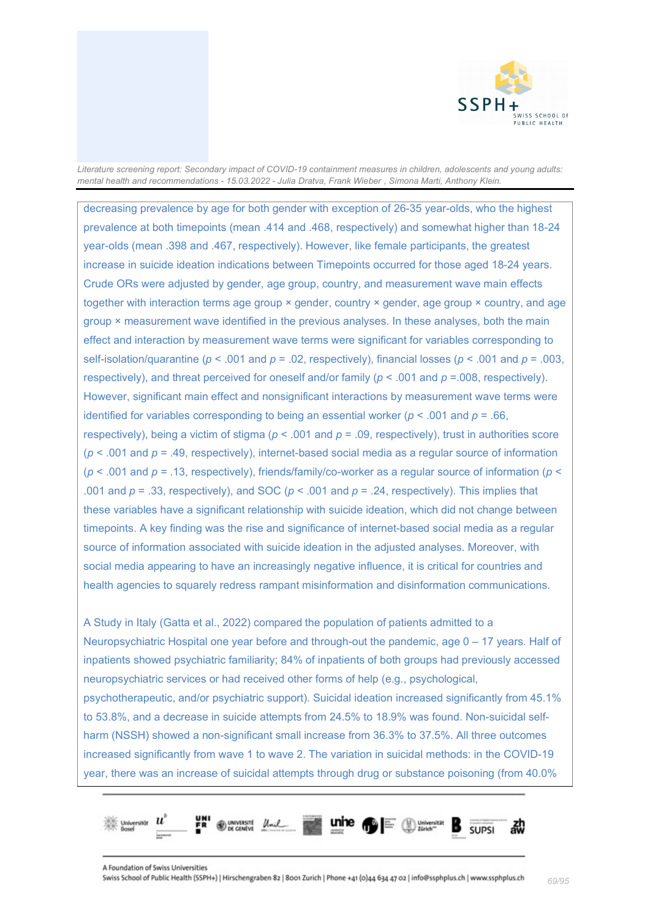decreasing prevalence by age for both gender with exception of 26-35 year-olds, who the highest prevalence at both timepoints (mean .414 and .468, respectively) and somewhat higher than 18-24 year-olds (mean .398 and .467, respectively). However, like female participants, the greatest increase in suicide ideation indications between Timepoints occurred for those aged 18-24 years. Crude ORs were adjusted by gender, age group, country, and measurement wave main effects together with interaction terms age group × gender, country × gender, age group × country, and age group × measurement wave identified in the previous analyses. In these analyses, both the main effect and interaction by measurement wave terms were significant for variables corresponding to self-isolation/quarantine ($p < .001$ and $p = .02$, respectively), financial losses ($p < .001$ and $p = .003$, respectively), and threat perceived for oneself and/or family ($p < .001$ and $p = .008$, respectively). However, significant main effect and nonsignificant interactions by measurement wave terms were identified for variables corresponding to being an essential worker ($p < .001$ and $p = .66$, respectively), being a victim of stigma ($p < .001$ and $p = .09$, respectively), trust in authorities score ($p < .001$ and $p = .49$, respectively), internet-based social media as a regular source of information ($p < .001$ and $p = .13$, respectively), friends/family/co-worker as a regular source of information ($p < .001$ and $p = .33$, respectively), and SOC ($p < .001$ and $p = .24$, respectively). This implies that these variables have a significant relationship with suicide ideation, which did not change between timepoints. A key finding was the rise and significance of internet-based social media as a regular source of information associated with suicide ideation in the adjusted analyses. Moreover, with social media appearing to have an increasingly negative influence, it is critical for countries and health agencies to squarely redress rampant misinformation and disinformation communications.

A Study in Italy (Gatta et al., 2022) compared the population of patients admitted to a Neuropsychiatric Hospital one year before and through-out the pandemic, age 0 – 17 years. Half of inpatients showed psychiatric familiarity; 84% of inpatients of both groups had previously accessed neuropsychiatric services or had received other forms of help (e.g., psychological, psychotherapeutic, and/or psychiatric support). Suicidal ideation increased significantly from 45.1% to 53.8%, and a decrease in suicide attempts from 24.5% to 18.9% was found. Non-suicidal self-harm (NSSH) showed a non-significant small increase from 36.3% to 37.5%. All three outcomes increased significantly from wave 1 to wave 2. The variation in suicidal methods: in the COVID-19 year, there was an increase of suicidal attempts through drug or substance poisoning (from 40.0%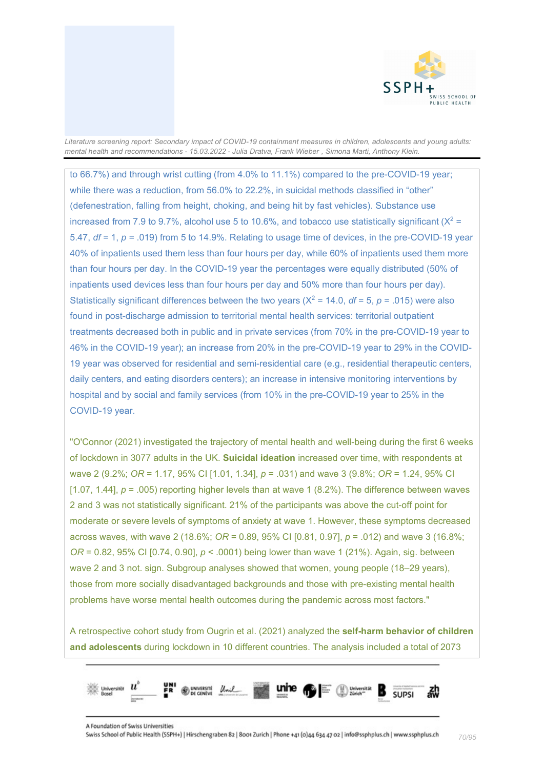to 66.7%) and through wrist cutting (from 4.0% to 11.1%) compared to the pre-COVID-19 year; while there was a reduction, from 56.0% to 22.2%, in suicidal methods classified in "other" (defenestration, falling from height, choking, and being hit by fast vehicles). Substance use increased from 7.9 to 9.7%, alcohol use 5 to 10.6%, and tobacco use statistically significant ($X^2$ = 5.47, *df* = 1, *p* = .019) from 5 to 14.9%. Relating to usage time of devices, in the pre-COVID-19 year 40% of inpatients used them less than four hours per day, while 60% of inpatients used them more than four hours per day. In the COVID-19 year the percentages were equally distributed (50% of inpatients used devices less than four hours per day and 50% more than four hours per day). Statistically significant differences between the two years ($X^2$ = 14.0, *df* = 5, *p* = .015) were also found in post-discharge admission to territorial mental health services: territorial outpatient treatments decreased both in public and in private services (from 70% in the pre-COVID-19 year to 46% in the COVID-19 year); an increase from 20% in the pre-COVID-19 year to 29% in the COVID-19 year was observed for residential and semi-residential care (e.g., residential therapeutic centers, daily centers, and eating disorders centers); an increase in intensive monitoring interventions by hospital and by social and family services (from 10% in the pre-COVID-19 year to 25% in the COVID-19 year.

"O'Connor (2021) investigated the trajectory of mental health and well-being during the first 6 weeks of lockdown in 3077 adults in the UK. **Suicidal ideation** increased over time, with respondents at wave 2 (9.2%; *OR* = 1.17, 95% CI [1.01, 1.34], *p* = .031) and wave 3 (9.8%; *OR* = 1.24, 95% CI [1.07, 1.44], *p* = .005) reporting higher levels than at wave 1 (8.2%). The difference between waves 2 and 3 was not statistically significant. 21% of the participants was above the cut-off point for moderate or severe levels of symptoms of anxiety at wave 1. However, these symptoms decreased across waves, with wave 2 (18.6%; *OR* = 0.89, 95% CI [0.81, 0.97], *p* = .012) and wave 3 (16.8%; *OR* = 0.82, 95% CI [0.74, 0.90], *p* < .0001) being lower than wave 1 (21%). Again, sig. between wave 2 and 3 not. sign. Subgroup analyses showed that women, young people (18–29 years), those from more socially disadvantaged backgrounds and those with pre-existing mental health problems have worse mental health outcomes during the pandemic across most factors."

A retrospective cohort study from Ougrin et al. (2021) analyzed the **self-harm behavior of children and adolescents** during lockdown in 10 different countries. The analysis included a total of 2073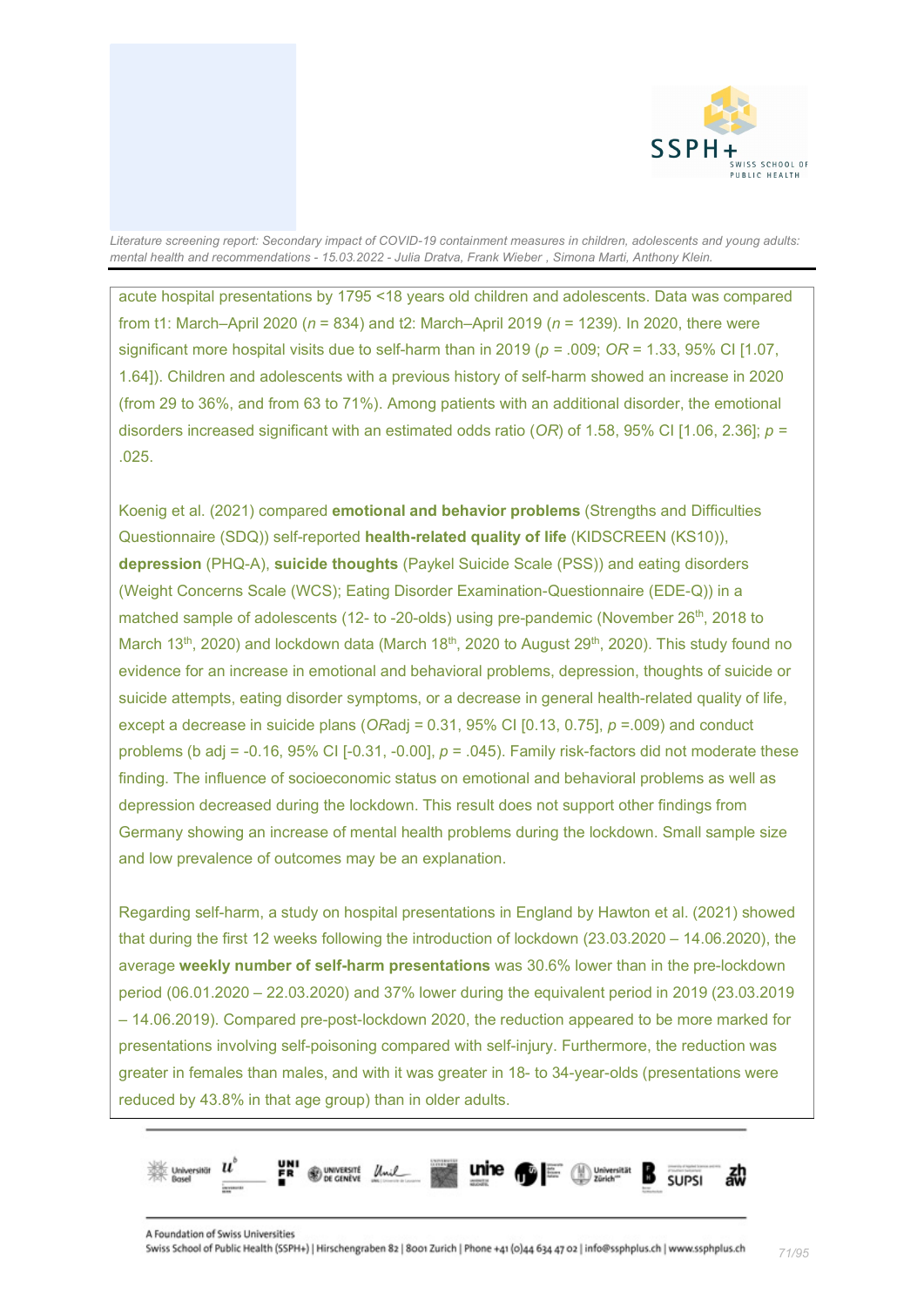acute hospital presentations by 1795 <18 years old children and adolescents. Data was compared from t1: March–April 2020 (*n* = 834) and t2: March–April 2019 (*n* = 1239). In 2020, there were significant more hospital visits due to self-harm than in 2019 ($p = .009$; $OR = 1.33$, 95% CI [1.07, 1.64]). Children and adolescents with a previous history of self-harm showed an increase in 2020 (from 29 to 36%, and from 63 to 71%). Among patients with an additional disorder, the emotional disorders increased significant with an estimated odds ratio (*OR*) of 1.58, 95% CI [1.06, 2.36]; $p = .025$.

Koenig et al. (2021) compared **emotional and behavior problems** (Strengths and Difficulties Questionnaire (SDQ)) self-reported **health-related quality of life** (KIDSCREEN (KS10)), **depression** (PHQ-A), **suicide thoughts** (Paykel Suicide Scale (PSS)) and eating disorders (Weight Concerns Scale (WCS); Eating Disorder Examination-Questionnaire (EDE-Q)) in a matched sample of adolescents (12- to -20-olds) using pre-pandemic (November 26th, 2018 to March 13th, 2020) and lockdown data (March 18th, 2020 to August 29th, 2020). This study found no evidence for an increase in emotional and behavioral problems, depression, thoughts of suicide or suicide attempts, eating disorder symptoms, or a decrease in general health-related quality of life, except a decrease in suicide plans ($OR_{adj} = 0.31$, 95% CI [0.13, 0.75], $p = .009$) and conduct problems ($b_{adj} = -0.16$, 95% CI [-0.31, -0.00], $p = .045$). Family risk-factors did not moderate these finding. The influence of socioeconomic status on emotional and behavioral problems as well as depression decreased during the lockdown. This result does not support other findings from Germany showing an increase of mental health problems during the lockdown. Small sample size and low prevalence of outcomes may be an explanation.

Regarding self-harm, a study on hospital presentations in England by Hawton et al. (2021) showed that during the first 12 weeks following the introduction of lockdown (23.03.2020 – 14.06.2020), the average **weekly number of self-harm presentations** was 30.6% lower than in the pre-lockdown period (06.01.2020 – 22.03.2020) and 37% lower during the equivalent period in 2019 (23.03.2019 – 14.06.2019). Compared pre-post-lockdown 2020, the reduction appeared to be more marked for presentations involving self-poisoning compared with self-injury. Furthermore, the reduction was greater in females than males, and with it was greater in 18- to 34-year-olds (presentations were reduced by 43.8% in that age group) than in older adults.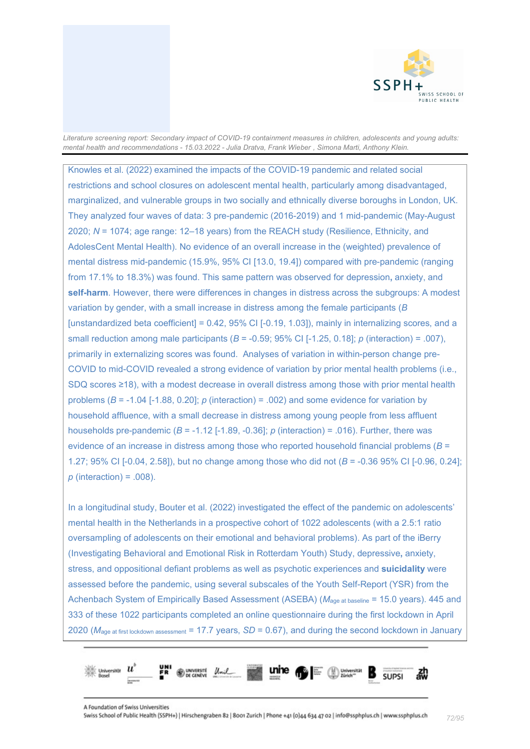Knowles et al. (2022) examined the impacts of the COVID-19 pandemic and related social restrictions and school closures on adolescent mental health, particularly among disadvantaged, marginalized, and vulnerable groups in two socially and ethnically diverse boroughs in London, UK. They analyzed four waves of data: 3 pre-pandemic (2016-2019) and 1 mid-pandemic (May-August 2020; $N$ = 1074; age range: 12–18 years) from the REACH study (Resilience, Ethnicity, and AdolesCent Mental Health). No evidence of an overall increase in the (weighted) prevalence of mental distress mid-pandemic (15.9%, 95% CI [13.0, 19.4]) compared with pre-pandemic (ranging from 17.1% to 18.3%) was found. This same pattern was observed for depression, anxiety, and **self-harm**. However, there were differences in changes in distress across the subgroups: A modest variation by gender, with a small increase in distress among the female participants ($B$ [unstandardized beta coefficient] = 0.42, 95% CI [-0.19, 1.03]), mainly in internalizing scores, and a small reduction among male participants ($B$ = -0.59; 95% CI [-1.25, 0.18]; $p$ (interaction) = .007), primarily in externalizing scores was found. Analyses of variation in within-person change pre-COVID to mid-COVID revealed a strong evidence of variation by prior mental health problems (i.e., SDQ scores ≥18), with a modest decrease in overall distress among those with prior mental health problems ($B$ = -1.04 [-1.88, 0.20]; $p$ (interaction) = .002) and some evidence for variation by household affluence, with a small decrease in distress among young people from less affluent households pre-pandemic ($B$ = -1.12 [-1.89, -0.36]; $p$ (interaction) = .016). Further, there was evidence of an increase in distress among those who reported household financial problems ($B$ = 1.27; 95% CI [-0.04, 2.58]), but no change among those who did not ($B$ = -0.36 95% CI [-0.96, 0.24]; $p$ (interaction) = .008).

In a longitudinal study, Bouter et al. (2022) investigated the effect of the pandemic on adolescents' mental health in the Netherlands in a prospective cohort of 1022 adolescents (with a 2.5:1 ratio oversampling of adolescents on their emotional and behavioral problems). As part of the iBerry (Investigating Behavioral and Emotional Risk in Rotterdam Youth) Study, depressive, anxiety, stress, and oppositional defiant problems as well as psychotic experiences and **suicidality** were assessed before the pandemic, using several subscales of the Youth Self-Report (YSR) from the Achenbach System of Empirically Based Assessment (ASEBA) ($M_{\text{age at baseline}}$ = 15.0 years). 445 and 333 of these 1022 participants completed an online questionnaire during the first lockdown in April 2020 ($M_{\text{age at first lockdown assessment}}$ = 17.7 years, $SD$ = 0.67), and during the second lockdown in January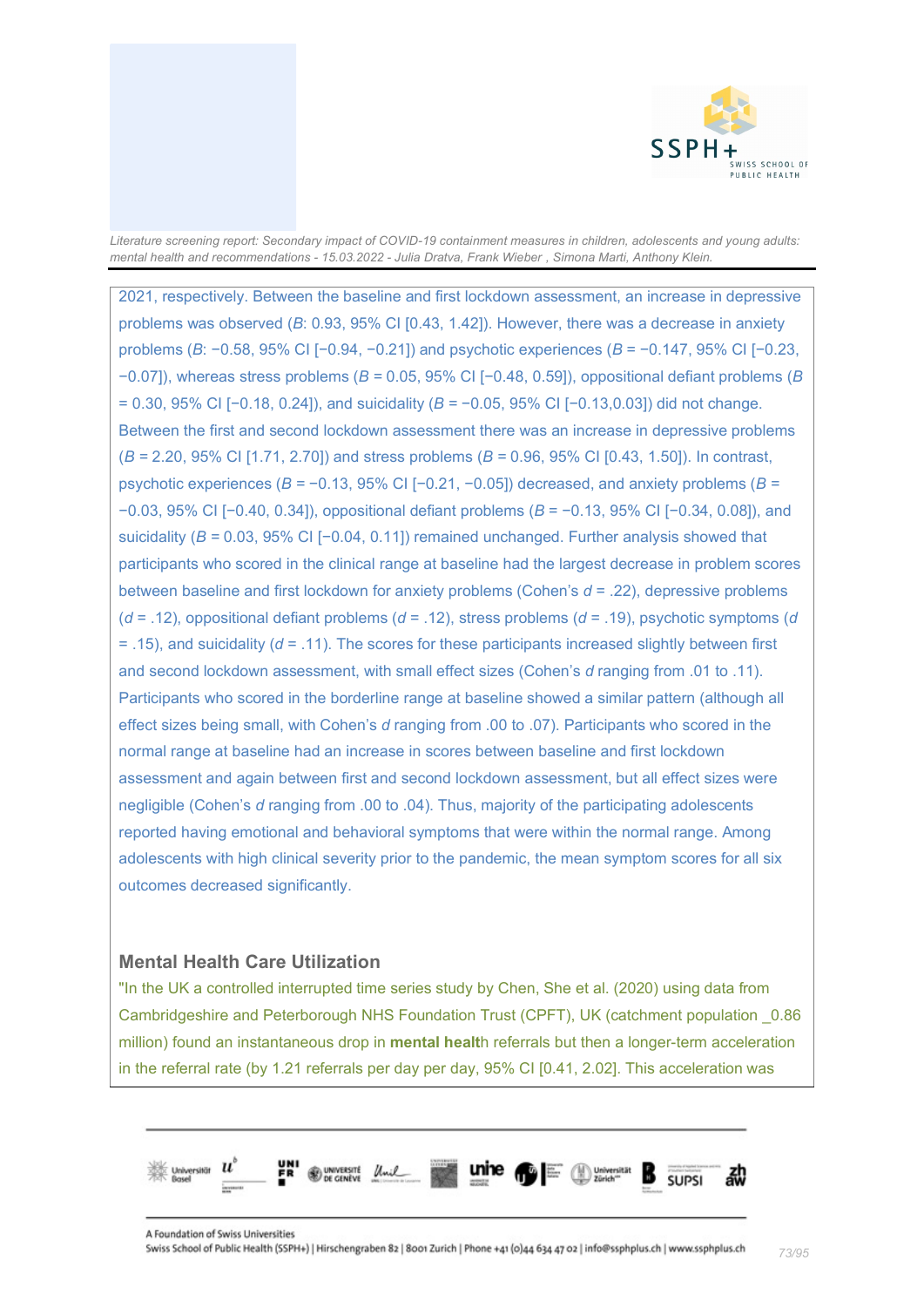2021, respectively. Between the baseline and first lockdown assessment, an increase in depressive problems was observed (*B*: 0.93, 95% CI [0.43, 1.42]). However, there was a decrease in anxiety problems (*B*: −0.58, 95% CI [−0.94, −0.21]) and psychotic experiences (*B* = −0.147, 95% CI [−0.23, −0.07]), whereas stress problems (*B* = 0.05, 95% CI [−0.48, 0.59]), oppositional defiant problems (*B* = 0.30, 95% CI [−0.18, 0.24]), and suicidality (*B* = −0.05, 95% CI [−0.13,0.03]) did not change. Between the first and second lockdown assessment there was an increase in depressive problems (*B* = 2.20, 95% CI [1.71, 2.70]) and stress problems (*B* = 0.96, 95% CI [0.43, 1.50]). In contrast, psychotic experiences (*B* = −0.13, 95% CI [−0.21, −0.05]) decreased, and anxiety problems (*B* = −0.03, 95% CI [−0.40, 0.34]), oppositional defiant problems (*B* = −0.13, 95% CI [−0.34, 0.08]), and suicidality (*B* = 0.03, 95% CI [−0.04, 0.11]) remained unchanged. Further analysis showed that participants who scored in the clinical range at baseline had the largest decrease in problem scores between baseline and first lockdown for anxiety problems (Cohen's *d* = .22), depressive problems (*d* = .12), oppositional defiant problems (*d* = .12), stress problems (*d* = .19), psychotic symptoms (*d* = .15), and suicidality (*d* = .11). The scores for these participants increased slightly between first and second lockdown assessment, with small effect sizes (Cohen's *d* ranging from .01 to .11). Participants who scored in the borderline range at baseline showed a similar pattern (although all effect sizes being small, with Cohen's *d* ranging from .00 to .07). Participants who scored in the normal range at baseline had an increase in scores between baseline and first lockdown assessment and again between first and second lockdown assessment, but all effect sizes were negligible (Cohen's *d* ranging from .00 to .04). Thus, majority of the participating adolescents reported having emotional and behavioral symptoms that were within the normal range. Among adolescents with high clinical severity prior to the pandemic, the mean symptom scores for all six outcomes decreased significantly.

## Mental Health Care Utilization

"In the UK a controlled interrupted time series study by Chen, She et al. (2020) using data from Cambridgeshire and Peterborough NHS Foundation Trust (CPFT), UK (catchment population _0.86 million) found an instantaneous drop in **mental healt**h referrals but then a longer-term acceleration in the referral rate (by 1.21 referrals per day per day, 95% CI [0.41, 2.02]. This acceleration was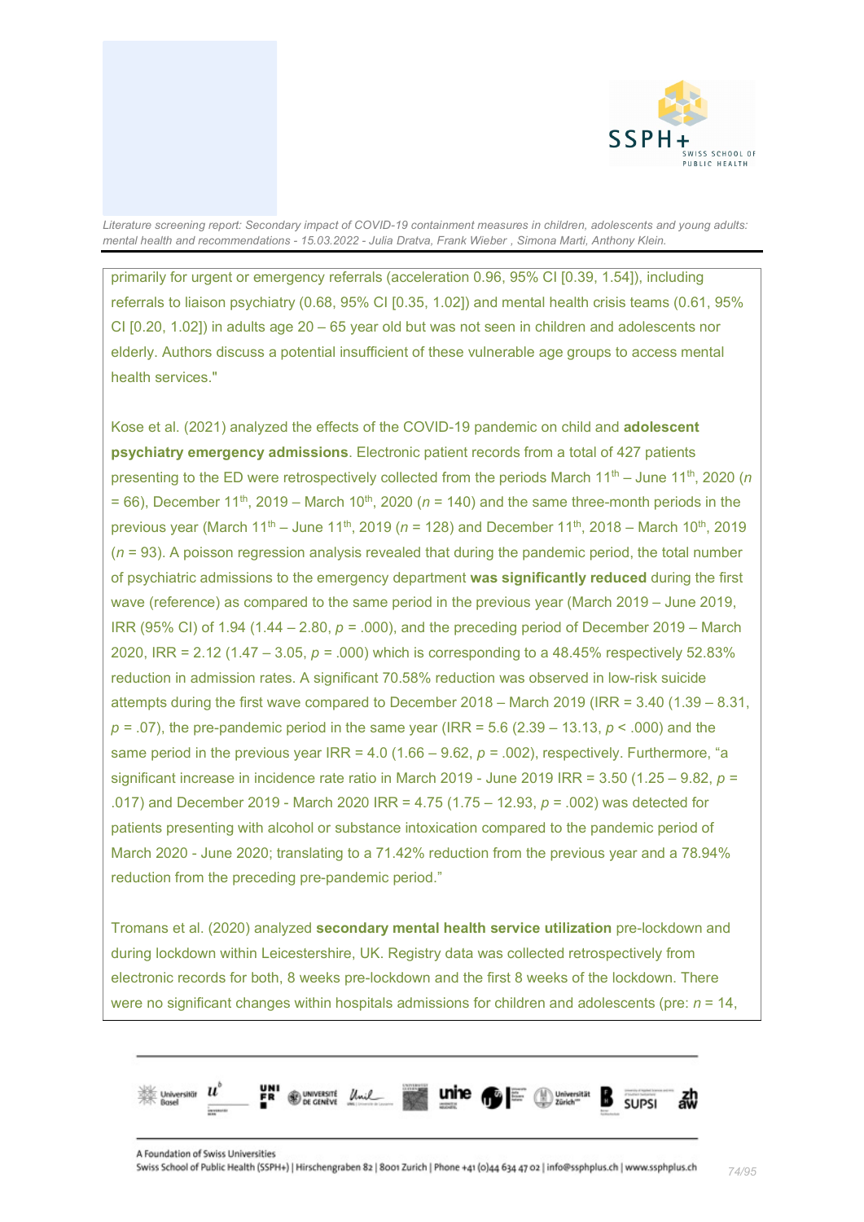primarily for urgent or emergency referrals (acceleration 0.96, 95% CI [0.39, 1.54]), including referrals to liaison psychiatry (0.68, 95% CI [0.35, 1.02]) and mental health crisis teams (0.61, 95% CI [0.20, 1.02]) in adults age 20 – 65 year old but was not seen in children and adolescents nor elderly. Authors discuss a potential insufficient of these vulnerable age groups to access mental health services."

Kose et al. (2021) analyzed the effects of the COVID-19 pandemic on child and **adolescent psychiatry emergency admissions**. Electronic patient records from a total of 427 patients presenting to the ED were retrospectively collected from the periods March 11th – June 11th, 2020 (*n* = 66), December 11th, 2019 – March 10th, 2020 (*n* = 140) and the same three-month periods in the previous year (March 11th – June 11th, 2019 (*n* = 128) and December 11th, 2018 – March 10th, 2019 (*n* = 93). A poisson regression analysis revealed that during the pandemic period, the total number of psychiatric admissions to the emergency department **was significantly reduced** during the first wave (reference) as compared to the same period in the previous year (March 2019 – June 2019, IRR (95% CI) of 1.94 (1.44 – 2.80, *p* = .000), and the preceding period of December 2019 – March 2020, IRR = 2.12 (1.47 – 3.05, *p* = .000) which is corresponding to a 48.45% respectively 52.83% reduction in admission rates. A significant 70.58% reduction was observed in low-risk suicide attempts during the first wave compared to December 2018 – March 2019 (IRR = 3.40 (1.39 – 8.31, *p* = .07), the pre-pandemic period in the same year (IRR = 5.6 (2.39 – 13.13, *p* < .000) and the same period in the previous year IRR = 4.0 (1.66 – 9.62, *p* = .002), respectively. Furthermore, "a significant increase in incidence rate ratio in March 2019 - June 2019 IRR = 3.50 (1.25 – 9.82, *p* = .017) and December 2019 - March 2020 IRR = 4.75 (1.75 – 12.93, *p* = .002) was detected for patients presenting with alcohol or substance intoxication compared to the pandemic period of March 2020 - June 2020; translating to a 71.42% reduction from the previous year and a 78.94% reduction from the preceding pre-pandemic period."

Tromans et al. (2020) analyzed **secondary mental health service utilization** pre-lockdown and during lockdown within Leicestershire, UK. Registry data was collected retrospectively from electronic records for both, 8 weeks pre-lockdown and the first 8 weeks of the lockdown. There were no significant changes within hospitals admissions for children and adolescents (pre: *n* = 14,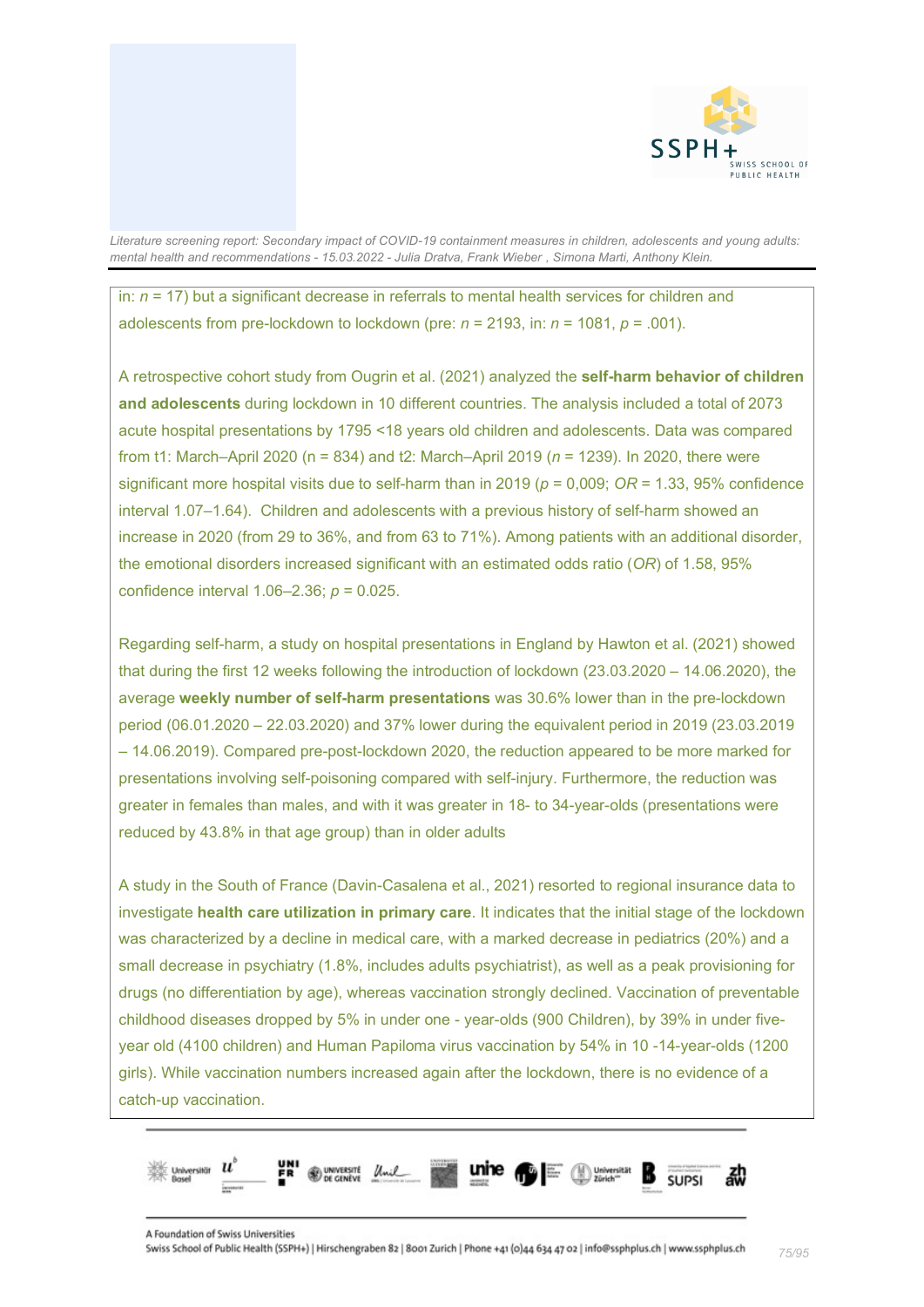in: $n$ = 17) but a significant decrease in referrals to mental health services for children and adolescents from pre-lockdown to lockdown (pre: $n$ = 2193, in: $n$ = 1081, $p$ = .001).

A retrospective cohort study from Ougrin et al. (2021) analyzed the **self-harm behavior of children and adolescents** during lockdown in 10 different countries. The analysis included a total of 2073 acute hospital presentations by 1795 <18 years old children and adolescents. Data was compared from t1: March–April 2020 (n = 834) and t2: March–April 2019 ($n$ = 1239). In 2020, there were significant more hospital visits due to self-harm than in 2019 ($p$ = 0,009; $OR$ = 1.33, 95% confidence interval 1.07–1.64). Children and adolescents with a previous history of self-harm showed an increase in 2020 (from 29 to 36%, and from 63 to 71%). Among patients with an additional disorder, the emotional disorders increased significant with an estimated odds ratio ($OR$) of 1.58, 95% confidence interval 1.06–2.36; $p$ = 0.025.

Regarding self-harm, a study on hospital presentations in England by Hawton et al. (2021) showed that during the first 12 weeks following the introduction of lockdown (23.03.2020 – 14.06.2020), the average **weekly number of self-harm presentations** was 30.6% lower than in the pre-lockdown period (06.01.2020 – 22.03.2020) and 37% lower during the equivalent period in 2019 (23.03.2019 – 14.06.2019). Compared pre-post-lockdown 2020, the reduction appeared to be more marked for presentations involving self-poisoning compared with self-injury. Furthermore, the reduction was greater in females than males, and with it was greater in 18- to 34-year-olds (presentations were reduced by 43.8% in that age group) than in older adults

A study in the South of France (Davin-Casalena et al., 2021) resorted to regional insurance data to investigate **health care utilization in primary care**. It indicates that the initial stage of the lockdown was characterized by a decline in medical care, with a marked decrease in pediatrics (20%) and a small decrease in psychiatry (1.8%, includes adults psychiatrist), as well as a peak provisioning for drugs (no differentiation by age), whereas vaccination strongly declined. Vaccination of preventable childhood diseases dropped by 5% in under one - year-olds (900 Children), by 39% in under five-year old (4100 children) and Human Papiloma virus vaccination by 54% in 10 -14-year-olds (1200 girls). While vaccination numbers increased again after the lockdown, there is no evidence of a catch-up vaccination.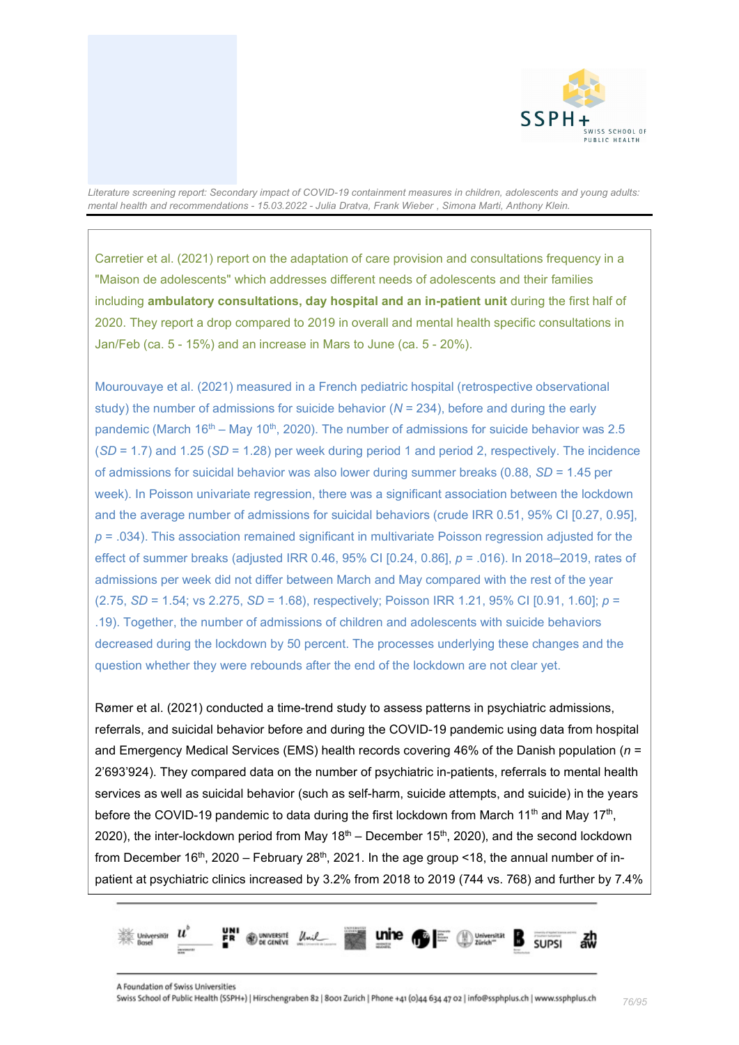Carretier et al. (2021) report on the adaptation of care provision and consultations frequency in a "Maison de adolescents" which addresses different needs of adolescents and their families including **ambulatory consultations, day hospital and an in-patient unit** during the first half of 2020. They report a drop compared to 2019 in overall and mental health specific consultations in Jan/Feb (ca. 5 - 15%) and an increase in Mars to June (ca. 5 - 20%).

Mourouvaye et al. (2021) measured in a French pediatric hospital (retrospective observational study) the number of admissions for suicide behavior ($N$ = 234), before and during the early pandemic (March 16th – May 10th, 2020). The number of admissions for suicide behavior was 2.5 ($SD$ = 1.7) and 1.25 ($SD$ = 1.28) per week during period 1 and period 2, respectively. The incidence of admissions for suicidal behavior was also lower during summer breaks (0.88, $SD$ = 1.45 per week). In Poisson univariate regression, there was a significant association between the lockdown and the average number of admissions for suicidal behaviors (crude IRR 0.51, 95% CI [0.27, 0.95], $p$ = .034). This association remained significant in multivariate Poisson regression adjusted for the effect of summer breaks (adjusted IRR 0.46, 95% CI [0.24, 0.86], $p$ = .016). In 2018–2019, rates of admissions per week did not differ between March and May compared with the rest of the year (2.75, $SD$ = 1.54; vs 2.275, $SD$ = 1.68), respectively; Poisson IRR 1.21, 95% CI [0.91, 1.60]; $p$ = .19). Together, the number of admissions of children and adolescents with suicide behaviors decreased during the lockdown by 50 percent. The processes underlying these changes and the question whether they were rebounds after the end of the lockdown are not clear yet.

Rømer et al. (2021) conducted a time-trend study to assess patterns in psychiatric admissions, referrals, and suicidal behavior before and during the COVID-19 pandemic using data from hospital and Emergency Medical Services (EMS) health records covering 46% of the Danish population ($n$ = 2'693'924). They compared data on the number of psychiatric in-patients, referrals to mental health services as well as suicidal behavior (such as self-harm, suicide attempts, and suicide) in the years before the COVID-19 pandemic to data during the first lockdown from March 11th and May 17th, 2020), the inter-lockdown period from May 18th – December 15th, 2020), and the second lockdown from December 16th, 2020 – February 28th, 2021. In the age group <18, the annual number of in-patient at psychiatric clinics increased by 3.2% from 2018 to 2019 (744 vs. 768) and further by 7.4%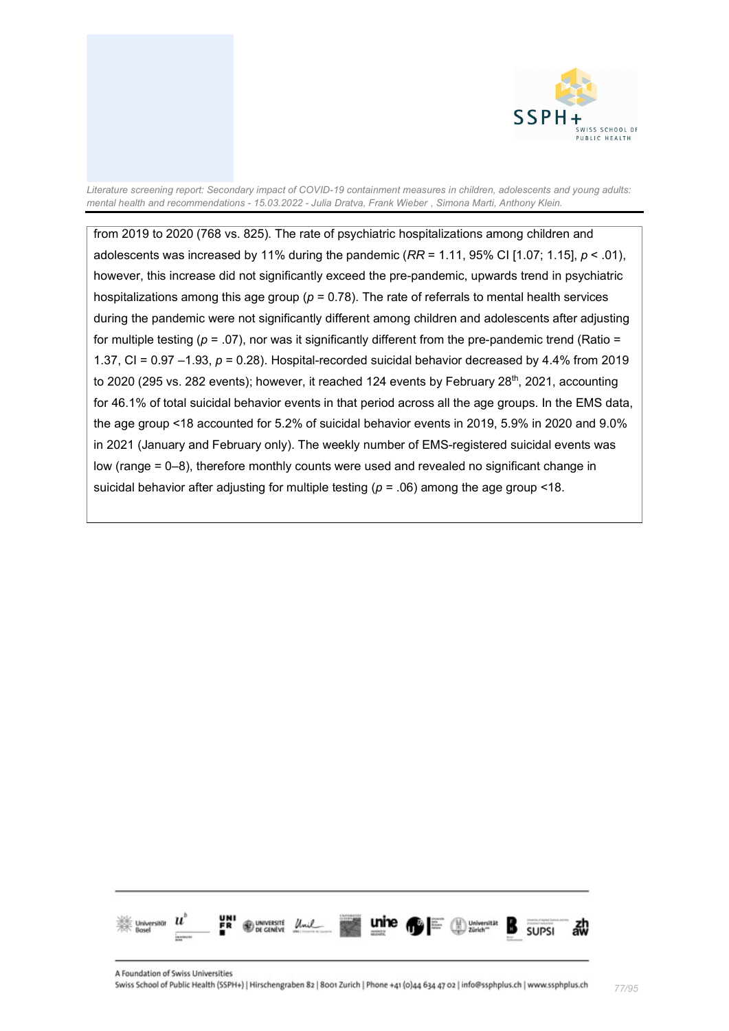from 2019 to 2020 (768 vs. 825). The rate of psychiatric hospitalizations among children and adolescents was increased by 11% during the pandemic (*RR* = 1.11, 95% CI [1.07; 1.15], $p < .01$), however, this increase did not significantly exceed the pre-pandemic, upwards trend in psychiatric hospitalizations among this age group ($p = 0.78$). The rate of referrals to mental health services during the pandemic were not significantly different among children and adolescents after adjusting for multiple testing ($p = .07$), nor was it significantly different from the pre-pandemic trend (Ratio = 1.37, CI = 0.97 –1.93, $p = 0.28$). Hospital-recorded suicidal behavior decreased by 4.4% from 2019 to 2020 (295 vs. 282 events); however, it reached 124 events by February 28$^{th}$, 2021, accounting for 46.1% of total suicidal behavior events in that period across all the age groups. In the EMS data, the age group <18 accounted for 5.2% of suicidal behavior events in 2019, 5.9% in 2020 and 9.0% in 2021 (January and February only). The weekly number of EMS-registered suicidal events was low (range = 0–8), therefore monthly counts were used and revealed no significant change in suicidal behavior after adjusting for multiple testing ($p = .06$) among the age group <18.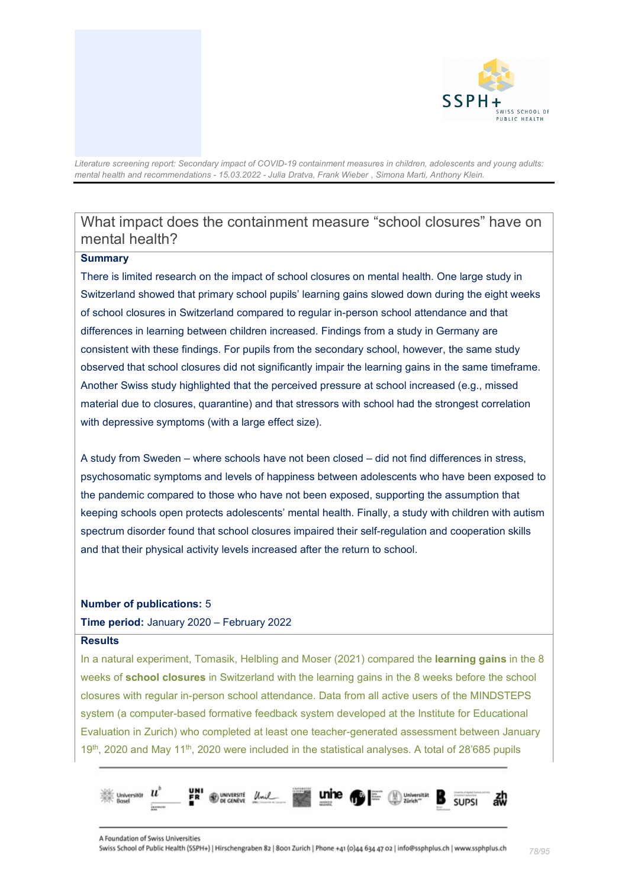## What impact does the containment measure "school closures" have on mental health?

**Summary**

There is limited research on the impact of school closures on mental health. One large study in Switzerland showed that primary school pupils' learning gains slowed down during the eight weeks of school closures in Switzerland compared to regular in-person school attendance and that differences in learning between children increased. Findings from a study in Germany are consistent with these findings. For pupils from the secondary school, however, the same study observed that school closures did not significantly impair the learning gains in the same timeframe. Another Swiss study highlighted that the perceived pressure at school increased (e.g., missed material due to closures, quarantine) and that stressors with school had the strongest correlation with depressive symptoms (with a large effect size).

A study from Sweden – where schools have not been closed – did not find differences in stress, psychosomatic symptoms and levels of happiness between adolescents who have been exposed to the pandemic compared to those who have not been exposed, supporting the assumption that keeping schools open protects adolescents' mental health. Finally, a study with children with autism spectrum disorder found that school closures impaired their self-regulation and cooperation skills and that their physical activity levels increased after the return to school.

**Number of publications:** 5

**Time period:** January 2020 – February 2022

**Results**

In a natural experiment, Tomasik, Helbling and Moser (2021) compared the **learning gains** in the 8 weeks of **school closures** in Switzerland with the learning gains in the 8 weeks before the school closures with regular in-person school attendance. Data from all active users of the MINDSTEPS system (a computer-based formative feedback system developed at the Institute for Educational Evaluation in Zurich) who completed at least one teacher-generated assessment between January 19th, 2020 and May 11th, 2020 were included in the statistical analyses. A total of 28'685 pupils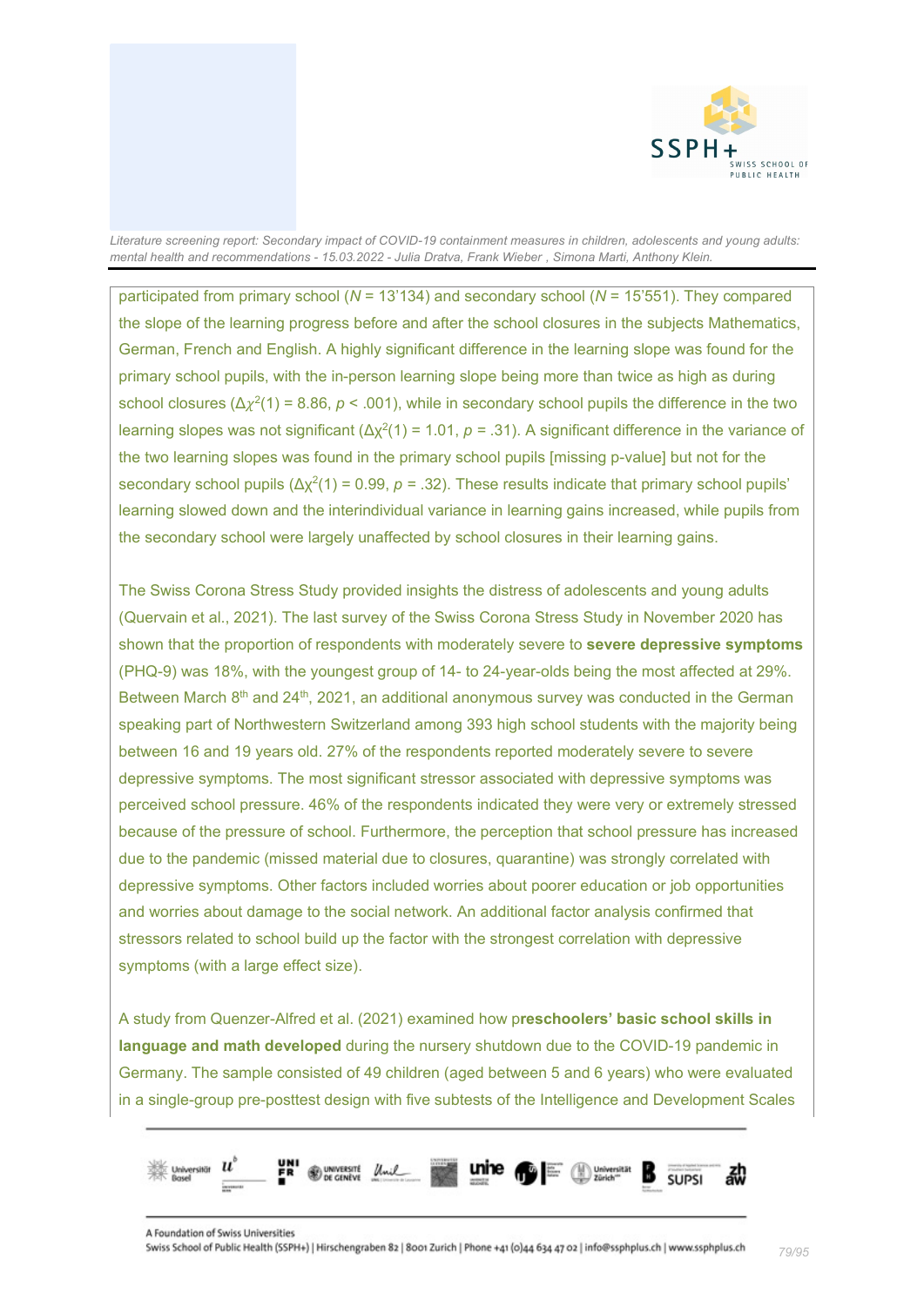participated from primary school ($N$ = 13'134) and secondary school ($N$ = 15'551). They compared the slope of the learning progress before and after the school closures in the subjects Mathematics, German, French and English. A highly significant difference in the learning slope was found for the primary school pupils, with the in-person learning slope being more than twice as high as during school closures ($\Delta\chi^2(1) = 8.86$, $p < .001$), while in secondary school pupils the difference in the two learning slopes was not significant ($\Delta\chi^2(1) = 1.01$, $p = .31$). A significant difference in the variance of the two learning slopes was found in the primary school pupils [missing p-value] but not for the secondary school pupils ($\Delta\chi^2(1) = 0.99$, $p = .32$). These results indicate that primary school pupils' learning slowed down and the interindividual variance in learning gains increased, while pupils from the secondary school were largely unaffected by school closures in their learning gains.

The Swiss Corona Stress Study provided insights the distress of adolescents and young adults (Quervain et al., 2021). The last survey of the Swiss Corona Stress Study in November 2020 has shown that the proportion of respondents with moderately severe to **severe depressive symptoms** (PHQ-9) was 18%, with the youngest group of 14- to 24-year-olds being the most affected at 29%. Between March 8th and 24th, 2021, an additional anonymous survey was conducted in the German speaking part of Northwestern Switzerland among 393 high school students with the majority being between 16 and 19 years old. 27% of the respondents reported moderately severe to severe depressive symptoms. The most significant stressor associated with depressive symptoms was perceived school pressure. 46% of the respondents indicated they were very or extremely stressed because of the pressure of school. Furthermore, the perception that school pressure has increased due to the pandemic (missed material due to closures, quarantine) was strongly correlated with depressive symptoms. Other factors included worries about poorer education or job opportunities and worries about damage to the social network. An additional factor analysis confirmed that stressors related to school build up the factor with the strongest correlation with depressive symptoms (with a large effect size).

A study from Quenzer-Alfred et al. (2021) examined how p**reschoolers' basic school skills in language and math developed** during the nursery shutdown due to the COVID-19 pandemic in Germany. The sample consisted of 49 children (aged between 5 and 6 years) who were evaluated in a single-group pre-posttest design with five subtests of the Intelligence and Development Scales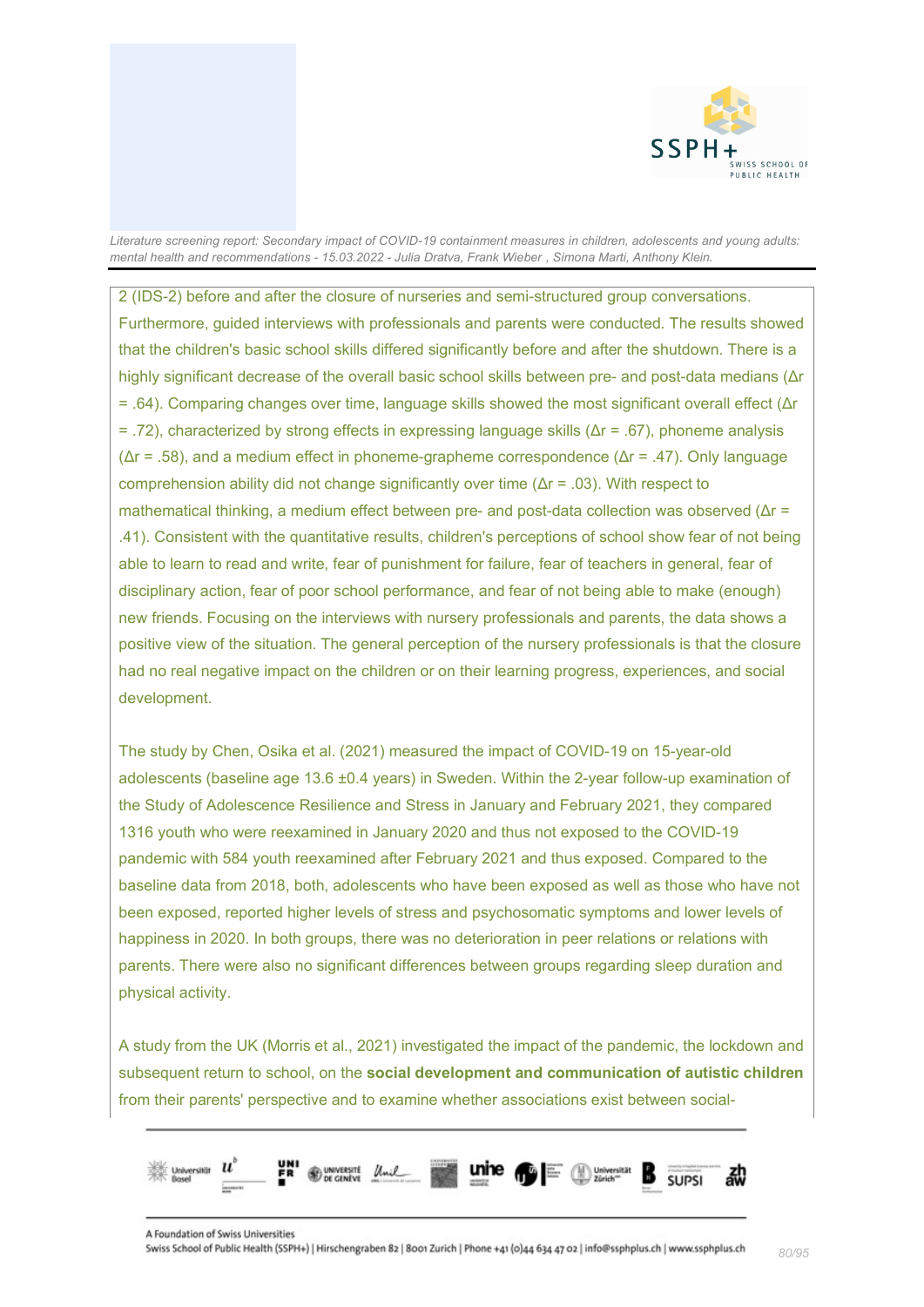2 (IDS-2) before and after the closure of nurseries and semi-structured group conversations. Furthermore, guided interviews with professionals and parents were conducted. The results showed that the children's basic school skills differed significantly before and after the shutdown. There is a highly significant decrease of the overall basic school skills between pre- and post-data medians ($\Delta r = .64$). Comparing changes over time, language skills showed the most significant overall effect ($\Delta r = .72$), characterized by strong effects in expressing language skills ($\Delta r = .67$), phoneme analysis ($\Delta r = .58$), and a medium effect in phoneme-grapheme correspondence ($\Delta r = .47$). Only language comprehension ability did not change significantly over time ($\Delta r = .03$). With respect to mathematical thinking, a medium effect between pre- and post-data collection was observed ($\Delta r = .41$). Consistent with the quantitative results, children's perceptions of school show fear of not being able to learn to read and write, fear of punishment for failure, fear of teachers in general, fear of disciplinary action, fear of poor school performance, and fear of not being able to make (enough) new friends. Focusing on the interviews with nursery professionals and parents, the data shows a positive view of the situation. The general perception of the nursery professionals is that the closure had no real negative impact on the children or on their learning progress, experiences, and social development.

The study by Chen, Osika et al. (2021) measured the impact of COVID-19 on 15-year-old adolescents (baseline age 13.6 ±0.4 years) in Sweden. Within the 2-year follow-up examination of the Study of Adolescence Resilience and Stress in January and February 2021, they compared 1316 youth who were reexamined in January 2020 and thus not exposed to the COVID-19 pandemic with 584 youth reexamined after February 2021 and thus exposed. Compared to the baseline data from 2018, both, adolescents who have been exposed as well as those who have not been exposed, reported higher levels of stress and psychosomatic symptoms and lower levels of happiness in 2020. In both groups, there was no deterioration in peer relations or relations with parents. There were also no significant differences between groups regarding sleep duration and physical activity.

A study from the UK (Morris et al., 2021) investigated the impact of the pandemic, the lockdown and subsequent return to school, on the **social development and communication of autistic children** from their parents' perspective and to examine whether associations exist between social-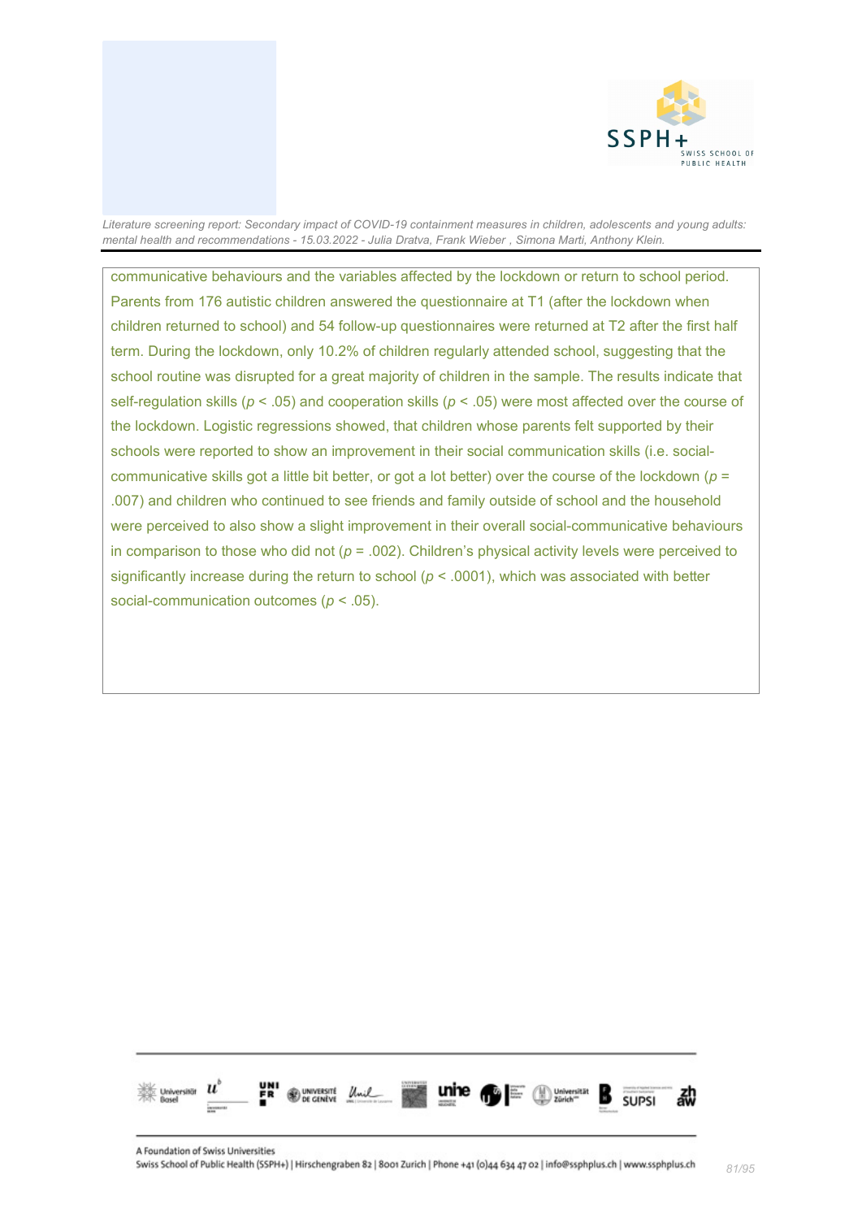communicative behaviours and the variables affected by the lockdown or return to school period. Parents from 176 autistic children answered the questionnaire at T1 (after the lockdown when children returned to school) and 54 follow-up questionnaires were returned at T2 after the first half term. During the lockdown, only 10.2% of children regularly attended school, suggesting that the school routine was disrupted for a great majority of children in the sample. The results indicate that self-regulation skills ($p < .05$) and cooperation skills ($p < .05$) were most affected over the course of the lockdown. Logistic regressions showed, that children whose parents felt supported by their schools were reported to show an improvement in their social communication skills (i.e. social-communicative skills got a little bit better, or got a lot better) over the course of the lockdown ($p = .007$) and children who continued to see friends and family outside of school and the household were perceived to also show a slight improvement in their overall social-communicative behaviours in comparison to those who did not ($p = .002$). Children's physical activity levels were perceived to significantly increase during the return to school ($p < .0001$), which was associated with better social-communication outcomes ($p < .05$).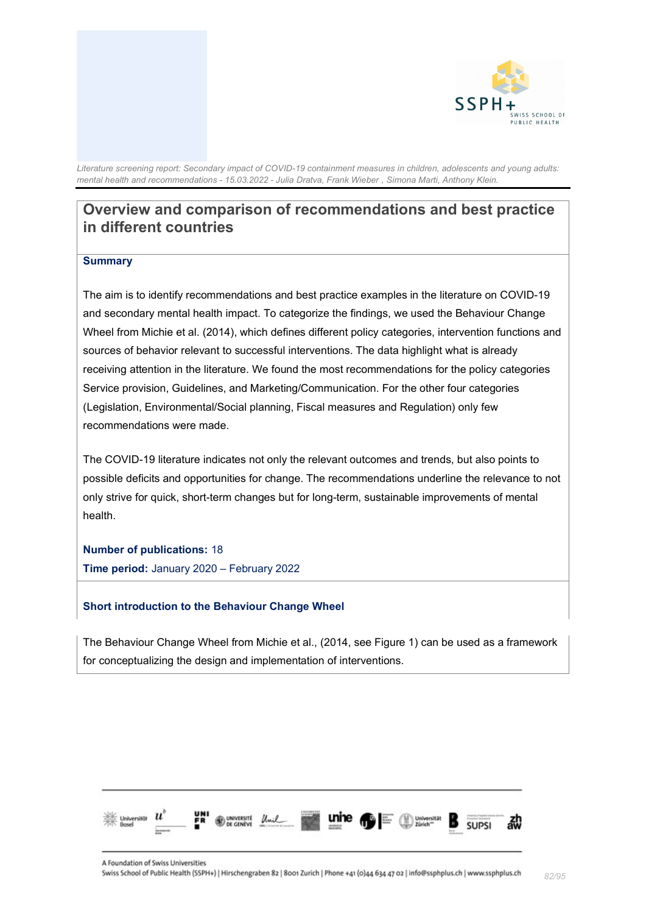## Overview and comparison of recommendations and best practice in different countries

**Summary**

The aim is to identify recommendations and best practice examples in the literature on COVID-19 and secondary mental health impact. To categorize the findings, we used the Behaviour Change Wheel from Michie et al. (2014), which defines different policy categories, intervention functions and sources of behavior relevant to successful interventions. The data highlight what is already receiving attention in the literature. We found the most recommendations for the policy categories Service provision, Guidelines, and Marketing/Communication. For the other four categories (Legislation, Environmental/Social planning, Fiscal measures and Regulation) only few recommendations were made.

The COVID-19 literature indicates not only the relevant outcomes and trends, but also points to possible deficits and opportunities for change. The recommendations underline the relevance to not only strive for quick, short-term changes but for long-term, sustainable improvements of mental health.

**Number of publications:** 18
**Time period:** January 2020 – February 2022

**Short introduction to the Behaviour Change Wheel**

The Behaviour Change Wheel from Michie et al., (2014, see Figure 1) can be used as a framework for conceptualizing the design and implementation of interventions.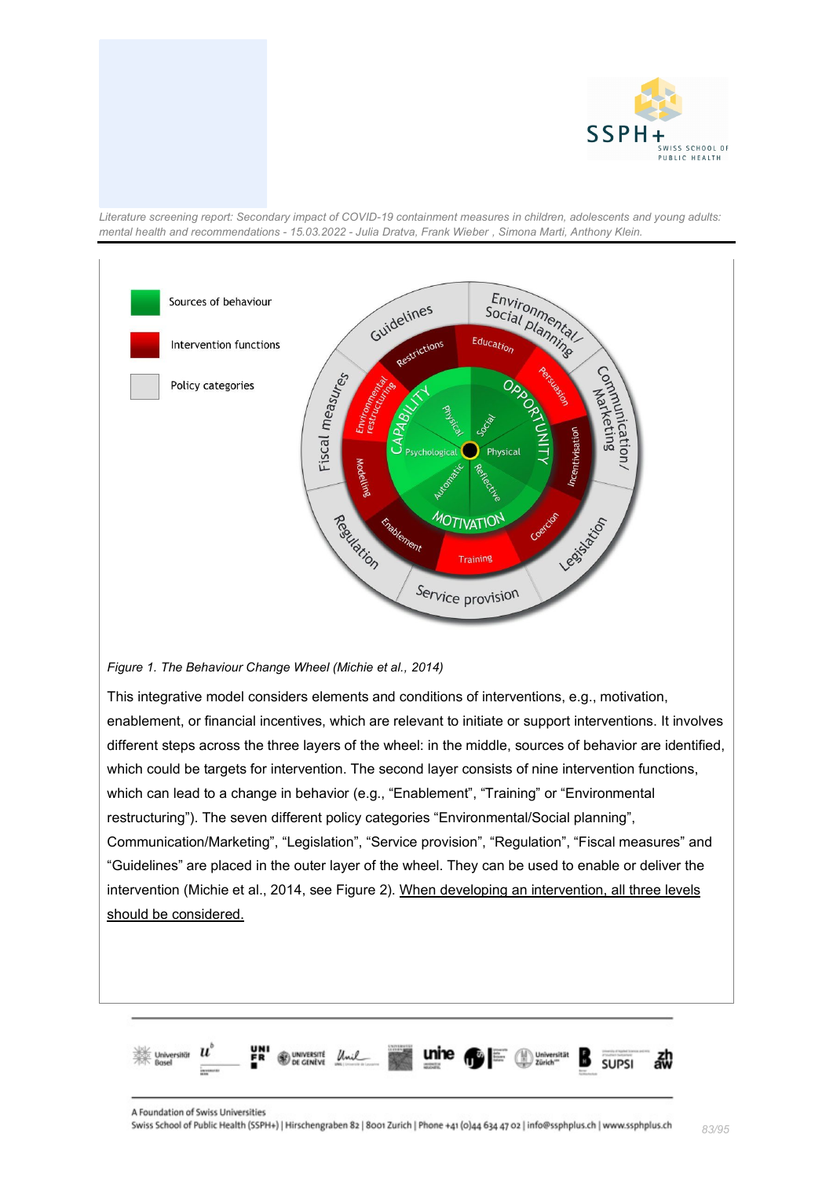*Figure 1. The Behaviour Change Wheel (Michie et al., 2014)*

This integrative model considers elements and conditions of interventions, e.g., motivation, enablement, or financial incentives, which are relevant to initiate or support interventions. It involves different steps across the three layers of the wheel: in the middle, sources of behavior are identified, which could be targets for intervention. The second layer consists of nine intervention functions, which can lead to a change in behavior (e.g., "Enablement", "Training" or "Environmental restructuring"). The seven different policy categories "Environmental/Social planning", Communication/Marketing", "Legislation", "Service provision", "Regulation", "Fiscal measures" and "Guidelines" are placed in the outer layer of the wheel. They can be used to enable or deliver the intervention (Michie et al., 2014, see Figure 2). <u>When developing an intervention, all three levels should be considered.</u>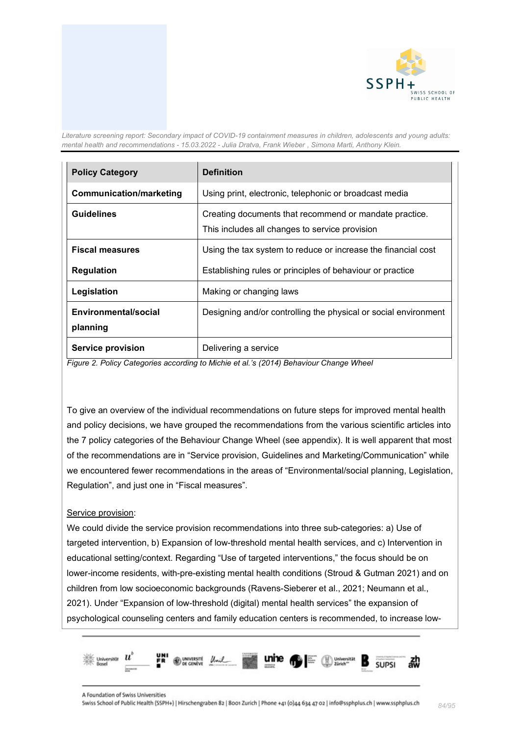| Policy Category | Definition |
|---|---|
| **Communication/marketing** | Using print, electronic, telephonic or broadcast media |
| **Guidelines** | Creating documents that recommend or mandate practice. This includes all changes to service provision |
| **Fiscal measures** | Using the tax system to reduce or increase the financial cost |
| **Regulation** | Establishing rules or principles of behaviour or practice |
| **Legislation** | Making or changing laws |
| **Environmental/social planning** | Designing and/or controlling the physical or social environment |
| **Service provision** | Delivering a service |

*Figure 2. Policy Categories according to Michie et al.'s (2014) Behaviour Change Wheel*

To give an overview of the individual recommendations on future steps for improved mental health and policy decisions, we have grouped the recommendations from the various scientific articles into the 7 policy categories of the Behaviour Change Wheel (see appendix). It is well apparent that most of the recommendations are in "Service provision, Guidelines and Marketing/Communication" while we encountered fewer recommendations in the areas of "Environmental/social planning, Legislation, Regulation", and just one in "Fiscal measures".

Service provision:

We could divide the service provision recommendations into three sub-categories: a) Use of targeted intervention, b) Expansion of low-threshold mental health services, and c) Intervention in educational setting/context. Regarding "Use of targeted interventions," the focus should be on lower-income residents, with-pre-existing mental health conditions (Stroud & Gutman 2021) and on children from low socioeconomic backgrounds (Ravens-Sieberer et al., 2021; Neumann et al., 2021). Under "Expansion of low-threshold (digital) mental health services" the expansion of psychological counseling centers and family education centers is recommended, to increase low-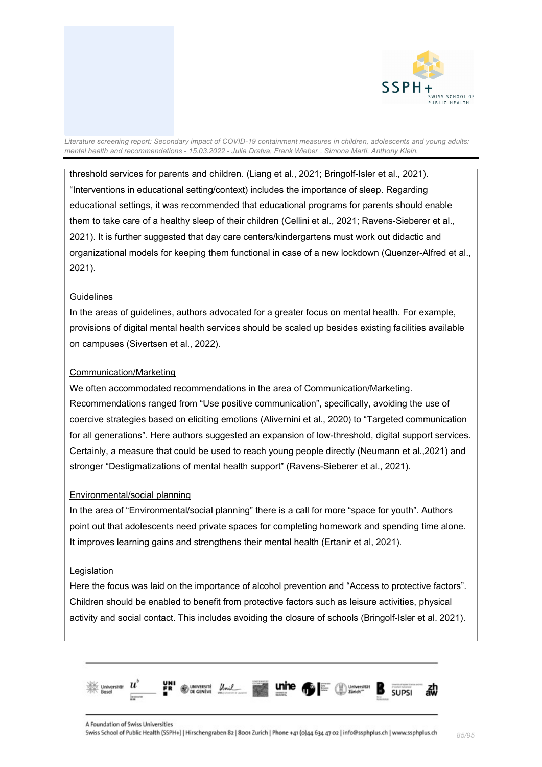threshold services for parents and children. (Liang et al., 2021; Bringolf-Isler et al., 2021). "Interventions in educational setting/context) includes the importance of sleep. Regarding educational settings, it was recommended that educational programs for parents should enable them to take care of a healthy sleep of their children (Cellini et al., 2021; Ravens-Sieberer et al., 2021). It is further suggested that day care centers/kindergartens must work out didactic and organizational models for keeping them functional in case of a new lockdown (Quenzer-Alfred et al., 2021).

Guidelines

In the areas of guidelines, authors advocated for a greater focus on mental health. For example, provisions of digital mental health services should be scaled up besides existing facilities available on campuses (Sivertsen et al., 2022).

Communication/Marketing

We often accommodated recommendations in the area of Communication/Marketing. Recommendations ranged from "Use positive communication", specifically, avoiding the use of coercive strategies based on eliciting emotions (Alivernini et al., 2020) to "Targeted communication for all generations". Here authors suggested an expansion of low-threshold, digital support services. Certainly, a measure that could be used to reach young people directly (Neumann et al.,2021) and stronger "Destigmatizations of mental health support" (Ravens-Sieberer et al., 2021).

Environmental/social planning

In the area of "Environmental/social planning" there is a call for more "space for youth". Authors point out that adolescents need private spaces for completing homework and spending time alone. It improves learning gains and strengthens their mental health (Ertanir et al, 2021).

Legislation

Here the focus was laid on the importance of alcohol prevention and "Access to protective factors". Children should be enabled to benefit from protective factors such as leisure activities, physical activity and social contact. This includes avoiding the closure of schools (Bringolf-Isler et al. 2021).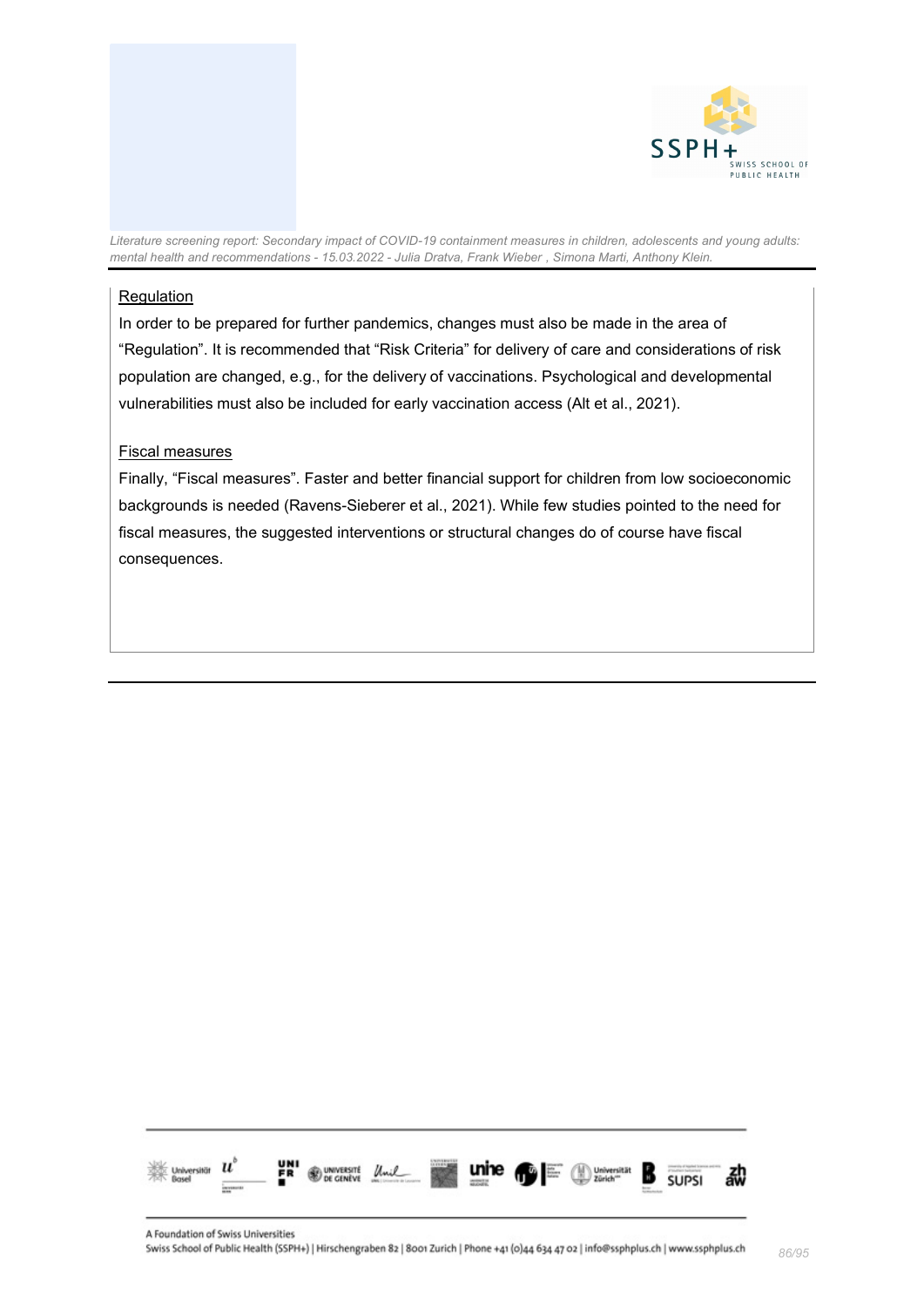<u>Regulation</u>

In order to be prepared for further pandemics, changes must also be made in the area of "Regulation". It is recommended that "Risk Criteria" for delivery of care and considerations of risk population are changed, e.g., for the delivery of vaccinations. Psychological and developmental vulnerabilities must also be included for early vaccination access (Alt et al., 2021).

<u>Fiscal measures</u>

Finally, "Fiscal measures". Faster and better financial support for children from low socioeconomic backgrounds is needed (Ravens-Sieberer et al., 2021). While few studies pointed to the need for fiscal measures, the suggested interventions or structural changes do of course have fiscal consequences.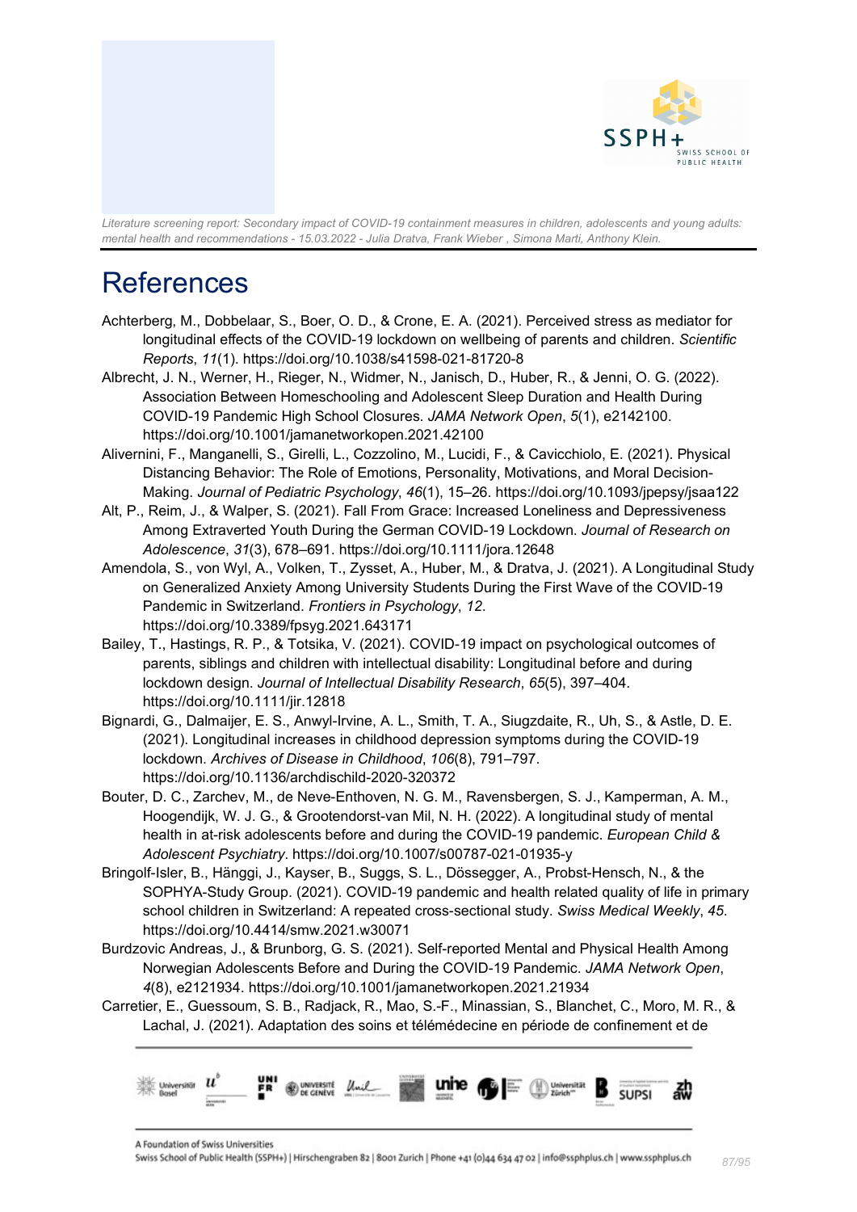# References

Achterberg, M., Dobbelaar, S., Boer, O. D., & Crone, E. A. (2021). Perceived stress as mediator for longitudinal effects of the COVID-19 lockdown on wellbeing of parents and children. *Scientific Reports*, *11*(1). https://doi.org/10.1038/s41598-021-81720-8

Albrecht, J. N., Werner, H., Rieger, N., Widmer, N., Janisch, D., Huber, R., & Jenni, O. G. (2022). Association Between Homeschooling and Adolescent Sleep Duration and Health During COVID-19 Pandemic High School Closures. *JAMA Network Open*, *5*(1), e2142100. https://doi.org/10.1001/jamanetworkopen.2021.42100

Alivernini, F., Manganelli, S., Girelli, L., Cozzolino, M., Lucidi, F., & Cavicchiolo, E. (2021). Physical Distancing Behavior: The Role of Emotions, Personality, Motivations, and Moral Decision-Making. *Journal of Pediatric Psychology*, *46*(1), 15–26. https://doi.org/10.1093/jpepsy/jsaa122

Alt, P., Reim, J., & Walper, S. (2021). Fall From Grace: Increased Loneliness and Depressiveness Among Extraverted Youth During the German COVID-19 Lockdown. *Journal of Research on Adolescence*, *31*(3), 678–691. https://doi.org/10.1111/jora.12648

Amendola, S., von Wyl, A., Volken, T., Zysset, A., Huber, M., & Dratva, J. (2021). A Longitudinal Study on Generalized Anxiety Among University Students During the First Wave of the COVID-19 Pandemic in Switzerland. *Frontiers in Psychology*, *12*. https://doi.org/10.3389/fpsyg.2021.643171

Bailey, T., Hastings, R. P., & Totsika, V. (2021). COVID-19 impact on psychological outcomes of parents, siblings and children with intellectual disability: Longitudinal before and during lockdown design. *Journal of Intellectual Disability Research*, *65*(5), 397–404. https://doi.org/10.1111/jir.12818

Bignardi, G., Dalmaijer, E. S., Anwyl-Irvine, A. L., Smith, T. A., Siugzdaite, R., Uh, S., & Astle, D. E. (2021). Longitudinal increases in childhood depression symptoms during the COVID-19 lockdown. *Archives of Disease in Childhood*, *106*(8), 791–797. https://doi.org/10.1136/archdischild-2020-320372

Bouter, D. C., Zarchev, M., de Neve-Enthoven, N. G. M., Ravensbergen, S. J., Kamperman, A. M., Hoogendijk, W. J. G., & Grootendorst-van Mil, N. H. (2022). A longitudinal study of mental health in at-risk adolescents before and during the COVID-19 pandemic. *European Child & Adolescent Psychiatry*. https://doi.org/10.1007/s00787-021-01935-y

Bringolf-Isler, B., Hänggi, J., Kayser, B., Suggs, S. L., Dössegger, A., Probst-Hensch, N., & the SOPHYA-Study Group. (2021). COVID-19 pandemic and health related quality of life in primary school children in Switzerland: A repeated cross-sectional study. *Swiss Medical Weekly*, *45*. https://doi.org/10.4414/smw.2021.w30071

Burdzovic Andreas, J., & Brunborg, G. S. (2021). Self-reported Mental and Physical Health Among Norwegian Adolescents Before and During the COVID-19 Pandemic. *JAMA Network Open*, *4*(8), e2121934. https://doi.org/10.1001/jamanetworkopen.2021.21934

Carretier, E., Guessoum, S. B., Radjack, R., Mao, S.-F., Minassian, S., Blanchet, C., Moro, M. R., & Lachal, J. (2021). Adaptation des soins et télémédecine en période de confinement et de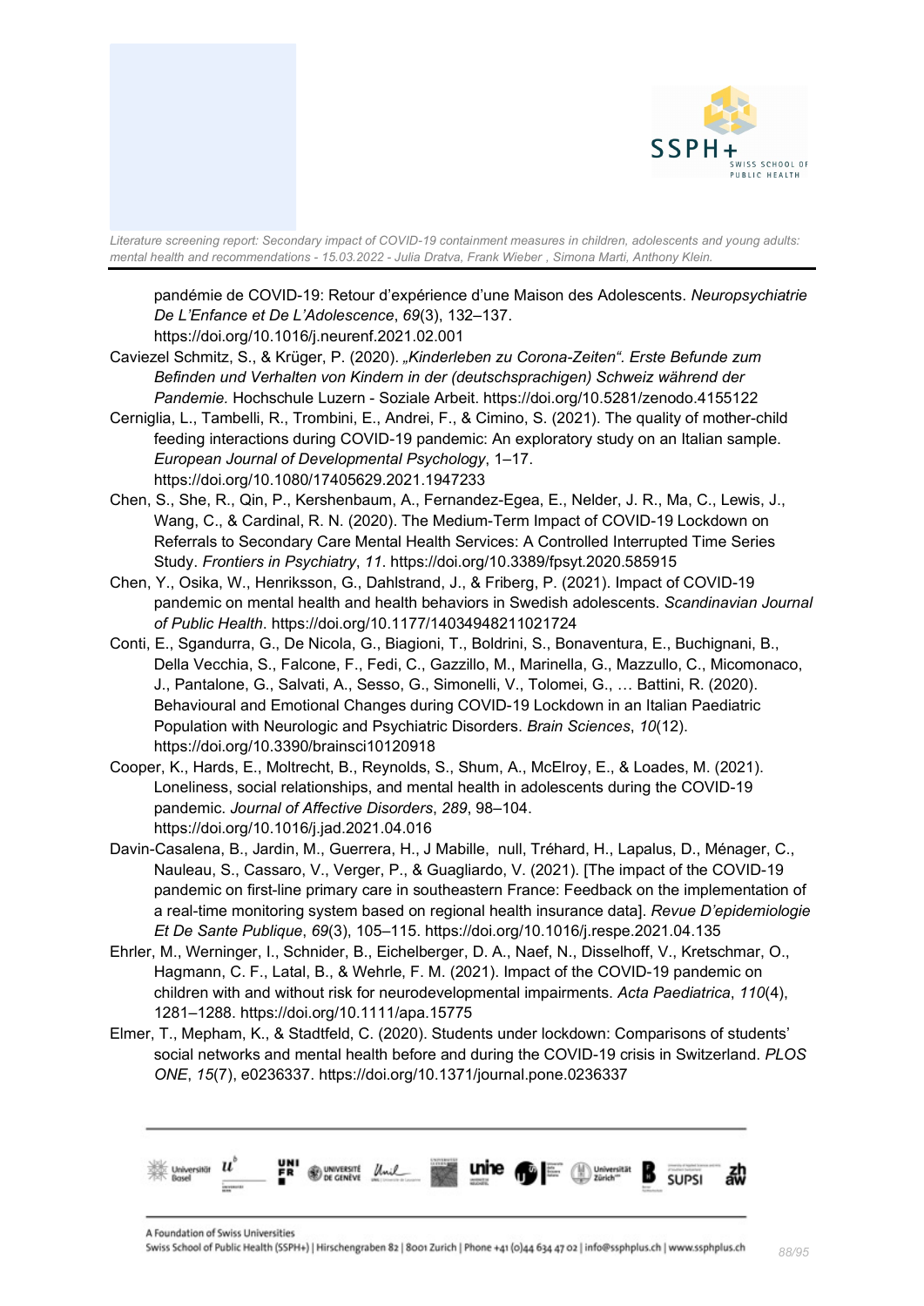pandémie de COVID-19: Retour d'expérience d'une Maison des Adolescents. *Neuropsychiatrie De L'Enfance et De L'Adolescence*, *69*(3), 132–137. https://doi.org/10.1016/j.neurenf.2021.02.001

Caviezel Schmitz, S., & Krüger, P. (2020). *„Kinderleben zu Corona-Zeiten". Erste Befunde zum Befinden und Verhalten von Kindern in der (deutschsprachigen) Schweiz während der Pandemie.* Hochschule Luzern - Soziale Arbeit. https://doi.org/10.5281/zenodo.4155122

Cerniglia, L., Tambelli, R., Trombini, E., Andrei, F., & Cimino, S. (2021). The quality of mother-child feeding interactions during COVID-19 pandemic: An exploratory study on an Italian sample. *European Journal of Developmental Psychology*, 1–17. https://doi.org/10.1080/17405629.2021.1947233

Chen, S., She, R., Qin, P., Kershenbaum, A., Fernandez-Egea, E., Nelder, J. R., Ma, C., Lewis, J., Wang, C., & Cardinal, R. N. (2020). The Medium-Term Impact of COVID-19 Lockdown on Referrals to Secondary Care Mental Health Services: A Controlled Interrupted Time Series Study. *Frontiers in Psychiatry*, *11*. https://doi.org/10.3389/fpsyt.2020.585915

Chen, Y., Osika, W., Henriksson, G., Dahlstrand, J., & Friberg, P. (2021). Impact of COVID-19 pandemic on mental health and health behaviors in Swedish adolescents. *Scandinavian Journal of Public Health*. https://doi.org/10.1177/14034948211021724

Conti, E., Sgandurra, G., De Nicola, G., Biagioni, T., Boldrini, S., Bonaventura, E., Buchignani, B., Della Vecchia, S., Falcone, F., Fedi, C., Gazzillo, M., Marinella, G., Mazzullo, C., Micomonaco, J., Pantalone, G., Salvati, A., Sesso, G., Simonelli, V., Tolomei, G., … Battini, R. (2020). Behavioural and Emotional Changes during COVID-19 Lockdown in an Italian Paediatric Population with Neurologic and Psychiatric Disorders. *Brain Sciences*, *10*(12). https://doi.org/10.3390/brainsci10120918

Cooper, K., Hards, E., Moltrecht, B., Reynolds, S., Shum, A., McElroy, E., & Loades, M. (2021). Loneliness, social relationships, and mental health in adolescents during the COVID-19 pandemic. *Journal of Affective Disorders*, *289*, 98–104. https://doi.org/10.1016/j.jad.2021.04.016

Davin-Casalena, B., Jardin, M., Guerrera, H., J Mabille, null, Tréhard, H., Lapalus, D., Ménager, C., Nauleau, S., Cassaro, V., Verger, P., & Guagliardo, V. (2021). [The impact of the COVID-19 pandemic on first-line primary care in southeastern France: Feedback on the implementation of a real-time monitoring system based on regional health insurance data]. *Revue D'epidemiologie Et De Sante Publique*, *69*(3), 105–115. https://doi.org/10.1016/j.respe.2021.04.135

Ehrler, M., Werninger, I., Schnider, B., Eichelberger, D. A., Naef, N., Disselhoff, V., Kretschmar, O., Hagmann, C. F., Latal, B., & Wehrle, F. M. (2021). Impact of the COVID-19 pandemic on children with and without risk for neurodevelopmental impairments. *Acta Paediatrica*, *110*(4), 1281–1288. https://doi.org/10.1111/apa.15775

Elmer, T., Mepham, K., & Stadtfeld, C. (2020). Students under lockdown: Comparisons of students' social networks and mental health before and during the COVID-19 crisis in Switzerland. *PLOS ONE*, *15*(7), e0236337. https://doi.org/10.1371/journal.pone.0236337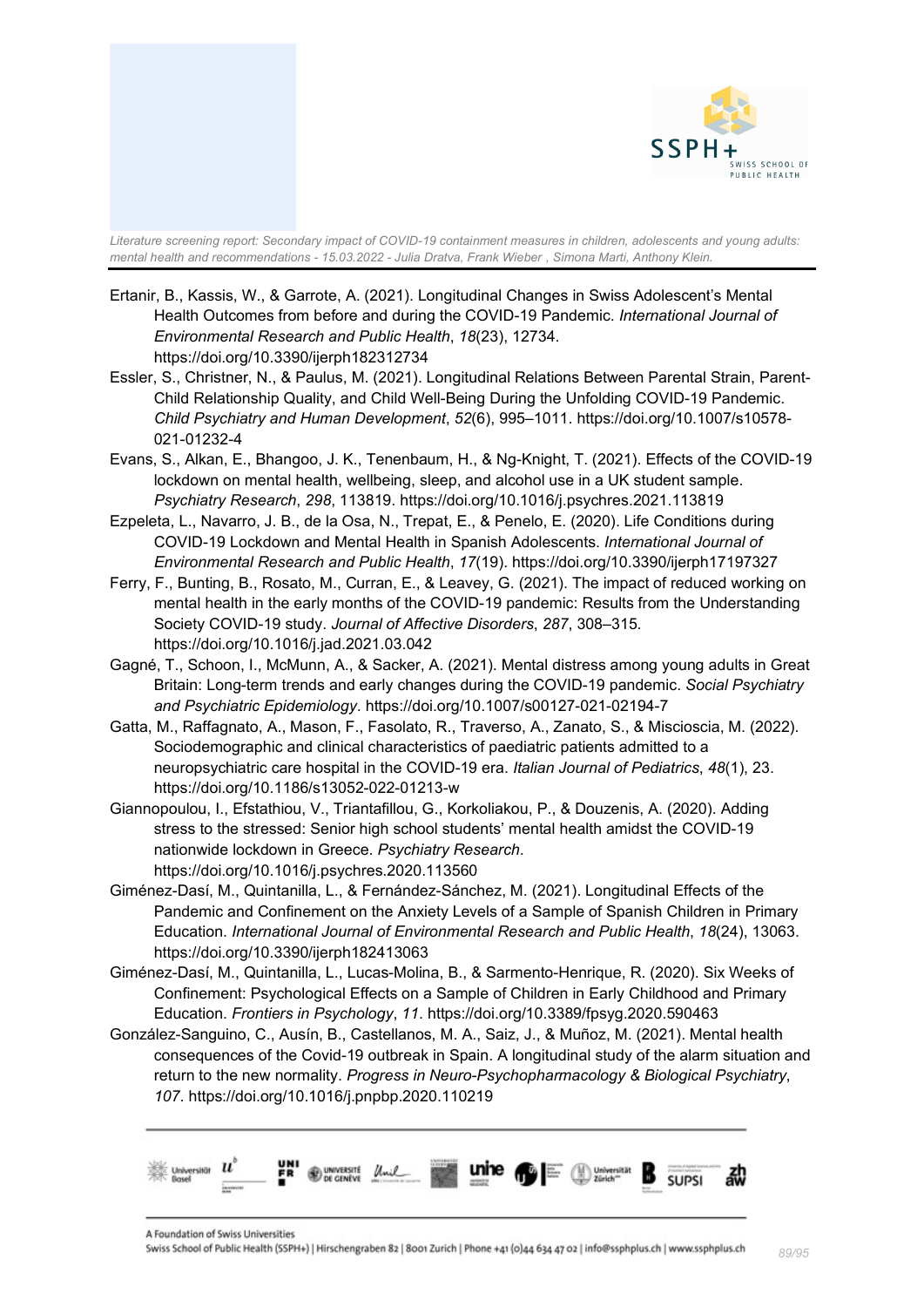Ertanir, B., Kassis, W., & Garrote, A. (2021). Longitudinal Changes in Swiss Adolescent's Mental Health Outcomes from before and during the COVID-19 Pandemic. *International Journal of Environmental Research and Public Health*, *18*(23), 12734. https://doi.org/10.3390/ijerph182312734

Essler, S., Christner, N., & Paulus, M. (2021). Longitudinal Relations Between Parental Strain, Parent-Child Relationship Quality, and Child Well-Being During the Unfolding COVID-19 Pandemic. *Child Psychiatry and Human Development*, *52*(6), 995–1011. https://doi.org/10.1007/s10578-021-01232-4

Evans, S., Alkan, E., Bhangoo, J. K., Tenenbaum, H., & Ng-Knight, T. (2021). Effects of the COVID-19 lockdown on mental health, wellbeing, sleep, and alcohol use in a UK student sample. *Psychiatry Research*, *298*, 113819. https://doi.org/10.1016/j.psychres.2021.113819

Ezpeleta, L., Navarro, J. B., de la Osa, N., Trepat, E., & Penelo, E. (2020). Life Conditions during COVID-19 Lockdown and Mental Health in Spanish Adolescents. *International Journal of Environmental Research and Public Health*, *17*(19). https://doi.org/10.3390/ijerph17197327

Ferry, F., Bunting, B., Rosato, M., Curran, E., & Leavey, G. (2021). The impact of reduced working on mental health in the early months of the COVID-19 pandemic: Results from the Understanding Society COVID-19 study. *Journal of Affective Disorders*, *287*, 308–315. https://doi.org/10.1016/j.jad.2021.03.042

Gagné, T., Schoon, I., McMunn, A., & Sacker, A. (2021). Mental distress among young adults in Great Britain: Long-term trends and early changes during the COVID-19 pandemic. *Social Psychiatry and Psychiatric Epidemiology*. https://doi.org/10.1007/s00127-021-02194-7

Gatta, M., Raffagnato, A., Mason, F., Fasolato, R., Traverso, A., Zanato, S., & Miscioscia, M. (2022). Sociodemographic and clinical characteristics of paediatric patients admitted to a neuropsychiatric care hospital in the COVID-19 era. *Italian Journal of Pediatrics*, *48*(1), 23. https://doi.org/10.1186/s13052-022-01213-w

Giannopoulou, I., Efstathiou, V., Triantafillou, G., Korkoliakou, P., & Douzenis, A. (2020). Adding stress to the stressed: Senior high school students' mental health amidst the COVID-19 nationwide lockdown in Greece. *Psychiatry Research*. https://doi.org/10.1016/j.psychres.2020.113560

Giménez-Dasí, M., Quintanilla, L., & Fernández-Sánchez, M. (2021). Longitudinal Effects of the Pandemic and Confinement on the Anxiety Levels of a Sample of Spanish Children in Primary Education. *International Journal of Environmental Research and Public Health*, *18*(24), 13063. https://doi.org/10.3390/ijerph182413063

Giménez-Dasí, M., Quintanilla, L., Lucas-Molina, B., & Sarmento-Henrique, R. (2020). Six Weeks of Confinement: Psychological Effects on a Sample of Children in Early Childhood and Primary Education. *Frontiers in Psychology*, *11*. https://doi.org/10.3389/fpsyg.2020.590463

González-Sanguino, C., Ausín, B., Castellanos, M. A., Saiz, J., & Muñoz, M. (2021). Mental health consequences of the Covid-19 outbreak in Spain. A longitudinal study of the alarm situation and return to the new normality. *Progress in Neuro-Psychopharmacology & Biological Psychiatry*, *107*. https://doi.org/10.1016/j.pnpbp.2020.110219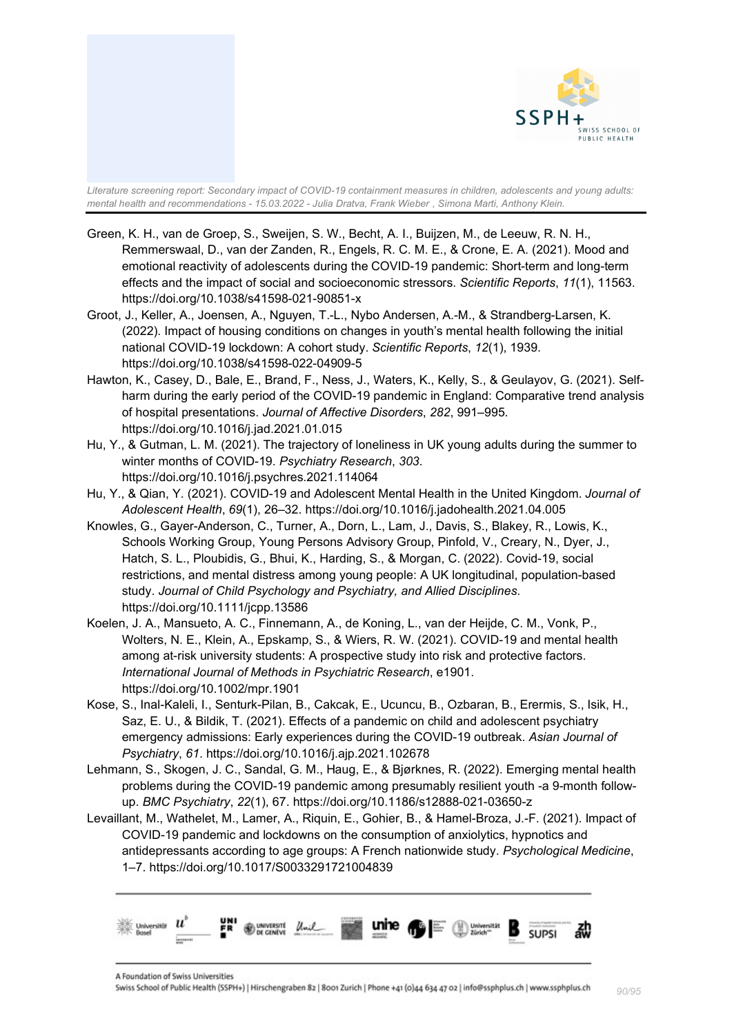Green, K. H., van de Groep, S., Sweijen, S. W., Becht, A. I., Buijzen, M., de Leeuw, R. N. H., Remmerswaal, D., van der Zanden, R., Engels, R. C. M. E., & Crone, E. A. (2021). Mood and emotional reactivity of adolescents during the COVID-19 pandemic: Short-term and long-term effects and the impact of social and socioeconomic stressors. *Scientific Reports*, *11*(1), 11563. https://doi.org/10.1038/s41598-021-90851-x

Groot, J., Keller, A., Joensen, A., Nguyen, T.-L., Nybo Andersen, A.-M., & Strandberg-Larsen, K. (2022). Impact of housing conditions on changes in youth's mental health following the initial national COVID-19 lockdown: A cohort study. *Scientific Reports*, *12*(1), 1939. https://doi.org/10.1038/s41598-022-04909-5

Hawton, K., Casey, D., Bale, E., Brand, F., Ness, J., Waters, K., Kelly, S., & Geulayov, G. (2021). Self-harm during the early period of the COVID-19 pandemic in England: Comparative trend analysis of hospital presentations. *Journal of Affective Disorders*, *282*, 991–995. https://doi.org/10.1016/j.jad.2021.01.015

Hu, Y., & Gutman, L. M. (2021). The trajectory of loneliness in UK young adults during the summer to winter months of COVID-19. *Psychiatry Research*, *303*. https://doi.org/10.1016/j.psychres.2021.114064

Hu, Y., & Qian, Y. (2021). COVID-19 and Adolescent Mental Health in the United Kingdom. *Journal of Adolescent Health*, *69*(1), 26–32. https://doi.org/10.1016/j.jadohealth.2021.04.005

Knowles, G., Gayer-Anderson, C., Turner, A., Dorn, L., Lam, J., Davis, S., Blakey, R., Lowis, K., Schools Working Group, Young Persons Advisory Group, Pinfold, V., Creary, N., Dyer, J., Hatch, S. L., Ploubidis, G., Bhui, K., Harding, S., & Morgan, C. (2022). Covid-19, social restrictions, and mental distress among young people: A UK longitudinal, population-based study. *Journal of Child Psychology and Psychiatry, and Allied Disciplines*. https://doi.org/10.1111/jcpp.13586

Koelen, J. A., Mansueto, A. C., Finnemann, A., de Koning, L., van der Heijde, C. M., Vonk, P., Wolters, N. E., Klein, A., Epskamp, S., & Wiers, R. W. (2021). COVID-19 and mental health among at-risk university students: A prospective study into risk and protective factors. *International Journal of Methods in Psychiatric Research*, e1901. https://doi.org/10.1002/mpr.1901

Kose, S., Inal-Kaleli, I., Senturk-Pilan, B., Cakcak, E., Ucuncu, B., Ozbaran, B., Erermis, S., Isik, H., Saz, E. U., & Bildik, T. (2021). Effects of a pandemic on child and adolescent psychiatry emergency admissions: Early experiences during the COVID-19 outbreak. *Asian Journal of Psychiatry*, *61*. https://doi.org/10.1016/j.ajp.2021.102678

Lehmann, S., Skogen, J. C., Sandal, G. M., Haug, E., & Bjørknes, R. (2022). Emerging mental health problems during the COVID-19 pandemic among presumably resilient youth -a 9-month follow-up. *BMC Psychiatry*, *22*(1), 67. https://doi.org/10.1186/s12888-021-03650-z

Levaillant, M., Wathelet, M., Lamer, A., Riquin, E., Gohier, B., & Hamel-Broza, J.-F. (2021). Impact of COVID-19 pandemic and lockdowns on the consumption of anxiolytics, hypnotics and antidepressants according to age groups: A French nationwide study. *Psychological Medicine*, 1–7. https://doi.org/10.1017/S0033291721004839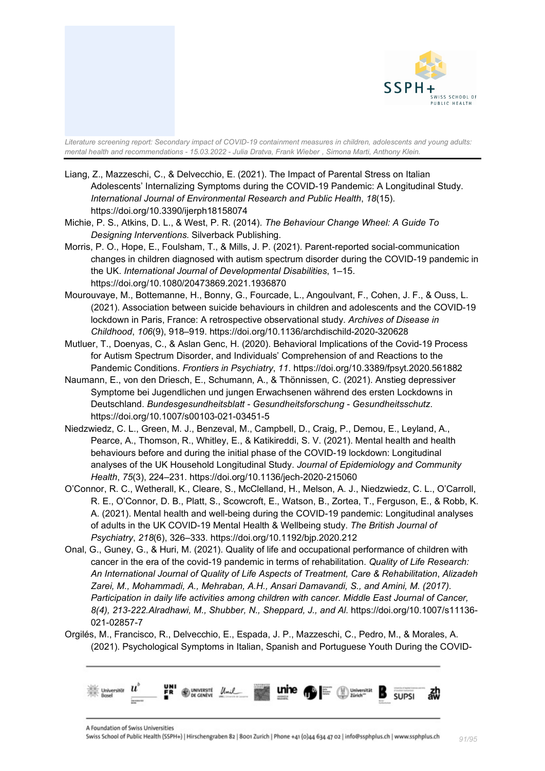Liang, Z., Mazzeschi, C., & Delvecchio, E. (2021). The Impact of Parental Stress on Italian Adolescents' Internalizing Symptoms during the COVID-19 Pandemic: A Longitudinal Study. *International Journal of Environmental Research and Public Health*, *18*(15). https://doi.org/10.3390/ijerph18158074

Michie, P. S., Atkins, D. L., & West, P. R. (2014). *The Behaviour Change Wheel: A Guide To Designing Interventions*. Silverback Publishing.

Morris, P. O., Hope, E., Foulsham, T., & Mills, J. P. (2021). Parent-reported social-communication changes in children diagnosed with autism spectrum disorder during the COVID-19 pandemic in the UK. *International Journal of Developmental Disabilities*, 1–15. https://doi.org/10.1080/20473869.2021.1936870

Mourouvaye, M., Bottemanne, H., Bonny, G., Fourcade, L., Angoulvant, F., Cohen, J. F., & Ouss, L. (2021). Association between suicide behaviours in children and adolescents and the COVID-19 lockdown in Paris, France: A retrospective observational study. *Archives of Disease in Childhood*, *106*(9), 918–919. https://doi.org/10.1136/archdischild-2020-320628

Mutluer, T., Doenyas, C., & Aslan Genc, H. (2020). Behavioral Implications of the Covid-19 Process for Autism Spectrum Disorder, and Individuals' Comprehension of and Reactions to the Pandemic Conditions. *Frontiers in Psychiatry*, *11*. https://doi.org/10.3389/fpsyt.2020.561882

Naumann, E., von den Driesch, E., Schumann, A., & Thönnissen, C. (2021). Anstieg depressiver Symptome bei Jugendlichen und jungen Erwachsenen während des ersten Lockdowns in Deutschland. *Bundesgesundheitsblatt - Gesundheitsforschung - Gesundheitsschutz*. https://doi.org/10.1007/s00103-021-03451-5

Niedzwiedz, C. L., Green, M. J., Benzeval, M., Campbell, D., Craig, P., Demou, E., Leyland, A., Pearce, A., Thomson, R., Whitley, E., & Katikireddi, S. V. (2021). Mental health and health behaviours before and during the initial phase of the COVID-19 lockdown: Longitudinal analyses of the UK Household Longitudinal Study. *Journal of Epidemiology and Community Health*, *75*(3), 224–231. https://doi.org/10.1136/jech-2020-215060

O'Connor, R. C., Wetherall, K., Cleare, S., McClelland, H., Melson, A. J., Niedzwiedz, C. L., O'Carroll, R. E., O'Connor, D. B., Platt, S., Scowcroft, E., Watson, B., Zortea, T., Ferguson, E., & Robb, K. A. (2021). Mental health and well-being during the COVID-19 pandemic: Longitudinal analyses of adults in the UK COVID-19 Mental Health & Wellbeing study. *The British Journal of Psychiatry*, *218*(6), 326–333. https://doi.org/10.1192/bjp.2020.212

Onal, G., Guney, G., & Huri, M. (2021). Quality of life and occupational performance of children with cancer in the era of the covid-19 pandemic in terms of rehabilitation. *Quality of Life Research: An International Journal of Quality of Life Aspects of Treatment, Care & Rehabilitation*, *Alizadeh Zarei, M., Mohammadi, A., Mehraban, A.H., Ansari Damavandi, S., and Amini, M. (2017). Participation in daily life activities among children with cancer. Middle East Journal of Cancer, 8(4), 213-222.Alradhawi, M., Shubber, N., Sheppard, J., and Al*. https://doi.org/10.1007/s11136-021-02857-7

Orgilés, M., Francisco, R., Delvecchio, E., Espada, J. P., Mazzeschi, C., Pedro, M., & Morales, A. (2021). Psychological Symptoms in Italian, Spanish and Portuguese Youth During the COVID-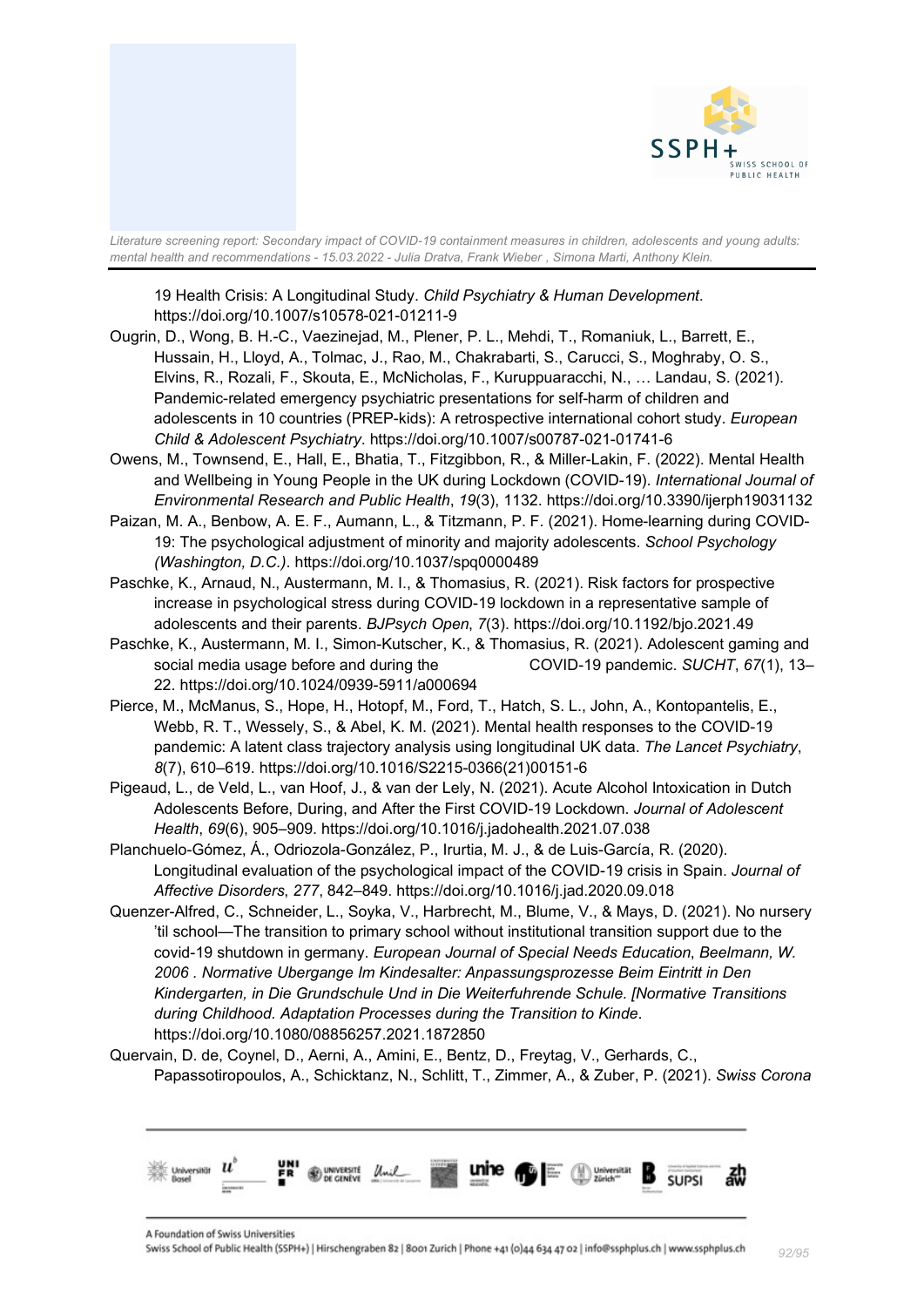19 Health Crisis: A Longitudinal Study. *Child Psychiatry & Human Development*. https://doi.org/10.1007/s10578-021-01211-9

Ougrin, D., Wong, B. H.-C., Vaezinejad, M., Plener, P. L., Mehdi, T., Romaniuk, L., Barrett, E., Hussain, H., Lloyd, A., Tolmac, J., Rao, M., Chakrabarti, S., Carucci, S., Moghraby, O. S., Elvins, R., Rozali, F., Skouta, E., McNicholas, F., Kuruppuaracchi, N., … Landau, S. (2021). Pandemic-related emergency psychiatric presentations for self-harm of children and adolescents in 10 countries (PREP-kids): A retrospective international cohort study. *European Child & Adolescent Psychiatry*. https://doi.org/10.1007/s00787-021-01741-6

Owens, M., Townsend, E., Hall, E., Bhatia, T., Fitzgibbon, R., & Miller-Lakin, F. (2022). Mental Health and Wellbeing in Young People in the UK during Lockdown (COVID-19). *International Journal of Environmental Research and Public Health*, *19*(3), 1132. https://doi.org/10.3390/ijerph19031132

Paizan, M. A., Benbow, A. E. F., Aumann, L., & Titzmann, P. F. (2021). Home-learning during COVID-19: The psychological adjustment of minority and majority adolescents. *School Psychology (Washington, D.C.)*. https://doi.org/10.1037/spq0000489

Paschke, K., Arnaud, N., Austermann, M. I., & Thomasius, R. (2021). Risk factors for prospective increase in psychological stress during COVID-19 lockdown in a representative sample of adolescents and their parents. *BJPsych Open*, *7*(3). https://doi.org/10.1192/bjo.2021.49

Paschke, K., Austermann, M. I., Simon-Kutscher, K., & Thomasius, R. (2021). Adolescent gaming and social media usage before and during the COVID-19 pandemic. *SUCHT*, *67*(1), 13–22. https://doi.org/10.1024/0939-5911/a000694

Pierce, M., McManus, S., Hope, H., Hotopf, M., Ford, T., Hatch, S. L., John, A., Kontopantelis, E., Webb, R. T., Wessely, S., & Abel, K. M. (2021). Mental health responses to the COVID-19 pandemic: A latent class trajectory analysis using longitudinal UK data. *The Lancet Psychiatry*, *8*(7), 610–619. https://doi.org/10.1016/S2215-0366(21)00151-6

Pigeaud, L., de Veld, L., van Hoof, J., & van der Lely, N. (2021). Acute Alcohol Intoxication in Dutch Adolescents Before, During, and After the First COVID-19 Lockdown. *Journal of Adolescent Health*, *69*(6), 905–909. https://doi.org/10.1016/j.jadohealth.2021.07.038

Planchuelo-Gómez, Á., Odriozola-González, P., Irurtia, M. J., & de Luis-García, R. (2020). Longitudinal evaluation of the psychological impact of the COVID-19 crisis in Spain. *Journal of Affective Disorders*, *277*, 842–849. https://doi.org/10.1016/j.jad.2020.09.018

Quenzer-Alfred, C., Schneider, L., Soyka, V., Harbrecht, M., Blume, V., & Mays, D. (2021). No nursery 'til school—The transition to primary school without institutional transition support due to the covid-19 shutdown in germany. *European Journal of Special Needs Education, Beelmann, W. 2006 . Normative Ubergange Im Kindesalter: Anpassungsprozesse Beim Eintritt in Den Kindergarten, in Die Grundschule Und in Die Weiterfuhrende Schule. [Normative Transitions during Childhood. Adaptation Processes during the Transition to Kinde*. https://doi.org/10.1080/08856257.2021.1872850

Quervain, D. de, Coynel, D., Aerni, A., Amini, E., Bentz, D., Freytag, V., Gerhards, C., Papassotiropoulos, A., Schicktanz, N., Schlitt, T., Zimmer, A., & Zuber, P. (2021). *Swiss Corona*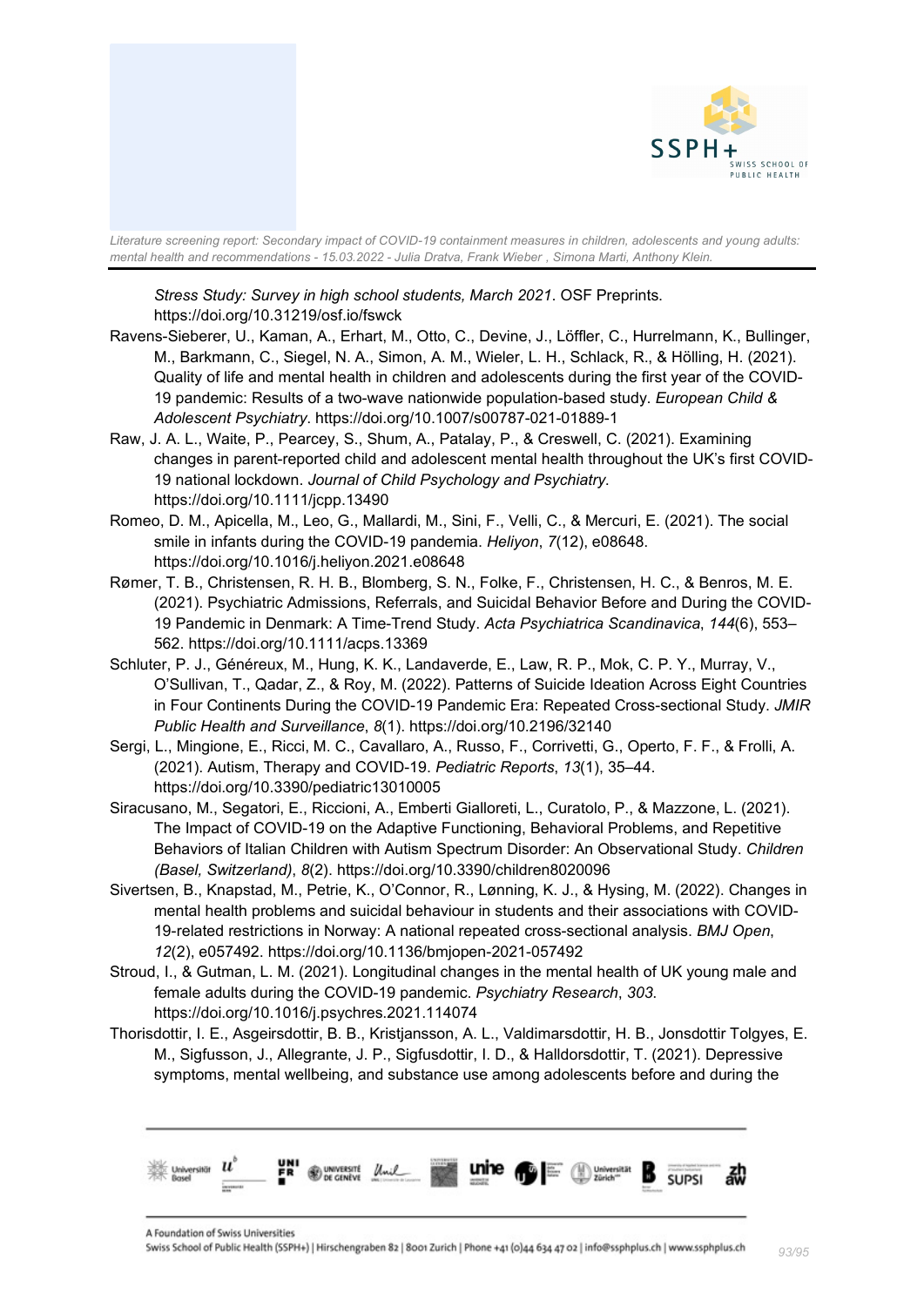*Stress Study: Survey in high school students, March 2021*. OSF Preprints. https://doi.org/10.31219/osf.io/fswck

Ravens-Sieberer, U., Kaman, A., Erhart, M., Otto, C., Devine, J., Löffler, C., Hurrelmann, K., Bullinger, M., Barkmann, C., Siegel, N. A., Simon, A. M., Wieler, L. H., Schlack, R., & Hölling, H. (2021). Quality of life and mental health in children and adolescents during the first year of the COVID-19 pandemic: Results of a two-wave nationwide population-based study. *European Child & Adolescent Psychiatry*. https://doi.org/10.1007/s00787-021-01889-1

Raw, J. A. L., Waite, P., Pearcey, S., Shum, A., Patalay, P., & Creswell, C. (2021). Examining changes in parent-reported child and adolescent mental health throughout the UK's first COVID-19 national lockdown. *Journal of Child Psychology and Psychiatry*. https://doi.org/10.1111/jcpp.13490

Romeo, D. M., Apicella, M., Leo, G., Mallardi, M., Sini, F., Velli, C., & Mercuri, E. (2021). The social smile in infants during the COVID-19 pandemic. *Heliyon*, *7*(12), e08648. https://doi.org/10.1016/j.heliyon.2021.e08648

Rømer, T. B., Christensen, R. H. B., Blomberg, S. N., Folke, F., Christensen, H. C., & Benros, M. E. (2021). Psychiatric Admissions, Referrals, and Suicidal Behavior Before and During the COVID-19 Pandemic in Denmark: A Time-Trend Study. *Acta Psychiatrica Scandinavica*, *144*(6), 553–562. https://doi.org/10.1111/acps.13369

Schluter, P. J., Généreux, M., Hung, K. K., Landaverde, E., Law, R. P., Mok, C. P. Y., Murray, V., O'Sullivan, T., Qadar, Z., & Roy, M. (2022). Patterns of Suicide Ideation Across Eight Countries in Four Continents During the COVID-19 Pandemic Era: Repeated Cross-sectional Study. *JMIR Public Health and Surveillance*, *8*(1). https://doi.org/10.2196/32140

Sergi, L., Mingione, E., Ricci, M. C., Cavallaro, A., Russo, F., Corrivetti, G., Operto, F. F., & Frolli, A. (2021). Autism, Therapy and COVID-19. *Pediatric Reports*, *13*(1), 35–44. https://doi.org/10.3390/pediatric13010005

Siracusano, M., Segatori, E., Riccioni, A., Emberti Gialloreti, L., Curatolo, P., & Mazzone, L. (2021). The Impact of COVID-19 on the Adaptive Functioning, Behavioral Problems, and Repetitive Behaviors of Italian Children with Autism Spectrum Disorder: An Observational Study. *Children (Basel, Switzerland)*, *8*(2). https://doi.org/10.3390/children8020096

Sivertsen, B., Knapstad, M., Petrie, K., O'Connor, R., Lønning, K. J., & Hysing, M. (2022). Changes in mental health problems and suicidal behaviour in students and their associations with COVID-19-related restrictions in Norway: A national repeated cross-sectional analysis. *BMJ Open*, *12*(2), e057492. https://doi.org/10.1136/bmjopen-2021-057492

Stroud, I., & Gutman, L. M. (2021). Longitudinal changes in the mental health of UK young male and female adults during the COVID-19 pandemic. *Psychiatry Research*, *303*. https://doi.org/10.1016/j.psychres.2021.114074

Thorisdottir, I. E., Asgeirsdottir, B. B., Kristjansson, A. L., Valdimarsdottir, H. B., Jonsdottir Tolgyes, E. M., Sigfusson, J., Allegrante, J. P., Sigfusdottir, I. D., & Halldorsdottir, T. (2021). Depressive symptoms, mental wellbeing, and substance use among adolescents before and during the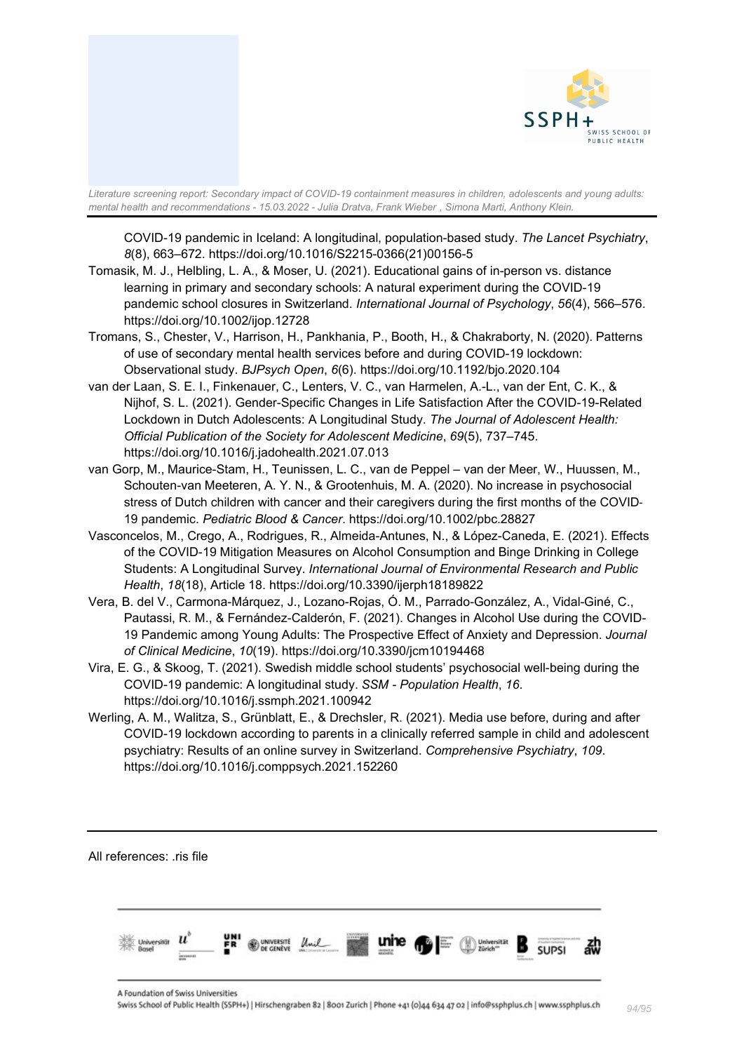COVID-19 pandemic in Iceland: A longitudinal, population-based study. *The Lancet Psychiatry*, *8*(8), 663–672. https://doi.org/10.1016/S2215-0366(21)00156-5

Tomasik, M. J., Helbling, L. A., & Moser, U. (2021). Educational gains of in-person vs. distance learning in primary and secondary schools: A natural experiment during the COVID-19 pandemic school closures in Switzerland. *International Journal of Psychology*, *56*(4), 566–576. https://doi.org/10.1002/ijop.12728

Tromans, S., Chester, V., Harrison, H., Pankhania, P., Booth, H., & Chakraborty, N. (2020). Patterns of use of secondary mental health services before and during COVID-19 lockdown: Observational study. *BJPsych Open*, *6*(6). https://doi.org/10.1192/bjo.2020.104

van der Laan, S. E. I., Finkenauer, C., Lenters, V. C., van Harmelen, A.-L., van der Ent, C. K., & Nijhof, S. L. (2021). Gender-Specific Changes in Life Satisfaction After the COVID-19-Related Lockdown in Dutch Adolescents: A Longitudinal Study. *The Journal of Adolescent Health: Official Publication of the Society for Adolescent Medicine*, *69*(5), 737–745. https://doi.org/10.1016/j.jadohealth.2021.07.013

van Gorp, M., Maurice-Stam, H., Teunissen, L. C., van de Peppel – van der Meer, W., Huussen, M., Schouten-van Meeteren, A. Y. N., & Grootenhuis, M. A. (2020). No increase in psychosocial stress of Dutch children with cancer and their caregivers during the first months of the COVID-19 pandemic. *Pediatric Blood & Cancer*. https://doi.org/10.1002/pbc.28827

Vasconcelos, M., Crego, A., Rodrigues, R., Almeida-Antunes, N., & López-Caneda, E. (2021). Effects of the COVID-19 Mitigation Measures on Alcohol Consumption and Binge Drinking in College Students: A Longitudinal Survey. *International Journal of Environmental Research and Public Health*, *18*(18), Article 18. https://doi.org/10.3390/ijerph18189822

Vera, B. del V., Carmona-Márquez, J., Lozano-Rojas, Ó. M., Parrado-González, A., Vidal-Giné, C., Pautassi, R. M., & Fernández-Calderón, F. (2021). Changes in Alcohol Use during the COVID-19 Pandemic among Young Adults: The Prospective Effect of Anxiety and Depression. *Journal of Clinical Medicine*, *10*(19). https://doi.org/10.3390/jcm10194468

Vira, E. G., & Skoog, T. (2021). Swedish middle school students' psychosocial well-being during the COVID-19 pandemic: A longitudinal study. *SSM - Population Health*, *16*. https://doi.org/10.1016/j.ssmph.2021.100942

Werling, A. M., Walitza, S., Grünblatt, E., & Drechsler, R. (2021). Media use before, during and after COVID-19 lockdown according to parents in a clinically referred sample in child and adolescent psychiatry: Results of an online survey in Switzerland. *Comprehensive Psychiatry*, *109*. https://doi.org/10.1016/j.comppsych.2021.152260

---

All references: .ris file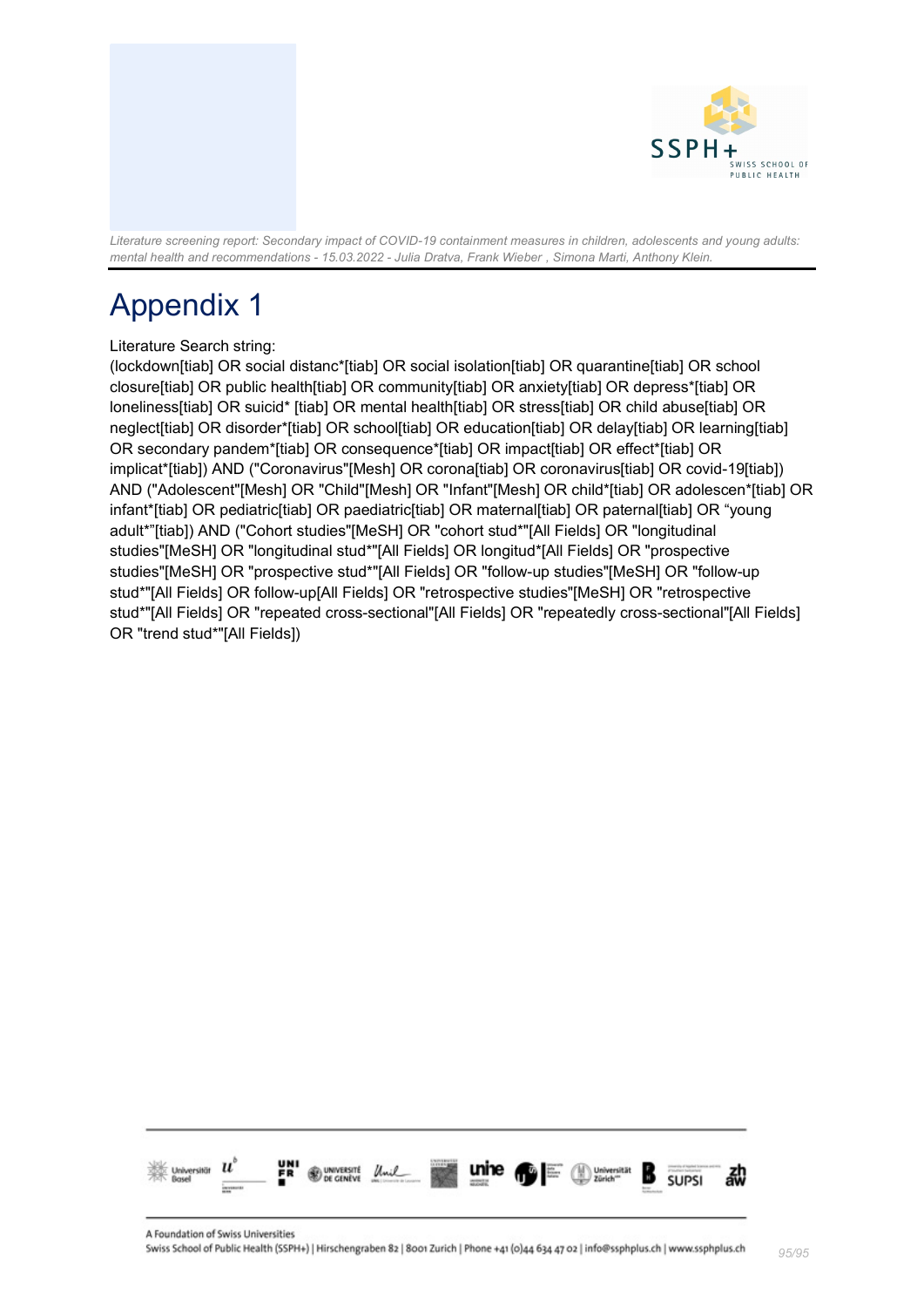# Appendix 1

Literature Search string:
(lockdown[tiab] OR social distanc*[tiab] OR social isolation[tiab] OR quarantine[tiab] OR school closure[tiab] OR public health[tiab] OR community[tiab] OR anxiety[tiab] OR depress*[tiab] OR loneliness[tiab] OR suicid* [tiab] OR mental health[tiab] OR stress[tiab] OR child abuse[tiab] OR neglect[tiab] OR disorder*[tiab] OR school[tiab] OR education[tiab] OR delay[tiab] OR learning[tiab] OR secondary pandem*[tiab] OR consequence*[tiab] OR impact[tiab] OR effect*[tiab] OR implicat*[tiab]) AND ("Coronavirus"[Mesh] OR corona[tiab] OR coronavirus[tiab] OR covid-19[tiab]) AND ("Adolescent"[Mesh] OR "Child"[Mesh] OR "Infant"[Mesh] OR child*[tiab] OR adolescen*[tiab] OR infant*[tiab] OR pediatric[tiab] OR paediatric[tiab] OR maternal[tiab] OR paternal[tiab] OR “young adult*"[tiab]) AND ("Cohort studies"[MeSH] OR "cohort stud*"[All Fields] OR "longitudinal studies"[MeSH] OR "longitudinal stud*"[All Fields] OR longitud*[All Fields] OR "prospective studies"[MeSH] OR "prospective stud*"[All Fields] OR "follow-up studies"[MeSH] OR "follow-up stud*"[All Fields] OR follow-up[All Fields] OR "retrospective studies"[MeSH] OR "retrospective stud*"[All Fields] OR "repeated cross-sectional"[All Fields] OR "repeatedly cross-sectional"[All Fields] OR "trend stud*"[All Fields])